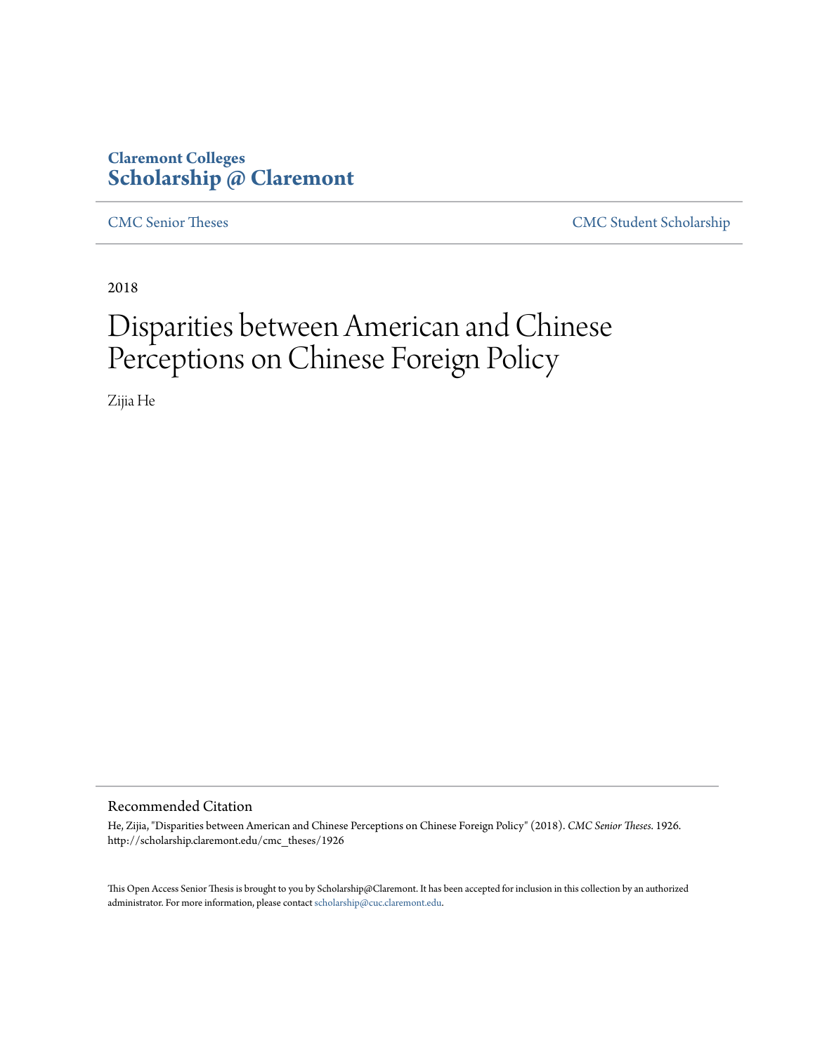**Claremont Colleges**
**Scholarship @ Claremont**

CMC Senior Theses | CMC Student Scholarship

2018

# Disparities between American and Chinese Perceptions on Chinese Foreign Policy

Zijia He

## Recommended Citation

He, Zijia, "Disparities between American and Chinese Perceptions on Chinese Foreign Policy" (2018). *CMC Senior Theses*. 1926.
http://scholarship.claremont.edu/cmc_theses/1926

This Open Access Senior Thesis is brought to you by Scholarship@Claremont. It has been accepted for inclusion in this collection by an authorized administrator. For more information, please contact scholarship@cuc.claremont.edu.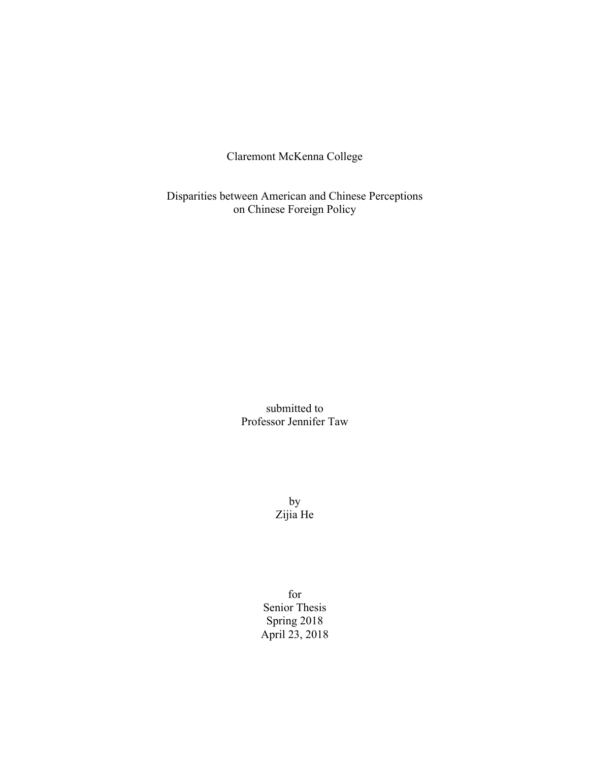Claremont McKenna College

# Disparities between American and Chinese Perceptions on Chinese Foreign Policy

submitted to
Professor Jennifer Taw

by
Zijia He

for
Senior Thesis
Spring 2018
April 23, 2018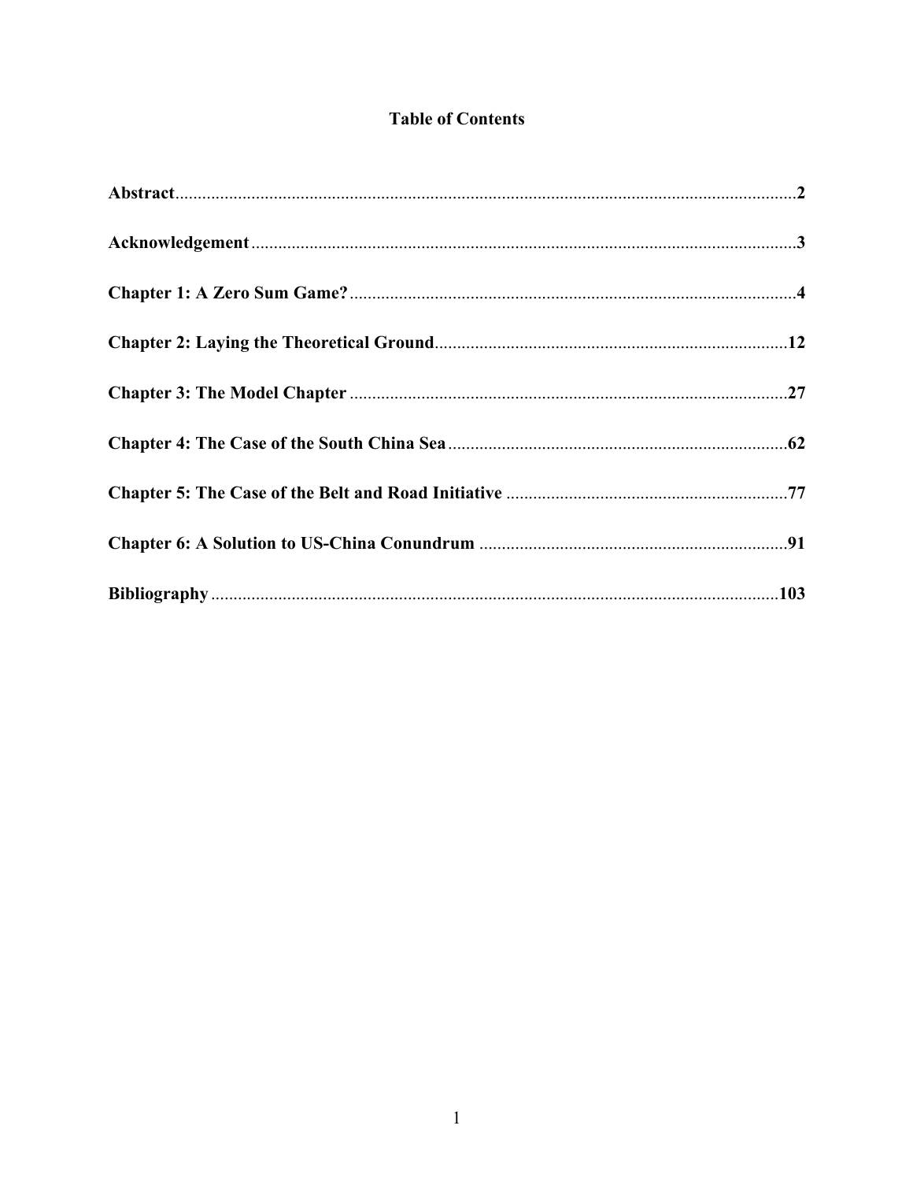# Table of Contents

**Abstract** .......... **2**

**Acknowledgement** .......... **3**

**Chapter 1: A Zero Sum Game?** .......... **4**

**Chapter 2: Laying the Theoretical Ground** .......... **12**

**Chapter 3: The Model Chapter** .......... **27**

**Chapter 4: The Case of the South China Sea** .......... **62**

**Chapter 5: The Case of the Belt and Road Initiative** .......... **77**

**Chapter 6: A Solution to US-China Conundrum** .......... **91**

**Bibliography** .......... **103**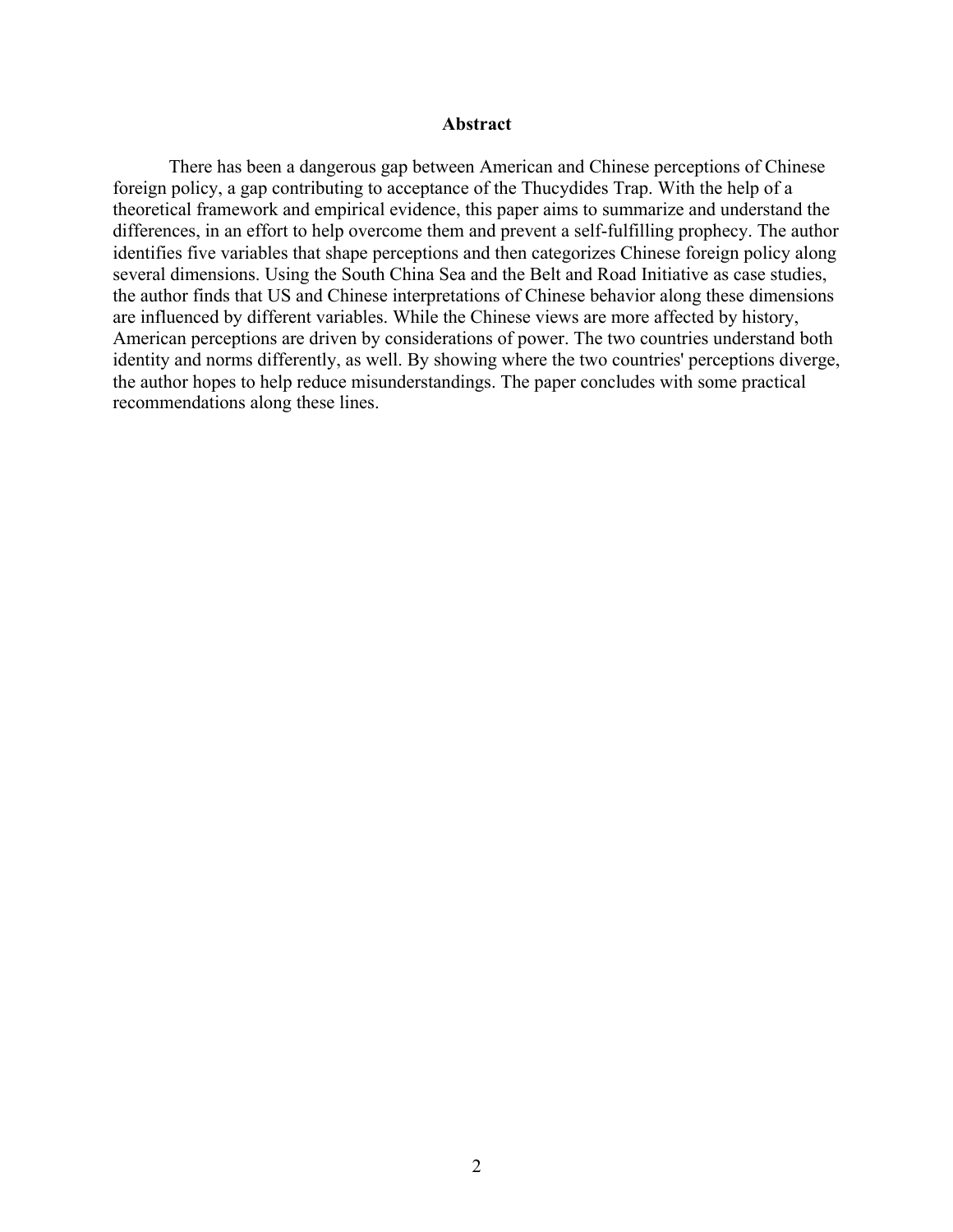## Abstract

There has been a dangerous gap between American and Chinese perceptions of Chinese foreign policy, a gap contributing to acceptance of the Thucydides Trap. With the help of a theoretical framework and empirical evidence, this paper aims to summarize and understand the differences, in an effort to help overcome them and prevent a self-fulfilling prophecy. The author identifies five variables that shape perceptions and then categorizes Chinese foreign policy along several dimensions. Using the South China Sea and the Belt and Road Initiative as case studies, the author finds that US and Chinese interpretations of Chinese behavior along these dimensions are influenced by different variables. While the Chinese views are more affected by history, American perceptions are driven by considerations of power. The two countries understand both identity and norms differently, as well. By showing where the two countries' perceptions diverge, the author hopes to help reduce misunderstandings. The paper concludes with some practical recommendations along these lines.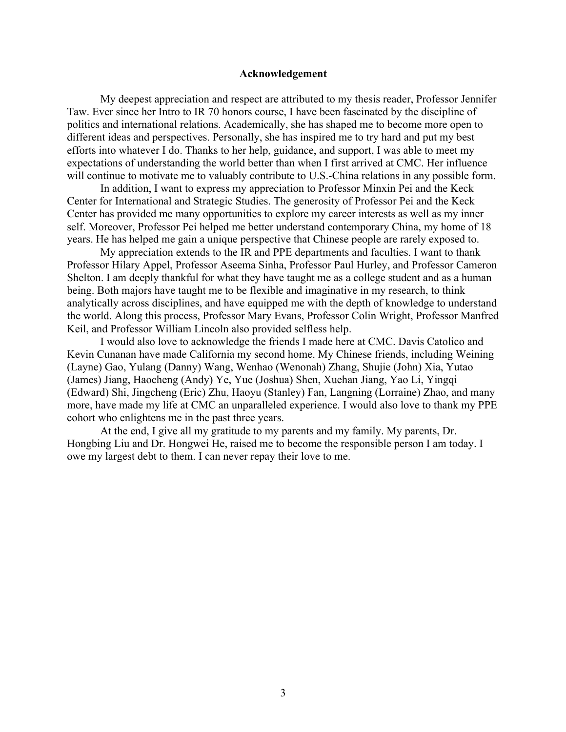# Acknowledgement

My deepest appreciation and respect are attributed to my thesis reader, Professor Jennifer Taw. Ever since her Intro to IR 70 honors course, I have been fascinated by the discipline of politics and international relations. Academically, she has shaped me to become more open to different ideas and perspectives. Personally, she has inspired me to try hard and put my best efforts into whatever I do. Thanks to her help, guidance, and support, I was able to meet my expectations of understanding the world better than when I first arrived at CMC. Her influence will continue to motivate me to valuably contribute to U.S.-China relations in any possible form.

In addition, I want to express my appreciation to Professor Minxin Pei and the Keck Center for International and Strategic Studies. The generosity of Professor Pei and the Keck Center has provided me many opportunities to explore my career interests as well as my inner self. Moreover, Professor Pei helped me better understand contemporary China, my home of 18 years. He has helped me gain a unique perspective that Chinese people are rarely exposed to.

My appreciation extends to the IR and PPE departments and faculties. I want to thank Professor Hilary Appel, Professor Aseema Sinha, Professor Paul Hurley, and Professor Cameron Shelton. I am deeply thankful for what they have taught me as a college student and as a human being. Both majors have taught me to be flexible and imaginative in my research, to think analytically across disciplines, and have equipped me with the depth of knowledge to understand the world. Along this process, Professor Mary Evans, Professor Colin Wright, Professor Manfred Keil, and Professor William Lincoln also provided selfless help.

I would also love to acknowledge the friends I made here at CMC. Davis Catolico and Kevin Cunanan have made California my second home. My Chinese friends, including Weining (Layne) Gao, Yulang (Danny) Wang, Wenhao (Wenonah) Zhang, Shujie (John) Xia, Yutao (James) Jiang, Haocheng (Andy) Ye, Yue (Joshua) Shen, Xuehan Jiang, Yao Li, Yingqi (Edward) Shi, Jingcheng (Eric) Zhu, Haoyu (Stanley) Fan, Langning (Lorraine) Zhao, and many more, have made my life at CMC an unparalleled experience. I would also love to thank my PPE cohort who enlightens me in the past three years.

At the end, I give all my gratitude to my parents and my family. My parents, Dr. Hongbing Liu and Dr. Hongwei He, raised me to become the responsible person I am today. I owe my largest debt to them. I can never repay their love to me.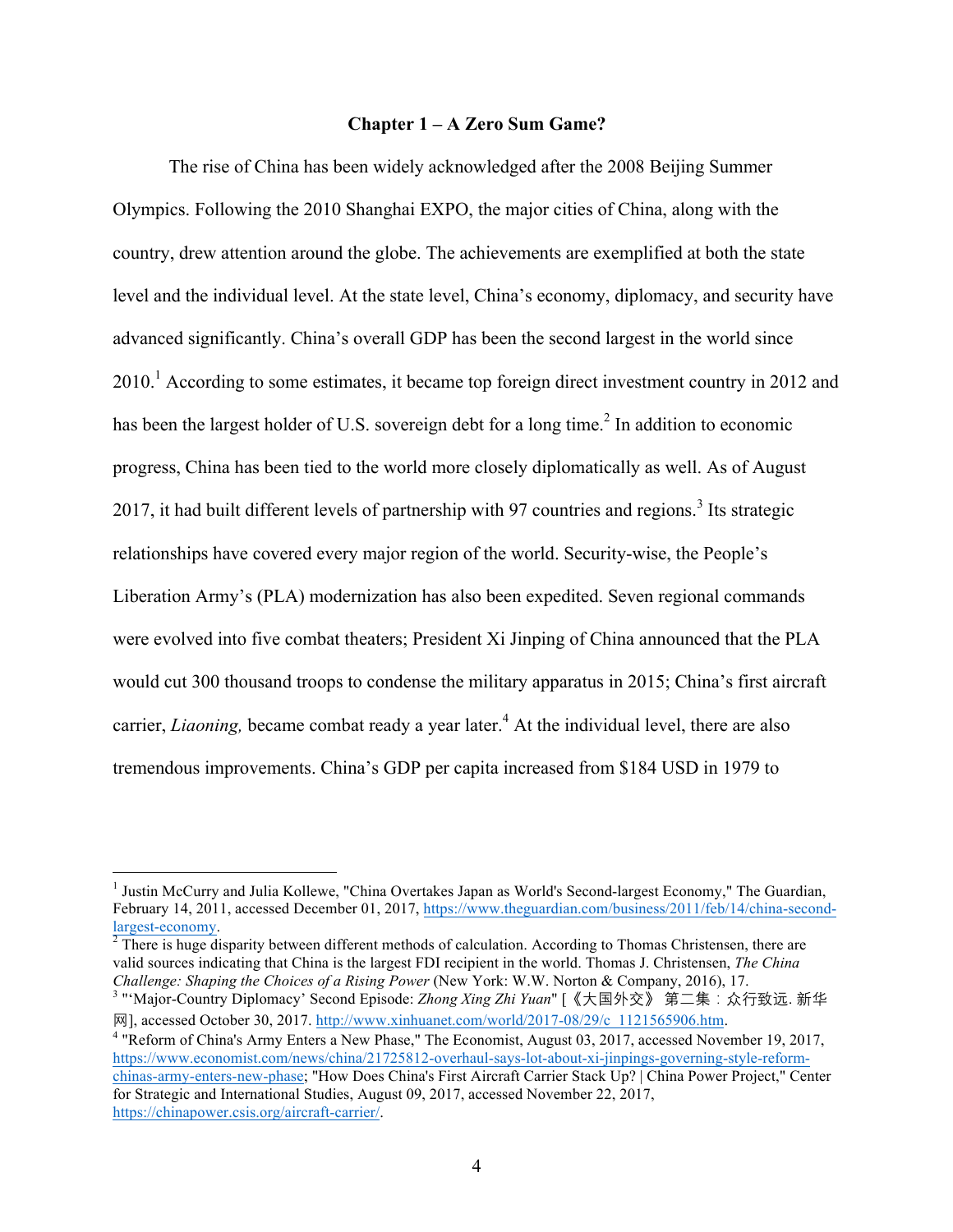## Chapter 1 – A Zero Sum Game?

The rise of China has been widely acknowledged after the 2008 Beijing Summer Olympics. Following the 2010 Shanghai EXPO, the major cities of China, along with the country, drew attention around the globe. The achievements are exemplified at both the state level and the individual level. At the state level, China's economy, diplomacy, and security have advanced significantly. China's overall GDP has been the second largest in the world since 2010.[1] According to some estimates, it became top foreign direct investment country in 2012 and has been the largest holder of U.S. sovereign debt for a long time.[2] In addition to economic progress, China has been tied to the world more closely diplomatically as well. As of August 2017, it had built different levels of partnership with 97 countries and regions.[3] Its strategic relationships have covered every major region of the world. Security-wise, the People's Liberation Army's (PLA) modernization has also been expedited. Seven regional commands were evolved into five combat theaters; President Xi Jinping of China announced that the PLA would cut 300 thousand troops to condense the military apparatus in 2015; China's first aircraft carrier, *Liaoning,* became combat ready a year later.[4] At the individual level, there are also tremendous improvements. China's GDP per capita increased from $184 USD in 1979 to

---

[1] Justin McCurry and Julia Kollewe, "China Overtakes Japan as World's Second-largest Economy," The Guardian, February 14, 2011, accessed December 01, 2017, https://www.theguardian.com/business/2011/feb/14/china-second-largest-economy.

[2] There is huge disparity between different methods of calculation. According to Thomas Christensen, there are valid sources indicating that China is the largest FDI recipient in the world. Thomas J. Christensen, *The China Challenge: Shaping the Choices of a Rising Power* (New York: W.W. Norton & Company, 2016), 17.

[3] "'Major-Country Diplomacy' Second Episode: *Zhong Xing Zhi Yuan*" [《大国外交》 第二集：众行致远. 新华网], accessed October 30, 2017. http://www.xinhuanet.com/world/2017-08/29/c_1121565906.htm.

[4] "Reform of China's Army Enters a New Phase," The Economist, August 03, 2017, accessed November 19, 2017, https://www.economist.com/news/china/21725812-overhaul-says-lot-about-xi-jinpings-governing-style-reform-chinas-army-enters-new-phase; "How Does China's First Aircraft Carrier Stack Up? | China Power Project," Center for Strategic and International Studies, August 09, 2017, accessed November 22, 2017, https://chinapower.csis.org/aircraft-carrier/.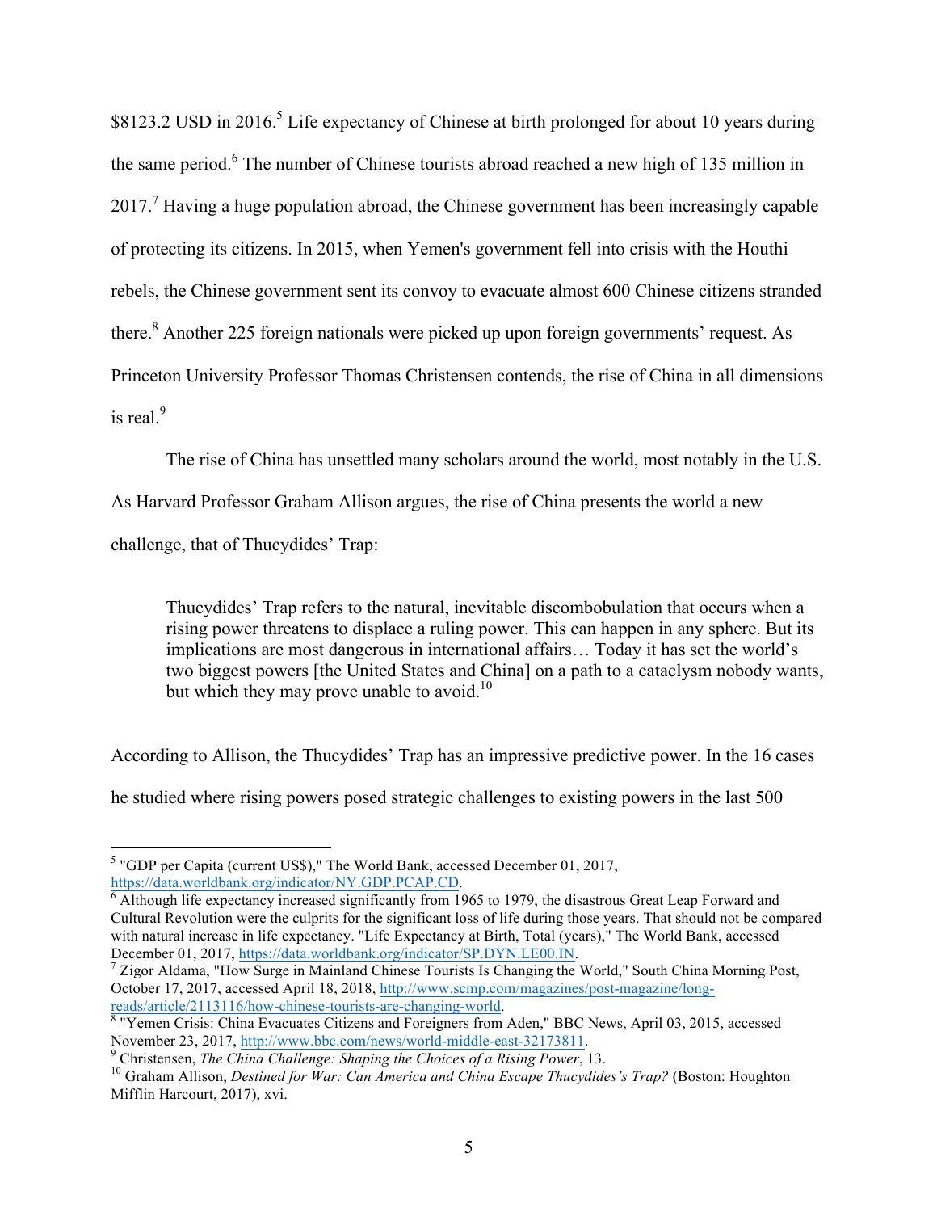$8123.2 USD in 2016.[5] Life expectancy of Chinese at birth prolonged for about 10 years during the same period.[6] The number of Chinese tourists abroad reached a new high of 135 million in 2017.[7] Having a huge population abroad, the Chinese government has been increasingly capable of protecting its citizens. In 2015, when Yemen's government fell into crisis with the Houthi rebels, the Chinese government sent its convoy to evacuate almost 600 Chinese citizens stranded there.[8] Another 225 foreign nationals were picked up upon foreign governments' request. As Princeton University Professor Thomas Christensen contends, the rise of China in all dimensions is real.[9]

The rise of China has unsettled many scholars around the world, most notably in the U.S. As Harvard Professor Graham Allison argues, the rise of China presents the world a new challenge, that of Thucydides' Trap:

> Thucydides' Trap refers to the natural, inevitable discombobulation that occurs when a rising power threatens to displace a ruling power. This can happen in any sphere. But its implications are most dangerous in international affairs… Today it has set the world's two biggest powers [the United States and China] on a path to a cataclysm nobody wants, but which they may prove unable to avoid.[10]

According to Allison, the Thucydides' Trap has an impressive predictive power. In the 16 cases he studied where rising powers posed strategic challenges to existing powers in the last 500

---

[5] "GDP per Capita (current US$)," The World Bank, accessed December 01, 2017, https://data.worldbank.org/indicator/NY.GDP.PCAP.CD.

[6] Although life expectancy increased significantly from 1965 to 1979, the disastrous Great Leap Forward and Cultural Revolution were the culprits for the significant loss of life during those years. That should not be compared with natural increase in life expectancy. "Life Expectancy at Birth, Total (years)," The World Bank, accessed December 01, 2017, https://data.worldbank.org/indicator/SP.DYN.LE00.IN.

[7] Zigor Aldama, "How Surge in Mainland Chinese Tourists Is Changing the World," South China Morning Post, October 17, 2017, accessed April 18, 2018, http://www.scmp.com/magazines/post-magazine/long-reads/article/2113116/how-chinese-tourists-are-changing-world.

[8] "Yemen Crisis: China Evacuates Citizens and Foreigners from Aden," BBC News, April 03, 2015, accessed November 23, 2017, http://www.bbc.com/news/world-middle-east-32173811.

[9] Christensen, *The China Challenge: Shaping the Choices of a Rising Power*, 13.

[10] Graham Allison, *Destined for War: Can America and China Escape Thucydides's Trap?* (Boston: Houghton Mifflin Harcourt, 2017), xvi.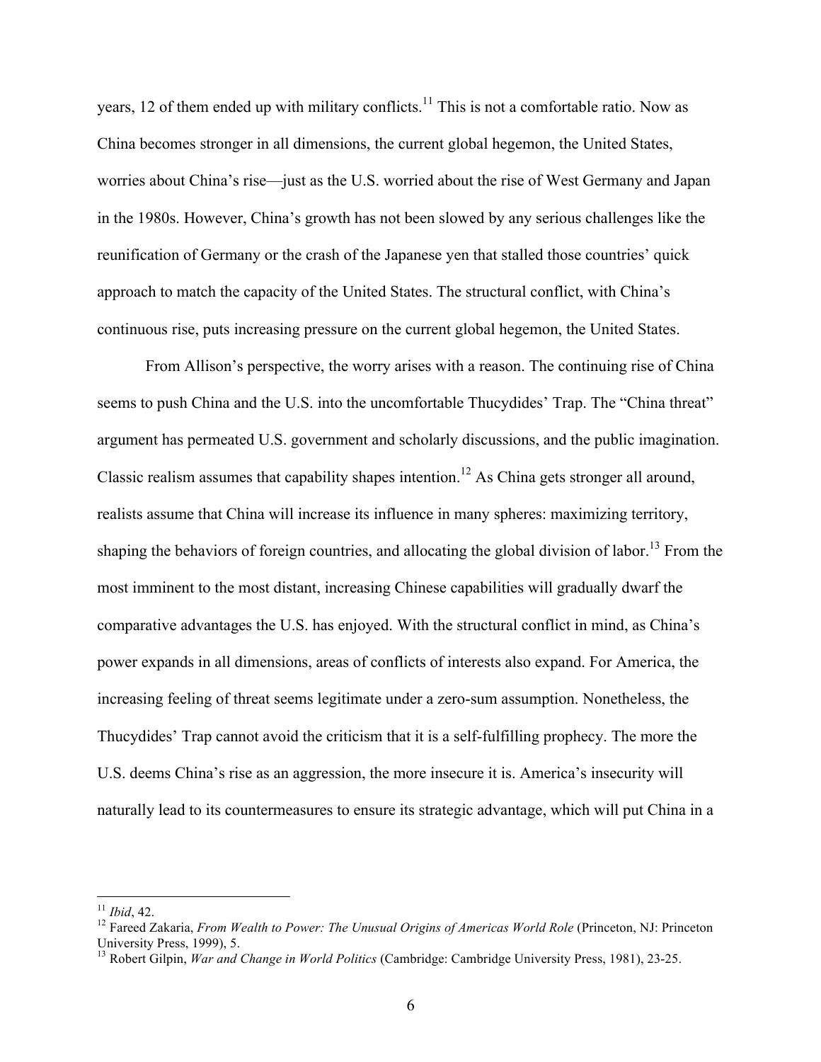years, 12 of them ended up with military conflicts.[11] This is not a comfortable ratio. Now as China becomes stronger in all dimensions, the current global hegemon, the United States, worries about China's rise—just as the U.S. worried about the rise of West Germany and Japan in the 1980s. However, China's growth has not been slowed by any serious challenges like the reunification of Germany or the crash of the Japanese yen that stalled those countries' quick approach to match the capacity of the United States. The structural conflict, with China's continuous rise, puts increasing pressure on the current global hegemon, the United States.

From Allison's perspective, the worry arises with a reason. The continuing rise of China seems to push China and the U.S. into the uncomfortable Thucydides' Trap. The "China threat" argument has permeated U.S. government and scholarly discussions, and the public imagination. Classic realism assumes that capability shapes intention.[12] As China gets stronger all around, realists assume that China will increase its influence in many spheres: maximizing territory, shaping the behaviors of foreign countries, and allocating the global division of labor.[13] From the most imminent to the most distant, increasing Chinese capabilities will gradually dwarf the comparative advantages the U.S. has enjoyed. With the structural conflict in mind, as China's power expands in all dimensions, areas of conflicts of interests also expand. For America, the increasing feeling of threat seems legitimate under a zero-sum assumption. Nonetheless, the Thucydides' Trap cannot avoid the criticism that it is a self-fulfilling prophecy. The more the U.S. deems China's rise as an aggression, the more insecure it is. America's insecurity will naturally lead to its countermeasures to ensure its strategic advantage, which will put China in a

---

[11] *Ibid*, 42.

[12] Fareed Zakaria, *From Wealth to Power: The Unusual Origins of Americas World Role* (Princeton, NJ: Princeton University Press, 1999), 5.

[13] Robert Gilpin, *War and Change in World Politics* (Cambridge: Cambridge University Press, 1981), 23-25.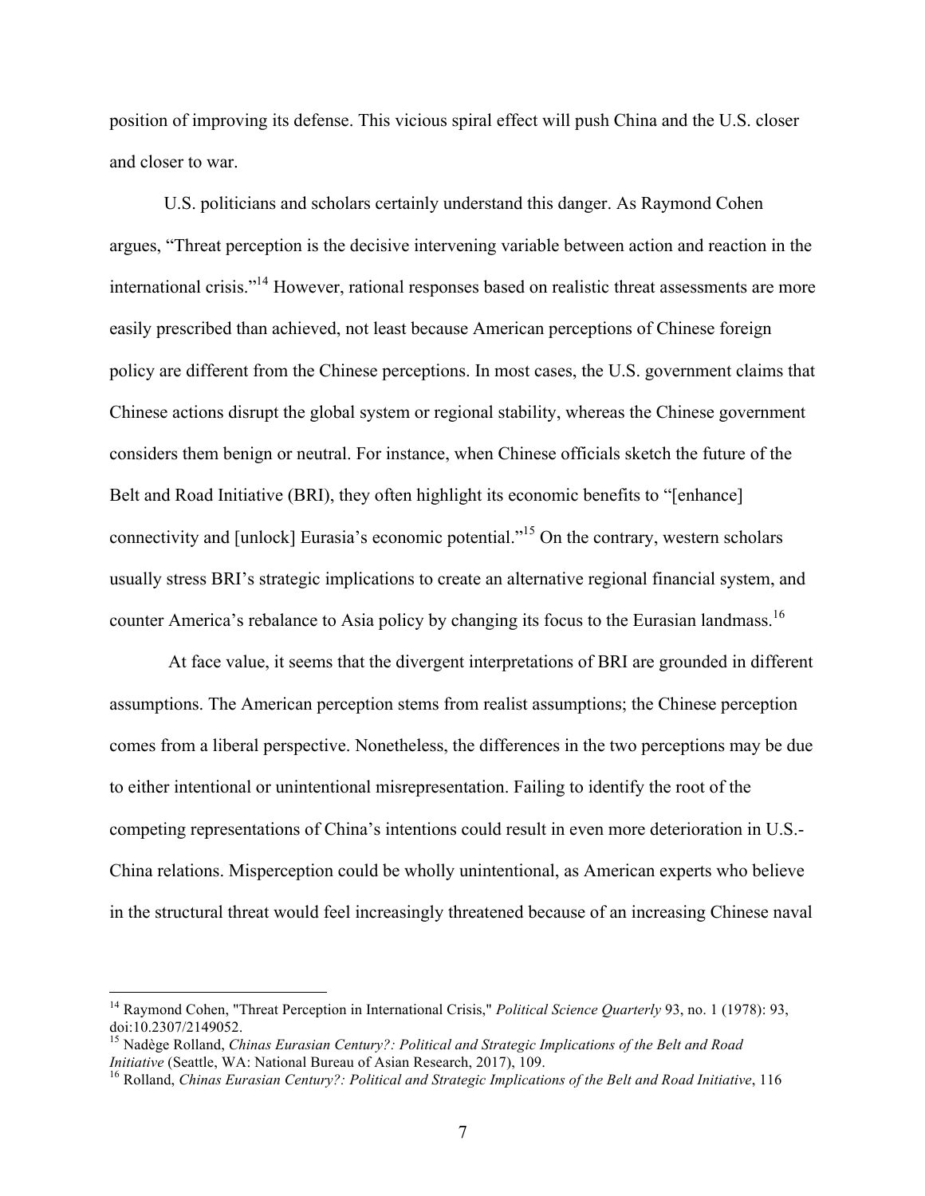position of improving its defense. This vicious spiral effect will push China and the U.S. closer and closer to war.

U.S. politicians and scholars certainly understand this danger. As Raymond Cohen argues, "Threat perception is the decisive intervening variable between action and reaction in the international crisis."[14] However, rational responses based on realistic threat assessments are more easily prescribed than achieved, not least because American perceptions of Chinese foreign policy are different from the Chinese perceptions. In most cases, the U.S. government claims that Chinese actions disrupt the global system or regional stability, whereas the Chinese government considers them benign or neutral. For instance, when Chinese officials sketch the future of the Belt and Road Initiative (BRI), they often highlight its economic benefits to "[enhance] connectivity and [unlock] Eurasia's economic potential."[15] On the contrary, western scholars usually stress BRI's strategic implications to create an alternative regional financial system, and counter America's rebalance to Asia policy by changing its focus to the Eurasian landmass.[16]

At face value, it seems that the divergent interpretations of BRI are grounded in different assumptions. The American perception stems from realist assumptions; the Chinese perception comes from a liberal perspective. Nonetheless, the differences in the two perceptions may be due to either intentional or unintentional misrepresentation. Failing to identify the root of the competing representations of China's intentions could result in even more deterioration in U.S.-China relations. Misperception could be wholly unintentional, as American experts who believe in the structural threat would feel increasingly threatened because of an increasing Chinese naval

---

[14] Raymond Cohen, "Threat Perception in International Crisis," *Political Science Quarterly* 93, no. 1 (1978): 93, doi:10.2307/2149052.

[15] Nadège Rolland, *Chinas Eurasian Century?: Political and Strategic Implications of the Belt and Road Initiative* (Seattle, WA: National Bureau of Asian Research, 2017), 109.

[16] Rolland, *Chinas Eurasian Century?: Political and Strategic Implications of the Belt and Road Initiative*, 116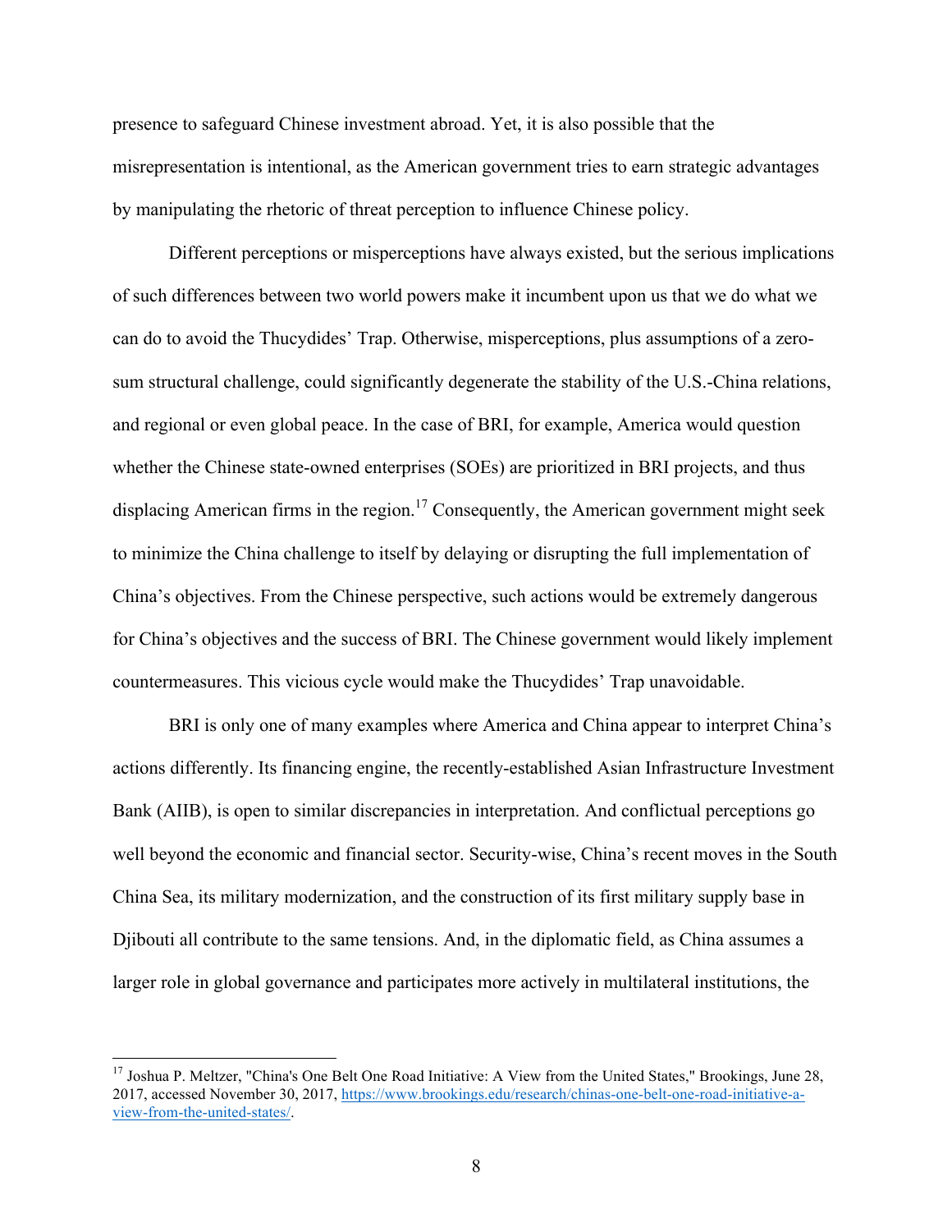presence to safeguard Chinese investment abroad. Yet, it is also possible that the misrepresentation is intentional, as the American government tries to earn strategic advantages by manipulating the rhetoric of threat perception to influence Chinese policy.

Different perceptions or misperceptions have always existed, but the serious implications of such differences between two world powers make it incumbent upon us that we do what we can do to avoid the Thucydides' Trap. Otherwise, misperceptions, plus assumptions of a zero-sum structural challenge, could significantly degenerate the stability of the U.S.-China relations, and regional or even global peace. In the case of BRI, for example, America would question whether the Chinese state-owned enterprises (SOEs) are prioritized in BRI projects, and thus displacing American firms in the region.[17] Consequently, the American government might seek to minimize the China challenge to itself by delaying or disrupting the full implementation of China's objectives. From the Chinese perspective, such actions would be extremely dangerous for China's objectives and the success of BRI. The Chinese government would likely implement countermeasures. This vicious cycle would make the Thucydides' Trap unavoidable.

BRI is only one of many examples where America and China appear to interpret China's actions differently. Its financing engine, the recently-established Asian Infrastructure Investment Bank (AIIB), is open to similar discrepancies in interpretation. And conflictual perceptions go well beyond the economic and financial sector. Security-wise, China's recent moves in the South China Sea, its military modernization, and the construction of its first military supply base in Djibouti all contribute to the same tensions. And, in the diplomatic field, as China assumes a larger role in global governance and participates more actively in multilateral institutions, the

---

[17] Joshua P. Meltzer, "China's One Belt One Road Initiative: A View from the United States," Brookings, June 28, 2017, accessed November 30, 2017, https://www.brookings.edu/research/chinas-one-belt-one-road-initiative-a-view-from-the-united-states/.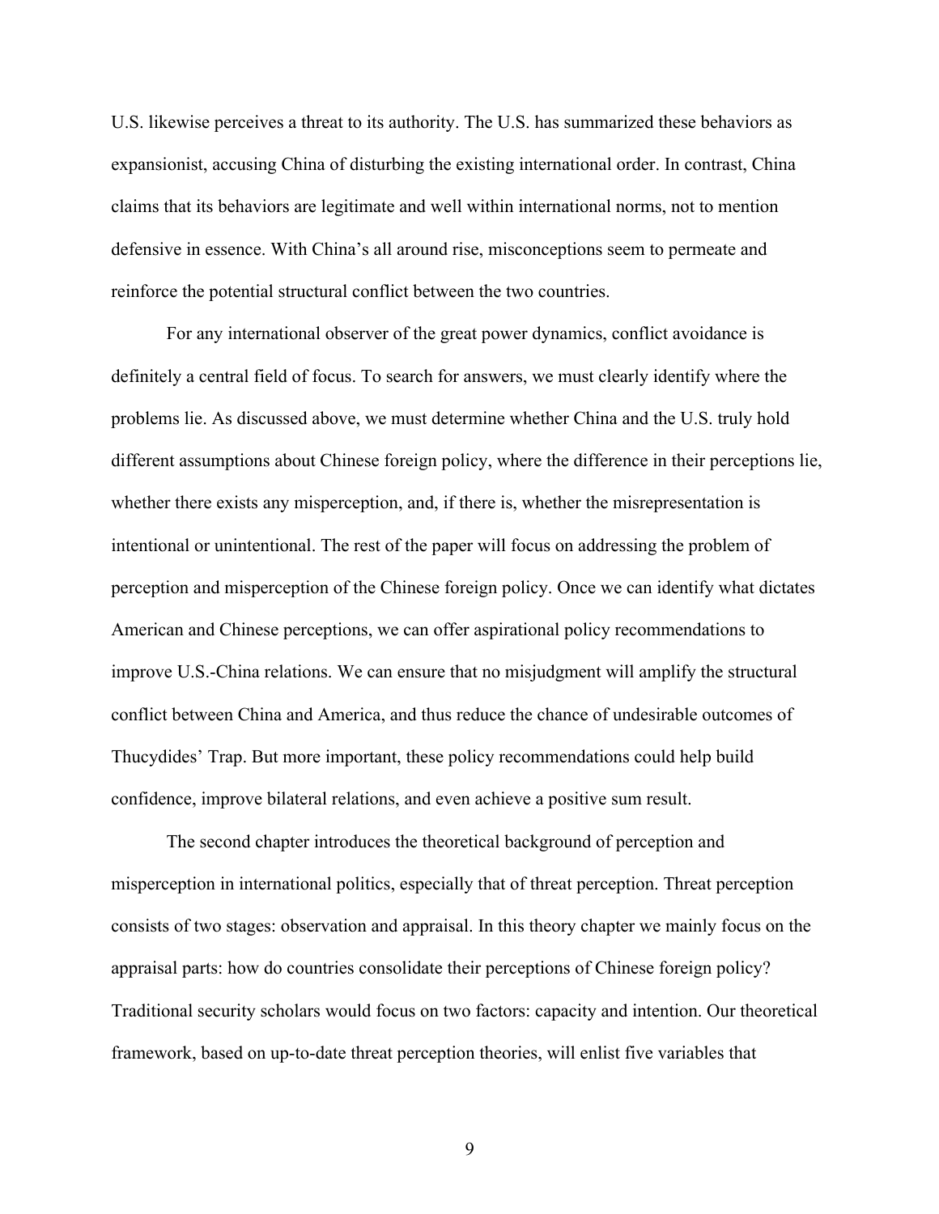U.S. likewise perceives a threat to its authority. The U.S. has summarized these behaviors as expansionist, accusing China of disturbing the existing international order. In contrast, China claims that its behaviors are legitimate and well within international norms, not to mention defensive in essence. With China's all around rise, misconceptions seem to permeate and reinforce the potential structural conflict between the two countries.

For any international observer of the great power dynamics, conflict avoidance is definitely a central field of focus. To search for answers, we must clearly identify where the problems lie. As discussed above, we must determine whether China and the U.S. truly hold different assumptions about Chinese foreign policy, where the difference in their perceptions lie, whether there exists any misperception, and, if there is, whether the misrepresentation is intentional or unintentional. The rest of the paper will focus on addressing the problem of perception and misperception of the Chinese foreign policy. Once we can identify what dictates American and Chinese perceptions, we can offer aspirational policy recommendations to improve U.S.-China relations. We can ensure that no misjudgment will amplify the structural conflict between China and America, and thus reduce the chance of undesirable outcomes of Thucydides' Trap. But more important, these policy recommendations could help build confidence, improve bilateral relations, and even achieve a positive sum result.

The second chapter introduces the theoretical background of perception and misperception in international politics, especially that of threat perception. Threat perception consists of two stages: observation and appraisal. In this theory chapter we mainly focus on the appraisal parts: how do countries consolidate their perceptions of Chinese foreign policy? Traditional security scholars would focus on two factors: capacity and intention. Our theoretical framework, based on up-to-date threat perception theories, will enlist five variables that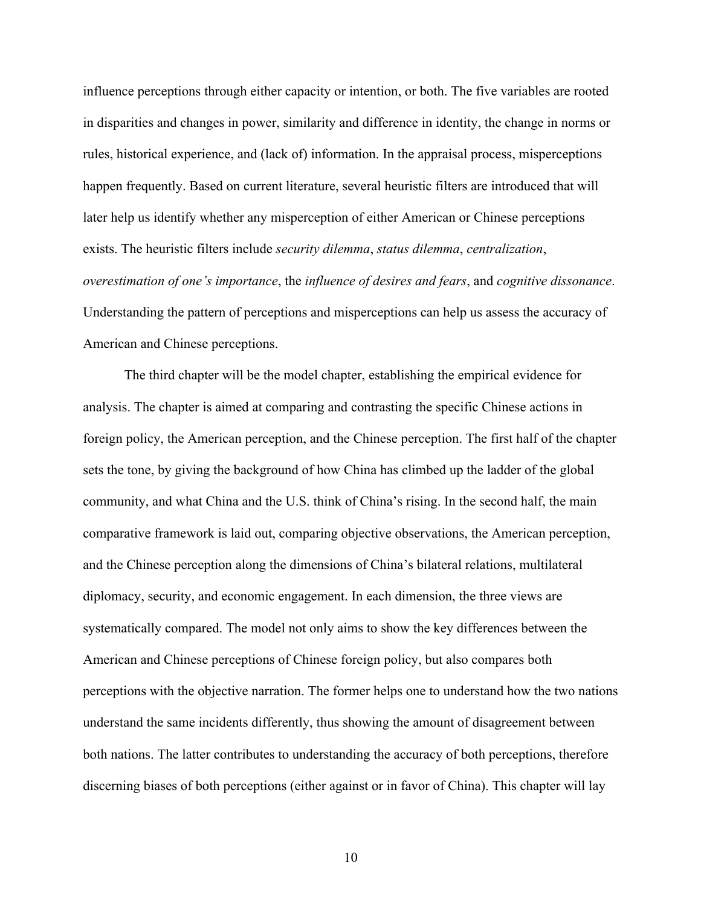influence perceptions through either capacity or intention, or both. The five variables are rooted in disparities and changes in power, similarity and difference in identity, the change in norms or rules, historical experience, and (lack of) information. In the appraisal process, misperceptions happen frequently. Based on current literature, several heuristic filters are introduced that will later help us identify whether any misperception of either American or Chinese perceptions exists. The heuristic filters include *security dilemma*, *status dilemma*, *centralization*, *overestimation of one's importance*, the *influence of desires and fears*, and *cognitive dissonance*. Understanding the pattern of perceptions and misperceptions can help us assess the accuracy of American and Chinese perceptions.

The third chapter will be the model chapter, establishing the empirical evidence for analysis. The chapter is aimed at comparing and contrasting the specific Chinese actions in foreign policy, the American perception, and the Chinese perception. The first half of the chapter sets the tone, by giving the background of how China has climbed up the ladder of the global community, and what China and the U.S. think of China's rising. In the second half, the main comparative framework is laid out, comparing objective observations, the American perception, and the Chinese perception along the dimensions of China's bilateral relations, multilateral diplomacy, security, and economic engagement. In each dimension, the three views are systematically compared. The model not only aims to show the key differences between the American and Chinese perceptions of Chinese foreign policy, but also compares both perceptions with the objective narration. The former helps one to understand how the two nations understand the same incidents differently, thus showing the amount of disagreement between both nations. The latter contributes to understanding the accuracy of both perceptions, therefore discerning biases of both perceptions (either against or in favor of China). This chapter will lay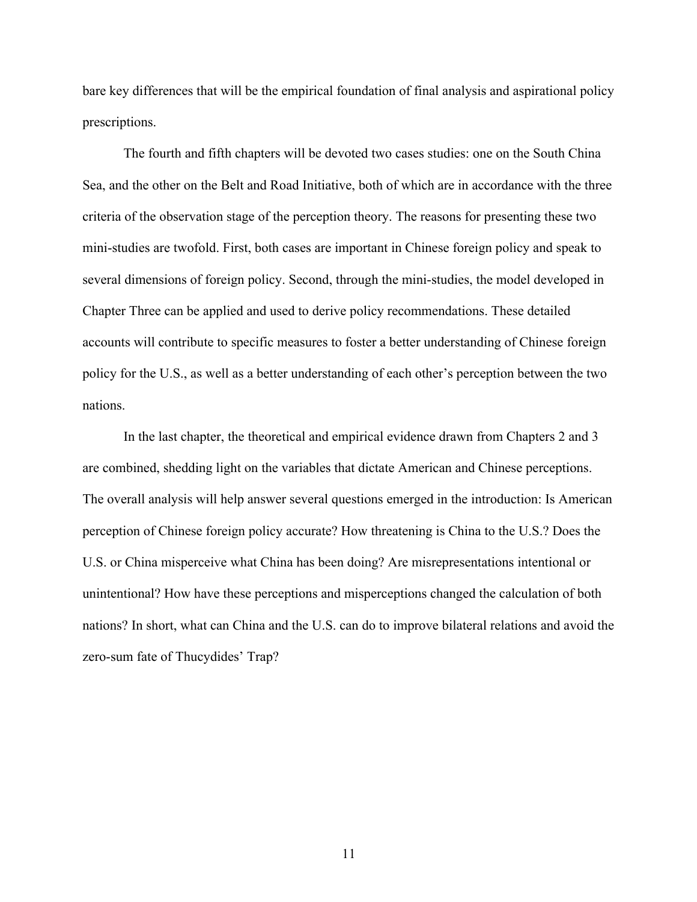bare key differences that will be the empirical foundation of final analysis and aspirational policy prescriptions.

The fourth and fifth chapters will be devoted two cases studies: one on the South China Sea, and the other on the Belt and Road Initiative, both of which are in accordance with the three criteria of the observation stage of the perception theory. The reasons for presenting these two mini-studies are twofold. First, both cases are important in Chinese foreign policy and speak to several dimensions of foreign policy. Second, through the mini-studies, the model developed in Chapter Three can be applied and used to derive policy recommendations. These detailed accounts will contribute to specific measures to foster a better understanding of Chinese foreign policy for the U.S., as well as a better understanding of each other's perception between the two nations.

In the last chapter, the theoretical and empirical evidence drawn from Chapters 2 and 3 are combined, shedding light on the variables that dictate American and Chinese perceptions. The overall analysis will help answer several questions emerged in the introduction: Is American perception of Chinese foreign policy accurate? How threatening is China to the U.S.? Does the U.S. or China misperceive what China has been doing? Are misrepresentations intentional or unintentional? How have these perceptions and misperceptions changed the calculation of both nations? In short, what can China and the U.S. can do to improve bilateral relations and avoid the zero-sum fate of Thucydides' Trap?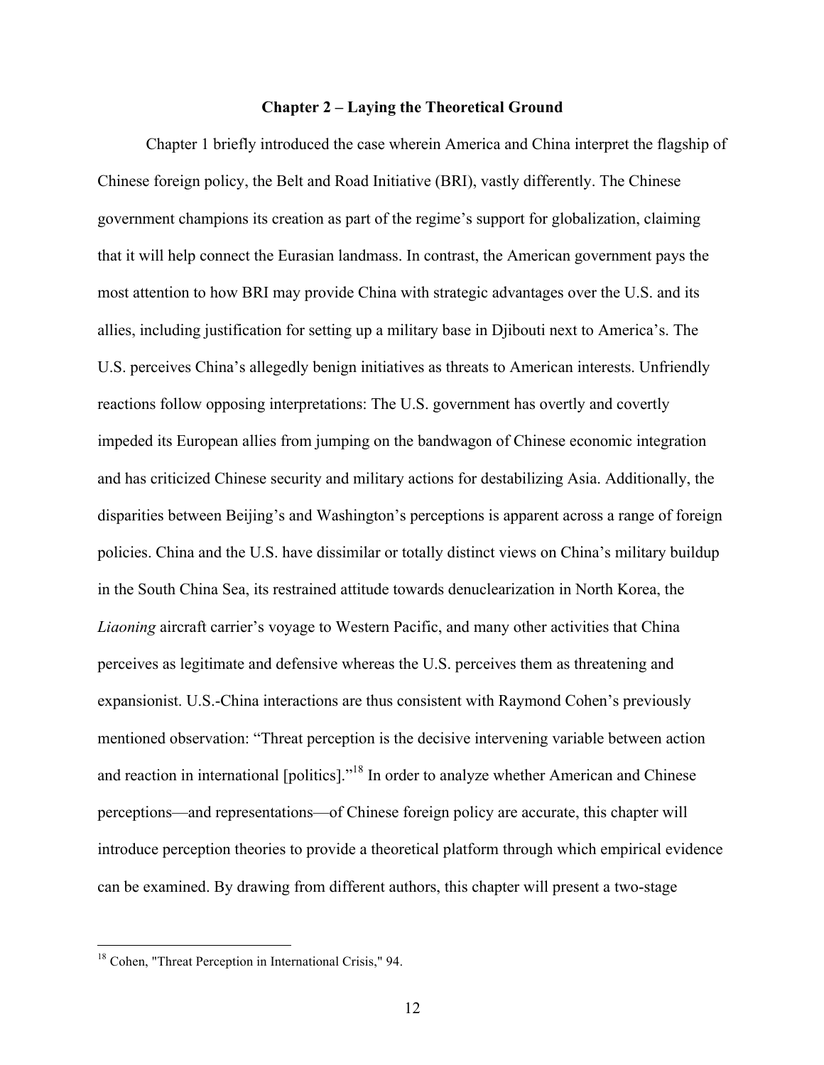# Chapter 2 – Laying the Theoretical Ground

Chapter 1 briefly introduced the case wherein America and China interpret the flagship of Chinese foreign policy, the Belt and Road Initiative (BRI), vastly differently. The Chinese government champions its creation as part of the regime's support for globalization, claiming that it will help connect the Eurasian landmass. In contrast, the American government pays the most attention to how BRI may provide China with strategic advantages over the U.S. and its allies, including justification for setting up a military base in Djibouti next to America's. The U.S. perceives China's allegedly benign initiatives as threats to American interests. Unfriendly reactions follow opposing interpretations: The U.S. government has overtly and covertly impeded its European allies from jumping on the bandwagon of Chinese economic integration and has criticized Chinese security and military actions for destabilizing Asia. Additionally, the disparities between Beijing's and Washington's perceptions is apparent across a range of foreign policies. China and the U.S. have dissimilar or totally distinct views on China's military buildup in the South China Sea, its restrained attitude towards denuclearization in North Korea, the *Liaoning* aircraft carrier's voyage to Western Pacific, and many other activities that China perceives as legitimate and defensive whereas the U.S. perceives them as threatening and expansionist. U.S.-China interactions are thus consistent with Raymond Cohen's previously mentioned observation: "Threat perception is the decisive intervening variable between action and reaction in international [politics]."[18] In order to analyze whether American and Chinese perceptions—and representations—of Chinese foreign policy are accurate, this chapter will introduce perception theories to provide a theoretical platform through which empirical evidence can be examined. By drawing from different authors, this chapter will present a two-stage

[18] Cohen, "Threat Perception in International Crisis," 94.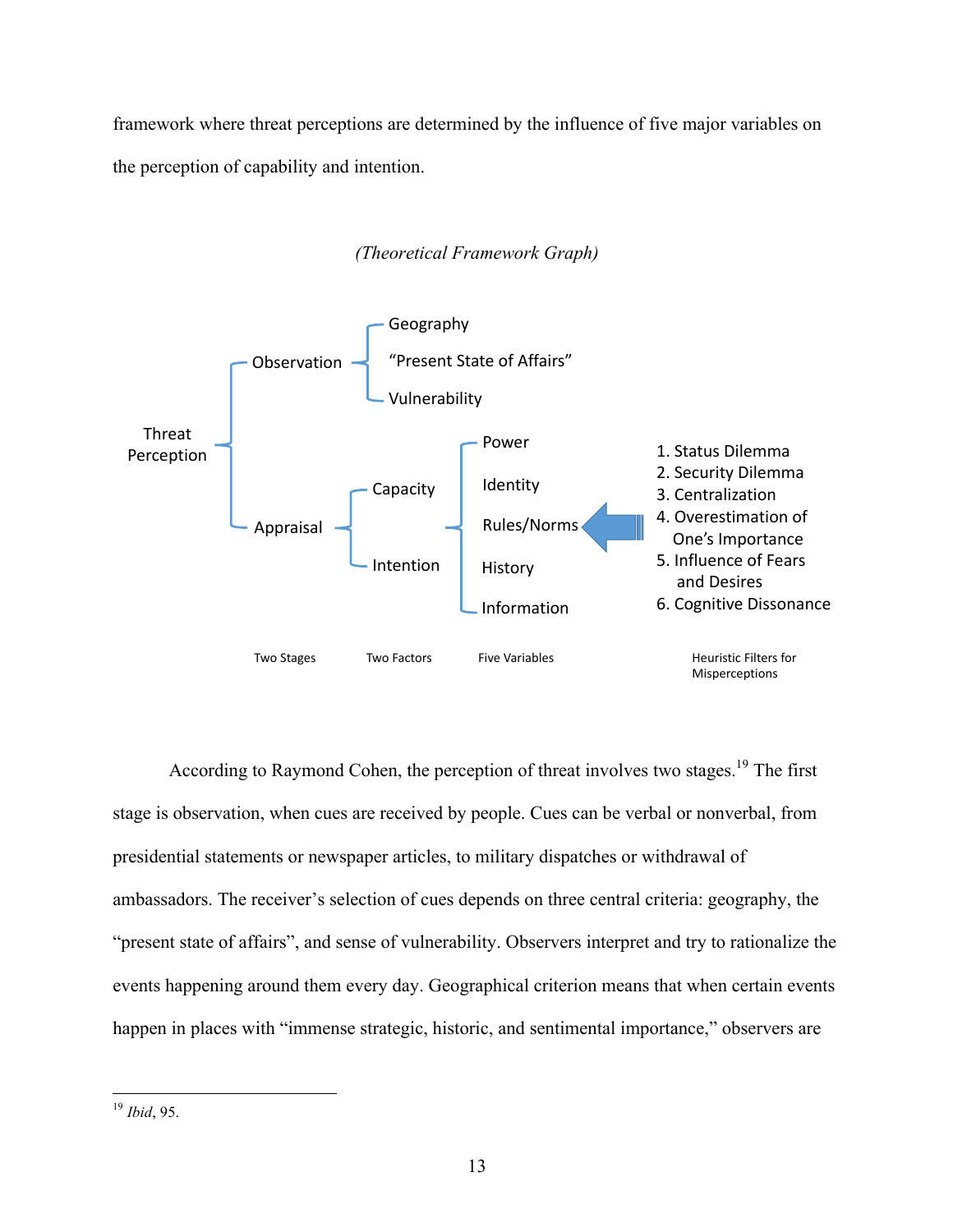framework where threat perceptions are determined by the influence of five major variables on the perception of capability and intention.

*(Theoretical Framework Graph)*

- Threat Perception
  - Observation
    - Geography
    - "Present State of Affairs"
    - Vulnerability
  - Appraisal
    - Capacity
    - Intention
      - Power
      - Identity
      - Rules/Norms
      - History
      - Information

Heuristic Filters for Misperceptions (acting on the Five Variables):

1. Status Dilemma
2. Security Dilemma
3. Centralization
4. Overestimation of One's Importance
5. Influence of Fears and Desires
6. Cognitive Dissonance

Two Stages | Two Factors | Five Variables | Heuristic Filters for Misperceptions

According to Raymond Cohen, the perception of threat involves two stages.[19] The first stage is observation, when cues are received by people. Cues can be verbal or nonverbal, from presidential statements or newspaper articles, to military dispatches or withdrawal of ambassadors. The receiver's selection of cues depends on three central criteria: geography, the "present state of affairs", and sense of vulnerability. Observers interpret and try to rationalize the events happening around them every day. Geographical criterion means that when certain events happen in places with "immense strategic, historic, and sentimental importance," observers are

[19] *Ibid*, 95.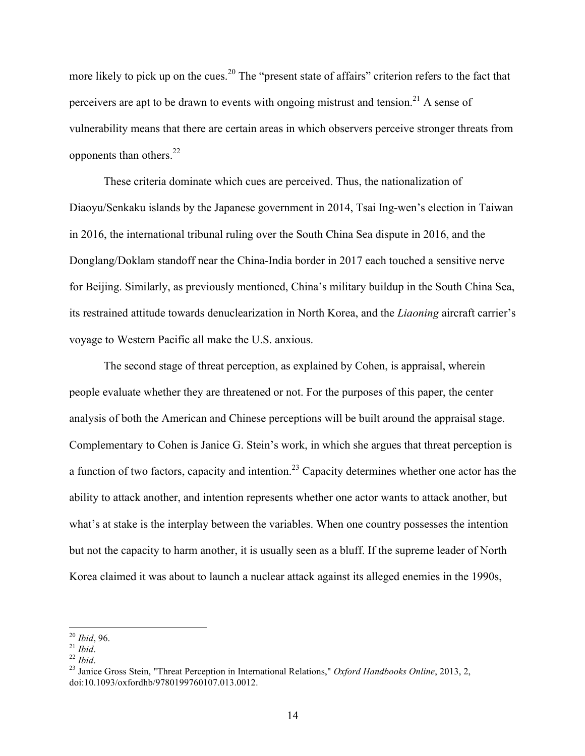more likely to pick up on the cues.[20] The "present state of affairs" criterion refers to the fact that perceivers are apt to be drawn to events with ongoing mistrust and tension.[21] A sense of vulnerability means that there are certain areas in which observers perceive stronger threats from opponents than others.[22]

These criteria dominate which cues are perceived. Thus, the nationalization of Diaoyu/Senkaku islands by the Japanese government in 2014, Tsai Ing-wen's election in Taiwan in 2016, the international tribunal ruling over the South China Sea dispute in 2016, and the Donglang/Doklam standoff near the China-India border in 2017 each touched a sensitive nerve for Beijing. Similarly, as previously mentioned, China's military buildup in the South China Sea, its restrained attitude towards denuclearization in North Korea, and the *Liaoning* aircraft carrier's voyage to Western Pacific all make the U.S. anxious.

The second stage of threat perception, as explained by Cohen, is appraisal, wherein people evaluate whether they are threatened or not. For the purposes of this paper, the center analysis of both the American and Chinese perceptions will be built around the appraisal stage. Complementary to Cohen is Janice G. Stein's work, in which she argues that threat perception is a function of two factors, capacity and intention.[23] Capacity determines whether one actor has the ability to attack another, and intention represents whether one actor wants to attack another, but what's at stake is the interplay between the variables. When one country possesses the intention but not the capacity to harm another, it is usually seen as a bluff. If the supreme leader of North Korea claimed it was about to launch a nuclear attack against its alleged enemies in the 1990s,

---

[20] *Ibid*, 96.
[21] *Ibid*.
[22] *Ibid*.
[23] Janice Gross Stein, "Threat Perception in International Relations," *Oxford Handbooks Online*, 2013, 2, doi:10.1093/oxfordhb/9780199760107.013.0012.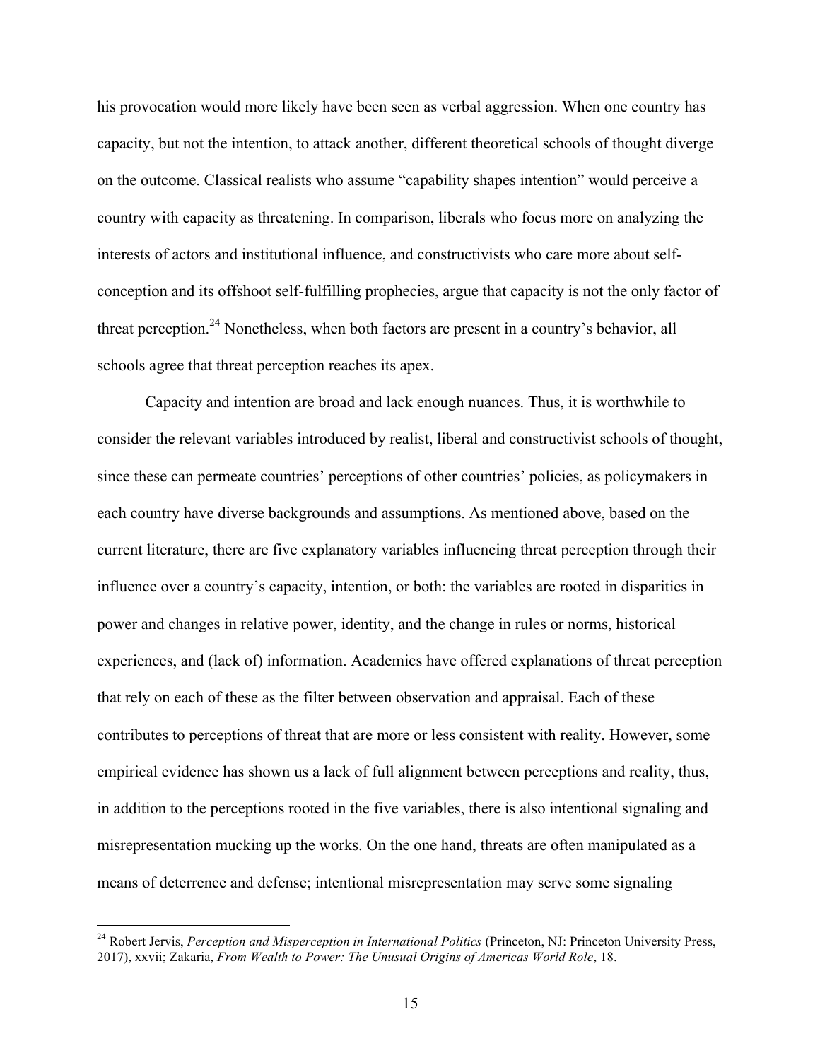his provocation would more likely have been seen as verbal aggression. When one country has capacity, but not the intention, to attack another, different theoretical schools of thought diverge on the outcome. Classical realists who assume "capability shapes intention" would perceive a country with capacity as threatening. In comparison, liberals who focus more on analyzing the interests of actors and institutional influence, and constructivists who care more about self-conception and its offshoot self-fulfilling prophecies, argue that capacity is not the only factor of threat perception.[24] Nonetheless, when both factors are present in a country's behavior, all schools agree that threat perception reaches its apex.

Capacity and intention are broad and lack enough nuances. Thus, it is worthwhile to consider the relevant variables introduced by realist, liberal and constructivist schools of thought, since these can permeate countries' perceptions of other countries' policies, as policymakers in each country have diverse backgrounds and assumptions. As mentioned above, based on the current literature, there are five explanatory variables influencing threat perception through their influence over a country's capacity, intention, or both: the variables are rooted in disparities in power and changes in relative power, identity, and the change in rules or norms, historical experiences, and (lack of) information. Academics have offered explanations of threat perception that rely on each of these as the filter between observation and appraisal. Each of these contributes to perceptions of threat that are more or less consistent with reality. However, some empirical evidence has shown us a lack of full alignment between perceptions and reality, thus, in addition to the perceptions rooted in the five variables, there is also intentional signaling and misrepresentation mucking up the works. On the one hand, threats are often manipulated as a means of deterrence and defense; intentional misrepresentation may serve some signaling

---

[24] Robert Jervis, *Perception and Misperception in International Politics* (Princeton, NJ: Princeton University Press, 2017), xxvii; Zakaria, *From Wealth to Power: The Unusual Origins of Americas World Role*, 18.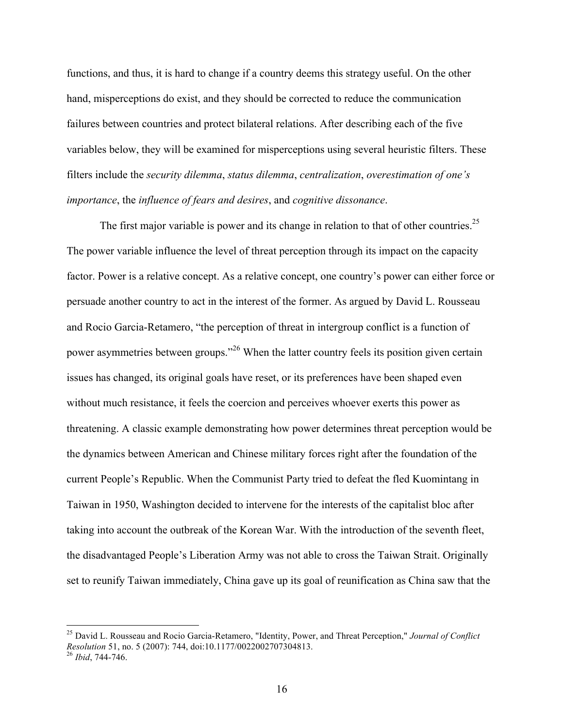functions, and thus, it is hard to change if a country deems this strategy useful. On the other hand, misperceptions do exist, and they should be corrected to reduce the communication failures between countries and protect bilateral relations. After describing each of the five variables below, they will be examined for misperceptions using several heuristic filters. These filters include the *security dilemma*, *status dilemma*, *centralization*, *overestimation of one's importance*, the *influence of fears and desires*, and *cognitive dissonance*.

The first major variable is power and its change in relation to that of other countries.[25] The power variable influence the level of threat perception through its impact on the capacity factor. Power is a relative concept. As a relative concept, one country's power can either force or persuade another country to act in the interest of the former. As argued by David L. Rousseau and Rocio Garcia-Retamero, "the perception of threat in intergroup conflict is a function of power asymmetries between groups."[26] When the latter country feels its position given certain issues has changed, its original goals have reset, or its preferences have been shaped even without much resistance, it feels the coercion and perceives whoever exerts this power as threatening. A classic example demonstrating how power determines threat perception would be the dynamics between American and Chinese military forces right after the foundation of the current People's Republic. When the Communist Party tried to defeat the fled Kuomintang in Taiwan in 1950, Washington decided to intervene for the interests of the capitalist bloc after taking into account the outbreak of the Korean War. With the introduction of the seventh fleet, the disadvantaged People's Liberation Army was not able to cross the Taiwan Strait. Originally set to reunify Taiwan immediately, China gave up its goal of reunification as China saw that the

---

[25] David L. Rousseau and Rocio Garcia-Retamero, "Identity, Power, and Threat Perception," *Journal of Conflict Resolution* 51, no. 5 (2007): 744, doi:10.1177/0022002707304813.

[26] *Ibid*, 744-746.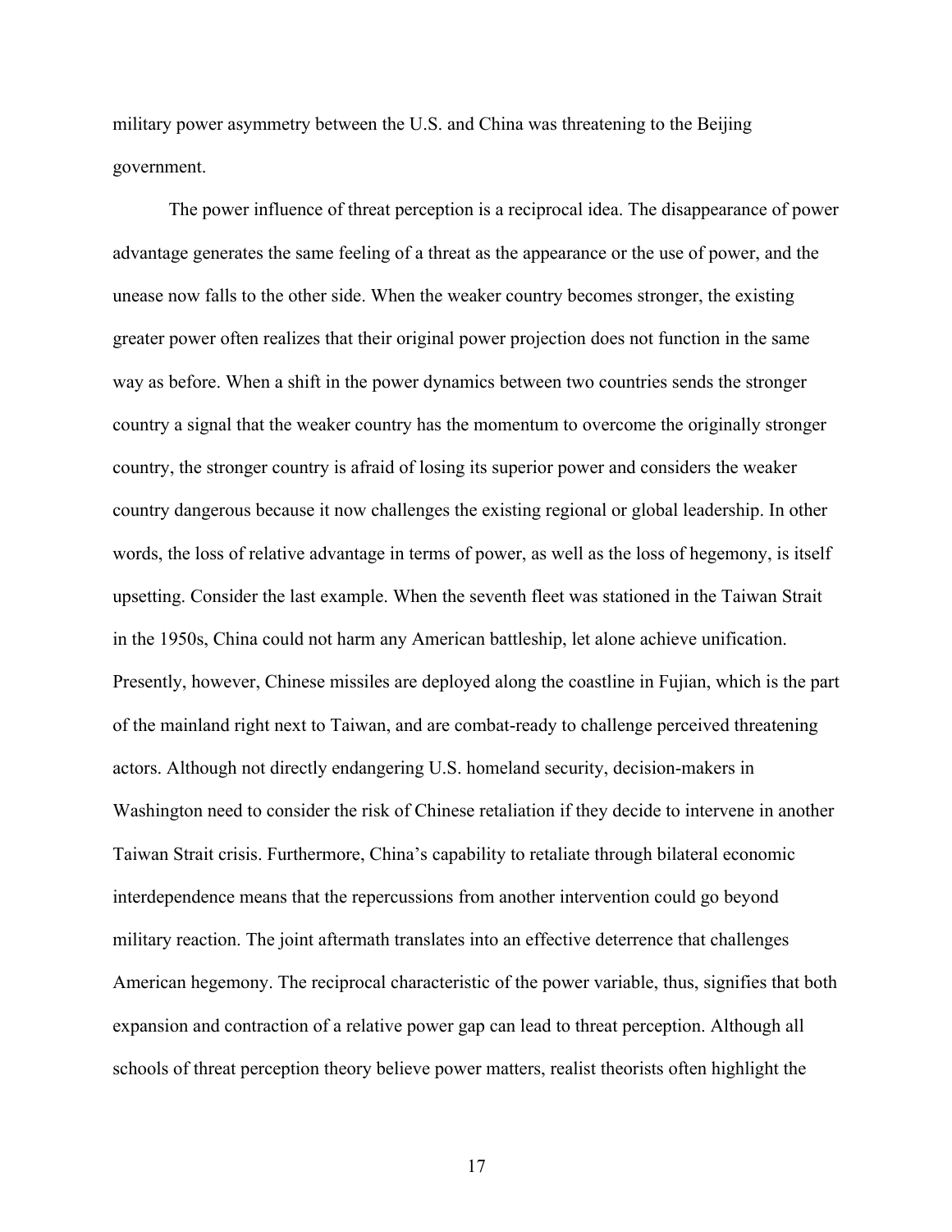military power asymmetry between the U.S. and China was threatening to the Beijing government.

The power influence of threat perception is a reciprocal idea. The disappearance of power advantage generates the same feeling of a threat as the appearance or the use of power, and the unease now falls to the other side. When the weaker country becomes stronger, the existing greater power often realizes that their original power projection does not function in the same way as before. When a shift in the power dynamics between two countries sends the stronger country a signal that the weaker country has the momentum to overcome the originally stronger country, the stronger country is afraid of losing its superior power and considers the weaker country dangerous because it now challenges the existing regional or global leadership. In other words, the loss of relative advantage in terms of power, as well as the loss of hegemony, is itself upsetting. Consider the last example. When the seventh fleet was stationed in the Taiwan Strait in the 1950s, China could not harm any American battleship, let alone achieve unification. Presently, however, Chinese missiles are deployed along the coastline in Fujian, which is the part of the mainland right next to Taiwan, and are combat-ready to challenge perceived threatening actors. Although not directly endangering U.S. homeland security, decision-makers in Washington need to consider the risk of Chinese retaliation if they decide to intervene in another Taiwan Strait crisis. Furthermore, China's capability to retaliate through bilateral economic interdependence means that the repercussions from another intervention could go beyond military reaction. The joint aftermath translates into an effective deterrence that challenges American hegemony. The reciprocal characteristic of the power variable, thus, signifies that both expansion and contraction of a relative power gap can lead to threat perception. Although all schools of threat perception theory believe power matters, realist theorists often highlight the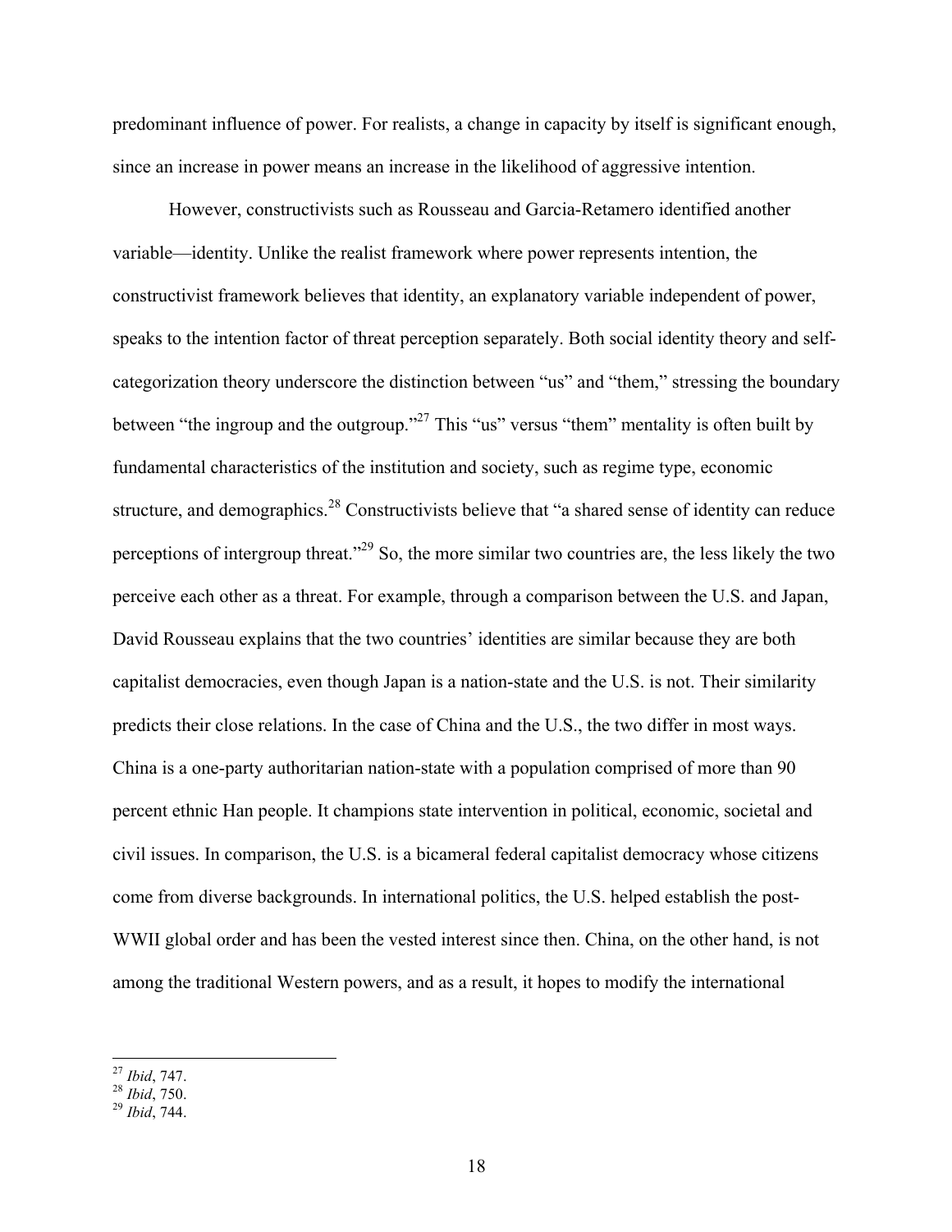predominant influence of power. For realists, a change in capacity by itself is significant enough, since an increase in power means an increase in the likelihood of aggressive intention.

However, constructivists such as Rousseau and Garcia-Retamero identified another variable—identity. Unlike the realist framework where power represents intention, the constructivist framework believes that identity, an explanatory variable independent of power, speaks to the intention factor of threat perception separately. Both social identity theory and self-categorization theory underscore the distinction between "us" and "them," stressing the boundary between "the ingroup and the outgroup."[27] This "us" versus "them" mentality is often built by fundamental characteristics of the institution and society, such as regime type, economic structure, and demographics.[28] Constructivists believe that "a shared sense of identity can reduce perceptions of intergroup threat."[29] So, the more similar two countries are, the less likely the two perceive each other as a threat. For example, through a comparison between the U.S. and Japan, David Rousseau explains that the two countries' identities are similar because they are both capitalist democracies, even though Japan is a nation-state and the U.S. is not. Their similarity predicts their close relations. In the case of China and the U.S., the two differ in most ways. China is a one-party authoritarian nation-state with a population comprised of more than 90 percent ethnic Han people. It champions state intervention in political, economic, societal and civil issues. In comparison, the U.S. is a bicameral federal capitalist democracy whose citizens come from diverse backgrounds. In international politics, the U.S. helped establish the post-WWII global order and has been the vested interest since then. China, on the other hand, is not among the traditional Western powers, and as a result, it hopes to modify the international

---

[27] *Ibid*, 747.

[28] *Ibid*, 750.

[29] *Ibid*, 744.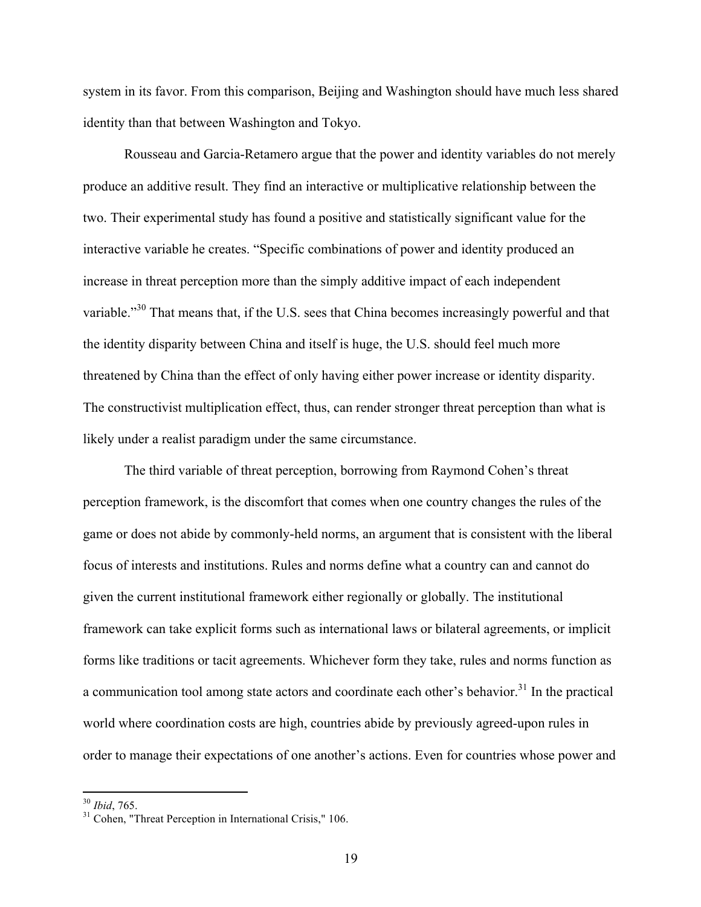system in its favor. From this comparison, Beijing and Washington should have much less shared identity than that between Washington and Tokyo.

Rousseau and Garcia-Retamero argue that the power and identity variables do not merely produce an additive result. They find an interactive or multiplicative relationship between the two. Their experimental study has found a positive and statistically significant value for the interactive variable he creates. "Specific combinations of power and identity produced an increase in threat perception more than the simply additive impact of each independent variable."[30] That means that, if the U.S. sees that China becomes increasingly powerful and that the identity disparity between China and itself is huge, the U.S. should feel much more threatened by China than the effect of only having either power increase or identity disparity. The constructivist multiplication effect, thus, can render stronger threat perception than what is likely under a realist paradigm under the same circumstance.

The third variable of threat perception, borrowing from Raymond Cohen's threat perception framework, is the discomfort that comes when one country changes the rules of the game or does not abide by commonly-held norms, an argument that is consistent with the liberal focus of interests and institutions. Rules and norms define what a country can and cannot do given the current institutional framework either regionally or globally. The institutional framework can take explicit forms such as international laws or bilateral agreements, or implicit forms like traditions or tacit agreements. Whichever form they take, rules and norms function as a communication tool among state actors and coordinate each other's behavior.[31] In the practical world where coordination costs are high, countries abide by previously agreed-upon rules in order to manage their expectations of one another's actions. Even for countries whose power and

[30] *Ibid*, 765.

[31] Cohen, "Threat Perception in International Crisis," 106.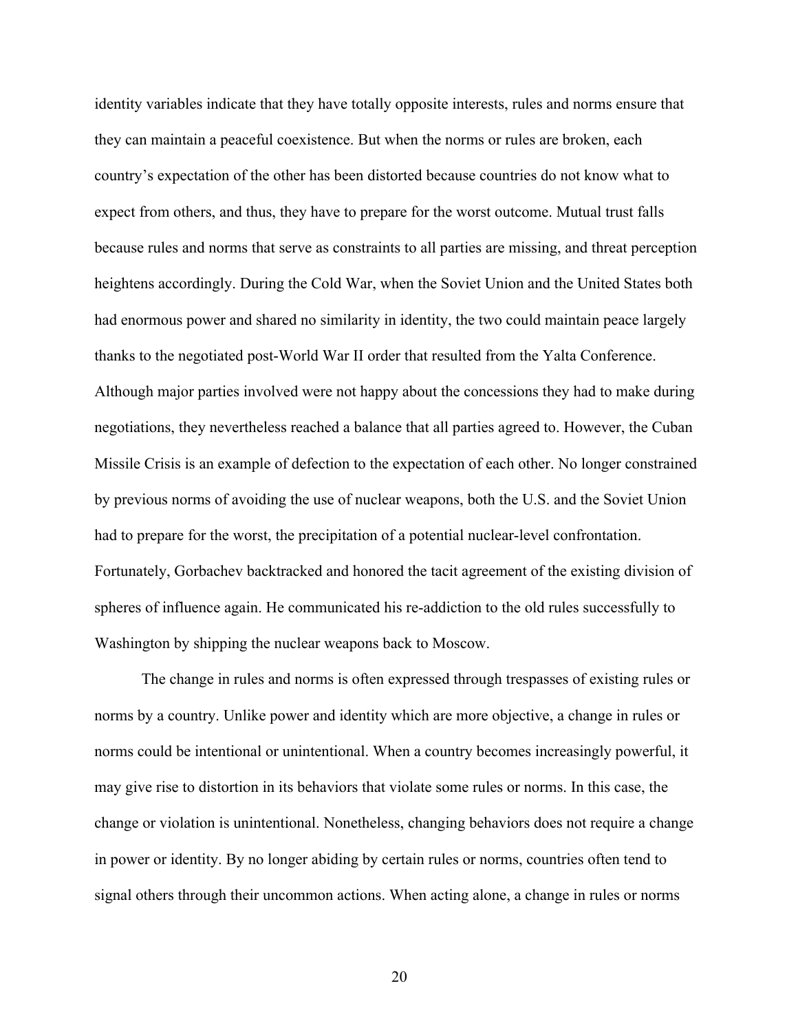identity variables indicate that they have totally opposite interests, rules and norms ensure that they can maintain a peaceful coexistence. But when the norms or rules are broken, each country's expectation of the other has been distorted because countries do not know what to expect from others, and thus, they have to prepare for the worst outcome. Mutual trust falls because rules and norms that serve as constraints to all parties are missing, and threat perception heightens accordingly. During the Cold War, when the Soviet Union and the United States both had enormous power and shared no similarity in identity, the two could maintain peace largely thanks to the negotiated post-World War II order that resulted from the Yalta Conference. Although major parties involved were not happy about the concessions they had to make during negotiations, they nevertheless reached a balance that all parties agreed to. However, the Cuban Missile Crisis is an example of defection to the expectation of each other. No longer constrained by previous norms of avoiding the use of nuclear weapons, both the U.S. and the Soviet Union had to prepare for the worst, the precipitation of a potential nuclear-level confrontation. Fortunately, Gorbachev backtracked and honored the tacit agreement of the existing division of spheres of influence again. He communicated his re-addiction to the old rules successfully to Washington by shipping the nuclear weapons back to Moscow.

The change in rules and norms is often expressed through trespasses of existing rules or norms by a country. Unlike power and identity which are more objective, a change in rules or norms could be intentional or unintentional. When a country becomes increasingly powerful, it may give rise to distortion in its behaviors that violate some rules or norms. In this case, the change or violation is unintentional. Nonetheless, changing behaviors does not require a change in power or identity. By no longer abiding by certain rules or norms, countries often tend to signal others through their uncommon actions. When acting alone, a change in rules or norms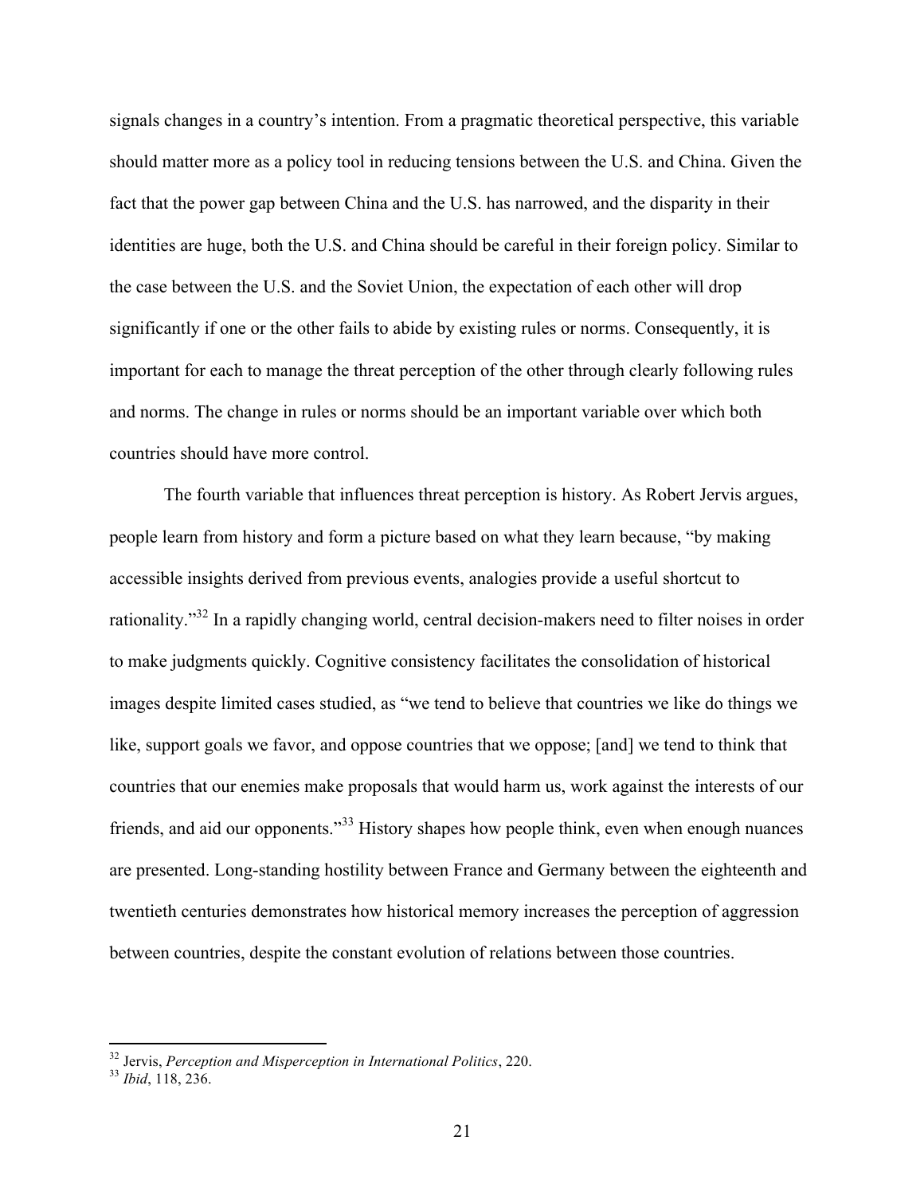signals changes in a country's intention. From a pragmatic theoretical perspective, this variable should matter more as a policy tool in reducing tensions between the U.S. and China. Given the fact that the power gap between China and the U.S. has narrowed, and the disparity in their identities are huge, both the U.S. and China should be careful in their foreign policy. Similar to the case between the U.S. and the Soviet Union, the expectation of each other will drop significantly if one or the other fails to abide by existing rules or norms. Consequently, it is important for each to manage the threat perception of the other through clearly following rules and norms. The change in rules or norms should be an important variable over which both countries should have more control.

The fourth variable that influences threat perception is history. As Robert Jervis argues, people learn from history and form a picture based on what they learn because, "by making accessible insights derived from previous events, analogies provide a useful shortcut to rationality."[32] In a rapidly changing world, central decision-makers need to filter noises in order to make judgments quickly. Cognitive consistency facilitates the consolidation of historical images despite limited cases studied, as "we tend to believe that countries we like do things we like, support goals we favor, and oppose countries that we oppose; [and] we tend to think that countries that our enemies make proposals that would harm us, work against the interests of our friends, and aid our opponents."[33] History shapes how people think, even when enough nuances are presented. Long-standing hostility between France and Germany between the eighteenth and twentieth centuries demonstrates how historical memory increases the perception of aggression between countries, despite the constant evolution of relations between those countries.

---

[32] Jervis, *Perception and Misperception in International Politics*, 220.

[33] *Ibid*, 118, 236.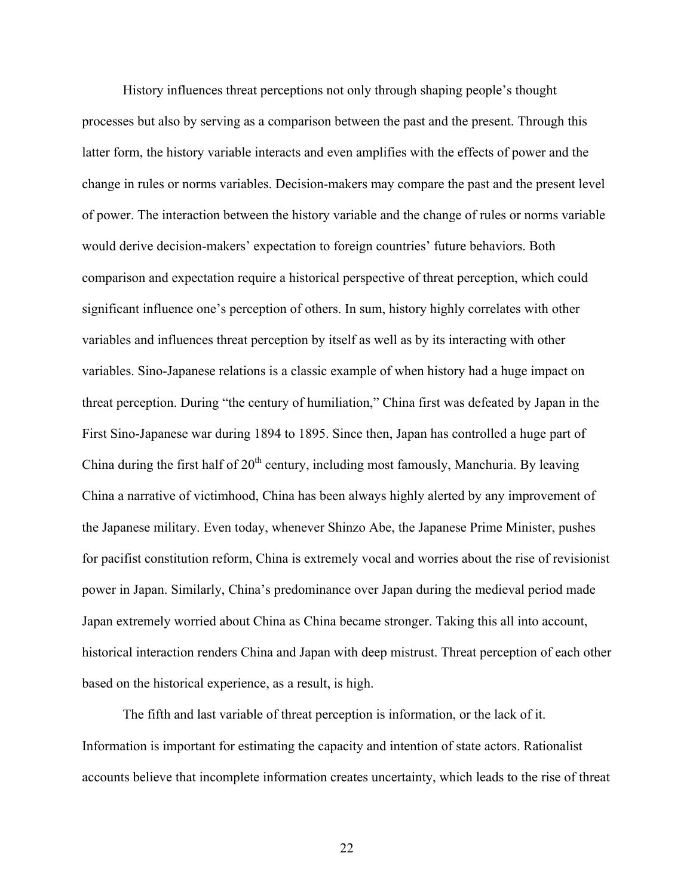History influences threat perceptions not only through shaping people's thought processes but also by serving as a comparison between the past and the present. Through this latter form, the history variable interacts and even amplifies with the effects of power and the change in rules or norms variables. Decision-makers may compare the past and the present level of power. The interaction between the history variable and the change of rules or norms variable would derive decision-makers' expectation to foreign countries' future behaviors. Both comparison and expectation require a historical perspective of threat perception, which could significant influence one's perception of others. In sum, history highly correlates with other variables and influences threat perception by itself as well as by its interacting with other variables. Sino-Japanese relations is a classic example of when history had a huge impact on threat perception. During "the century of humiliation," China first was defeated by Japan in the First Sino-Japanese war during 1894 to 1895. Since then, Japan has controlled a huge part of China during the first half of 20th century, including most famously, Manchuria. By leaving China a narrative of victimhood, China has been always highly alerted by any improvement of the Japanese military. Even today, whenever Shinzo Abe, the Japanese Prime Minister, pushes for pacifist constitution reform, China is extremely vocal and worries about the rise of revisionist power in Japan. Similarly, China's predominance over Japan during the medieval period made Japan extremely worried about China as China became stronger. Taking this all into account, historical interaction renders China and Japan with deep mistrust. Threat perception of each other based on the historical experience, as a result, is high.

The fifth and last variable of threat perception is information, or the lack of it. Information is important for estimating the capacity and intention of state actors. Rationalist accounts believe that incomplete information creates uncertainty, which leads to the rise of threat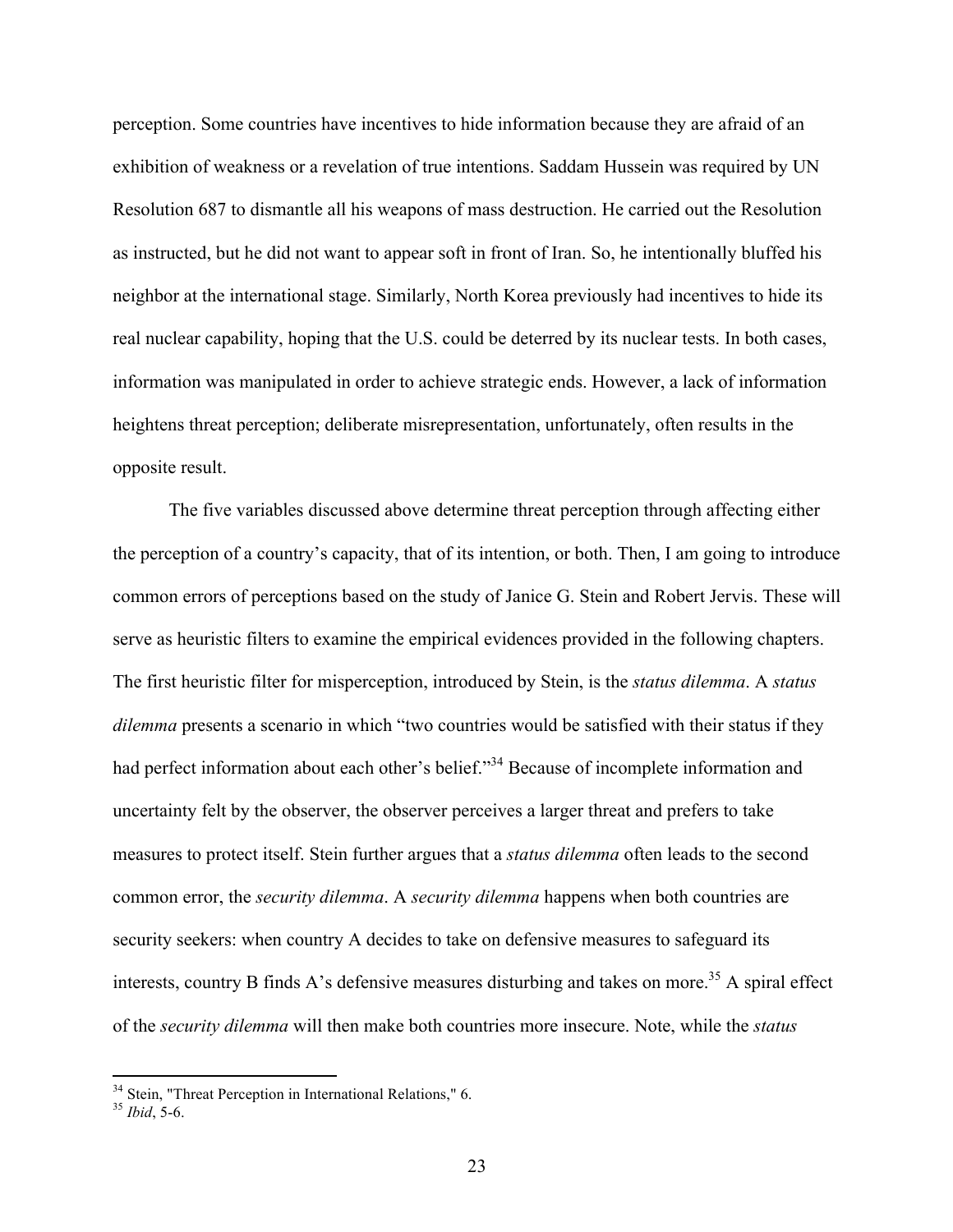perception. Some countries have incentives to hide information because they are afraid of an exhibition of weakness or a revelation of true intentions. Saddam Hussein was required by UN Resolution 687 to dismantle all his weapons of mass destruction. He carried out the Resolution as instructed, but he did not want to appear soft in front of Iran. So, he intentionally bluffed his neighbor at the international stage. Similarly, North Korea previously had incentives to hide its real nuclear capability, hoping that the U.S. could be deterred by its nuclear tests. In both cases, information was manipulated in order to achieve strategic ends. However, a lack of information heightens threat perception; deliberate misrepresentation, unfortunately, often results in the opposite result.

The five variables discussed above determine threat perception through affecting either the perception of a country's capacity, that of its intention, or both. Then, I am going to introduce common errors of perceptions based on the study of Janice G. Stein and Robert Jervis. These will serve as heuristic filters to examine the empirical evidences provided in the following chapters. The first heuristic filter for misperception, introduced by Stein, is the *status dilemma*. A *status dilemma* presents a scenario in which "two countries would be satisfied with their status if they had perfect information about each other's belief."[34] Because of incomplete information and uncertainty felt by the observer, the observer perceives a larger threat and prefers to take measures to protect itself. Stein further argues that a *status dilemma* often leads to the second common error, the *security dilemma*. A *security dilemma* happens when both countries are security seekers: when country A decides to take on defensive measures to safeguard its interests, country B finds A's defensive measures disturbing and takes on more.[35] A spiral effect of the *security dilemma* will then make both countries more insecure. Note, while the *status*

---

[34] Stein, "Threat Perception in International Relations," 6.
[35] *Ibid*, 5-6.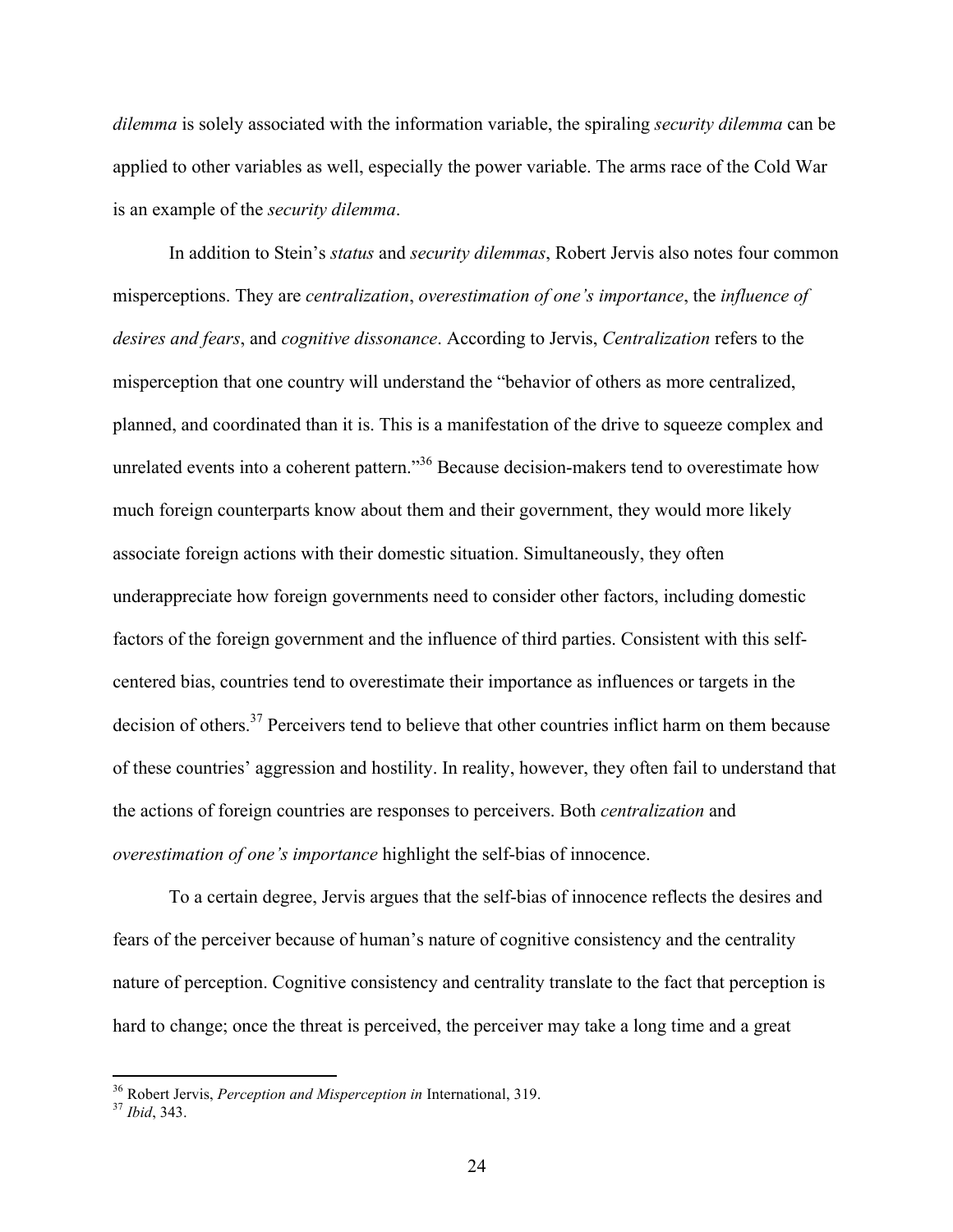*dilemma* is solely associated with the information variable, the spiraling *security dilemma* can be applied to other variables as well, especially the power variable. The arms race of the Cold War is an example of the *security dilemma*.

In addition to Stein's *status* and *security dilemmas*, Robert Jervis also notes four common misperceptions. They are *centralization*, *overestimation of one's importance*, the *influence of desires and fears*, and *cognitive dissonance*. According to Jervis, *Centralization* refers to the misperception that one country will understand the "behavior of others as more centralized, planned, and coordinated than it is. This is a manifestation of the drive to squeeze complex and unrelated events into a coherent pattern."[36] Because decision-makers tend to overestimate how much foreign counterparts know about them and their government, they would more likely associate foreign actions with their domestic situation. Simultaneously, they often underappreciate how foreign governments need to consider other factors, including domestic factors of the foreign government and the influence of third parties. Consistent with this self-centered bias, countries tend to overestimate their importance as influences or targets in the decision of others.[37] Perceivers tend to believe that other countries inflict harm on them because of these countries' aggression and hostility. In reality, however, they often fail to understand that the actions of foreign countries are responses to perceivers. Both *centralization* and *overestimation of one's importance* highlight the self-bias of innocence.

To a certain degree, Jervis argues that the self-bias of innocence reflects the desires and fears of the perceiver because of human's nature of cognitive consistency and the centrality nature of perception. Cognitive consistency and centrality translate to the fact that perception is hard to change; once the threat is perceived, the perceiver may take a long time and a great

---

[36] Robert Jervis, *Perception and Misperception in* International, 319.

[37] *Ibid*, 343.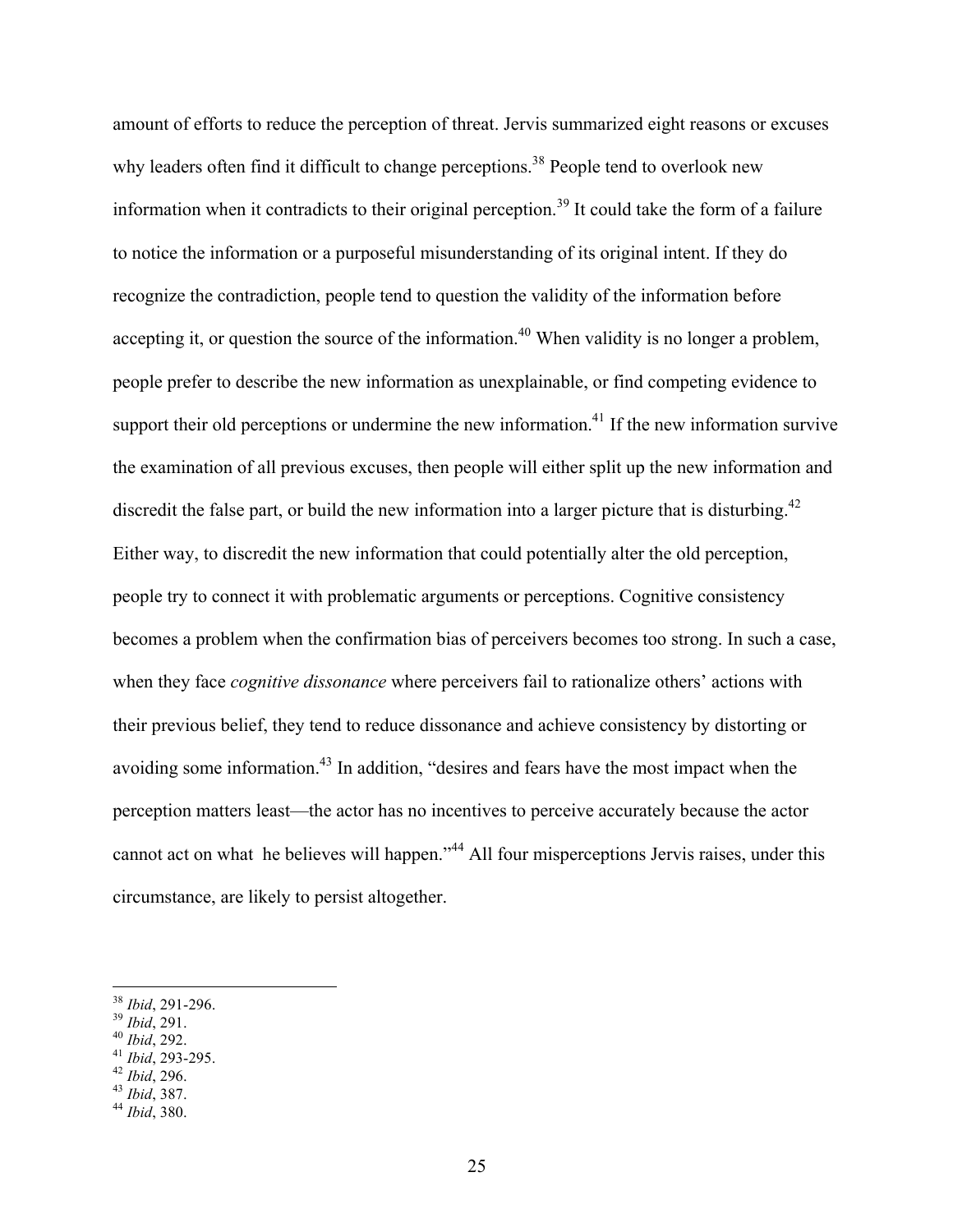amount of efforts to reduce the perception of threat. Jervis summarized eight reasons or excuses why leaders often find it difficult to change perceptions.[38] People tend to overlook new information when it contradicts to their original perception.[39] It could take the form of a failure to notice the information or a purposeful misunderstanding of its original intent. If they do recognize the contradiction, people tend to question the validity of the information before accepting it, or question the source of the information.[40] When validity is no longer a problem, people prefer to describe the new information as unexplainable, or find competing evidence to support their old perceptions or undermine the new information.[41] If the new information survive the examination of all previous excuses, then people will either split up the new information and discredit the false part, or build the new information into a larger picture that is disturbing.[42] Either way, to discredit the new information that could potentially alter the old perception, people try to connect it with problematic arguments or perceptions. Cognitive consistency becomes a problem when the confirmation bias of perceivers becomes too strong. In such a case, when they face *cognitive dissonance* where perceivers fail to rationalize others' actions with their previous belief, they tend to reduce dissonance and achieve consistency by distorting or avoiding some information.[43] In addition, "desires and fears have the most impact when the perception matters least—the actor has no incentives to perceive accurately because the actor cannot act on what he believes will happen."[44] All four misperceptions Jervis raises, under this circumstance, are likely to persist altogether.

---

[38] *Ibid*, 291-296.
[39] *Ibid*, 291.
[40] *Ibid*, 292.
[41] *Ibid*, 293-295.
[42] *Ibid*, 296.
[43] *Ibid*, 387.
[44] *Ibid*, 380.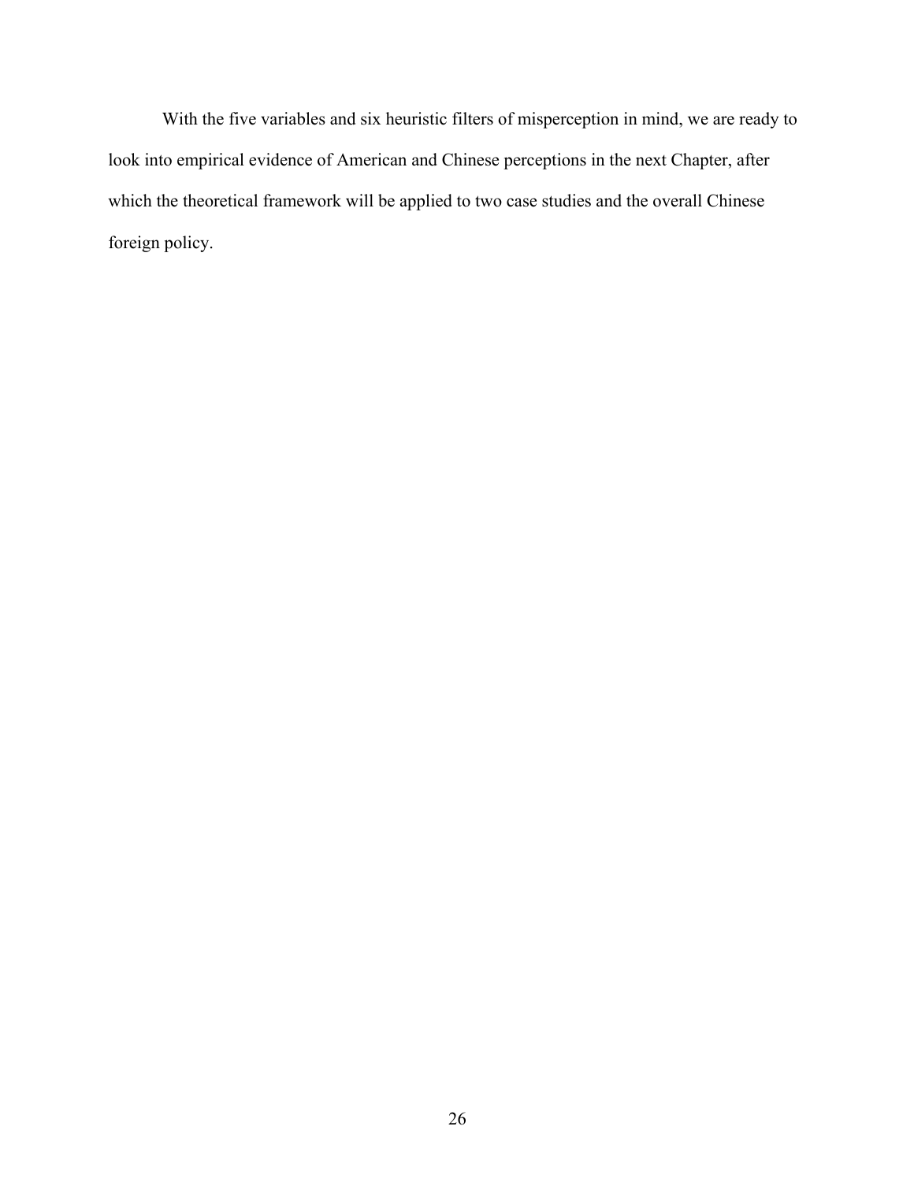With the five variables and six heuristic filters of misperception in mind, we are ready to look into empirical evidence of American and Chinese perceptions in the next Chapter, after which the theoretical framework will be applied to two case studies and the overall Chinese foreign policy.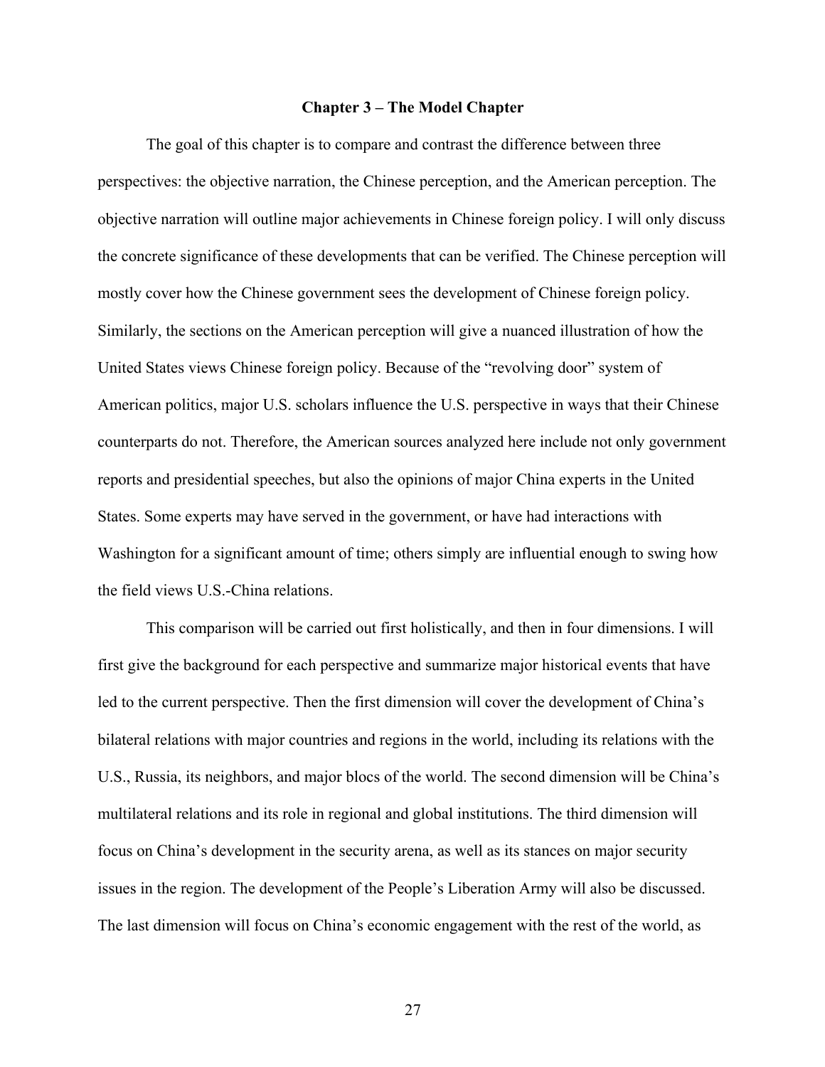## Chapter 3 – The Model Chapter

The goal of this chapter is to compare and contrast the difference between three perspectives: the objective narration, the Chinese perception, and the American perception. The objective narration will outline major achievements in Chinese foreign policy. I will only discuss the concrete significance of these developments that can be verified. The Chinese perception will mostly cover how the Chinese government sees the development of Chinese foreign policy. Similarly, the sections on the American perception will give a nuanced illustration of how the United States views Chinese foreign policy. Because of the "revolving door" system of American politics, major U.S. scholars influence the U.S. perspective in ways that their Chinese counterparts do not. Therefore, the American sources analyzed here include not only government reports and presidential speeches, but also the opinions of major China experts in the United States. Some experts may have served in the government, or have had interactions with Washington for a significant amount of time; others simply are influential enough to swing how the field views U.S.-China relations.

This comparison will be carried out first holistically, and then in four dimensions. I will first give the background for each perspective and summarize major historical events that have led to the current perspective. Then the first dimension will cover the development of China's bilateral relations with major countries and regions in the world, including its relations with the U.S., Russia, its neighbors, and major blocs of the world. The second dimension will be China's multilateral relations and its role in regional and global institutions. The third dimension will focus on China's development in the security arena, as well as its stances on major security issues in the region. The development of the People's Liberation Army will also be discussed. The last dimension will focus on China's economic engagement with the rest of the world, as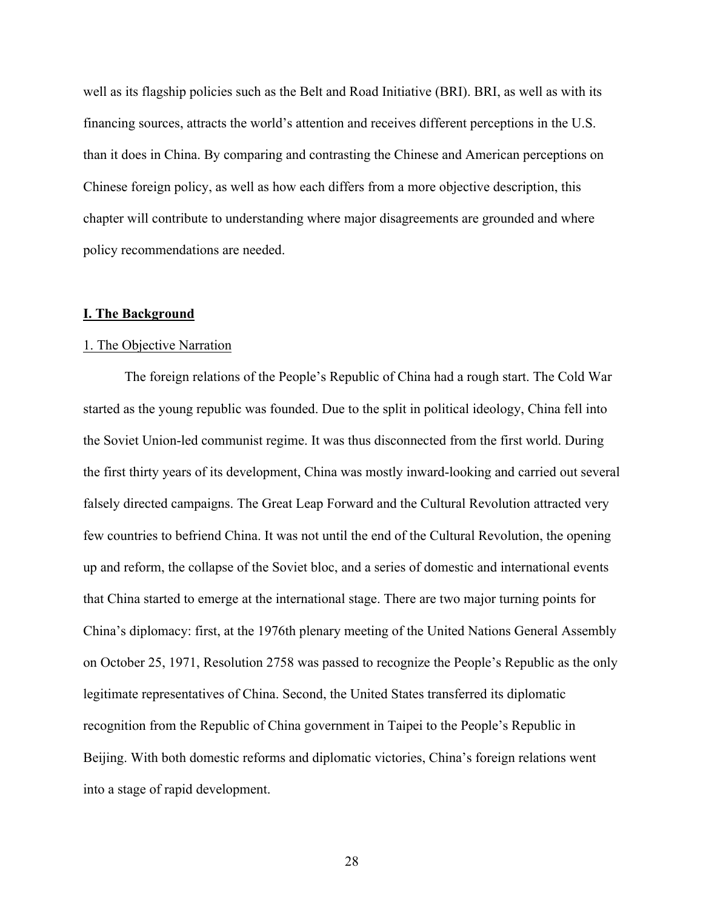well as its flagship policies such as the Belt and Road Initiative (BRI). BRI, as well as with its financing sources, attracts the world's attention and receives different perceptions in the U.S. than it does in China. By comparing and contrasting the Chinese and American perceptions on Chinese foreign policy, as well as how each differs from a more objective description, this chapter will contribute to understanding where major disagreements are grounded and where policy recommendations are needed.

## **I. The Background**

### 1. The Objective Narration

The foreign relations of the People's Republic of China had a rough start. The Cold War started as the young republic was founded. Due to the split in political ideology, China fell into the Soviet Union-led communist regime. It was thus disconnected from the first world. During the first thirty years of its development, China was mostly inward-looking and carried out several falsely directed campaigns. The Great Leap Forward and the Cultural Revolution attracted very few countries to befriend China. It was not until the end of the Cultural Revolution, the opening up and reform, the collapse of the Soviet bloc, and a series of domestic and international events that China started to emerge at the international stage. There are two major turning points for China's diplomacy: first, at the 1976th plenary meeting of the United Nations General Assembly on October 25, 1971, Resolution 2758 was passed to recognize the People's Republic as the only legitimate representatives of China. Second, the United States transferred its diplomatic recognition from the Republic of China government in Taipei to the People's Republic in Beijing. With both domestic reforms and diplomatic victories, China's foreign relations went into a stage of rapid development.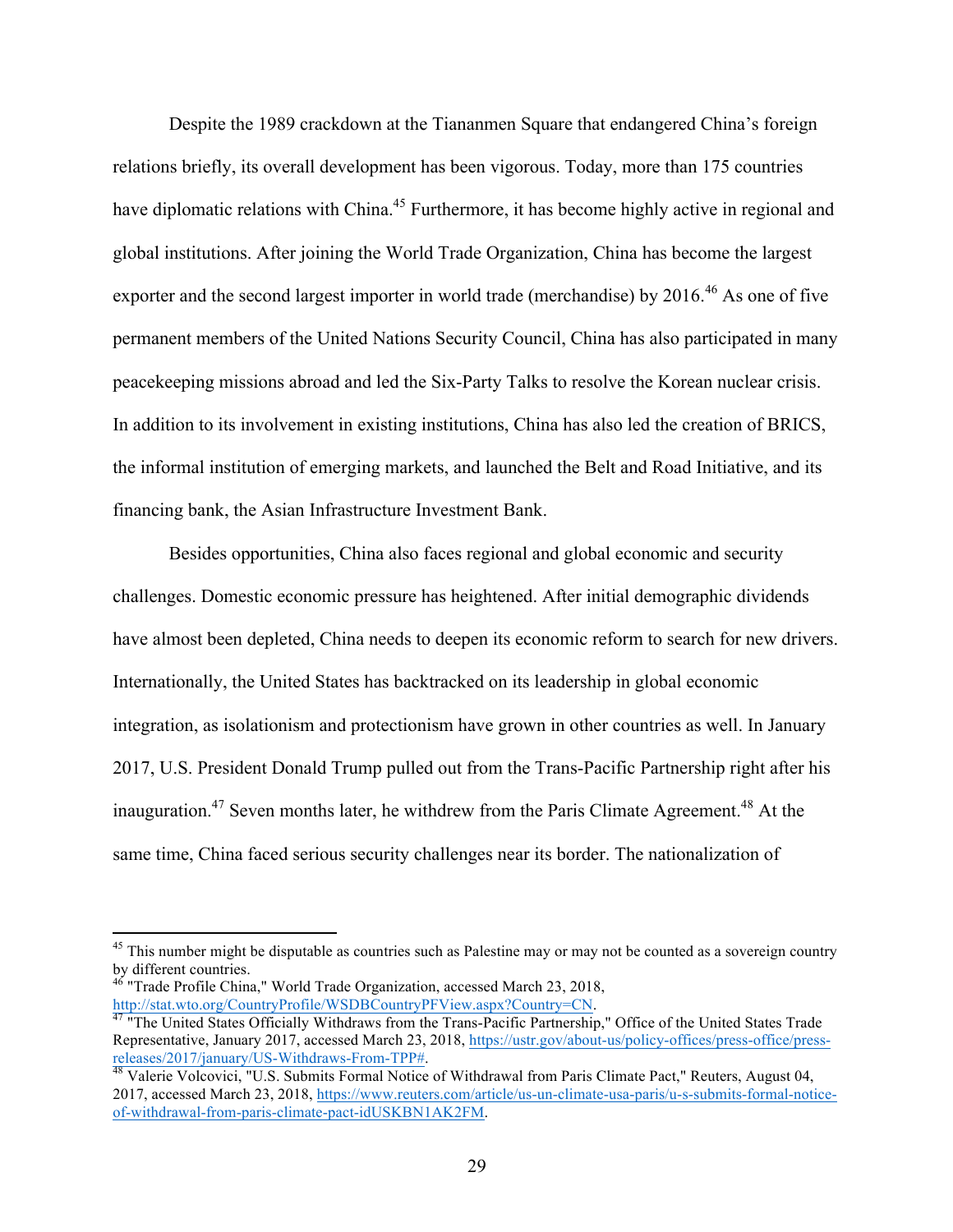Despite the 1989 crackdown at the Tiananmen Square that endangered China's foreign relations briefly, its overall development has been vigorous. Today, more than 175 countries have diplomatic relations with China.[45] Furthermore, it has become highly active in regional and global institutions. After joining the World Trade Organization, China has become the largest exporter and the second largest importer in world trade (merchandise) by 2016.[46] As one of five permanent members of the United Nations Security Council, China has also participated in many peacekeeping missions abroad and led the Six-Party Talks to resolve the Korean nuclear crisis. In addition to its involvement in existing institutions, China has also led the creation of BRICS, the informal institution of emerging markets, and launched the Belt and Road Initiative, and its financing bank, the Asian Infrastructure Investment Bank.

Besides opportunities, China also faces regional and global economic and security challenges. Domestic economic pressure has heightened. After initial demographic dividends have almost been depleted, China needs to deepen its economic reform to search for new drivers. Internationally, the United States has backtracked on its leadership in global economic integration, as isolationism and protectionism have grown in other countries as well. In January 2017, U.S. President Donald Trump pulled out from the Trans-Pacific Partnership right after his inauguration.[47] Seven months later, he withdrew from the Paris Climate Agreement.[48] At the same time, China faced serious security challenges near its border. The nationalization of

---

[45] This number might be disputable as countries such as Palestine may or may not be counted as a sovereign country by different countries.

[46] "Trade Profile China," World Trade Organization, accessed March 23, 2018, http://stat.wto.org/CountryProfile/WSDBCountryPFView.aspx?Country=CN.

[47] "The United States Officially Withdraws from the Trans-Pacific Partnership," Office of the United States Trade Representative, January 2017, accessed March 23, 2018, https://ustr.gov/about-us/policy-offices/press-office/press-releases/2017/january/US-Withdraws-From-TPP#.

[48] Valerie Volcovici, "U.S. Submits Formal Notice of Withdrawal from Paris Climate Pact," Reuters, August 04, 2017, accessed March 23, 2018, https://www.reuters.com/article/us-un-climate-usa-paris/u-s-submits-formal-notice-of-withdrawal-from-paris-climate-pact-idUSKBN1AK2FM.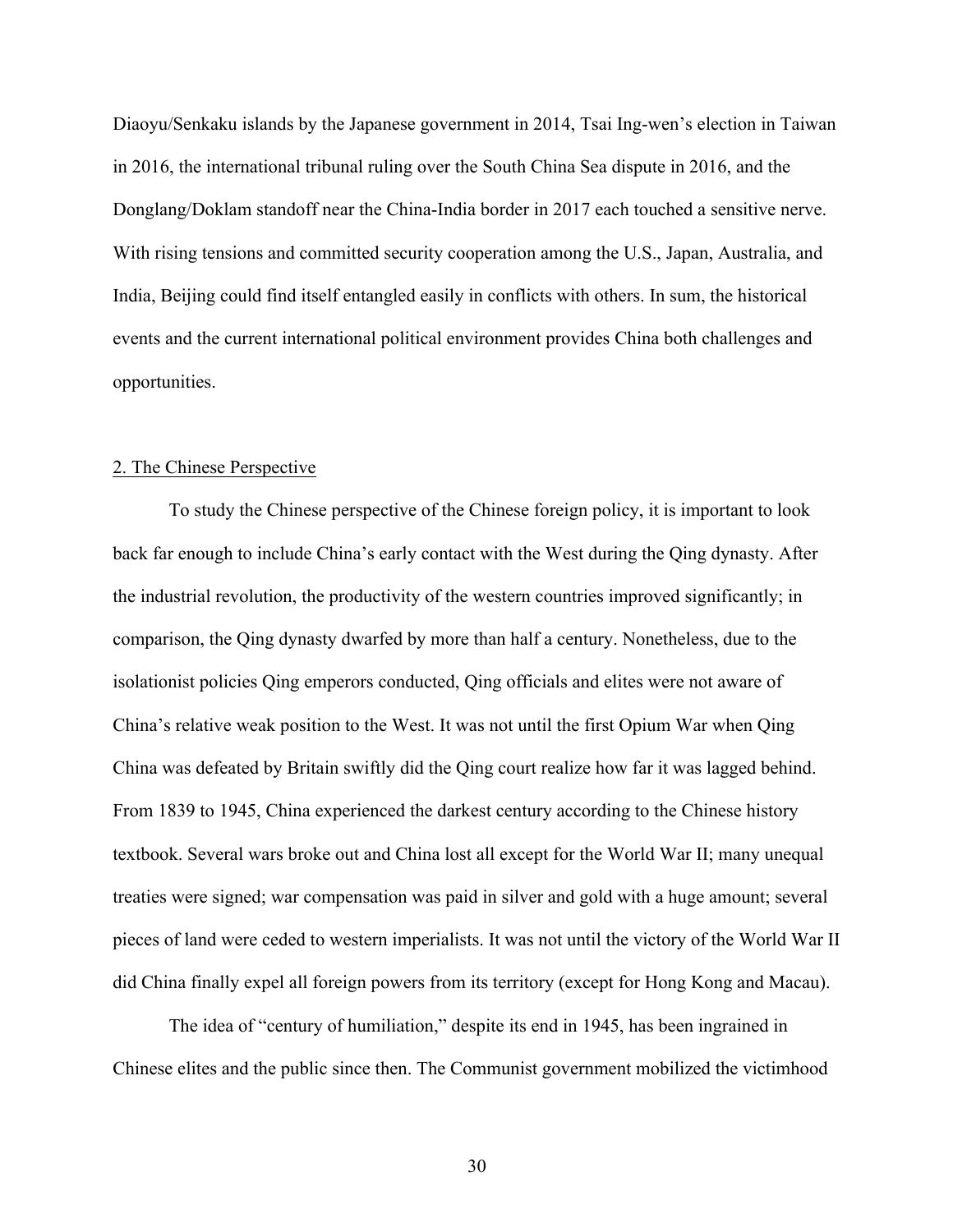Diaoyu/Senkaku islands by the Japanese government in 2014, Tsai Ing-wen's election in Taiwan in 2016, the international tribunal ruling over the South China Sea dispute in 2016, and the Donglang/Doklam standoff near the China-India border in 2017 each touched a sensitive nerve. With rising tensions and committed security cooperation among the U.S., Japan, Australia, and India, Beijing could find itself entangled easily in conflicts with others. In sum, the historical events and the current international political environment provides China both challenges and opportunities.

## 2. The Chinese Perspective

To study the Chinese perspective of the Chinese foreign policy, it is important to look back far enough to include China's early contact with the West during the Qing dynasty. After the industrial revolution, the productivity of the western countries improved significantly; in comparison, the Qing dynasty dwarfed by more than half a century. Nonetheless, due to the isolationist policies Qing emperors conducted, Qing officials and elites were not aware of China's relative weak position to the West. It was not until the first Opium War when Qing China was defeated by Britain swiftly did the Qing court realize how far it was lagged behind. From 1839 to 1945, China experienced the darkest century according to the Chinese history textbook. Several wars broke out and China lost all except for the World War II; many unequal treaties were signed; war compensation was paid in silver and gold with a huge amount; several pieces of land were ceded to western imperialists. It was not until the victory of the World War II did China finally expel all foreign powers from its territory (except for Hong Kong and Macau).

The idea of "century of humiliation," despite its end in 1945, has been ingrained in Chinese elites and the public since then. The Communist government mobilized the victimhood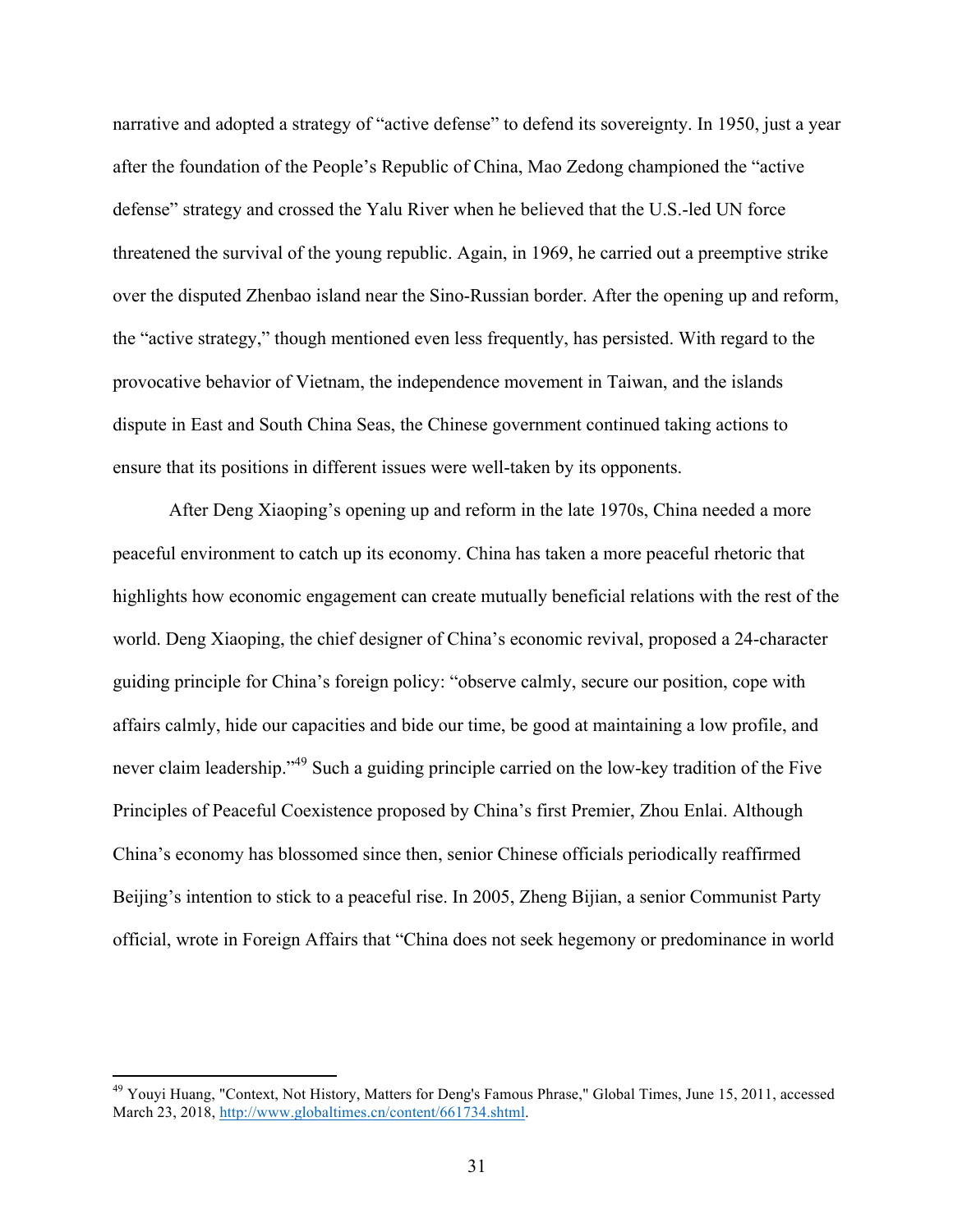narrative and adopted a strategy of "active defense" to defend its sovereignty. In 1950, just a year after the foundation of the People's Republic of China, Mao Zedong championed the "active defense" strategy and crossed the Yalu River when he believed that the U.S.-led UN force threatened the survival of the young republic. Again, in 1969, he carried out a preemptive strike over the disputed Zhenbao island near the Sino-Russian border. After the opening up and reform, the "active strategy," though mentioned even less frequently, has persisted. With regard to the provocative behavior of Vietnam, the independence movement in Taiwan, and the islands dispute in East and South China Seas, the Chinese government continued taking actions to ensure that its positions in different issues were well-taken by its opponents.

After Deng Xiaoping's opening up and reform in the late 1970s, China needed a more peaceful environment to catch up its economy. China has taken a more peaceful rhetoric that highlights how economic engagement can create mutually beneficial relations with the rest of the world. Deng Xiaoping, the chief designer of China's economic revival, proposed a 24-character guiding principle for China's foreign policy: "observe calmly, secure our position, cope with affairs calmly, hide our capacities and bide our time, be good at maintaining a low profile, and never claim leadership."[49] Such a guiding principle carried on the low-key tradition of the Five Principles of Peaceful Coexistence proposed by China's first Premier, Zhou Enlai. Although China's economy has blossomed since then, senior Chinese officials periodically reaffirmed Beijing's intention to stick to a peaceful rise. In 2005, Zheng Bijian, a senior Communist Party official, wrote in Foreign Affairs that "China does not seek hegemony or predominance in world

---

[49] Youyi Huang, "Context, Not History, Matters for Deng's Famous Phrase," Global Times, June 15, 2011, accessed March 23, 2018, http://www.globaltimes.cn/content/661734.shtml.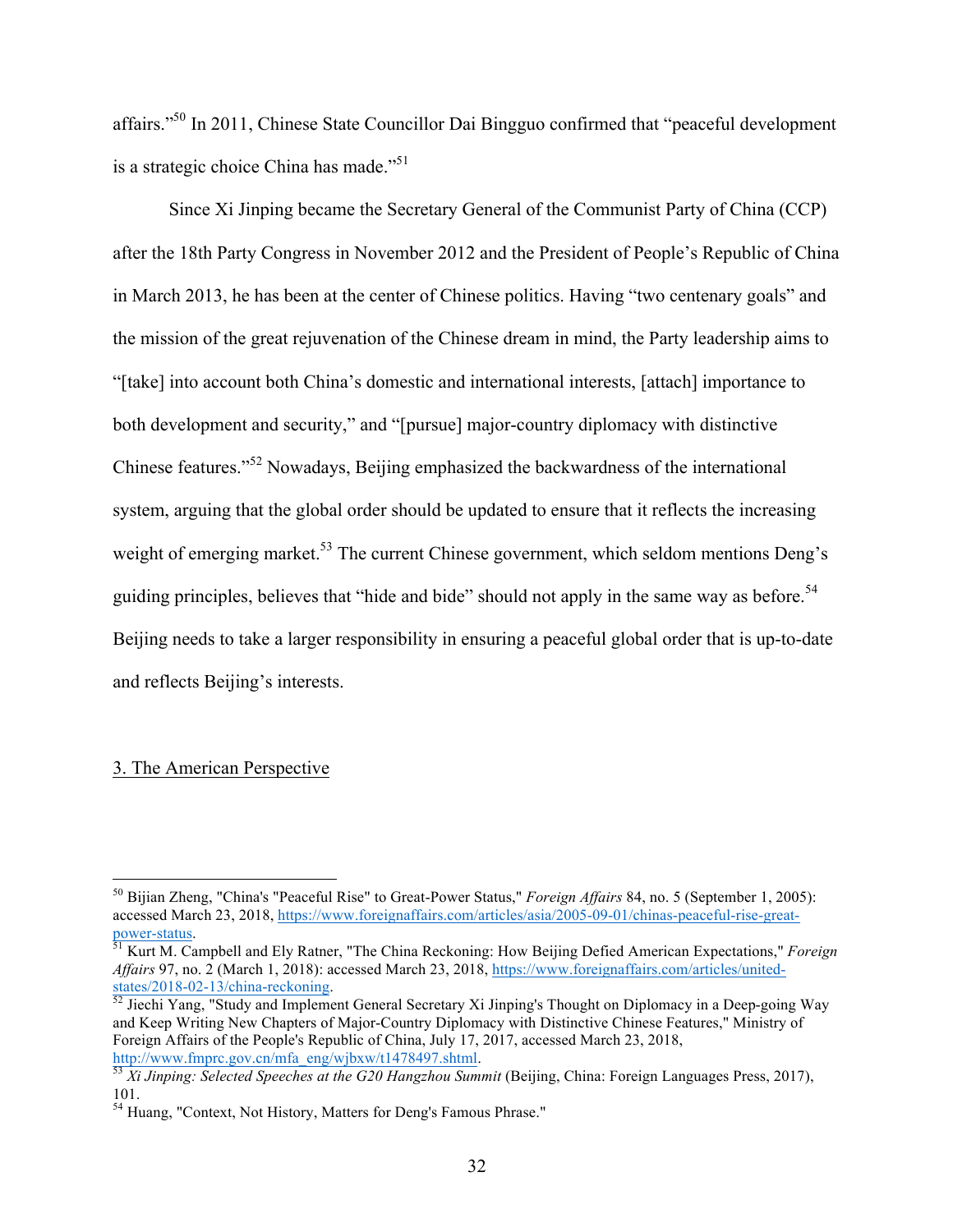affairs."[50] In 2011, Chinese State Councillor Dai Bingguo confirmed that "peaceful development is a strategic choice China has made."[51]

Since Xi Jinping became the Secretary General of the Communist Party of China (CCP) after the 18th Party Congress in November 2012 and the President of People's Republic of China in March 2013, he has been at the center of Chinese politics. Having "two centenary goals" and the mission of the great rejuvenation of the Chinese dream in mind, the Party leadership aims to "[take] into account both China's domestic and international interests, [attach] importance to both development and security," and "[pursue] major-country diplomacy with distinctive Chinese features."[52] Nowadays, Beijing emphasized the backwardness of the international system, arguing that the global order should be updated to ensure that it reflects the increasing weight of emerging market.[53] The current Chinese government, which seldom mentions Deng's guiding principles, believes that "hide and bide" should not apply in the same way as before.[54] Beijing needs to take a larger responsibility in ensuring a peaceful global order that is up-to-date and reflects Beijing's interests.

## 3. The American Perspective

---

[50] Bijian Zheng, "China's "Peaceful Rise" to Great-Power Status," *Foreign Affairs* 84, no. 5 (September 1, 2005): accessed March 23, 2018, https://www.foreignaffairs.com/articles/asia/2005-09-01/chinas-peaceful-rise-great-power-status.

[51] Kurt M. Campbell and Ely Ratner, "The China Reckoning: How Beijing Defied American Expectations," *Foreign Affairs* 97, no. 2 (March 1, 2018): accessed March 23, 2018, https://www.foreignaffairs.com/articles/united-states/2018-02-13/china-reckoning.

[52] Jiechi Yang, "Study and Implement General Secretary Xi Jinping's Thought on Diplomacy in a Deep-going Way and Keep Writing New Chapters of Major-Country Diplomacy with Distinctive Chinese Features," Ministry of Foreign Affairs of the People's Republic of China, July 17, 2017, accessed March 23, 2018, http://www.fmprc.gov.cn/mfa_eng/wjbxw/t1478497.shtml.

[53] *Xi Jinping: Selected Speeches at the G20 Hangzhou Summit* (Beijing, China: Foreign Languages Press, 2017), 101.

[54] Huang, "Context, Not History, Matters for Deng's Famous Phrase."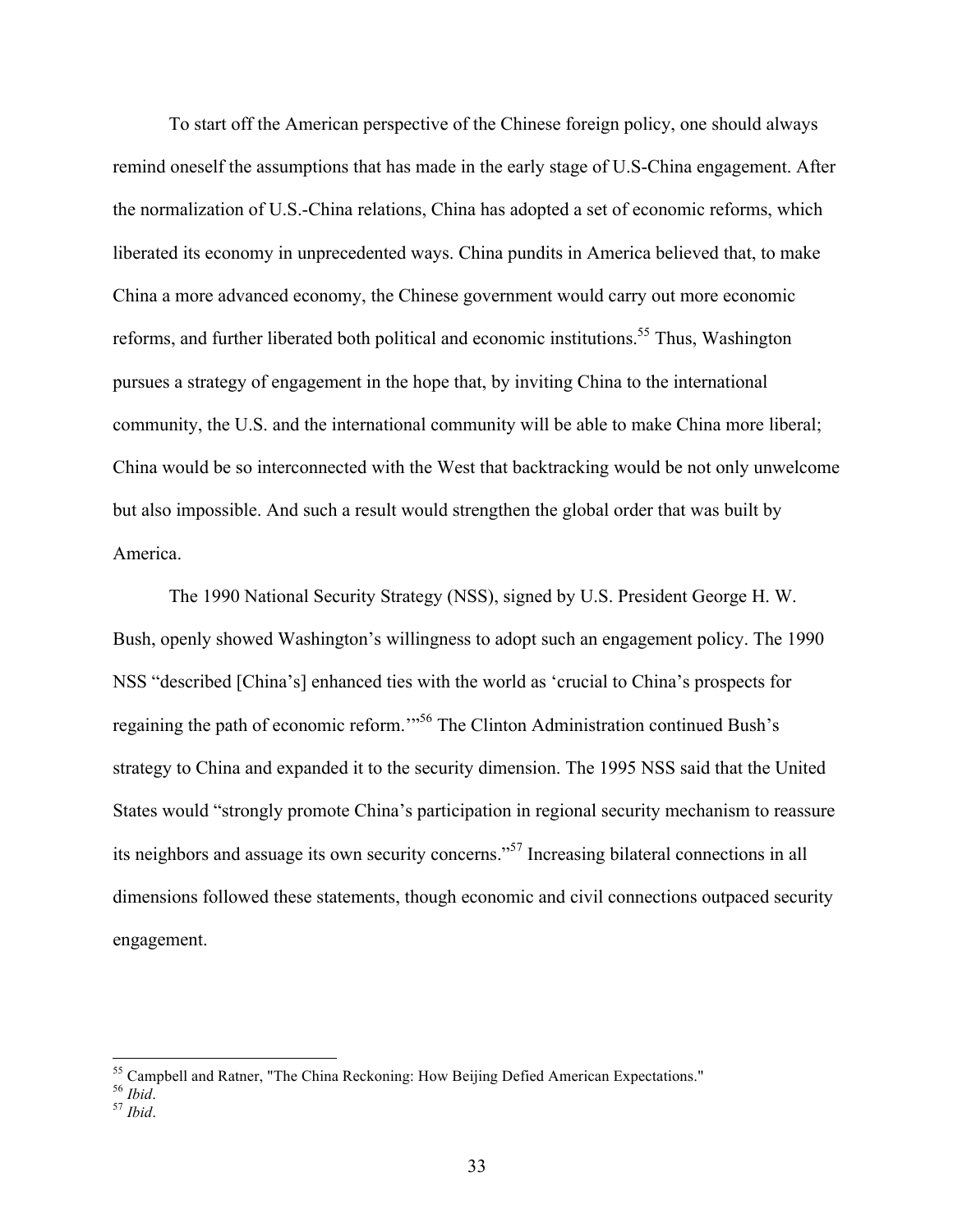To start off the American perspective of the Chinese foreign policy, one should always remind oneself the assumptions that has made in the early stage of U.S-China engagement. After the normalization of U.S.-China relations, China has adopted a set of economic reforms, which liberated its economy in unprecedented ways. China pundits in America believed that, to make China a more advanced economy, the Chinese government would carry out more economic reforms, and further liberated both political and economic institutions.[55] Thus, Washington pursues a strategy of engagement in the hope that, by inviting China to the international community, the U.S. and the international community will be able to make China more liberal; China would be so interconnected with the West that backtracking would be not only unwelcome but also impossible. And such a result would strengthen the global order that was built by America.

The 1990 National Security Strategy (NSS), signed by U.S. President George H. W. Bush, openly showed Washington's willingness to adopt such an engagement policy. The 1990 NSS "described [China's] enhanced ties with the world as 'crucial to China's prospects for regaining the path of economic reform.'"[56] The Clinton Administration continued Bush's strategy to China and expanded it to the security dimension. The 1995 NSS said that the United States would "strongly promote China's participation in regional security mechanism to reassure its neighbors and assuage its own security concerns."[57] Increasing bilateral connections in all dimensions followed these statements, though economic and civil connections outpaced security engagement.

---

[55] Campbell and Ratner, "The China Reckoning: How Beijing Defied American Expectations."

[56] *Ibid*.

[57] *Ibid*.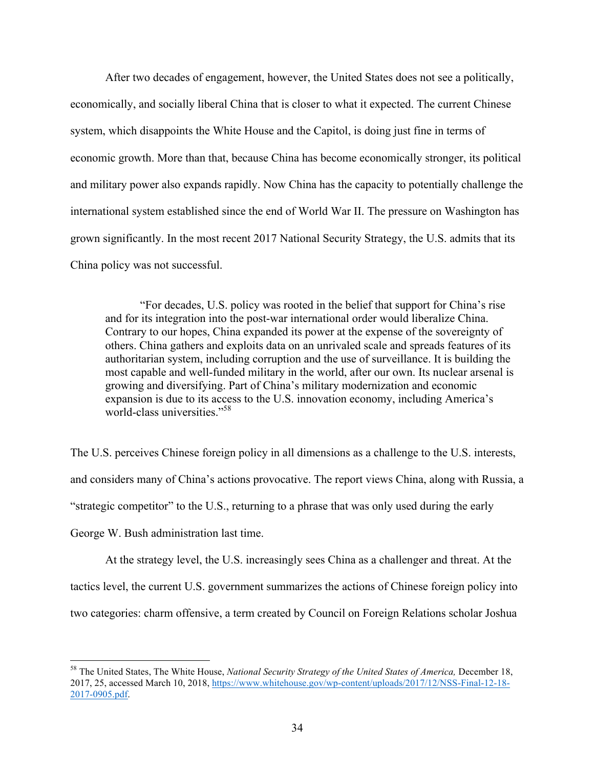After two decades of engagement, however, the United States does not see a politically, economically, and socially liberal China that is closer to what it expected. The current Chinese system, which disappoints the White House and the Capitol, is doing just fine in terms of economic growth. More than that, because China has become economically stronger, its political and military power also expands rapidly. Now China has the capacity to potentially challenge the international system established since the end of World War II. The pressure on Washington has grown significantly. In the most recent 2017 National Security Strategy, the U.S. admits that its China policy was not successful.

> "For decades, U.S. policy was rooted in the belief that support for China's rise and for its integration into the post-war international order would liberalize China. Contrary to our hopes, China expanded its power at the expense of the sovereignty of others. China gathers and exploits data on an unrivaled scale and spreads features of its authoritarian system, including corruption and the use of surveillance. It is building the most capable and well-funded military in the world, after our own. Its nuclear arsenal is growing and diversifying. Part of China's military modernization and economic expansion is due to its access to the U.S. innovation economy, including America's world-class universities."[58]

The U.S. perceives Chinese foreign policy in all dimensions as a challenge to the U.S. interests, and considers many of China's actions provocative. The report views China, along with Russia, a "strategic competitor" to the U.S., returning to a phrase that was only used during the early George W. Bush administration last time.

At the strategy level, the U.S. increasingly sees China as a challenger and threat. At the tactics level, the current U.S. government summarizes the actions of Chinese foreign policy into two categories: charm offensive, a term created by Council on Foreign Relations scholar Joshua

---

[58] The United States, The White House, *National Security Strategy of the United States of America,* December 18, 2017, 25, accessed March 10, 2018, https://www.whitehouse.gov/wp-content/uploads/2017/12/NSS-Final-12-18-2017-0905.pdf.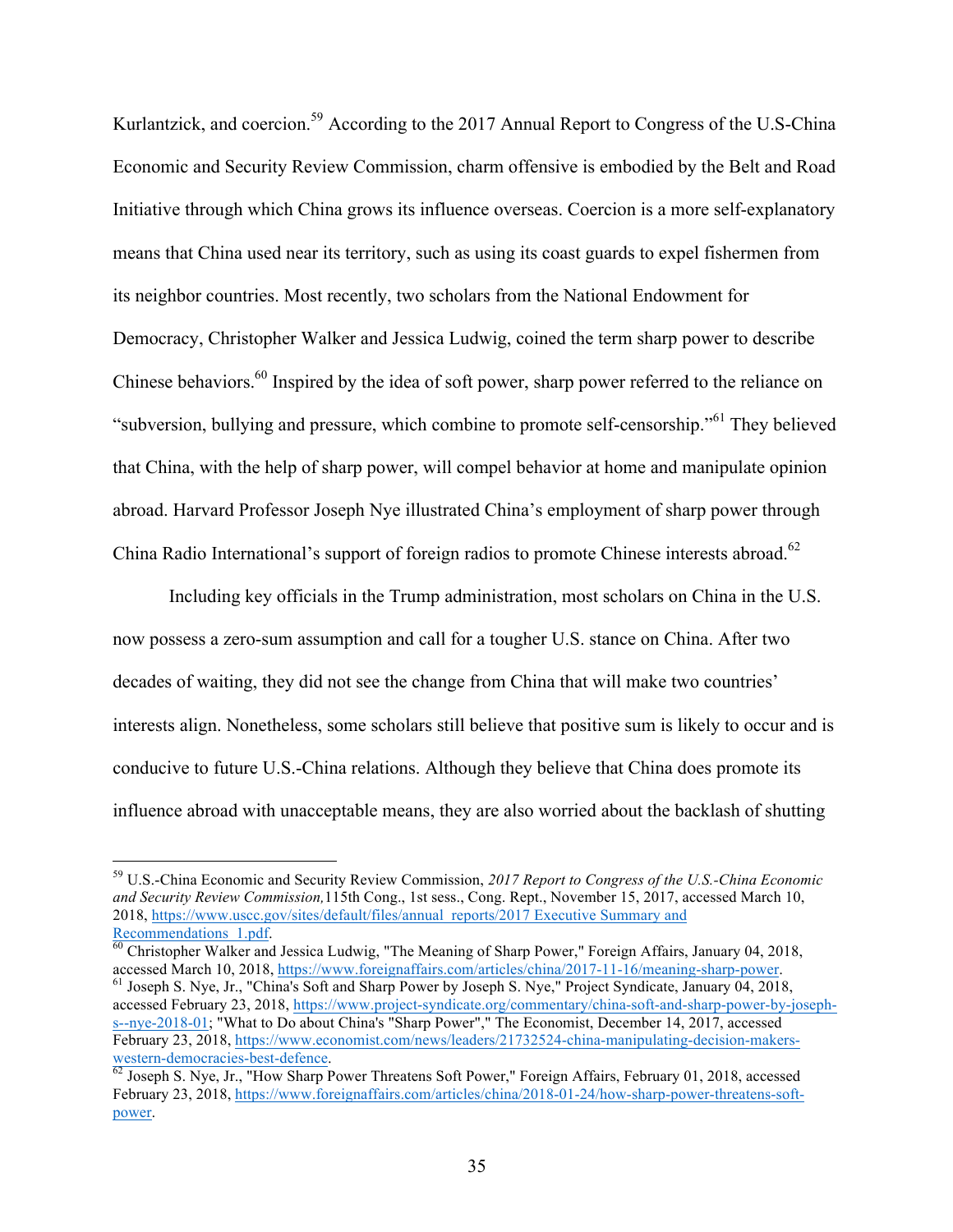Kurlantzick, and coercion.[59] According to the 2017 Annual Report to Congress of the U.S-China Economic and Security Review Commission, charm offensive is embodied by the Belt and Road Initiative through which China grows its influence overseas. Coercion is a more self-explanatory means that China used near its territory, such as using its coast guards to expel fishermen from its neighbor countries. Most recently, two scholars from the National Endowment for Democracy, Christopher Walker and Jessica Ludwig, coined the term sharp power to describe Chinese behaviors.[60] Inspired by the idea of soft power, sharp power referred to the reliance on "subversion, bullying and pressure, which combine to promote self-censorship."[61] They believed that China, with the help of sharp power, will compel behavior at home and manipulate opinion abroad. Harvard Professor Joseph Nye illustrated China's employment of sharp power through China Radio International's support of foreign radios to promote Chinese interests abroad.[62]

Including key officials in the Trump administration, most scholars on China in the U.S. now possess a zero-sum assumption and call for a tougher U.S. stance on China. After two decades of waiting, they did not see the change from China that will make two countries' interests align. Nonetheless, some scholars still believe that positive sum is likely to occur and is conducive to future U.S.-China relations. Although they believe that China does promote its influence abroad with unacceptable means, they are also worried about the backlash of shutting

---

[59] U.S.-China Economic and Security Review Commission, *2017 Report to Congress of the U.S.-China Economic and Security Review Commission,*115th Cong., 1st sess., Cong. Rept., November 15, 2017, accessed March 10, 2018, https://www.uscc.gov/sites/default/files/annual_reports/2017 Executive Summary and Recommendations_1.pdf.

[60] Christopher Walker and Jessica Ludwig, "The Meaning of Sharp Power," Foreign Affairs, January 04, 2018, accessed March 10, 2018, https://www.foreignaffairs.com/articles/china/2017-11-16/meaning-sharp-power.

[61] Joseph S. Nye, Jr., "China's Soft and Sharp Power by Joseph S. Nye," Project Syndicate, January 04, 2018, accessed February 23, 2018, https://www.project-syndicate.org/commentary/china-soft-and-sharp-power-by-joseph-s--nye-2018-01; "What to Do about China's "Sharp Power"," The Economist, December 14, 2017, accessed February 23, 2018, https://www.economist.com/news/leaders/21732524-china-manipulating-decision-makers-western-democracies-best-defence.

[62] Joseph S. Nye, Jr., "How Sharp Power Threatens Soft Power," Foreign Affairs, February 01, 2018, accessed February 23, 2018, https://www.foreignaffairs.com/articles/china/2018-01-24/how-sharp-power-threatens-soft-power.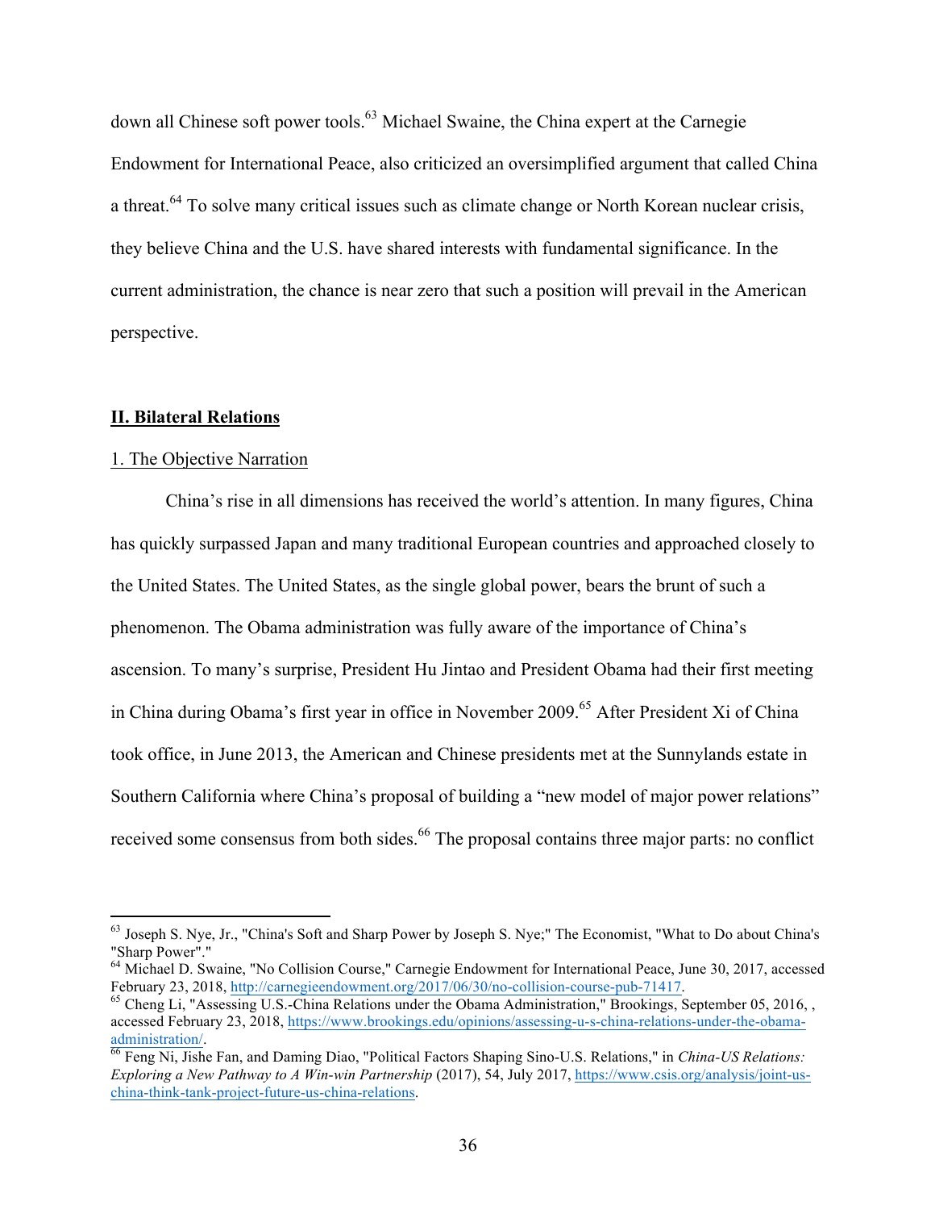down all Chinese soft power tools.[63] Michael Swaine, the China expert at the Carnegie Endowment for International Peace, also criticized an oversimplified argument that called China a threat.[64] To solve many critical issues such as climate change or North Korean nuclear crisis, they believe China and the U.S. have shared interests with fundamental significance. In the current administration, the chance is near zero that such a position will prevail in the American perspective.

## **II. Bilateral Relations**

### 1. The Objective Narration

China's rise in all dimensions has received the world's attention. In many figures, China has quickly surpassed Japan and many traditional European countries and approached closely to the United States. The United States, as the single global power, bears the brunt of such a phenomenon. The Obama administration was fully aware of the importance of China's ascension. To many's surprise, President Hu Jintao and President Obama had their first meeting in China during Obama's first year in office in November 2009.[65] After President Xi of China took office, in June 2013, the American and Chinese presidents met at the Sunnylands estate in Southern California where China's proposal of building a "new model of major power relations" received some consensus from both sides.[66] The proposal contains three major parts: no conflict

---

[63] Joseph S. Nye, Jr., "China's Soft and Sharp Power by Joseph S. Nye;" The Economist, "What to Do about China's "Sharp Power"."

[64] Michael D. Swaine, "No Collision Course," Carnegie Endowment for International Peace, June 30, 2017, accessed February 23, 2018, http://carnegieendowment.org/2017/06/30/no-collision-course-pub-71417.

[65] Cheng Li, "Assessing U.S.-China Relations under the Obama Administration," Brookings, September 05, 2016, , accessed February 23, 2018, https://www.brookings.edu/opinions/assessing-u-s-china-relations-under-the-obama-administration/.

[66] Feng Ni, Jishe Fan, and Daming Diao, "Political Factors Shaping Sino-U.S. Relations," in *China-US Relations: Exploring a New Pathway to A Win-win Partnership* (2017), 54, July 2017, https://www.csis.org/analysis/joint-us-china-think-tank-project-future-us-china-relations.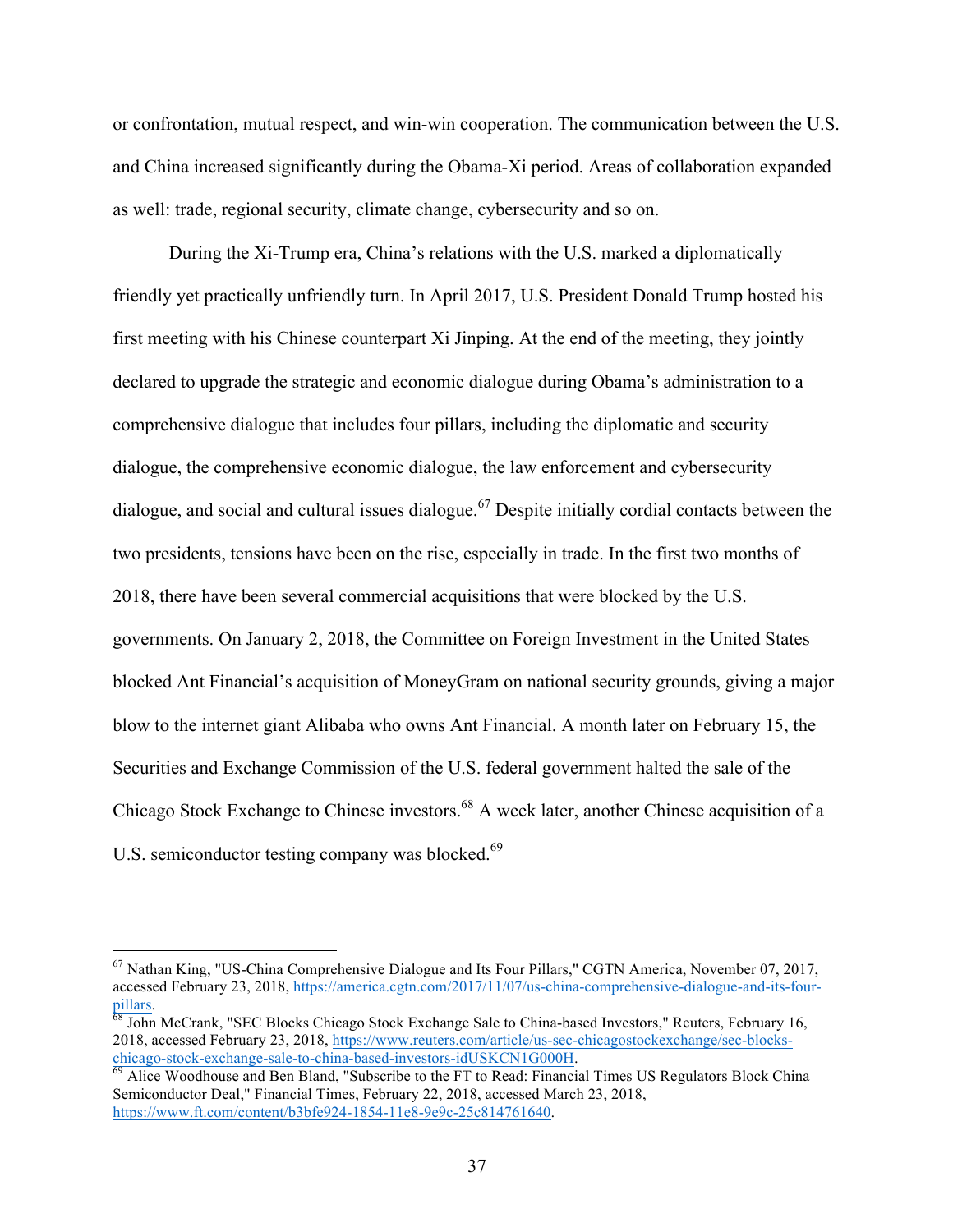or confrontation, mutual respect, and win-win cooperation. The communication between the U.S. and China increased significantly during the Obama-Xi period. Areas of collaboration expanded as well: trade, regional security, climate change, cybersecurity and so on.

During the Xi-Trump era, China's relations with the U.S. marked a diplomatically friendly yet practically unfriendly turn. In April 2017, U.S. President Donald Trump hosted his first meeting with his Chinese counterpart Xi Jinping. At the end of the meeting, they jointly declared to upgrade the strategic and economic dialogue during Obama's administration to a comprehensive dialogue that includes four pillars, including the diplomatic and security dialogue, the comprehensive economic dialogue, the law enforcement and cybersecurity dialogue, and social and cultural issues dialogue.[67] Despite initially cordial contacts between the two presidents, tensions have been on the rise, especially in trade. In the first two months of 2018, there have been several commercial acquisitions that were blocked by the U.S. governments. On January 2, 2018, the Committee on Foreign Investment in the United States blocked Ant Financial's acquisition of MoneyGram on national security grounds, giving a major blow to the internet giant Alibaba who owns Ant Financial. A month later on February 15, the Securities and Exchange Commission of the U.S. federal government halted the sale of the Chicago Stock Exchange to Chinese investors.[68] A week later, another Chinese acquisition of a U.S. semiconductor testing company was blocked.[69]

---

[67] Nathan King, "US-China Comprehensive Dialogue and Its Four Pillars," CGTN America, November 07, 2017, accessed February 23, 2018, https://america.cgtn.com/2017/11/07/us-china-comprehensive-dialogue-and-its-four-pillars.

[68] John McCrank, "SEC Blocks Chicago Stock Exchange Sale to China-based Investors," Reuters, February 16, 2018, accessed February 23, 2018, https://www.reuters.com/article/us-sec-chicagostockexchange/sec-blocks-chicago-stock-exchange-sale-to-china-based-investors-idUSKCN1G000H.

[69] Alice Woodhouse and Ben Bland, "Subscribe to the FT to Read: Financial Times US Regulators Block China Semiconductor Deal," Financial Times, February 22, 2018, accessed March 23, 2018, https://www.ft.com/content/b3bfe924-1854-11e8-9e9c-25c814761640.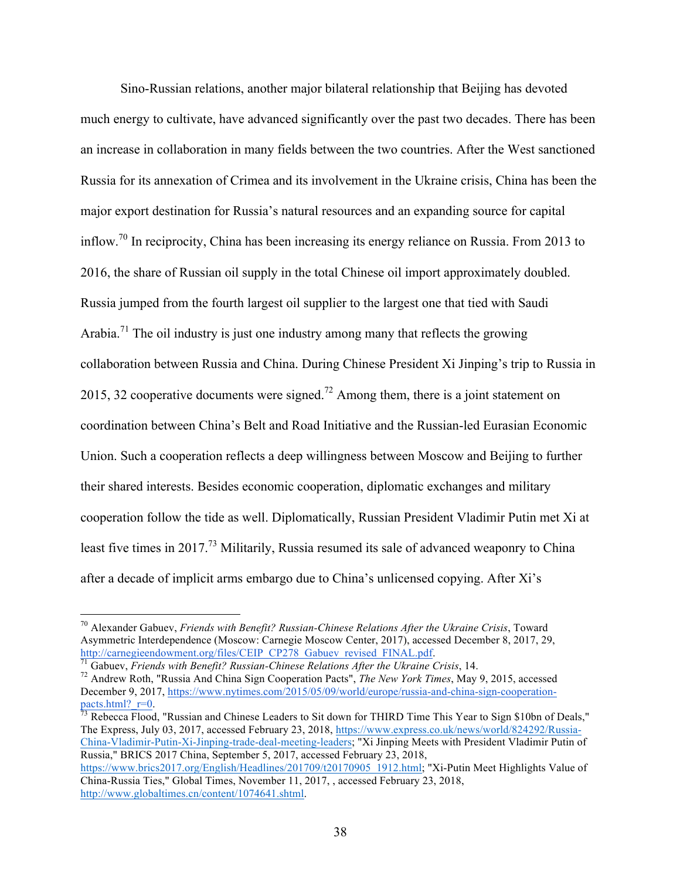Sino-Russian relations, another major bilateral relationship that Beijing has devoted much energy to cultivate, have advanced significantly over the past two decades. There has been an increase in collaboration in many fields between the two countries. After the West sanctioned Russia for its annexation of Crimea and its involvement in the Ukraine crisis, China has been the major export destination for Russia's natural resources and an expanding source for capital inflow.[70] In reciprocity, China has been increasing its energy reliance on Russia. From 2013 to 2016, the share of Russian oil supply in the total Chinese oil import approximately doubled. Russia jumped from the fourth largest oil supplier to the largest one that tied with Saudi Arabia.[71] The oil industry is just one industry among many that reflects the growing collaboration between Russia and China. During Chinese President Xi Jinping's trip to Russia in 2015, 32 cooperative documents were signed.[72] Among them, there is a joint statement on coordination between China's Belt and Road Initiative and the Russian-led Eurasian Economic Union. Such a cooperation reflects a deep willingness between Moscow and Beijing to further their shared interests. Besides economic cooperation, diplomatic exchanges and military cooperation follow the tide as well. Diplomatically, Russian President Vladimir Putin met Xi at least five times in 2017.[73] Militarily, Russia resumed its sale of advanced weaponry to China after a decade of implicit arms embargo due to China's unlicensed copying. After Xi's

---

[70] Alexander Gabuev, *Friends with Benefit? Russian-Chinese Relations After the Ukraine Crisis*, Toward Asymmetric Interdependence (Moscow: Carnegie Moscow Center, 2017), accessed December 8, 2017, 29, http://carnegieendowment.org/files/CEIP_CP278_Gabuev_revised_FINAL.pdf.

[71] Gabuev, *Friends with Benefit? Russian-Chinese Relations After the Ukraine Crisis*, 14.

[72] Andrew Roth, "Russia And China Sign Cooperation Pacts", *The New York Times*, May 9, 2015, accessed December 9, 2017, https://www.nytimes.com/2015/05/09/world/europe/russia-and-china-sign-cooperation-pacts.html?_r=0.

[73] Rebecca Flood, "Russian and Chinese Leaders to Sit down for THIRD Time This Year to Sign $10bn of Deals," The Express, July 03, 2017, accessed February 23, 2018, https://www.express.co.uk/news/world/824292/Russia-China-Vladimir-Putin-Xi-Jinping-trade-deal-meeting-leaders; "Xi Jinping Meets with President Vladimir Putin of Russia," BRICS 2017 China, September 5, 2017, accessed February 23, 2018, https://www.brics2017.org/English/Headlines/201709/t20170905_1912.html; "Xi-Putin Meet Highlights Value of China-Russia Ties," Global Times, November 11, 2017, , accessed February 23, 2018, http://www.globaltimes.cn/content/1074641.shtml.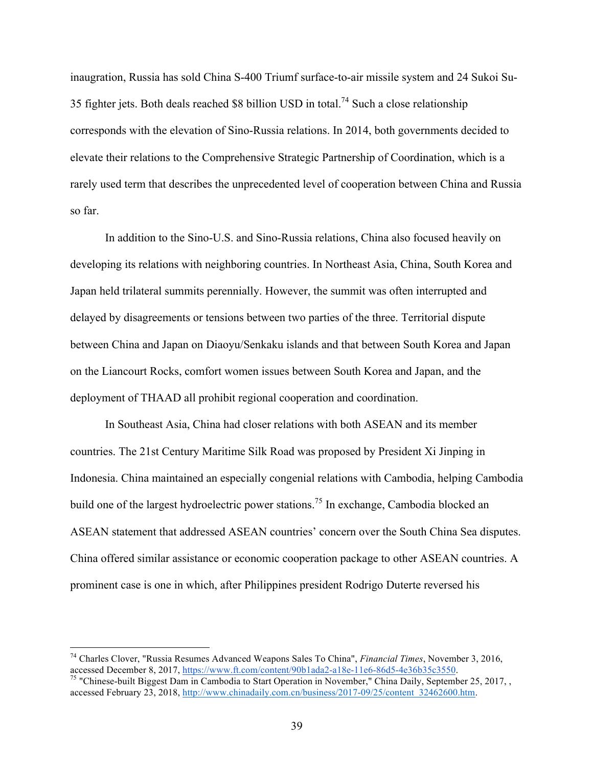inauguration, Russia has sold China S-400 Triumf surface-to-air missile system and 24 Sukoi Su-35 fighter jets. Both deals reached $8 billion USD in total.[74] Such a close relationship corresponds with the elevation of Sino-Russia relations. In 2014, both governments decided to elevate their relations to the Comprehensive Strategic Partnership of Coordination, which is a rarely used term that describes the unprecedented level of cooperation between China and Russia so far.

In addition to the Sino-U.S. and Sino-Russia relations, China also focused heavily on developing its relations with neighboring countries. In Northeast Asia, China, South Korea and Japan held trilateral summits perennially. However, the summit was often interrupted and delayed by disagreements or tensions between two parties of the three. Territorial dispute between China and Japan on Diaoyu/Senkaku islands and that between South Korea and Japan on the Liancourt Rocks, comfort women issues between South Korea and Japan, and the deployment of THAAD all prohibit regional cooperation and coordination.

In Southeast Asia, China had closer relations with both ASEAN and its member countries. The 21st Century Maritime Silk Road was proposed by President Xi Jinping in Indonesia. China maintained an especially congenial relations with Cambodia, helping Cambodia build one of the largest hydroelectric power stations.[75] In exchange, Cambodia blocked an ASEAN statement that addressed ASEAN countries' concern over the South China Sea disputes. China offered similar assistance or economic cooperation package to other ASEAN countries. A prominent case is one in which, after Philippines president Rodrigo Duterte reversed his

---

[74] Charles Clover, "Russia Resumes Advanced Weapons Sales To China", *Financial Times*, November 3, 2016, accessed December 8, 2017, https://www.ft.com/content/90b1ada2-a18e-11e6-86d5-4e36b35c3550.

[75] "Chinese-built Biggest Dam in Cambodia to Start Operation in November," China Daily, September 25, 2017, , accessed February 23, 2018, http://www.chinadaily.com.cn/business/2017-09/25/content_32462600.htm.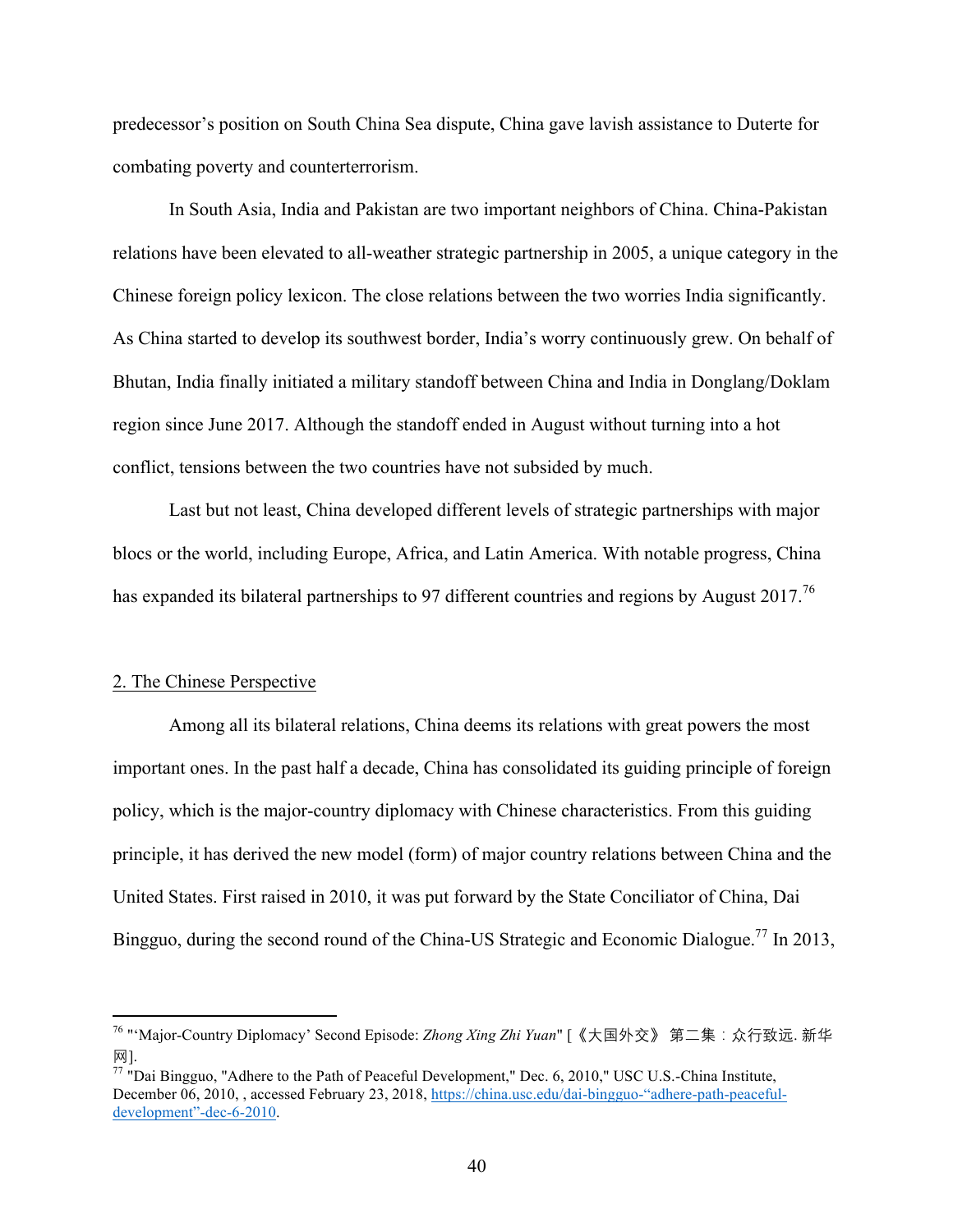predecessor's position on South China Sea dispute, China gave lavish assistance to Duterte for combating poverty and counterterrorism.

In South Asia, India and Pakistan are two important neighbors of China. China-Pakistan relations have been elevated to all-weather strategic partnership in 2005, a unique category in the Chinese foreign policy lexicon. The close relations between the two worries India significantly. As China started to develop its southwest border, India's worry continuously grew. On behalf of Bhutan, India finally initiated a military standoff between China and India in Donglang/Doklam region since June 2017. Although the standoff ended in August without turning into a hot conflict, tensions between the two countries have not subsided by much.

Last but not least, China developed different levels of strategic partnerships with major blocs or the world, including Europe, Africa, and Latin America. With notable progress, China has expanded its bilateral partnerships to 97 different countries and regions by August 2017.[76]

## 2. The Chinese Perspective

Among all its bilateral relations, China deems its relations with great powers the most important ones. In the past half a decade, China has consolidated its guiding principle of foreign policy, which is the major-country diplomacy with Chinese characteristics. From this guiding principle, it has derived the new model (form) of major country relations between China and the United States. First raised in 2010, it was put forward by the State Conciliator of China, Dai Bingguo, during the second round of the China-US Strategic and Economic Dialogue.[77] In 2013,

---

[76] "'Major-Country Diplomacy' Second Episode: *Zhong Xing Zhi Yuan*" [《大国外交》 第二集：众行致远. 新华网].

[77] "Dai Bingguo, "Adhere to the Path of Peaceful Development," Dec. 6, 2010," USC U.S.-China Institute, December 06, 2010, , accessed February 23, 2018, https://china.usc.edu/dai-bingguo-"adhere-path-peaceful-development"-dec-6-2010.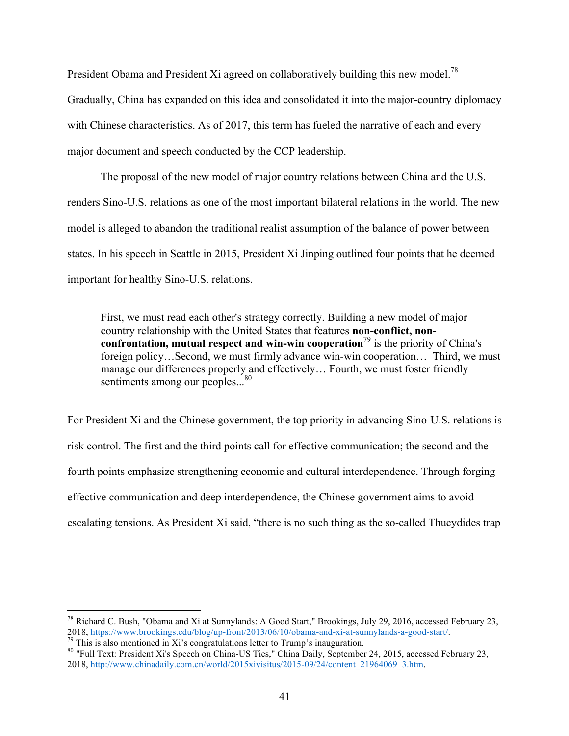President Obama and President Xi agreed on collaboratively building this new model.[78] Gradually, China has expanded on this idea and consolidated it into the major-country diplomacy with Chinese characteristics. As of 2017, this term has fueled the narrative of each and every major document and speech conducted by the CCP leadership.

The proposal of the new model of major country relations between China and the U.S. renders Sino-U.S. relations as one of the most important bilateral relations in the world. The new model is alleged to abandon the traditional realist assumption of the balance of power between states. In his speech in Seattle in 2015, President Xi Jinping outlined four points that he deemed important for healthy Sino-U.S. relations.

> First, we must read each other's strategy correctly. Building a new model of major country relationship with the United States that features **non-conflict, non-confrontation, mutual respect and win-win cooperation**[79] is the priority of China's foreign policy…Second, we must firmly advance win-win cooperation… Third, we must manage our differences properly and effectively… Fourth, we must foster friendly sentiments among our peoples...[80]

For President Xi and the Chinese government, the top priority in advancing Sino-U.S. relations is risk control. The first and the third points call for effective communication; the second and the fourth points emphasize strengthening economic and cultural interdependence. Through forging effective communication and deep interdependence, the Chinese government aims to avoid escalating tensions. As President Xi said, "there is no such thing as the so-called Thucydides trap

---

[78] Richard C. Bush, "Obama and Xi at Sunnylands: A Good Start," Brookings, July 29, 2016, accessed February 23, 2018, https://www.brookings.edu/blog/up-front/2013/06/10/obama-and-xi-at-sunnylands-a-good-start/.

[79] This is also mentioned in Xi's congratulations letter to Trump's inauguration.

[80] "Full Text: President Xi's Speech on China-US Ties," China Daily, September 24, 2015, accessed February 23, 2018, http://www.chinadaily.com.cn/world/2015xivisitus/2015-09/24/content_21964069_3.htm.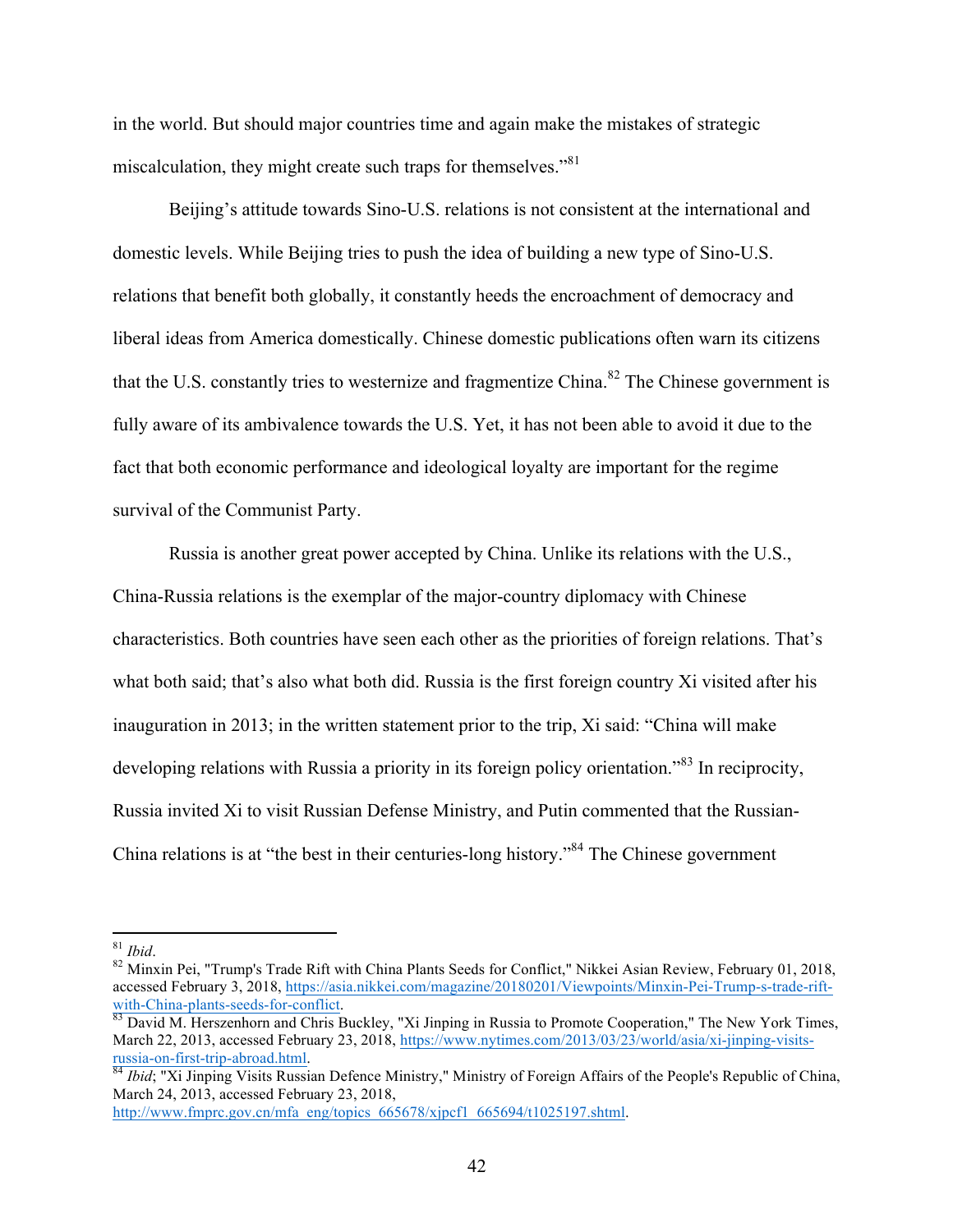in the world. But should major countries time and again make the mistakes of strategic miscalculation, they might create such traps for themselves."[81]

Beijing's attitude towards Sino-U.S. relations is not consistent at the international and domestic levels. While Beijing tries to push the idea of building a new type of Sino-U.S. relations that benefit both globally, it constantly heeds the encroachment of democracy and liberal ideas from America domestically. Chinese domestic publications often warn its citizens that the U.S. constantly tries to westernize and fragmentize China.[82] The Chinese government is fully aware of its ambivalence towards the U.S. Yet, it has not been able to avoid it due to the fact that both economic performance and ideological loyalty are important for the regime survival of the Communist Party.

Russia is another great power accepted by China. Unlike its relations with the U.S., China-Russia relations is the exemplar of the major-country diplomacy with Chinese characteristics. Both countries have seen each other as the priorities of foreign relations. That's what both said; that's also what both did. Russia is the first foreign country Xi visited after his inauguration in 2013; in the written statement prior to the trip, Xi said: "China will make developing relations with Russia a priority in its foreign policy orientation."[83] In reciprocity, Russia invited Xi to visit Russian Defense Ministry, and Putin commented that the Russian-China relations is at "the best in their centuries-long history."[84] The Chinese government

---

[81] *Ibid*.

[82] Minxin Pei, "Trump's Trade Rift with China Plants Seeds for Conflict," Nikkei Asian Review, February 01, 2018, accessed February 3, 2018, https://asia.nikkei.com/magazine/20180201/Viewpoints/Minxin-Pei-Trump-s-trade-rift-with-China-plants-seeds-for-conflict.

[83] David M. Herszenhorn and Chris Buckley, "Xi Jinping in Russia to Promote Cooperation," The New York Times, March 22, 2013, accessed February 23, 2018, https://www.nytimes.com/2013/03/23/world/asia/xi-jinping-visits-russia-on-first-trip-abroad.html.

[84] *Ibid*; "Xi Jinping Visits Russian Defence Ministry," Ministry of Foreign Affairs of the People's Republic of China, March 24, 2013, accessed February 23, 2018, http://www.fmprc.gov.cn/mfa_eng/topics_665678/xjpcf1_665694/t1025197.shtml.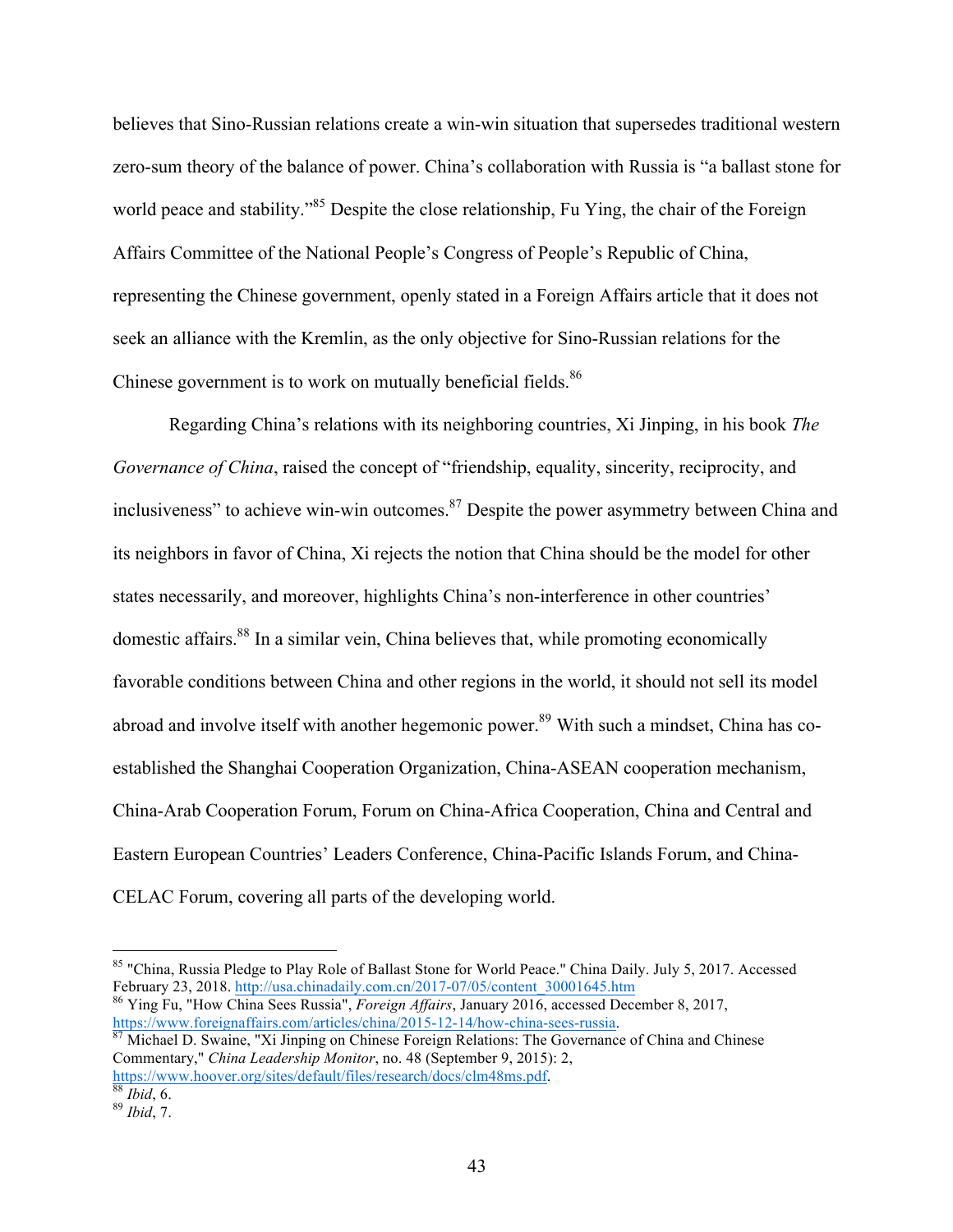believes that Sino-Russian relations create a win-win situation that supersedes traditional western zero-sum theory of the balance of power. China's collaboration with Russia is "a ballast stone for world peace and stability."[85] Despite the close relationship, Fu Ying, the chair of the Foreign Affairs Committee of the National People's Congress of People's Republic of China, representing the Chinese government, openly stated in a Foreign Affairs article that it does not seek an alliance with the Kremlin, as the only objective for Sino-Russian relations for the Chinese government is to work on mutually beneficial fields.[86]

Regarding China's relations with its neighboring countries, Xi Jinping, in his book *The Governance of China*, raised the concept of "friendship, equality, sincerity, reciprocity, and inclusiveness" to achieve win-win outcomes.[87] Despite the power asymmetry between China and its neighbors in favor of China, Xi rejects the notion that China should be the model for other states necessarily, and moreover, highlights China's non-interference in other countries' domestic affairs.[88] In a similar vein, China believes that, while promoting economically favorable conditions between China and other regions in the world, it should not sell its model abroad and involve itself with another hegemonic power.[89] With such a mindset, China has co-established the Shanghai Cooperation Organization, China-ASEAN cooperation mechanism, China-Arab Cooperation Forum, Forum on China-Africa Cooperation, China and Central and Eastern European Countries' Leaders Conference, China-Pacific Islands Forum, and China-CELAC Forum, covering all parts of the developing world.

---

[85] "China, Russia Pledge to Play Role of Ballast Stone for World Peace." China Daily. July 5, 2017. Accessed February 23, 2018. http://usa.chinadaily.com.cn/2017-07/05/content_30001645.htm

[86] Ying Fu, "How China Sees Russia", *Foreign Affairs*, January 2016, accessed December 8, 2017, https://www.foreignaffairs.com/articles/china/2015-12-14/how-china-sees-russia.

[87] Michael D. Swaine, "Xi Jinping on Chinese Foreign Relations: The Governance of China and Chinese Commentary," *China Leadership Monitor*, no. 48 (September 9, 2015): 2, https://www.hoover.org/sites/default/files/research/docs/clm48ms.pdf.

[88] *Ibid*, 6.

[89] *Ibid*, 7.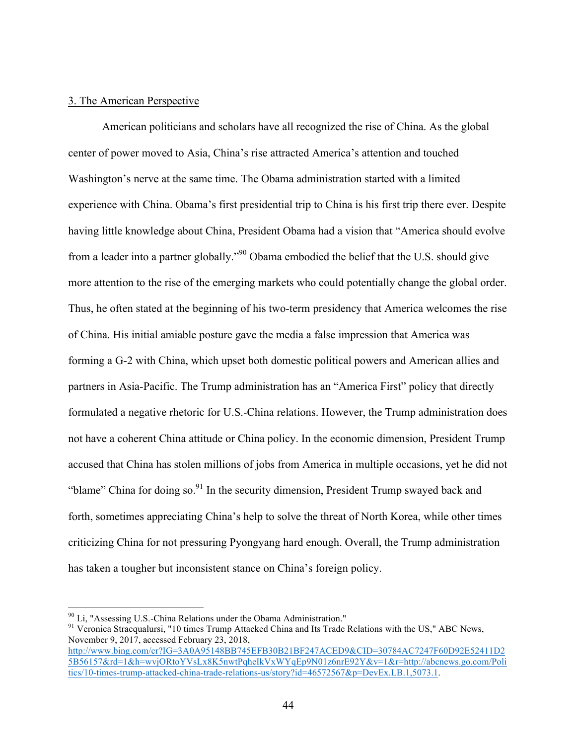3. The American Perspective

American politicians and scholars have all recognized the rise of China. As the global center of power moved to Asia, China's rise attracted America's attention and touched Washington's nerve at the same time. The Obama administration started with a limited experience with China. Obama's first presidential trip to China is his first trip there ever. Despite having little knowledge about China, President Obama had a vision that "America should evolve from a leader into a partner globally."[90] Obama embodied the belief that the U.S. should give more attention to the rise of the emerging markets who could potentially change the global order. Thus, he often stated at the beginning of his two-term presidency that America welcomes the rise of China. His initial amiable posture gave the media a false impression that America was forming a G-2 with China, which upset both domestic political powers and American allies and partners in Asia-Pacific. The Trump administration has an "America First" policy that directly formulated a negative rhetoric for U.S.-China relations. However, the Trump administration does not have a coherent China attitude or China policy. In the economic dimension, President Trump accused that China has stolen millions of jobs from America in multiple occasions, yet he did not "blame" China for doing so.[91] In the security dimension, President Trump swayed back and forth, sometimes appreciating China's help to solve the threat of North Korea, while other times criticizing China for not pressuring Pyongyang hard enough. Overall, the Trump administration has taken a tougher but inconsistent stance on China's foreign policy.

---

[90] Li, "Assessing U.S.-China Relations under the Obama Administration."

[91] Veronica Stracqualursi, "10 times Trump Attacked China and Its Trade Relations with the US," ABC News, November 9, 2017, accessed February 23, 2018, http://www.bing.com/cr?IG=3A0A95148BB745EFB30B21BF247ACED9&CID=30784AC7247F60D92E52411D25B56157&rd=1&h=wvjORtoYVsLx8K5nwtPqheIkVxWYqEp9N01z6nrE92Y&v=1&r=http://abcnews.go.com/Politics/10-times-trump-attacked-china-trade-relations-us/story?id=46572567&p=DevEx.LB.1,5073.1.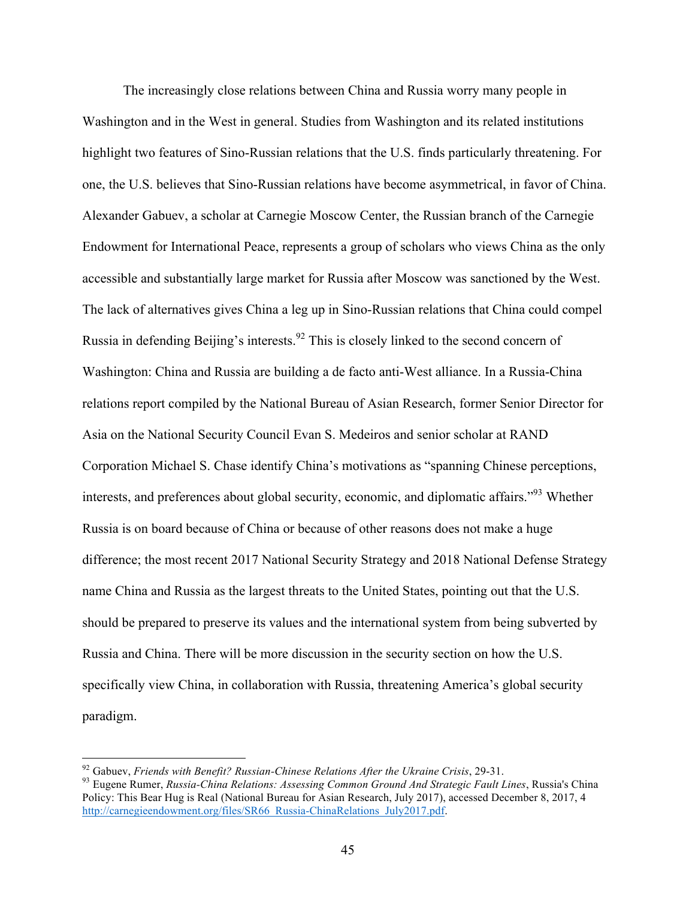The increasingly close relations between China and Russia worry many people in Washington and in the West in general. Studies from Washington and its related institutions highlight two features of Sino-Russian relations that the U.S. finds particularly threatening. For one, the U.S. believes that Sino-Russian relations have become asymmetrical, in favor of China. Alexander Gabuev, a scholar at Carnegie Moscow Center, the Russian branch of the Carnegie Endowment for International Peace, represents a group of scholars who views China as the only accessible and substantially large market for Russia after Moscow was sanctioned by the West. The lack of alternatives gives China a leg up in Sino-Russian relations that China could compel Russia in defending Beijing's interests.[92] This is closely linked to the second concern of Washington: China and Russia are building a de facto anti-West alliance. In a Russia-China relations report compiled by the National Bureau of Asian Research, former Senior Director for Asia on the National Security Council Evan S. Medeiros and senior scholar at RAND Corporation Michael S. Chase identify China's motivations as "spanning Chinese perceptions, interests, and preferences about global security, economic, and diplomatic affairs."[93] Whether Russia is on board because of China or because of other reasons does not make a huge difference; the most recent 2017 National Security Strategy and 2018 National Defense Strategy name China and Russia as the largest threats to the United States, pointing out that the U.S. should be prepared to preserve its values and the international system from being subverted by Russia and China. There will be more discussion in the security section on how the U.S. specifically view China, in collaboration with Russia, threatening America's global security paradigm.

---

[92] Gabuev, *Friends with Benefit? Russian-Chinese Relations After the Ukraine Crisis*, 29-31.

[93] Eugene Rumer, *Russia-China Relations: Assessing Common Ground And Strategic Fault Lines*, Russia's China Policy: This Bear Hug is Real (National Bureau for Asian Research, July 2017), accessed December 8, 2017, 4 http://carnegieendowment.org/files/SR66_Russia-ChinaRelations_July2017.pdf.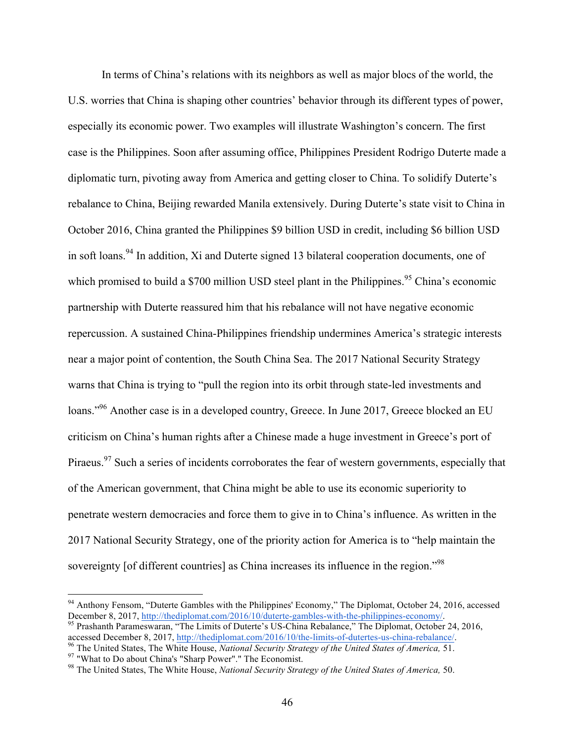In terms of China's relations with its neighbors as well as major blocs of the world, the U.S. worries that China is shaping other countries' behavior through its different types of power, especially its economic power. Two examples will illustrate Washington's concern. The first case is the Philippines. Soon after assuming office, Philippines President Rodrigo Duterte made a diplomatic turn, pivoting away from America and getting closer to China. To solidify Duterte's rebalance to China, Beijing rewarded Manila extensively. During Duterte's state visit to China in October 2016, China granted the Philippines $9 billion USD in credit, including $6 billion USD in soft loans.[94] In addition, Xi and Duterte signed 13 bilateral cooperation documents, one of which promised to build a $700 million USD steel plant in the Philippines.[95] China's economic partnership with Duterte reassured him that his rebalance will not have negative economic repercussion. A sustained China-Philippines friendship undermines America's strategic interests near a major point of contention, the South China Sea. The 2017 National Security Strategy warns that China is trying to "pull the region into its orbit through state-led investments and loans."[96] Another case is in a developed country, Greece. In June 2017, Greece blocked an EU criticism on China's human rights after a Chinese made a huge investment in Greece's port of Piraeus.[97] Such a series of incidents corroborates the fear of western governments, especially that of the American government, that China might be able to use its economic superiority to penetrate western democracies and force them to give in to China's influence. As written in the 2017 National Security Strategy, one of the priority action for America is to "help maintain the sovereignty [of different countries] as China increases its influence in the region."[98]

---

[94] Anthony Fensom, "Duterte Gambles with the Philippines' Economy," The Diplomat, October 24, 2016, accessed December 8, 2017, http://thediplomat.com/2016/10/duterte-gambles-with-the-philippines-economy/.

[95] Prashanth Parameswaran, "The Limits of Duterte's US-China Rebalance," The Diplomat, October 24, 2016, accessed December 8, 2017, http://thediplomat.com/2016/10/the-limits-of-dutertes-us-china-rebalance/.

[96] The United States, The White House, *National Security Strategy of the United States of America,* 51.

[97] "What to Do about China's "Sharp Power"." The Economist.

[98] The United States, The White House, *National Security Strategy of the United States of America,* 50.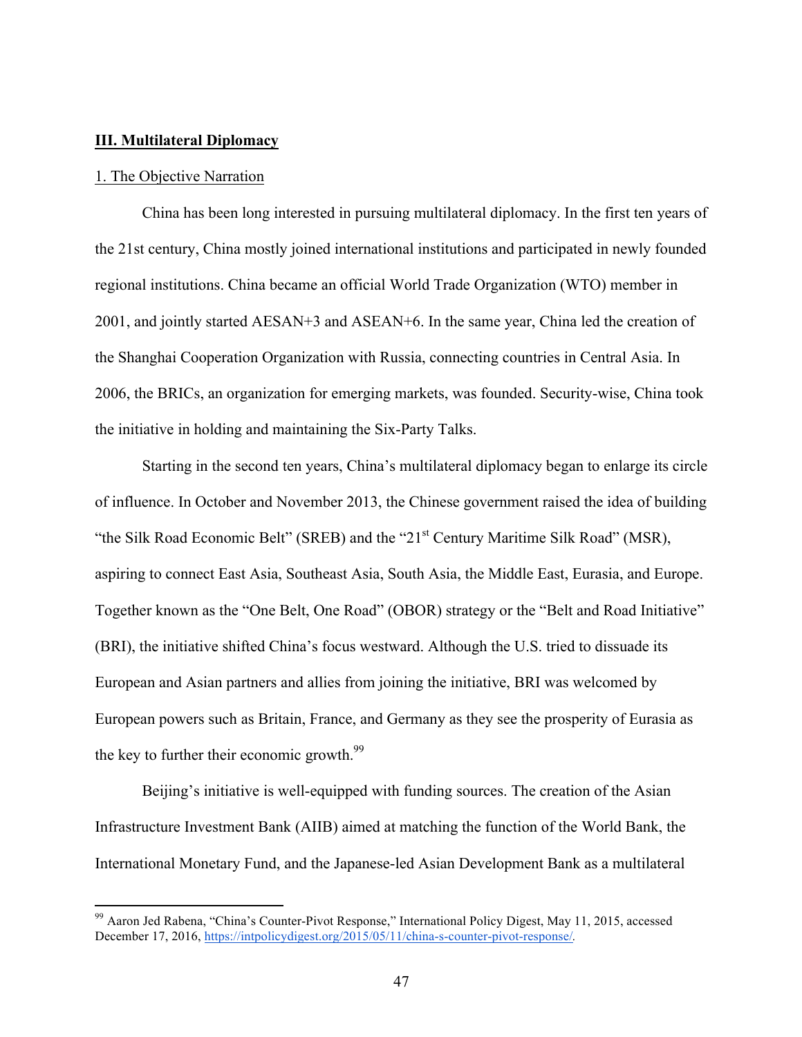## III. Multilateral Diplomacy

### 1. The Objective Narration

China has been long interested in pursuing multilateral diplomacy. In the first ten years of the 21st century, China mostly joined international institutions and participated in newly founded regional institutions. China became an official World Trade Organization (WTO) member in 2001, and jointly started AESAN+3 and ASEAN+6. In the same year, China led the creation of the Shanghai Cooperation Organization with Russia, connecting countries in Central Asia. In 2006, the BRICs, an organization for emerging markets, was founded. Security-wise, China took the initiative in holding and maintaining the Six-Party Talks.

Starting in the second ten years, China's multilateral diplomacy began to enlarge its circle of influence. In October and November 2013, the Chinese government raised the idea of building "the Silk Road Economic Belt" (SREB) and the "21st Century Maritime Silk Road" (MSR), aspiring to connect East Asia, Southeast Asia, South Asia, the Middle East, Eurasia, and Europe. Together known as the "One Belt, One Road" (OBOR) strategy or the "Belt and Road Initiative" (BRI), the initiative shifted China's focus westward. Although the U.S. tried to dissuade its European and Asian partners and allies from joining the initiative, BRI was welcomed by European powers such as Britain, France, and Germany as they see the prosperity of Eurasia as the key to further their economic growth.[99]

Beijing's initiative is well-equipped with funding sources. The creation of the Asian Infrastructure Investment Bank (AIIB) aimed at matching the function of the World Bank, the International Monetary Fund, and the Japanese-led Asian Development Bank as a multilateral

[99] Aaron Jed Rabena, "China's Counter-Pivot Response," International Policy Digest, May 11, 2015, accessed December 17, 2016, https://intpolicydigest.org/2015/05/11/china-s-counter-pivot-response/.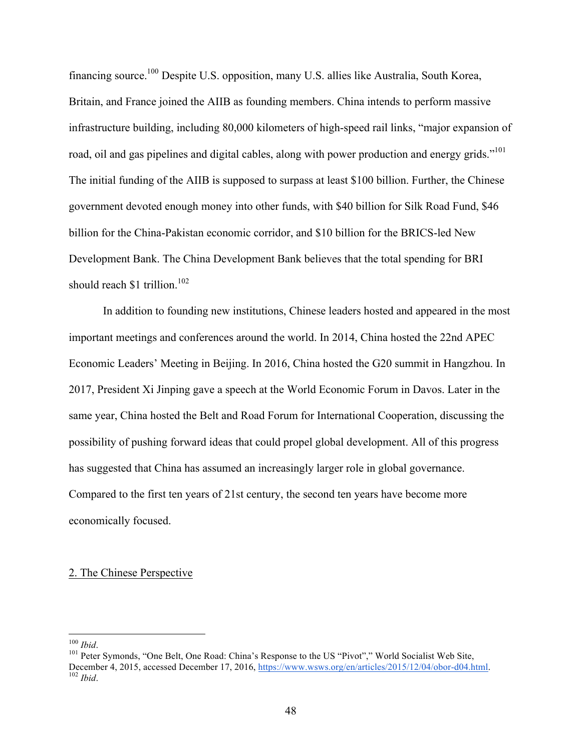financing source.[100] Despite U.S. opposition, many U.S. allies like Australia, South Korea, Britain, and France joined the AIIB as founding members. China intends to perform massive infrastructure building, including 80,000 kilometers of high-speed rail links, "major expansion of road, oil and gas pipelines and digital cables, along with power production and energy grids."[101] The initial funding of the AIIB is supposed to surpass at least $100 billion. Further, the Chinese government devoted enough money into other funds, with $40 billion for Silk Road Fund, $46 billion for the China-Pakistan economic corridor, and $10 billion for the BRICS-led New Development Bank. The China Development Bank believes that the total spending for BRI should reach $1 trillion.[102]

In addition to founding new institutions, Chinese leaders hosted and appeared in the most important meetings and conferences around the world. In 2014, China hosted the 22nd APEC Economic Leaders' Meeting in Beijing. In 2016, China hosted the G20 summit in Hangzhou. In 2017, President Xi Jinping gave a speech at the World Economic Forum in Davos. Later in the same year, China hosted the Belt and Road Forum for International Cooperation, discussing the possibility of pushing forward ideas that could propel global development. All of this progress has suggested that China has assumed an increasingly larger role in global governance. Compared to the first ten years of 21st century, the second ten years have become more economically focused.

## 2. The Chinese Perspective

---

[100] *Ibid*.

[101] Peter Symonds, "One Belt, One Road: China's Response to the US "Pivot"," World Socialist Web Site, December 4, 2015, accessed December 17, 2016, https://www.wsws.org/en/articles/2015/12/04/obor-d04.html.

[102] *Ibid*.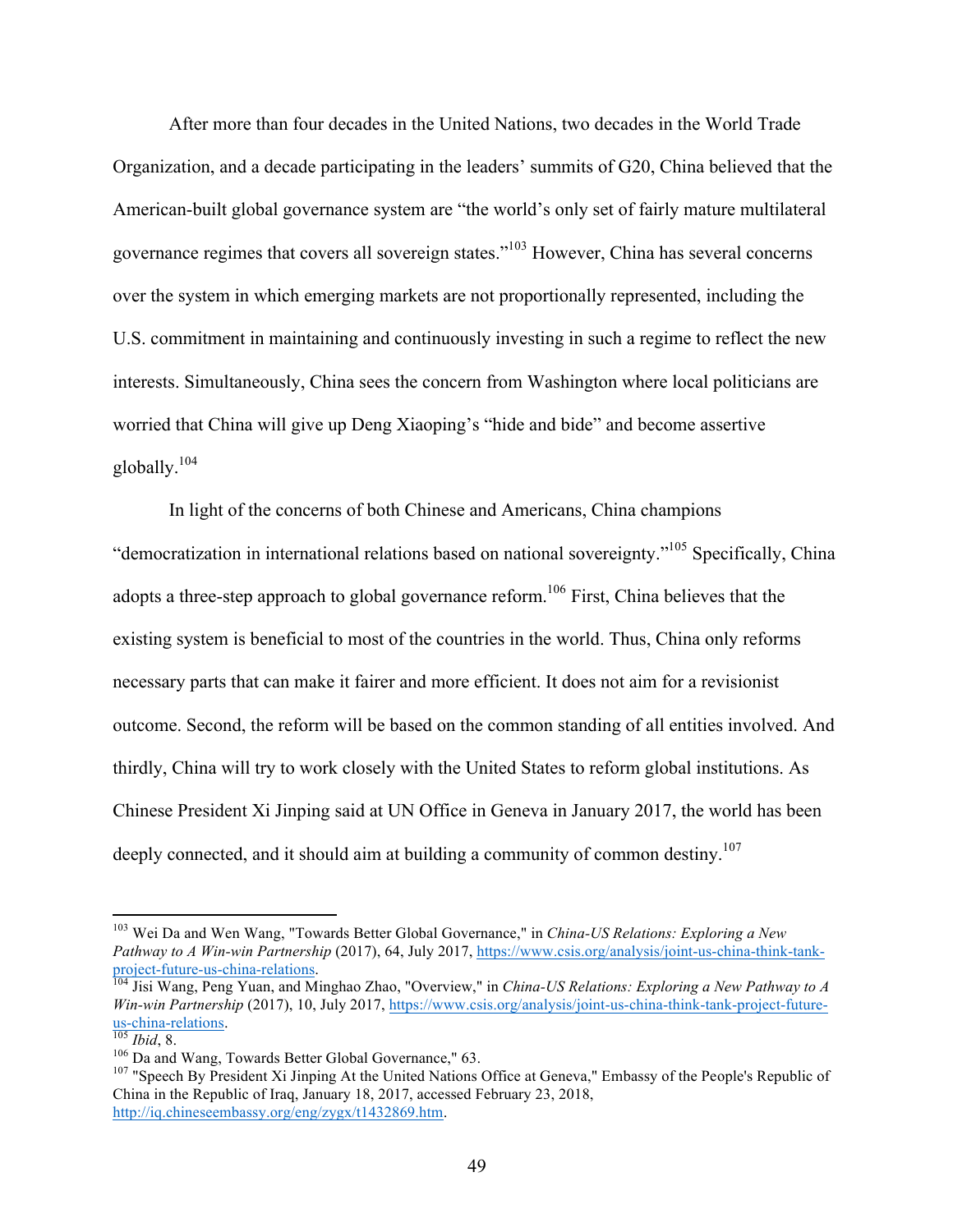After more than four decades in the United Nations, two decades in the World Trade Organization, and a decade participating in the leaders' summits of G20, China believed that the American-built global governance system are "the world's only set of fairly mature multilateral governance regimes that covers all sovereign states."[103] However, China has several concerns over the system in which emerging markets are not proportionally represented, including the U.S. commitment in maintaining and continuously investing in such a regime to reflect the new interests. Simultaneously, China sees the concern from Washington where local politicians are worried that China will give up Deng Xiaoping's "hide and bide" and become assertive globally.[104]

In light of the concerns of both Chinese and Americans, China champions "democratization in international relations based on national sovereignty."[105] Specifically, China adopts a three-step approach to global governance reform.[106] First, China believes that the existing system is beneficial to most of the countries in the world. Thus, China only reforms necessary parts that can make it fairer and more efficient. It does not aim for a revisionist outcome. Second, the reform will be based on the common standing of all entities involved. And thirdly, China will try to work closely with the United States to reform global institutions. As Chinese President Xi Jinping said at UN Office in Geneva in January 2017, the world has been deeply connected, and it should aim at building a community of common destiny.[107]

---

[103] Wei Da and Wen Wang, "Towards Better Global Governance," in *China-US Relations: Exploring a New Pathway to A Win-win Partnership* (2017), 64, July 2017, https://www.csis.org/analysis/joint-us-china-think-tank-project-future-us-china-relations.

[104] Jisi Wang, Peng Yuan, and Minghao Zhao, "Overview," in *China-US Relations: Exploring a New Pathway to A Win-win Partnership* (2017), 10, July 2017, https://www.csis.org/analysis/joint-us-china-think-tank-project-future-us-china-relations.

[105] *Ibid*, 8.

[106] Da and Wang, Towards Better Global Governance," 63.

[107] "Speech By President Xi Jinping At the United Nations Office at Geneva," Embassy of the People's Republic of China in the Republic of Iraq, January 18, 2017, accessed February 23, 2018, http://iq.chineseembassy.org/eng/zygx/t1432869.htm.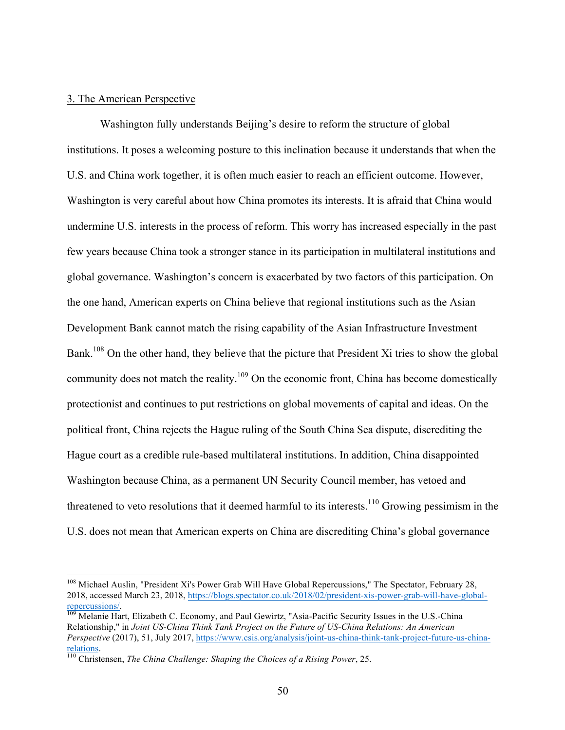3. The American Perspective

Washington fully understands Beijing's desire to reform the structure of global institutions. It poses a welcoming posture to this inclination because it understands that when the U.S. and China work together, it is often much easier to reach an efficient outcome. However, Washington is very careful about how China promotes its interests. It is afraid that China would undermine U.S. interests in the process of reform. This worry has increased especially in the past few years because China took a stronger stance in its participation in multilateral institutions and global governance. Washington's concern is exacerbated by two factors of this participation. On the one hand, American experts on China believe that regional institutions such as the Asian Development Bank cannot match the rising capability of the Asian Infrastructure Investment Bank.[108] On the other hand, they believe that the picture that President Xi tries to show the global community does not match the reality.[109] On the economic front, China has become domestically protectionist and continues to put restrictions on global movements of capital and ideas. On the political front, China rejects the Hague ruling of the South China Sea dispute, discrediting the Hague court as a credible rule-based multilateral institutions. In addition, China disappointed Washington because China, as a permanent UN Security Council member, has vetoed and threatened to veto resolutions that it deemed harmful to its interests.[110] Growing pessimism in the U.S. does not mean that American experts on China are discrediting China's global governance

---

[108] Michael Auslin, "President Xi's Power Grab Will Have Global Repercussions," The Spectator, February 28, 2018, accessed March 23, 2018, https://blogs.spectator.co.uk/2018/02/president-xis-power-grab-will-have-global-repercussions/.

[109] Melanie Hart, Elizabeth C. Economy, and Paul Gewirtz, "Asia-Pacific Security Issues in the U.S.-China Relationship," in *Joint US-China Think Tank Project on the Future of US-China Relations: An American Perspective* (2017), 51, July 2017, https://www.csis.org/analysis/joint-us-china-think-tank-project-future-us-china-relations.

[110] Christensen, *The China Challenge: Shaping the Choices of a Rising Power*, 25.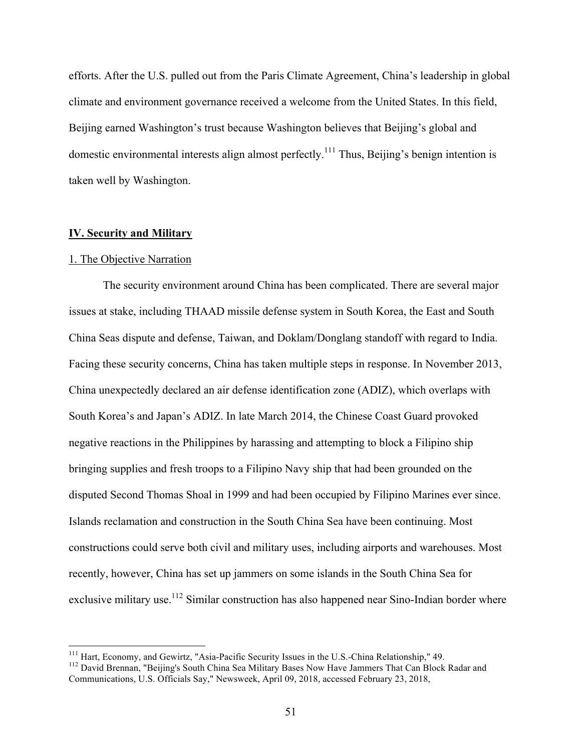efforts. After the U.S. pulled out from the Paris Climate Agreement, China's leadership in global climate and environment governance received a welcome from the United States. In this field, Beijing earned Washington's trust because Washington believes that Beijing's global and domestic environmental interests align almost perfectly.[111] Thus, Beijing's benign intention is taken well by Washington.

## IV. Security and Military

### 1. The Objective Narration

The security environment around China has been complicated. There are several major issues at stake, including THAAD missile defense system in South Korea, the East and South China Seas dispute and defense, Taiwan, and Doklam/Donglang standoff with regard to India. Facing these security concerns, China has taken multiple steps in response. In November 2013, China unexpectedly declared an air defense identification zone (ADIZ), which overlaps with South Korea's and Japan's ADIZ. In late March 2014, the Chinese Coast Guard provoked negative reactions in the Philippines by harassing and attempting to block a Filipino ship bringing supplies and fresh troops to a Filipino Navy ship that had been grounded on the disputed Second Thomas Shoal in 1999 and had been occupied by Filipino Marines ever since. Islands reclamation and construction in the South China Sea have been continuing. Most constructions could serve both civil and military uses, including airports and warehouses. Most recently, however, China has set up jammers on some islands in the South China Sea for exclusive military use.[112] Similar construction has also happened near Sino-Indian border where

---

[111] Hart, Economy, and Gewirtz, "Asia-Pacific Security Issues in the U.S.-China Relationship," 49.

[112] David Brennan, "Beijing's South China Sea Military Bases Now Have Jammers That Can Block Radar and Communications, U.S. Officials Say," Newsweek, April 09, 2018, accessed February 23, 2018,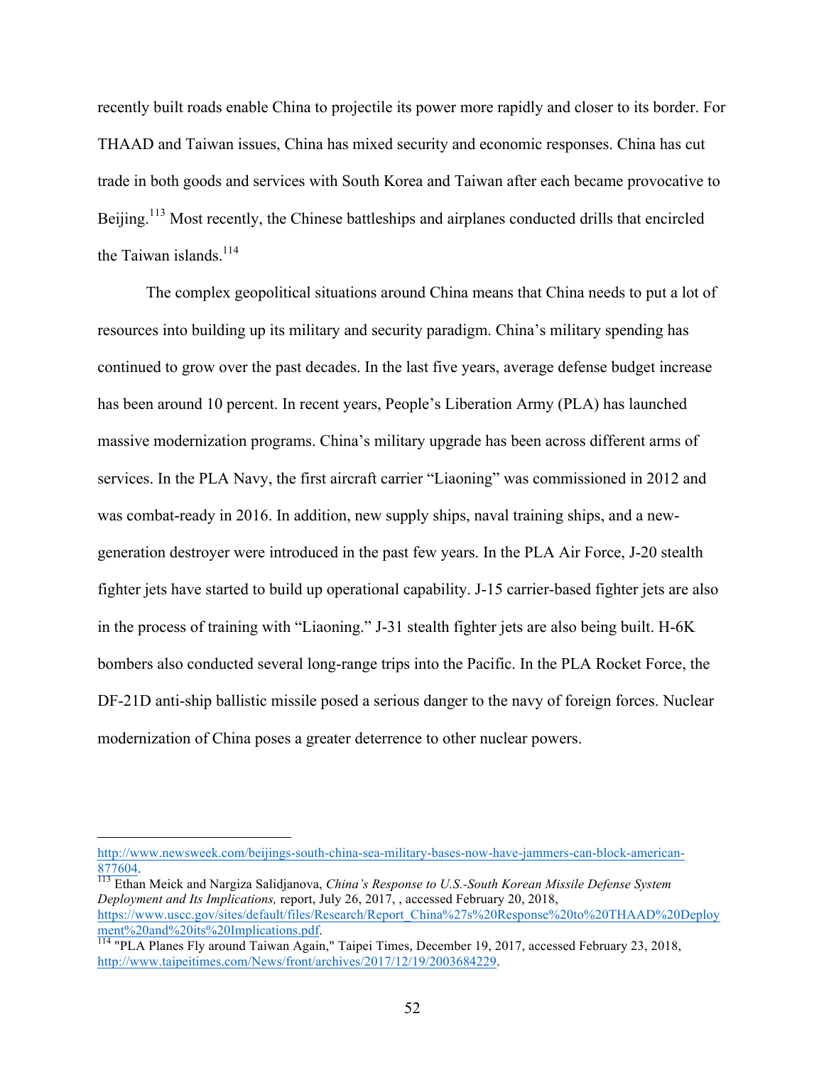recently built roads enable China to projectile its power more rapidly and closer to its border. For THAAD and Taiwan issues, China has mixed security and economic responses. China has cut trade in both goods and services with South Korea and Taiwan after each became provocative to Beijing.[113] Most recently, the Chinese battleships and airplanes conducted drills that encircled the Taiwan islands.[114]

The complex geopolitical situations around China means that China needs to put a lot of resources into building up its military and security paradigm. China's military spending has continued to grow over the past decades. In the last five years, average defense budget increase has been around 10 percent. In recent years, People's Liberation Army (PLA) has launched massive modernization programs. China's military upgrade has been across different arms of services. In the PLA Navy, the first aircraft carrier "Liaoning" was commissioned in 2012 and was combat-ready in 2016. In addition, new supply ships, naval training ships, and a new-generation destroyer were introduced in the past few years. In the PLA Air Force, J-20 stealth fighter jets have started to build up operational capability. J-15 carrier-based fighter jets are also in the process of training with "Liaoning." J-31 stealth fighter jets are also being built. H-6K bombers also conducted several long-range trips into the Pacific. In the PLA Rocket Force, the DF-21D anti-ship ballistic missile posed a serious danger to the navy of foreign forces. Nuclear modernization of China poses a greater deterrence to other nuclear powers.

---

http://www.newsweek.com/beijings-south-china-sea-military-bases-now-have-jammers-can-block-american-877604.

[113] Ethan Meick and Nargiza Salidjanova, *China's Response to U.S.-South Korean Missile Defense System Deployment and Its Implications,* report, July 26, 2017, , accessed February 20, 2018, https://www.uscc.gov/sites/default/files/Research/Report_China%27s%20Response%20to%20THAAD%20Deployment%20and%20its%20Implications.pdf.

[114] "PLA Planes Fly around Taiwan Again," Taipei Times, December 19, 2017, accessed February 23, 2018, http://www.taipeitimes.com/News/front/archives/2017/12/19/2003684229.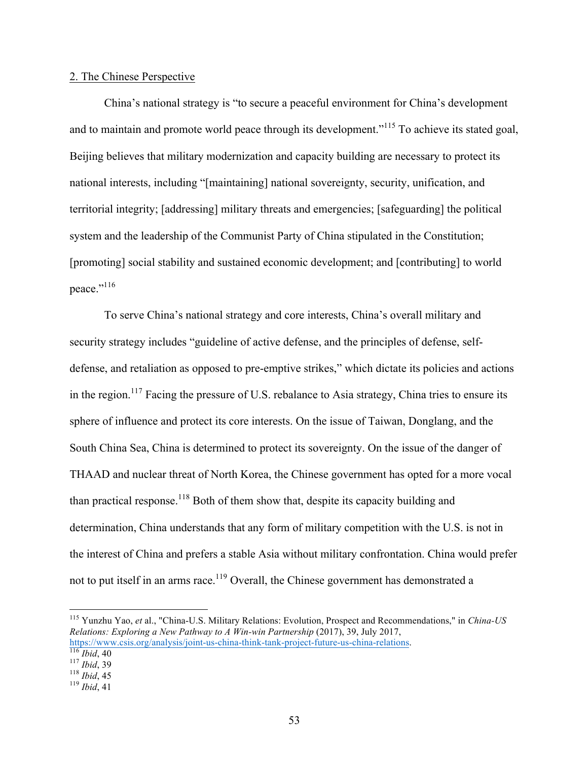2. The Chinese Perspective

China's national strategy is "to secure a peaceful environment for China's development and to maintain and promote world peace through its development."[115] To achieve its stated goal, Beijing believes that military modernization and capacity building are necessary to protect its national interests, including "[maintaining] national sovereignty, security, unification, and territorial integrity; [addressing] military threats and emergencies; [safeguarding] the political system and the leadership of the Communist Party of China stipulated in the Constitution; [promoting] social stability and sustained economic development; and [contributing] to world peace."[116]

To serve China's national strategy and core interests, China's overall military and security strategy includes "guideline of active defense, and the principles of defense, self-defense, and retaliation as opposed to pre-emptive strikes," which dictate its policies and actions in the region.[117] Facing the pressure of U.S. rebalance to Asia strategy, China tries to ensure its sphere of influence and protect its core interests. On the issue of Taiwan, Donglang, and the South China Sea, China is determined to protect its sovereignty. On the issue of the danger of THAAD and nuclear threat of North Korea, the Chinese government has opted for a more vocal than practical response.[118] Both of them show that, despite its capacity building and determination, China understands that any form of military competition with the U.S. is not in the interest of China and prefers a stable Asia without military confrontation. China would prefer not to put itself in an arms race.[119] Overall, the Chinese government has demonstrated a

---

[115] Yunzhu Yao, *et* al., "China-U.S. Military Relations: Evolution, Prospect and Recommendations," in *China-US Relations: Exploring a New Pathway to A Win-win Partnership* (2017), 39, July 2017, https://www.csis.org/analysis/joint-us-china-think-tank-project-future-us-china-relations.

[116] *Ibid*, 40

[117] *Ibid*, 39

[118] *Ibid*, 45

[119] *Ibid*, 41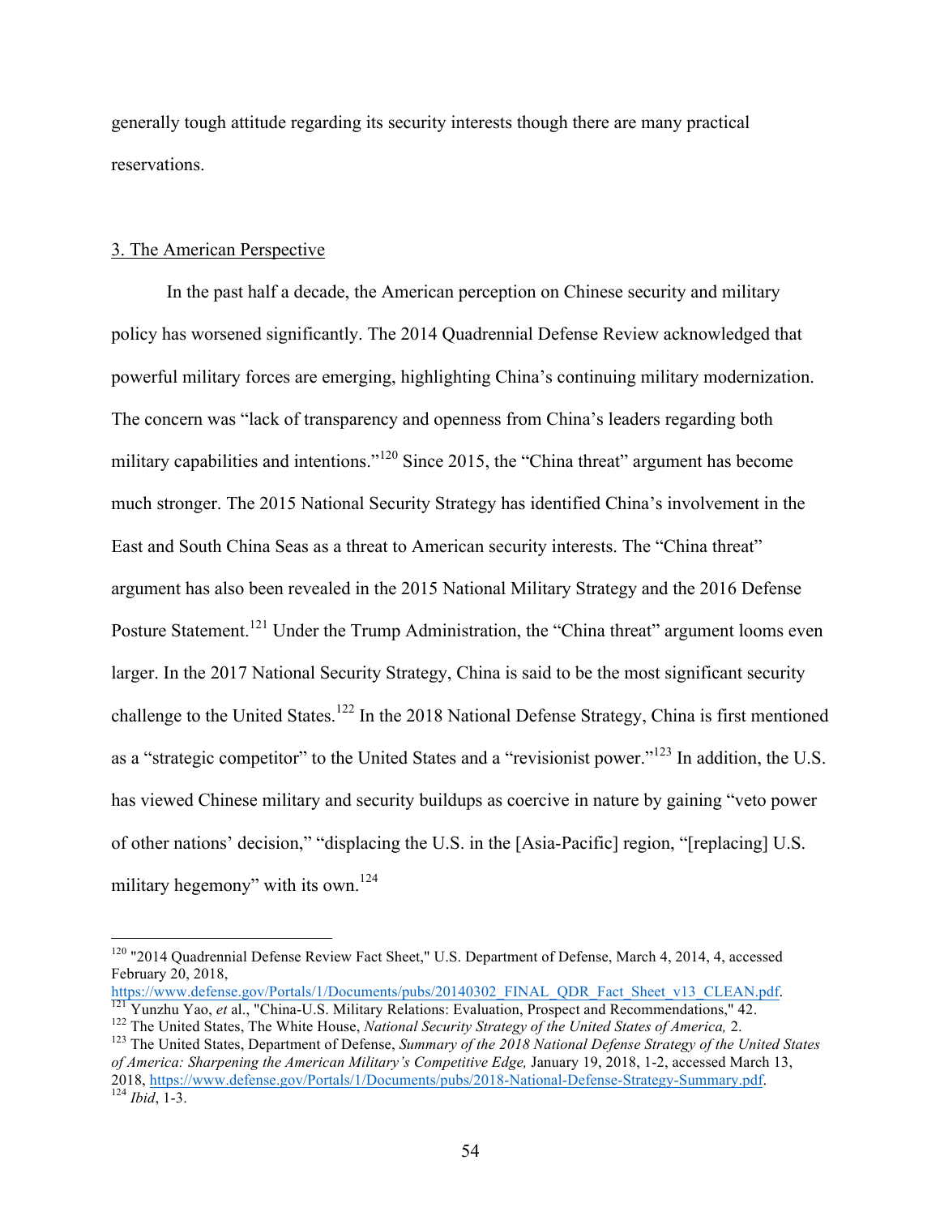generally tough attitude regarding its security interests though there are many practical reservations.

3. The American Perspective

In the past half a decade, the American perception on Chinese security and military policy has worsened significantly. The 2014 Quadrennial Defense Review acknowledged that powerful military forces are emerging, highlighting China's continuing military modernization. The concern was "lack of transparency and openness from China's leaders regarding both military capabilities and intentions."[120] Since 2015, the "China threat" argument has become much stronger. The 2015 National Security Strategy has identified China's involvement in the East and South China Seas as a threat to American security interests. The "China threat" argument has also been revealed in the 2015 National Military Strategy and the 2016 Defense Posture Statement.[121] Under the Trump Administration, the "China threat" argument looms even larger. In the 2017 National Security Strategy, China is said to be the most significant security challenge to the United States.[122] In the 2018 National Defense Strategy, China is first mentioned as a "strategic competitor" to the United States and a "revisionist power."[123] In addition, the U.S. has viewed Chinese military and security buildups as coercive in nature by gaining "veto power of other nations' decision," "displacing the U.S. in the [Asia-Pacific] region, "[replacing] U.S. military hegemony" with its own.[124]

---

[120] "2014 Quadrennial Defense Review Fact Sheet," U.S. Department of Defense, March 4, 2014, 4, accessed February 20, 2018, https://www.defense.gov/Portals/1/Documents/pubs/20140302_FINAL_QDR_Fact_Sheet_v13_CLEAN.pdf.

[121] Yunzhu Yao, *et* al., "China-U.S. Military Relations: Evaluation, Prospect and Recommendations," 42.

[122] The United States, The White House, *National Security Strategy of the United States of America,* 2.

[123] The United States, Department of Defense, *Summary of the 2018 National Defense Strategy of the United States of America: Sharpening the American Military's Competitive Edge,* January 19, 2018, 1-2, accessed March 13, 2018, https://www.defense.gov/Portals/1/Documents/pubs/2018-National-Defense-Strategy-Summary.pdf.

[124] *Ibid*, 1-3.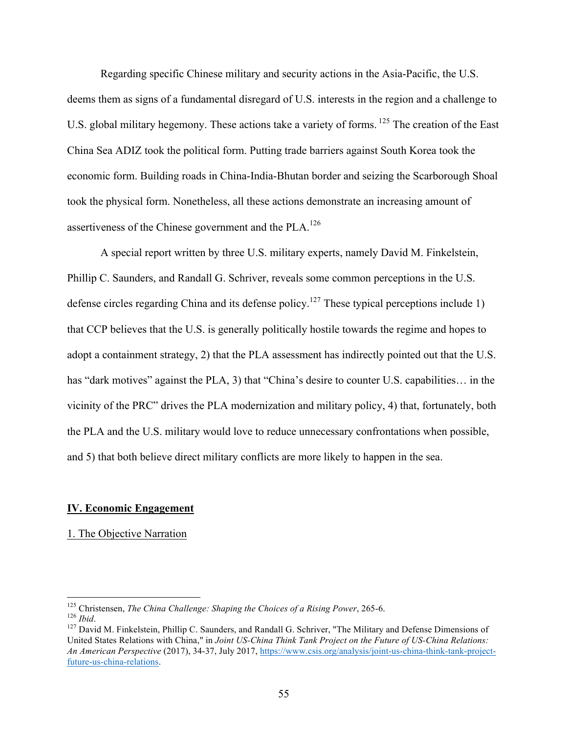Regarding specific Chinese military and security actions in the Asia-Pacific, the U.S. deems them as signs of a fundamental disregard of U.S. interests in the region and a challenge to U.S. global military hegemony. These actions take a variety of forms. [125] The creation of the East China Sea ADIZ took the political form. Putting trade barriers against South Korea took the economic form. Building roads in China-India-Bhutan border and seizing the Scarborough Shoal took the physical form. Nonetheless, all these actions demonstrate an increasing amount of assertiveness of the Chinese government and the PLA.[126]

A special report written by three U.S. military experts, namely David M. Finkelstein, Phillip C. Saunders, and Randall G. Schriver, reveals some common perceptions in the U.S. defense circles regarding China and its defense policy.[127] These typical perceptions include 1) that CCP believes that the U.S. is generally politically hostile towards the regime and hopes to adopt a containment strategy, 2) that the PLA assessment has indirectly pointed out that the U.S. has "dark motives" against the PLA, 3) that "China's desire to counter U.S. capabilities… in the vicinity of the PRC" drives the PLA modernization and military policy, 4) that, fortunately, both the PLA and the U.S. military would love to reduce unnecessary confrontations when possible, and 5) that both believe direct military conflicts are more likely to happen in the sea.

## IV. Economic Engagement

### 1. The Objective Narration

---

[125] Christensen, *The China Challenge: Shaping the Choices of a Rising Power*, 265-6.

[126] *Ibid*.

[127] David M. Finkelstein, Phillip C. Saunders, and Randall G. Schriver, "The Military and Defense Dimensions of United States Relations with China," in *Joint US-China Think Tank Project on the Future of US-China Relations: An American Perspective* (2017), 34-37, July 2017, https://www.csis.org/analysis/joint-us-china-think-tank-project-future-us-china-relations.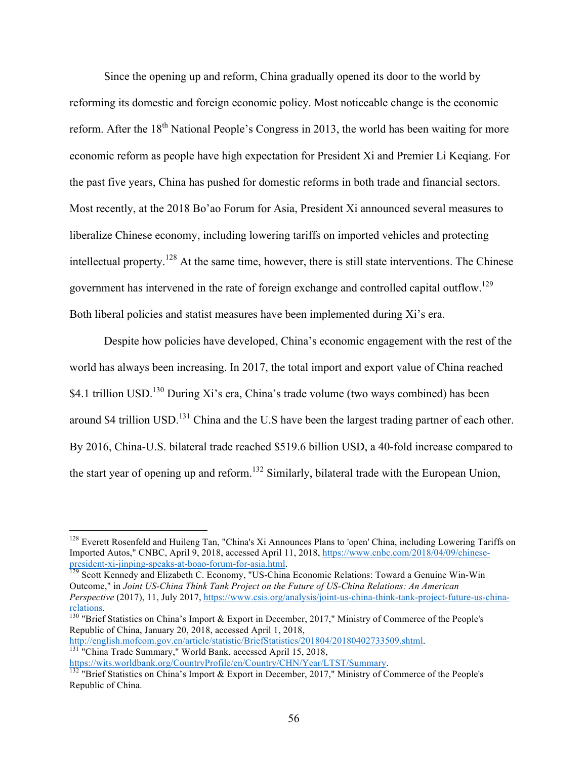Since the opening up and reform, China gradually opened its door to the world by reforming its domestic and foreign economic policy. Most noticeable change is the economic reform. After the 18th National People's Congress in 2013, the world has been waiting for more economic reform as people have high expectation for President Xi and Premier Li Keqiang. For the past five years, China has pushed for domestic reforms in both trade and financial sectors. Most recently, at the 2018 Bo'ao Forum for Asia, President Xi announced several measures to liberalize Chinese economy, including lowering tariffs on imported vehicles and protecting intellectual property.[128] At the same time, however, there is still state interventions. The Chinese government has intervened in the rate of foreign exchange and controlled capital outflow.[129] Both liberal policies and statist measures have been implemented during Xi's era.

Despite how policies have developed, China's economic engagement with the rest of the world has always been increasing. In 2017, the total import and export value of China reached \$4.1 trillion USD.[130] During Xi's era, China's trade volume (two ways combined) has been around \$4 trillion USD.[131] China and the U.S have been the largest trading partner of each other. By 2016, China-U.S. bilateral trade reached \$519.6 billion USD, a 40-fold increase compared to the start year of opening up and reform.[132] Similarly, bilateral trade with the European Union,

---

[128] Everett Rosenfeld and Huileng Tan, "China's Xi Announces Plans to 'open' China, including Lowering Tariffs on Imported Autos," CNBC, April 9, 2018, accessed April 11, 2018, https://www.cnbc.com/2018/04/09/chinese-president-xi-jinping-speaks-at-boao-forum-for-asia.html.

[129] Scott Kennedy and Elizabeth C. Economy, "US-China Economic Relations: Toward a Genuine Win-Win Outcome," in *Joint US-China Think Tank Project on the Future of US-China Relations: An American Perspective* (2017), 11, July 2017, https://www.csis.org/analysis/joint-us-china-think-tank-project-future-us-china-relations.

[130] "Brief Statistics on China's Import & Export in December, 2017," Ministry of Commerce of the People's Republic of China, January 20, 2018, accessed April 1, 2018, http://english.mofcom.gov.cn/article/statistic/BriefStatistics/201804/20180402733509.shtml.

[131] "China Trade Summary," World Bank, accessed April 15, 2018, https://wits.worldbank.org/CountryProfile/en/Country/CHN/Year/LTST/Summary.

[132] "Brief Statistics on China's Import & Export in December, 2017," Ministry of Commerce of the People's Republic of China.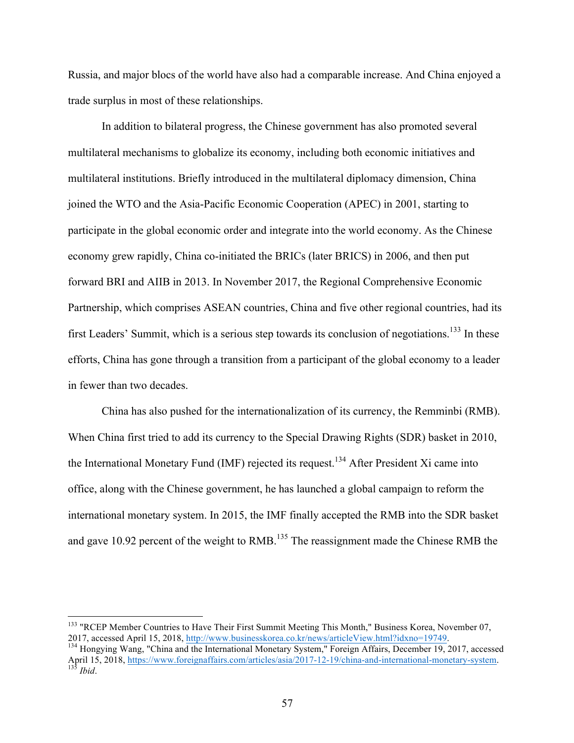Russia, and major blocs of the world have also had a comparable increase. And China enjoyed a trade surplus in most of these relationships.

In addition to bilateral progress, the Chinese government has also promoted several multilateral mechanisms to globalize its economy, including both economic initiatives and multilateral institutions. Briefly introduced in the multilateral diplomacy dimension, China joined the WTO and the Asia-Pacific Economic Cooperation (APEC) in 2001, starting to participate in the global economic order and integrate into the world economy. As the Chinese economy grew rapidly, China co-initiated the BRICs (later BRICS) in 2006, and then put forward BRI and AIIB in 2013. In November 2017, the Regional Comprehensive Economic Partnership, which comprises ASEAN countries, China and five other regional countries, had its first Leaders' Summit, which is a serious step towards its conclusion of negotiations.[133] In these efforts, China has gone through a transition from a participant of the global economy to a leader in fewer than two decades.

China has also pushed for the internationalization of its currency, the Remminbi (RMB). When China first tried to add its currency to the Special Drawing Rights (SDR) basket in 2010, the International Monetary Fund (IMF) rejected its request.[134] After President Xi came into office, along with the Chinese government, he has launched a global campaign to reform the international monetary system. In 2015, the IMF finally accepted the RMB into the SDR basket and gave 10.92 percent of the weight to RMB.[135] The reassignment made the Chinese RMB the

---

[133] "RCEP Member Countries to Have Their First Summit Meeting This Month," Business Korea, November 07, 2017, accessed April 15, 2018, http://www.businesskorea.co.kr/news/articleView.html?idxno=19749.

[134] Hongying Wang, "China and the International Monetary System," Foreign Affairs, December 19, 2017, accessed April 15, 2018, https://www.foreignaffairs.com/articles/asia/2017-12-19/china-and-international-monetary-system.

[135] *Ibid*.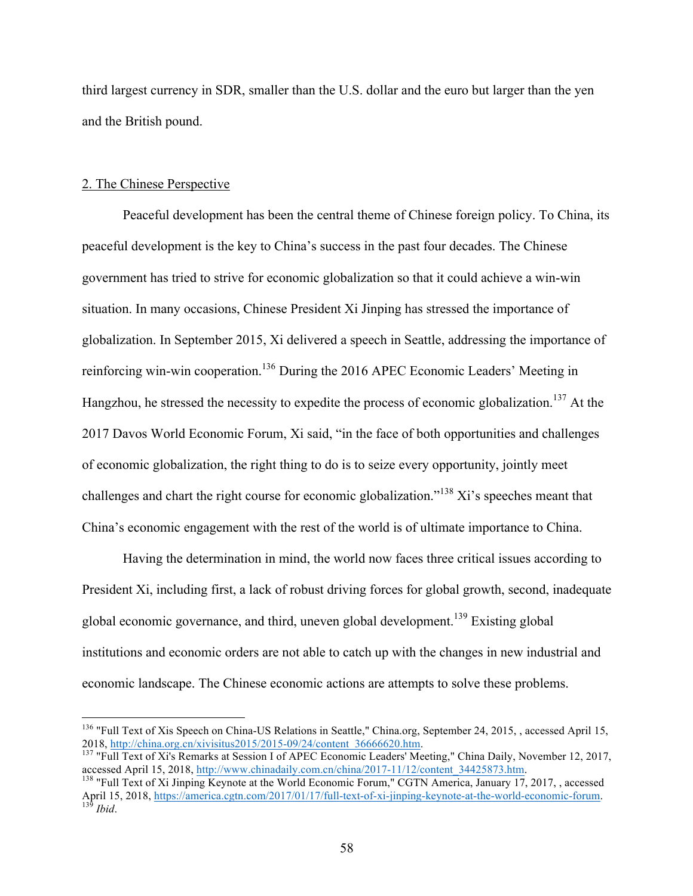third largest currency in SDR, smaller than the U.S. dollar and the euro but larger than the yen and the British pound.

2. The Chinese Perspective

Peaceful development has been the central theme of Chinese foreign policy. To China, its peaceful development is the key to China's success in the past four decades. The Chinese government has tried to strive for economic globalization so that it could achieve a win-win situation. In many occasions, Chinese President Xi Jinping has stressed the importance of globalization. In September 2015, Xi delivered a speech in Seattle, addressing the importance of reinforcing win-win cooperation.[136] During the 2016 APEC Economic Leaders' Meeting in Hangzhou, he stressed the necessity to expedite the process of economic globalization.[137] At the 2017 Davos World Economic Forum, Xi said, "in the face of both opportunities and challenges of economic globalization, the right thing to do is to seize every opportunity, jointly meet challenges and chart the right course for economic globalization."[138] Xi's speeches meant that China's economic engagement with the rest of the world is of ultimate importance to China.

Having the determination in mind, the world now faces three critical issues according to President Xi, including first, a lack of robust driving forces for global growth, second, inadequate global economic governance, and third, uneven global development.[139] Existing global institutions and economic orders are not able to catch up with the changes in new industrial and economic landscape. The Chinese economic actions are attempts to solve these problems.

---

[136] "Full Text of Xis Speech on China-US Relations in Seattle," China.org, September 24, 2015, , accessed April 15, 2018, http://china.org.cn/xivisitus2015/2015-09/24/content_36666620.htm.

[137] "Full Text of Xi's Remarks at Session I of APEC Economic Leaders' Meeting," China Daily, November 12, 2017, accessed April 15, 2018, http://www.chinadaily.com.cn/china/2017-11/12/content_34425873.htm.

[138] "Full Text of Xi Jinping Keynote at the World Economic Forum," CGTN America, January 17, 2017, , accessed April 15, 2018, https://america.cgtn.com/2017/01/17/full-text-of-xi-jinping-keynote-at-the-world-economic-forum.

[139] *Ibid*.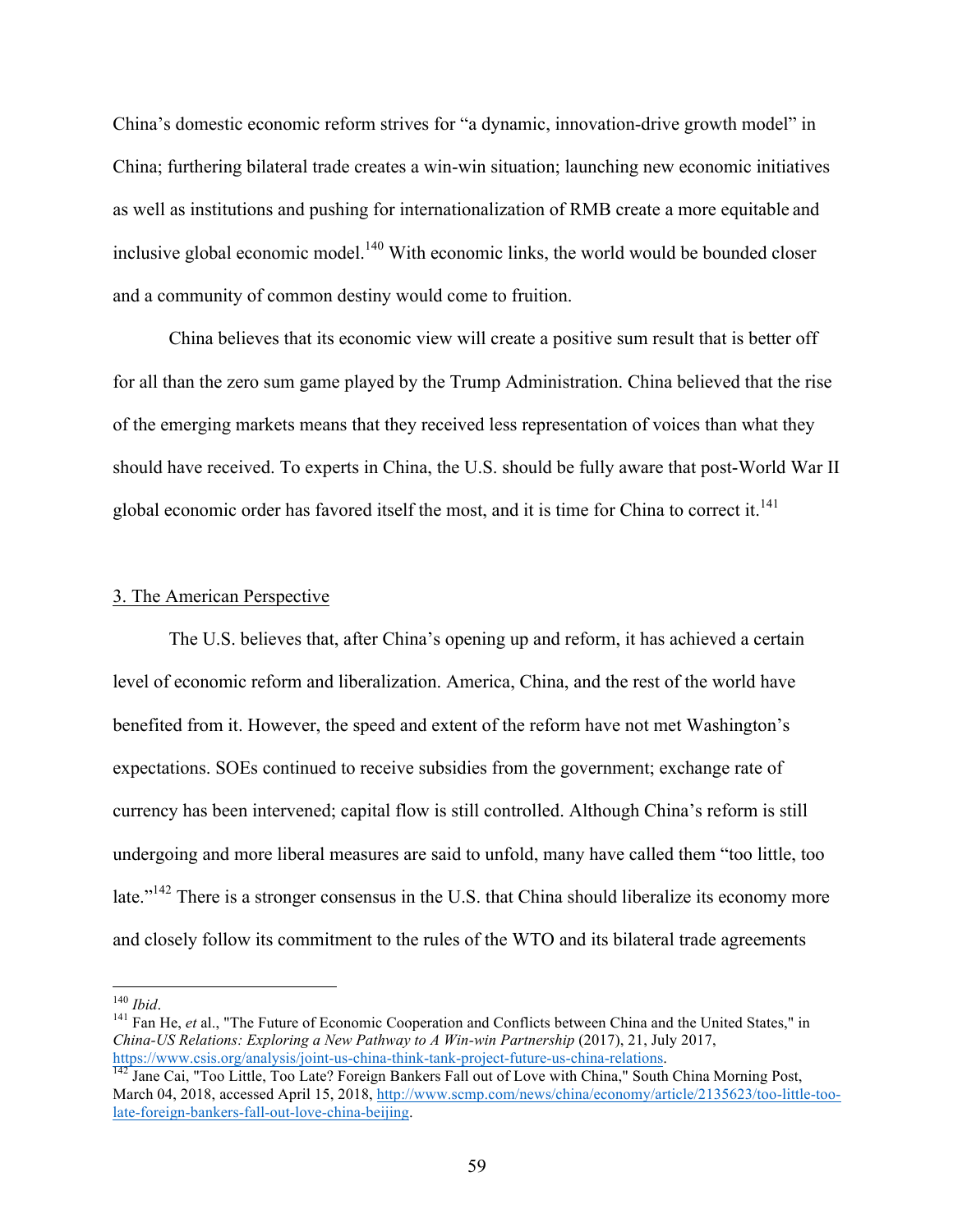China's domestic economic reform strives for "a dynamic, innovation-drive growth model" in China; furthering bilateral trade creates a win-win situation; launching new economic initiatives as well as institutions and pushing for internationalization of RMB create a more equitable and inclusive global economic model.[140] With economic links, the world would be bounded closer and a community of common destiny would come to fruition.

China believes that its economic view will create a positive sum result that is better off for all than the zero sum game played by the Trump Administration. China believed that the rise of the emerging markets means that they received less representation of voices than what they should have received. To experts in China, the U.S. should be fully aware that post-World War II global economic order has favored itself the most, and it is time for China to correct it.[141]

### 3. The American Perspective

The U.S. believes that, after China's opening up and reform, it has achieved a certain level of economic reform and liberalization. America, China, and the rest of the world have benefited from it. However, the speed and extent of the reform have not met Washington's expectations. SOEs continued to receive subsidies from the government; exchange rate of currency has been intervened; capital flow is still controlled. Although China's reform is still undergoing and more liberal measures are said to unfold, many have called them "too little, too late."[142] There is a stronger consensus in the U.S. that China should liberalize its economy more and closely follow its commitment to the rules of the WTO and its bilateral trade agreements

---

[140] *Ibid*.

[141] Fan He, *et* al., "The Future of Economic Cooperation and Conflicts between China and the United States," in *China-US Relations: Exploring a New Pathway to A Win-win Partnership* (2017), 21, July 2017, https://www.csis.org/analysis/joint-us-china-think-tank-project-future-us-china-relations.

[142] Jane Cai, "Too Little, Too Late? Foreign Bankers Fall out of Love with China," South China Morning Post, March 04, 2018, accessed April 15, 2018, http://www.scmp.com/news/china/economy/article/2135623/too-little-too-late-foreign-bankers-fall-out-love-china-beijing.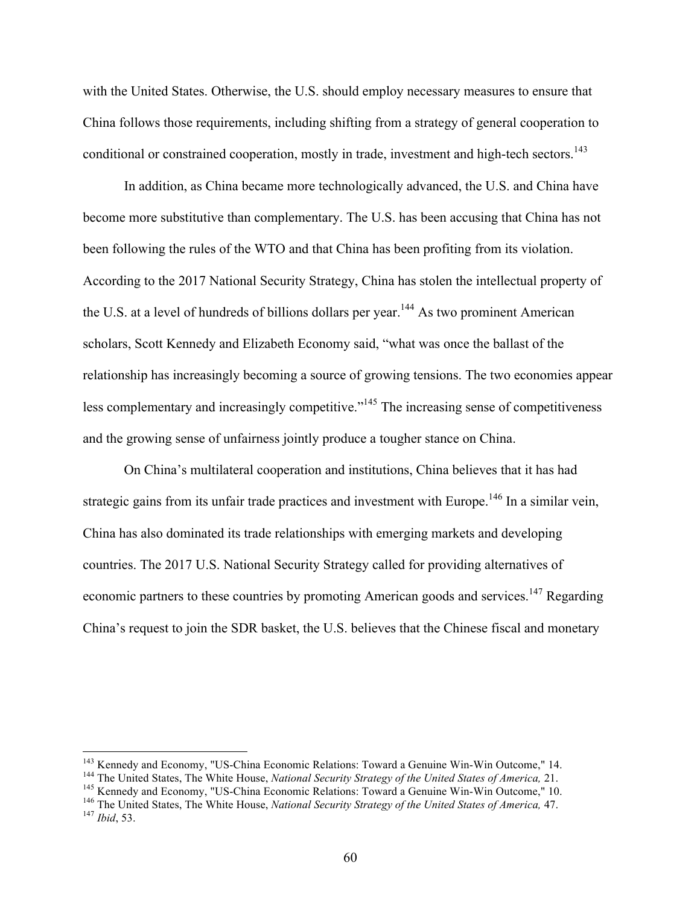with the United States. Otherwise, the U.S. should employ necessary measures to ensure that China follows those requirements, including shifting from a strategy of general cooperation to conditional or constrained cooperation, mostly in trade, investment and high-tech sectors.[143]

In addition, as China became more technologically advanced, the U.S. and China have become more substitutive than complementary. The U.S. has been accusing that China has not been following the rules of the WTO and that China has been profiting from its violation. According to the 2017 National Security Strategy, China has stolen the intellectual property of the U.S. at a level of hundreds of billions dollars per year.[144] As two prominent American scholars, Scott Kennedy and Elizabeth Economy said, "what was once the ballast of the relationship has increasingly becoming a source of growing tensions. The two economies appear less complementary and increasingly competitive."[145] The increasing sense of competitiveness and the growing sense of unfairness jointly produce a tougher stance on China.

On China's multilateral cooperation and institutions, China believes that it has had strategic gains from its unfair trade practices and investment with Europe.[146] In a similar vein, China has also dominated its trade relationships with emerging markets and developing countries. The 2017 U.S. National Security Strategy called for providing alternatives of economic partners to these countries by promoting American goods and services.[147] Regarding China's request to join the SDR basket, the U.S. believes that the Chinese fiscal and monetary

---

[143] Kennedy and Economy, "US-China Economic Relations: Toward a Genuine Win-Win Outcome," 14.
[144] The United States, The White House, *National Security Strategy of the United States of America,* 21.
[145] Kennedy and Economy, "US-China Economic Relations: Toward a Genuine Win-Win Outcome," 10.
[146] The United States, The White House, *National Security Strategy of the United States of America,* 47.
[147] *Ibid*, 53.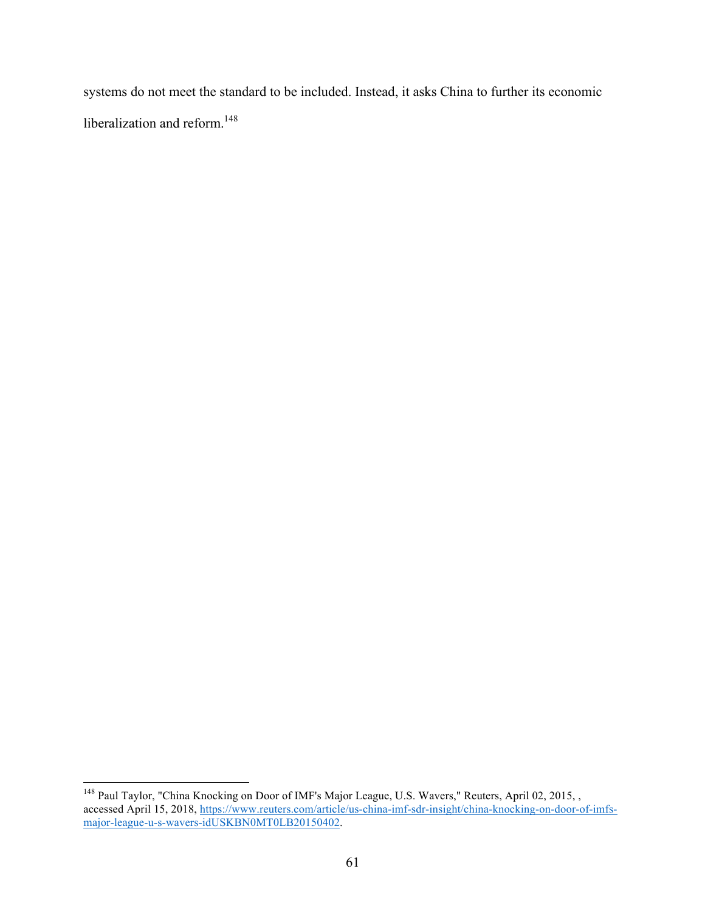systems do not meet the standard to be included. Instead, it asks China to further its economic liberalization and reform.[148]

---

[148] Paul Taylor, "China Knocking on Door of IMF's Major League, U.S. Wavers," Reuters, April 02, 2015, , accessed April 15, 2018, https://www.reuters.com/article/us-china-imf-sdr-insight/china-knocking-on-door-of-imfs-major-league-u-s-wavers-idUSKBN0MT0LB20150402.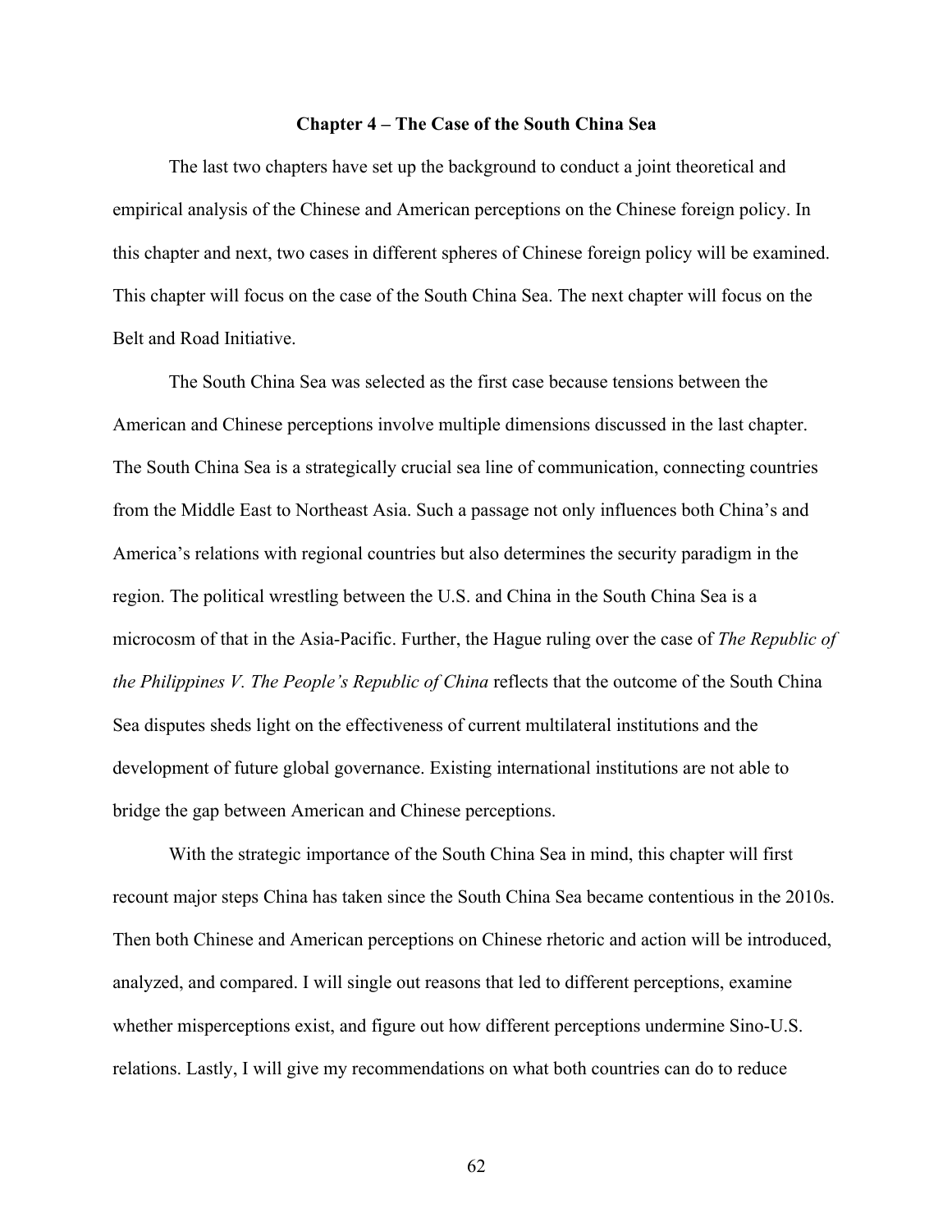# Chapter 4 – The Case of the South China Sea

The last two chapters have set up the background to conduct a joint theoretical and empirical analysis of the Chinese and American perceptions on the Chinese foreign policy. In this chapter and next, two cases in different spheres of Chinese foreign policy will be examined. This chapter will focus on the case of the South China Sea. The next chapter will focus on the Belt and Road Initiative.

The South China Sea was selected as the first case because tensions between the American and Chinese perceptions involve multiple dimensions discussed in the last chapter. The South China Sea is a strategically crucial sea line of communication, connecting countries from the Middle East to Northeast Asia. Such a passage not only influences both China's and America's relations with regional countries but also determines the security paradigm in the region. The political wrestling between the U.S. and China in the South China Sea is a microcosm of that in the Asia-Pacific. Further, the Hague ruling over the case of *The Republic of the Philippines V. The People's Republic of China* reflects that the outcome of the South China Sea disputes sheds light on the effectiveness of current multilateral institutions and the development of future global governance. Existing international institutions are not able to bridge the gap between American and Chinese perceptions.

With the strategic importance of the South China Sea in mind, this chapter will first recount major steps China has taken since the South China Sea became contentious in the 2010s. Then both Chinese and American perceptions on Chinese rhetoric and action will be introduced, analyzed, and compared. I will single out reasons that led to different perceptions, examine whether misperceptions exist, and figure out how different perceptions undermine Sino-U.S. relations. Lastly, I will give my recommendations on what both countries can do to reduce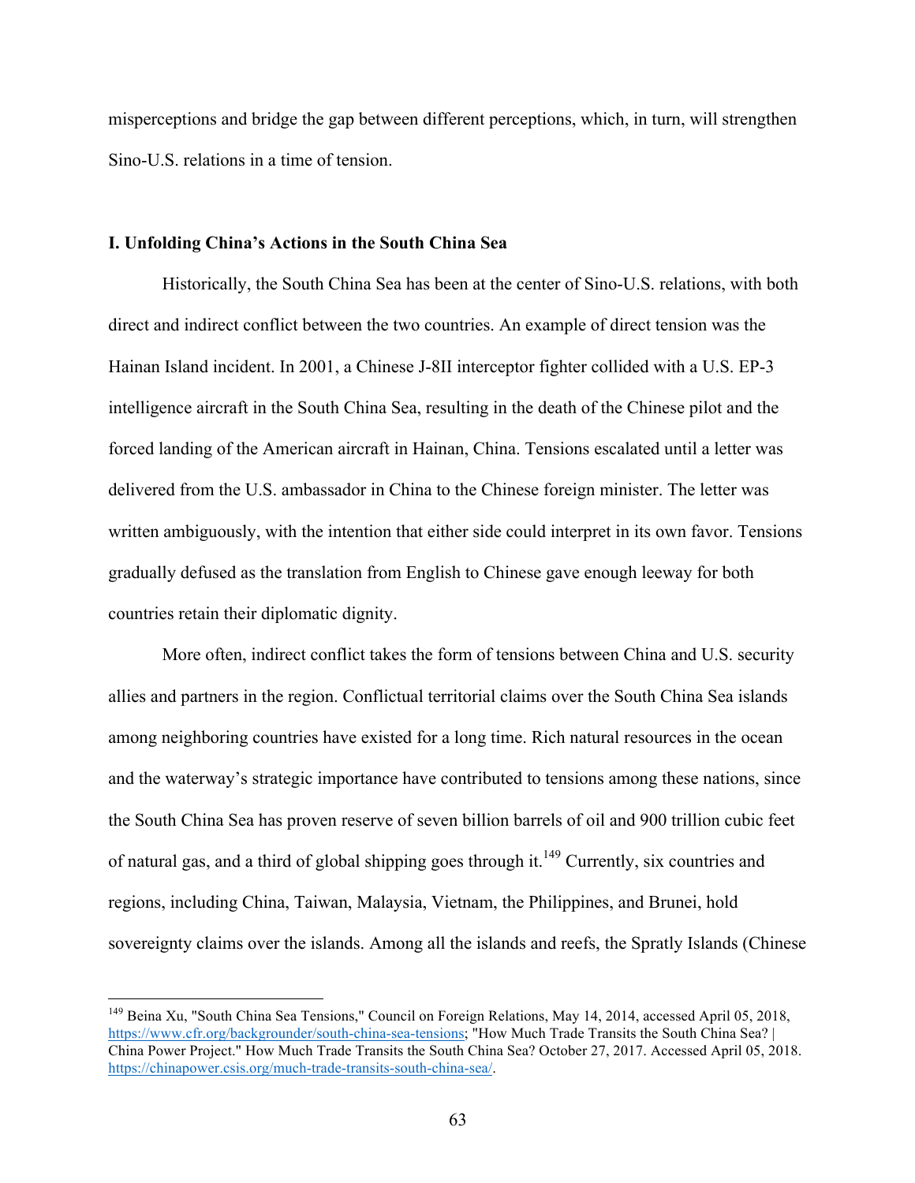misperceptions and bridge the gap between different perceptions, which, in turn, will strengthen Sino-U.S. relations in a time of tension.

## I. Unfolding China's Actions in the South China Sea

Historically, the South China Sea has been at the center of Sino-U.S. relations, with both direct and indirect conflict between the two countries. An example of direct tension was the Hainan Island incident. In 2001, a Chinese J-8II interceptor fighter collided with a U.S. EP-3 intelligence aircraft in the South China Sea, resulting in the death of the Chinese pilot and the forced landing of the American aircraft in Hainan, China. Tensions escalated until a letter was delivered from the U.S. ambassador in China to the Chinese foreign minister. The letter was written ambiguously, with the intention that either side could interpret in its own favor. Tensions gradually defused as the translation from English to Chinese gave enough leeway for both countries retain their diplomatic dignity.

More often, indirect conflict takes the form of tensions between China and U.S. security allies and partners in the region. Conflictual territorial claims over the South China Sea islands among neighboring countries have existed for a long time. Rich natural resources in the ocean and the waterway's strategic importance have contributed to tensions among these nations, since the South China Sea has proven reserve of seven billion barrels of oil and 900 trillion cubic feet of natural gas, and a third of global shipping goes through it.[149] Currently, six countries and regions, including China, Taiwan, Malaysia, Vietnam, the Philippines, and Brunei, hold sovereignty claims over the islands. Among all the islands and reefs, the Spratly Islands (Chinese

---

[149] Beina Xu, "South China Sea Tensions," Council on Foreign Relations, May 14, 2014, accessed April 05, 2018, https://www.cfr.org/backgrounder/south-china-sea-tensions; "How Much Trade Transits the South China Sea? | China Power Project." How Much Trade Transits the South China Sea? October 27, 2017. Accessed April 05, 2018. https://chinapower.csis.org/much-trade-transits-south-china-sea/.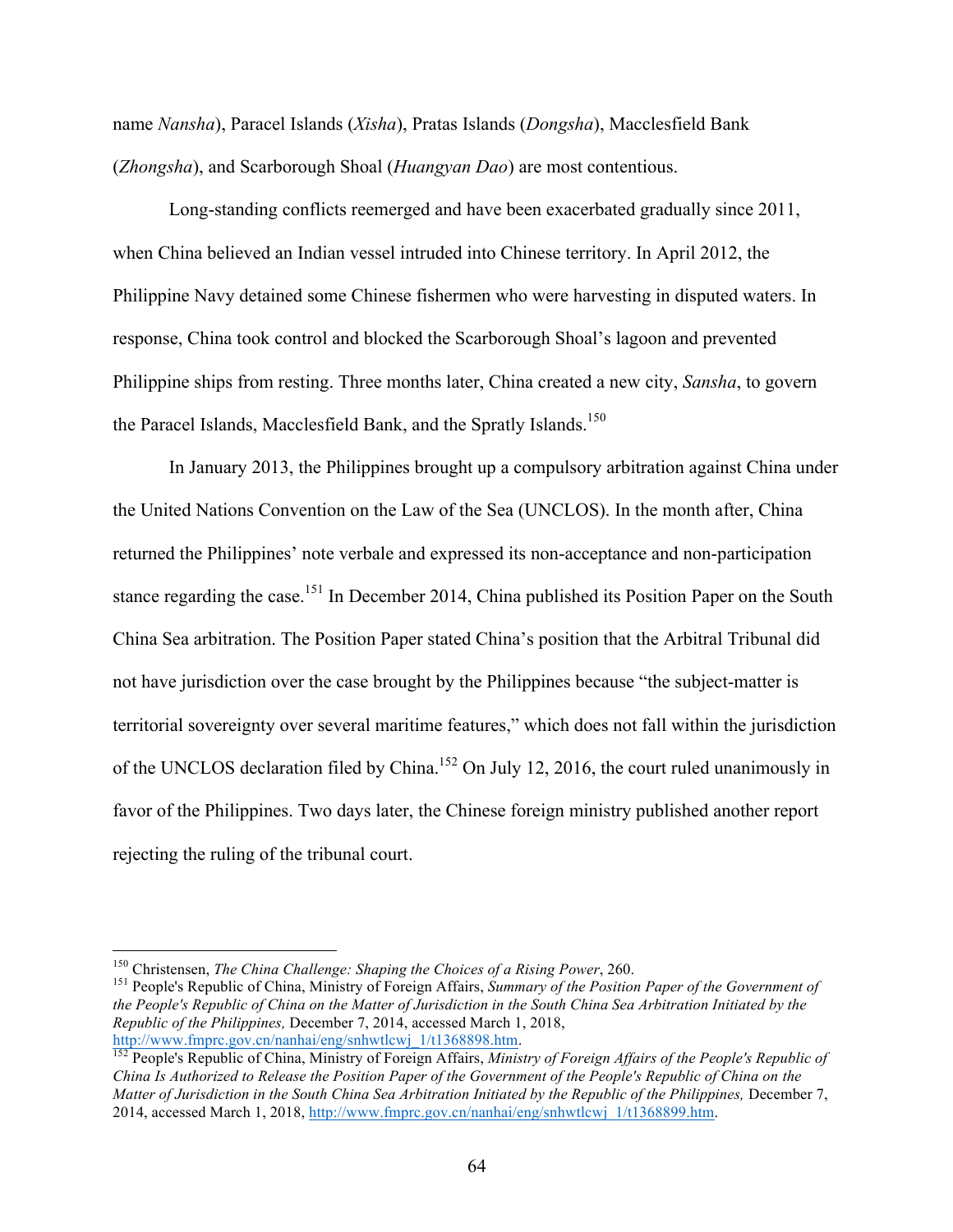name *Nansha*), Paracel Islands (*Xisha*), Pratas Islands (*Dongsha*), Macclesfield Bank (*Zhongsha*), and Scarborough Shoal (*Huangyan Dao*) are most contentious.

Long-standing conflicts reemerged and have been exacerbated gradually since 2011, when China believed an Indian vessel intruded into Chinese territory. In April 2012, the Philippine Navy detained some Chinese fishermen who were harvesting in disputed waters. In response, China took control and blocked the Scarborough Shoal's lagoon and prevented Philippine ships from resting. Three months later, China created a new city, *Sansha*, to govern the Paracel Islands, Macclesfield Bank, and the Spratly Islands.[150]

In January 2013, the Philippines brought up a compulsory arbitration against China under the United Nations Convention on the Law of the Sea (UNCLOS). In the month after, China returned the Philippines' note verbale and expressed its non-acceptance and non-participation stance regarding the case.[151] In December 2014, China published its Position Paper on the South China Sea arbitration. The Position Paper stated China's position that the Arbitral Tribunal did not have jurisdiction over the case brought by the Philippines because "the subject-matter is territorial sovereignty over several maritime features," which does not fall within the jurisdiction of the UNCLOS declaration filed by China.[152] On July 12, 2016, the court ruled unanimously in favor of the Philippines. Two days later, the Chinese foreign ministry published another report rejecting the ruling of the tribunal court.

---

[150] Christensen, *The China Challenge: Shaping the Choices of a Rising Power*, 260.

[151] People's Republic of China, Ministry of Foreign Affairs, *Summary of the Position Paper of the Government of the People's Republic of China on the Matter of Jurisdiction in the South China Sea Arbitration Initiated by the Republic of the Philippines,* December 7, 2014, accessed March 1, 2018, http://www.fmprc.gov.cn/nanhai/eng/snhwtlcwj_1/t1368898.htm.

[152] People's Republic of China, Ministry of Foreign Affairs, *Ministry of Foreign Affairs of the People's Republic of China Is Authorized to Release the Position Paper of the Government of the People's Republic of China on the Matter of Jurisdiction in the South China Sea Arbitration Initiated by the Republic of the Philippines,* December 7, 2014, accessed March 1, 2018, http://www.fmprc.gov.cn/nanhai/eng/snhwtlcwj_1/t1368899.htm.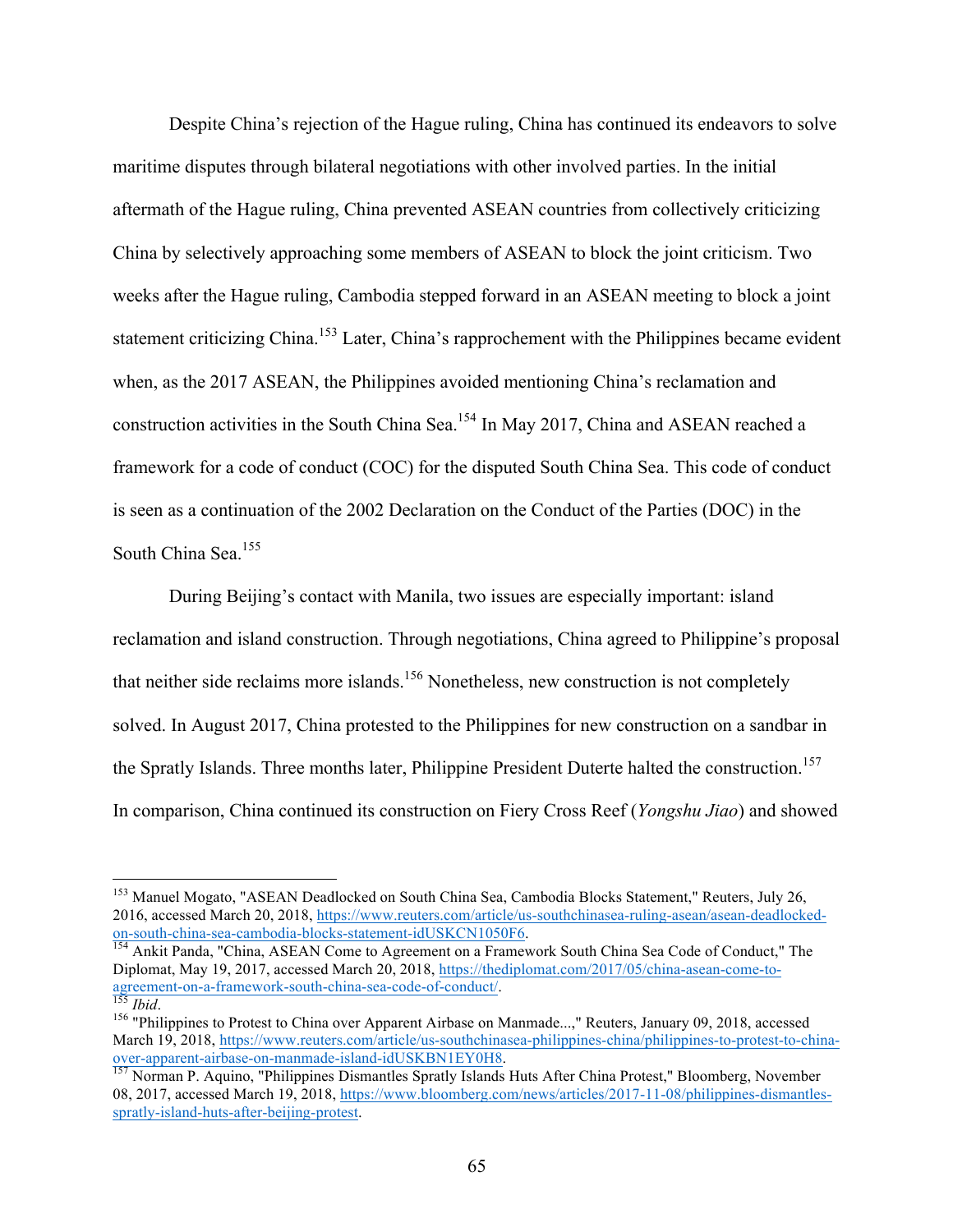Despite China's rejection of the Hague ruling, China has continued its endeavors to solve maritime disputes through bilateral negotiations with other involved parties. In the initial aftermath of the Hague ruling, China prevented ASEAN countries from collectively criticizing China by selectively approaching some members of ASEAN to block the joint criticism. Two weeks after the Hague ruling, Cambodia stepped forward in an ASEAN meeting to block a joint statement criticizing China.[153] Later, China's rapprochement with the Philippines became evident when, as the 2017 ASEAN, the Philippines avoided mentioning China's reclamation and construction activities in the South China Sea.[154] In May 2017, China and ASEAN reached a framework for a code of conduct (COC) for the disputed South China Sea. This code of conduct is seen as a continuation of the 2002 Declaration on the Conduct of the Parties (DOC) in the South China Sea.[155]

During Beijing's contact with Manila, two issues are especially important: island reclamation and island construction. Through negotiations, China agreed to Philippine's proposal that neither side reclaims more islands.[156] Nonetheless, new construction is not completely solved. In August 2017, China protested to the Philippines for new construction on a sandbar in the Spratly Islands. Three months later, Philippine President Duterte halted the construction.[157] In comparison, China continued its construction on Fiery Cross Reef (*Yongshu Jiao*) and showed

---

[153] Manuel Mogato, "ASEAN Deadlocked on South China Sea, Cambodia Blocks Statement," Reuters, July 26, 2016, accessed March 20, 2018, https://www.reuters.com/article/us-southchinasea-ruling-asean/asean-deadlocked-on-south-china-sea-cambodia-blocks-statement-idUSKCN1050F6.

[154] Ankit Panda, "China, ASEAN Come to Agreement on a Framework South China Sea Code of Conduct," The Diplomat, May 19, 2017, accessed March 20, 2018, https://thediplomat.com/2017/05/china-asean-come-to-agreement-on-a-framework-south-china-sea-code-of-conduct/.

[155] *Ibid*.

[156] "Philippines to Protest to China over Apparent Airbase on Manmade...," Reuters, January 09, 2018, accessed March 19, 2018, https://www.reuters.com/article/us-southchinasea-philippines-china/philippines-to-protest-to-china-over-apparent-airbase-on-manmade-island-idUSKBN1EY0H8.

[157] Norman P. Aquino, "Philippines Dismantles Spratly Islands Huts After China Protest," Bloomberg, November 08, 2017, accessed March 19, 2018, https://www.bloomberg.com/news/articles/2017-11-08/philippines-dismantles-spratly-island-huts-after-beijing-protest.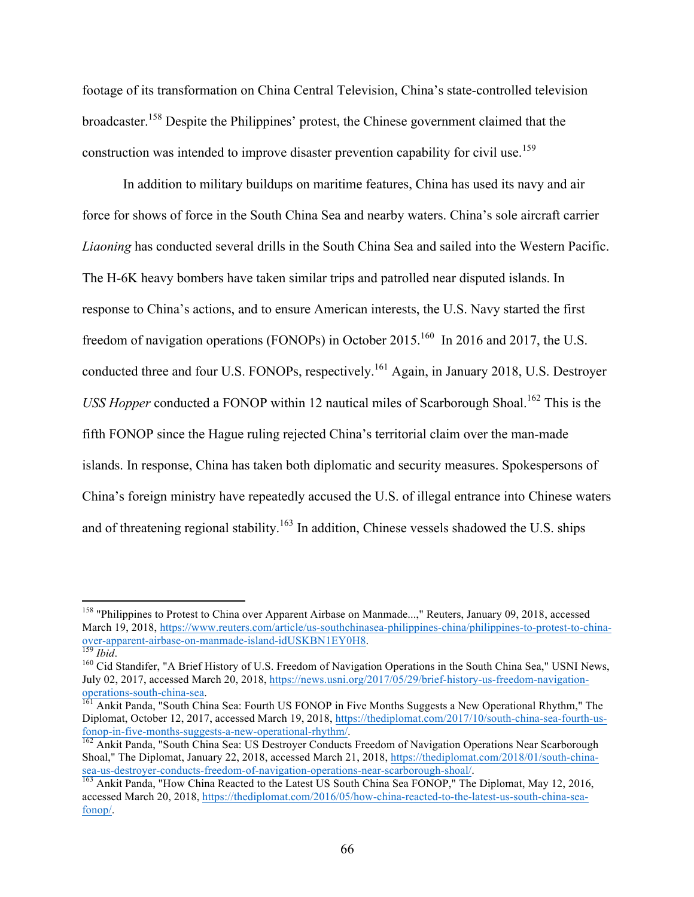footage of its transformation on China Central Television, China's state-controlled television broadcaster.[158] Despite the Philippines' protest, the Chinese government claimed that the construction was intended to improve disaster prevention capability for civil use.[159]

In addition to military buildups on maritime features, China has used its navy and air force for shows of force in the South China Sea and nearby waters. China's sole aircraft carrier *Liaoning* has conducted several drills in the South China Sea and sailed into the Western Pacific. The H-6K heavy bombers have taken similar trips and patrolled near disputed islands. In response to China's actions, and to ensure American interests, the U.S. Navy started the first freedom of navigation operations (FONOPs) in October 2015.[160] In 2016 and 2017, the U.S. conducted three and four U.S. FONOPs, respectively.[161] Again, in January 2018, U.S. Destroyer *USS Hopper* conducted a FONOP within 12 nautical miles of Scarborough Shoal.[162] This is the fifth FONOP since the Hague ruling rejected China's territorial claim over the man-made islands. In response, China has taken both diplomatic and security measures. Spokespersons of China's foreign ministry have repeatedly accused the U.S. of illegal entrance into Chinese waters and of threatening regional stability.[163] In addition, Chinese vessels shadowed the U.S. ships

---

[158] "Philippines to Protest to China over Apparent Airbase on Manmade...," Reuters, January 09, 2018, accessed March 19, 2018, https://www.reuters.com/article/us-southchinasea-philippines-china/philippines-to-protest-to-china-over-apparent-airbase-on-manmade-island-idUSKBN1EY0H8.

[159] *Ibid*.

[160] Cid Standifer, "A Brief History of U.S. Freedom of Navigation Operations in the South China Sea," USNI News, July 02, 2017, accessed March 20, 2018, https://news.usni.org/2017/05/29/brief-history-us-freedom-navigation-operations-south-china-sea.

[161] Ankit Panda, "South China Sea: Fourth US FONOP in Five Months Suggests a New Operational Rhythm," The Diplomat, October 12, 2017, accessed March 19, 2018, https://thediplomat.com/2017/10/south-china-sea-fourth-us-fonop-in-five-months-suggests-a-new-operational-rhythm/.

[162] Ankit Panda, "South China Sea: US Destroyer Conducts Freedom of Navigation Operations Near Scarborough Shoal," The Diplomat, January 22, 2018, accessed March 21, 2018, https://thediplomat.com/2018/01/south-china-sea-us-destroyer-conducts-freedom-of-navigation-operations-near-scarborough-shoal/.

[163] Ankit Panda, "How China Reacted to the Latest US South China Sea FONOP," The Diplomat, May 12, 2016, accessed March 20, 2018, https://thediplomat.com/2016/05/how-china-reacted-to-the-latest-us-south-china-sea-fonop/.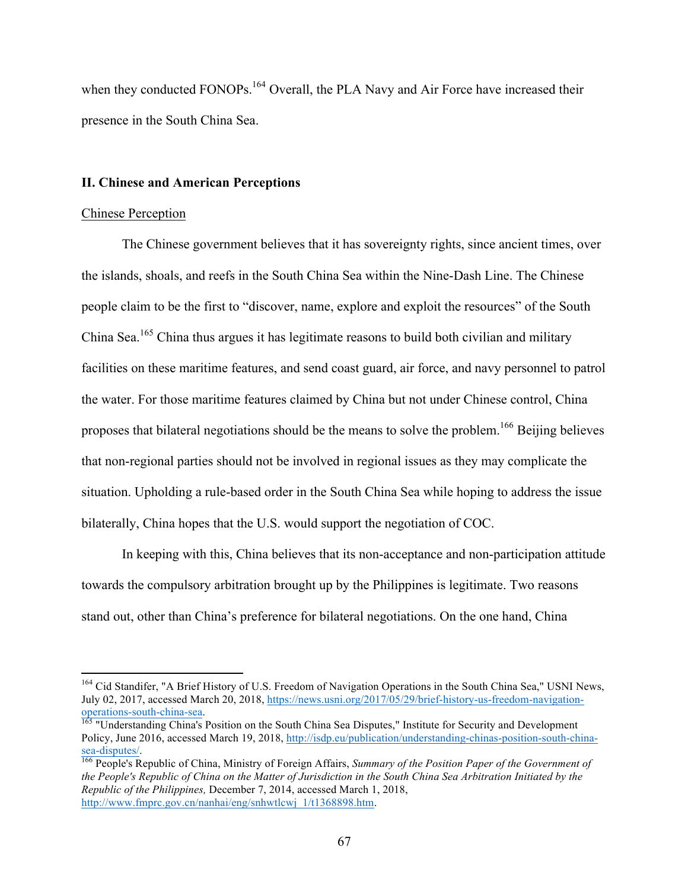when they conducted FONOPs.[164] Overall, the PLA Navy and Air Force have increased their presence in the South China Sea.

## II. Chinese and American Perceptions

### Chinese Perception

The Chinese government believes that it has sovereignty rights, since ancient times, over the islands, shoals, and reefs in the South China Sea within the Nine-Dash Line. The Chinese people claim to be the first to "discover, name, explore and exploit the resources" of the South China Sea.[165] China thus argues it has legitimate reasons to build both civilian and military facilities on these maritime features, and send coast guard, air force, and navy personnel to patrol the water. For those maritime features claimed by China but not under Chinese control, China proposes that bilateral negotiations should be the means to solve the problem.[166] Beijing believes that non-regional parties should not be involved in regional issues as they may complicate the situation. Upholding a rule-based order in the South China Sea while hoping to address the issue bilaterally, China hopes that the U.S. would support the negotiation of COC.

In keeping with this, China believes that its non-acceptance and non-participation attitude towards the compulsory arbitration brought up by the Philippines is legitimate. Two reasons stand out, other than China's preference for bilateral negotiations. On the one hand, China

---

[164] Cid Standifer, "A Brief History of U.S. Freedom of Navigation Operations in the South China Sea," USNI News, July 02, 2017, accessed March 20, 2018, https://news.usni.org/2017/05/29/brief-history-us-freedom-navigation-operations-south-china-sea.

[165] "Understanding China's Position on the South China Sea Disputes," Institute for Security and Development Policy, June 2016, accessed March 19, 2018, http://isdp.eu/publication/understanding-chinas-position-south-china-sea-disputes/.

[166] People's Republic of China, Ministry of Foreign Affairs, *Summary of the Position Paper of the Government of the People's Republic of China on the Matter of Jurisdiction in the South China Sea Arbitration Initiated by the Republic of the Philippines,* December 7, 2014, accessed March 1, 2018, http://www.fmprc.gov.cn/nanhai/eng/snhwtlcwj_1/t1368898.htm.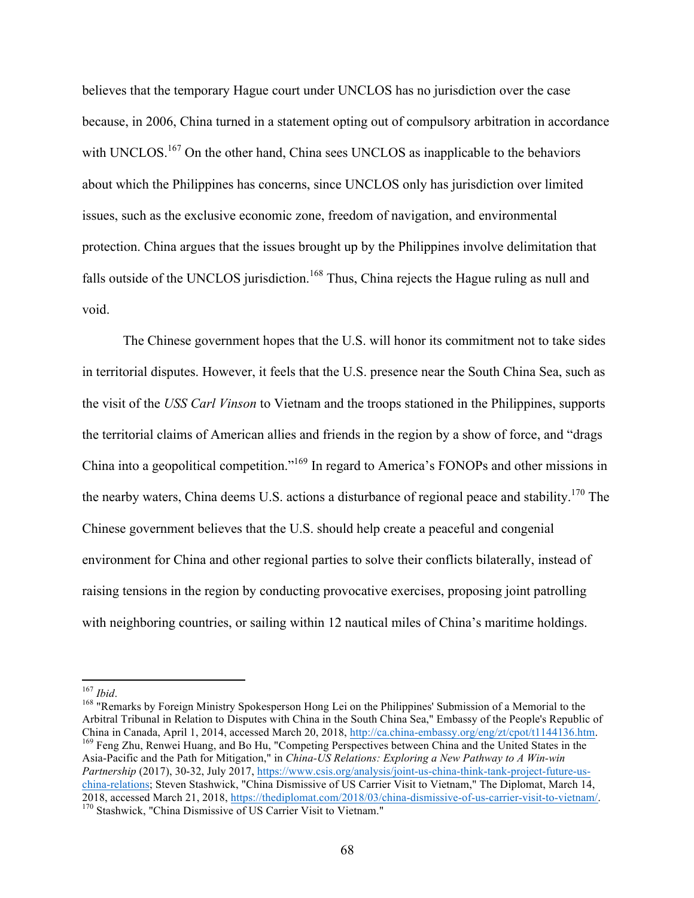believes that the temporary Hague court under UNCLOS has no jurisdiction over the case because, in 2006, China turned in a statement opting out of compulsory arbitration in accordance with UNCLOS.[167] On the other hand, China sees UNCLOS as inapplicable to the behaviors about which the Philippines has concerns, since UNCLOS only has jurisdiction over limited issues, such as the exclusive economic zone, freedom of navigation, and environmental protection. China argues that the issues brought up by the Philippines involve delimitation that falls outside of the UNCLOS jurisdiction.[168] Thus, China rejects the Hague ruling as null and void.

The Chinese government hopes that the U.S. will honor its commitment not to take sides in territorial disputes. However, it feels that the U.S. presence near the South China Sea, such as the visit of the *USS Carl Vinson* to Vietnam and the troops stationed in the Philippines, supports the territorial claims of American allies and friends in the region by a show of force, and "drags China into a geopolitical competition."[169] In regard to America's FONOPs and other missions in the nearby waters, China deems U.S. actions a disturbance of regional peace and stability.[170] The Chinese government believes that the U.S. should help create a peaceful and congenial environment for China and other regional parties to solve their conflicts bilaterally, instead of raising tensions in the region by conducting provocative exercises, proposing joint patrolling with neighboring countries, or sailing within 12 nautical miles of China's maritime holdings.

---

[167] *Ibid*.

[168] "Remarks by Foreign Ministry Spokesperson Hong Lei on the Philippines' Submission of a Memorial to the Arbitral Tribunal in Relation to Disputes with China in the South China Sea," Embassy of the People's Republic of China in Canada, April 1, 2014, accessed March 20, 2018, http://ca.china-embassy.org/eng/zt/cpot/t1144136.htm.

[169] Feng Zhu, Renwei Huang, and Bo Hu, "Competing Perspectives between China and the United States in the Asia-Pacific and the Path for Mitigation," in *China-US Relations: Exploring a New Pathway to A Win-win Partnership* (2017), 30-32, July 2017, https://www.csis.org/analysis/joint-us-china-think-tank-project-future-us-china-relations; Steven Stashwick, "China Dismissive of US Carrier Visit to Vietnam," The Diplomat, March 14, 2018, accessed March 21, 2018, https://thediplomat.com/2018/03/china-dismissive-of-us-carrier-visit-to-vietnam/.

[170] Stashwick, "China Dismissive of US Carrier Visit to Vietnam."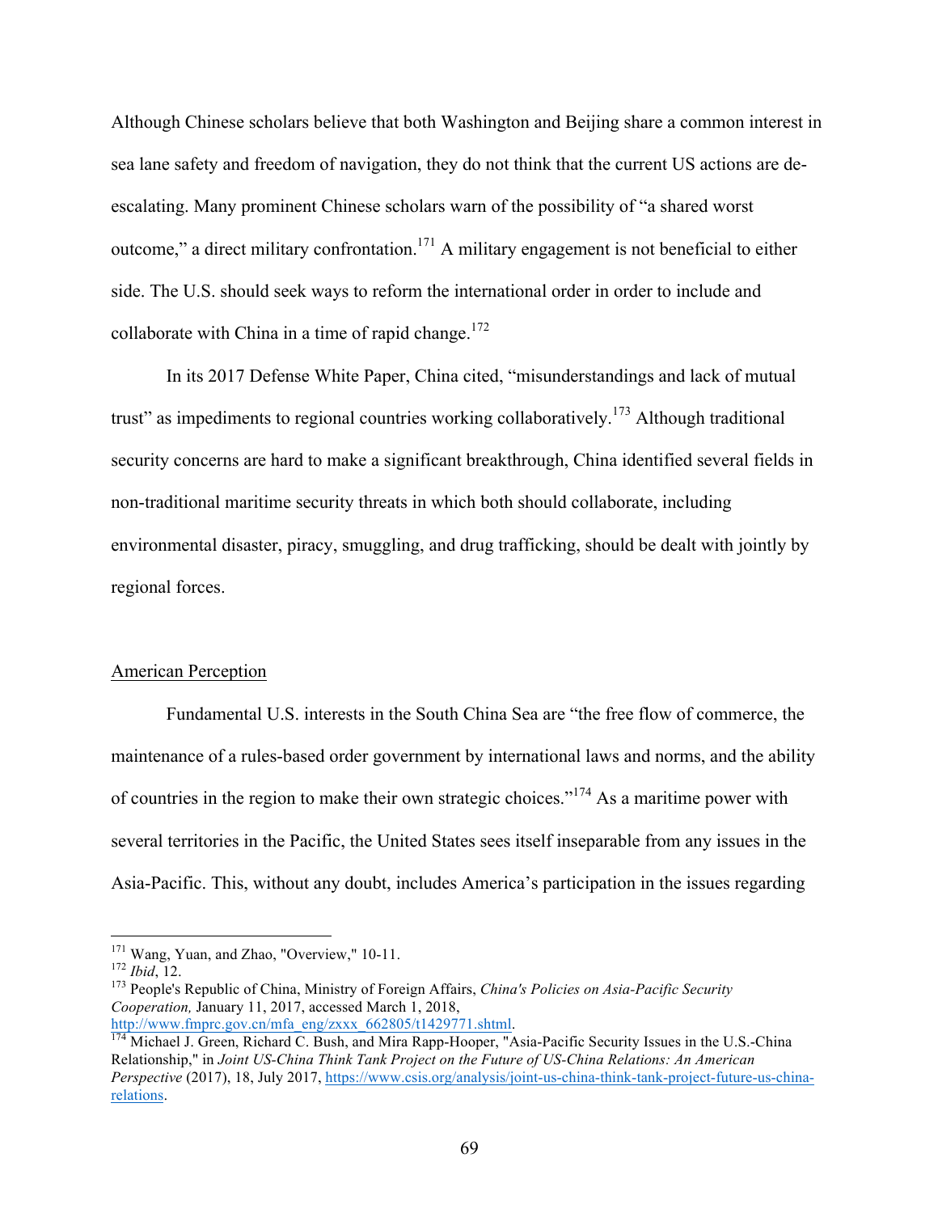Although Chinese scholars believe that both Washington and Beijing share a common interest in sea lane safety and freedom of navigation, they do not think that the current US actions are de-escalating. Many prominent Chinese scholars warn of the possibility of "a shared worst outcome," a direct military confrontation.[171] A military engagement is not beneficial to either side. The U.S. should seek ways to reform the international order in order to include and collaborate with China in a time of rapid change.[172]

In its 2017 Defense White Paper, China cited, "misunderstandings and lack of mutual trust" as impediments to regional countries working collaboratively.[173] Although traditional security concerns are hard to make a significant breakthrough, China identified several fields in non-traditional maritime security threats in which both should collaborate, including environmental disaster, piracy, smuggling, and drug trafficking, should be dealt with jointly by regional forces.

## American Perception

Fundamental U.S. interests in the South China Sea are "the free flow of commerce, the maintenance of a rules-based order government by international laws and norms, and the ability of countries in the region to make their own strategic choices."[174] As a maritime power with several territories in the Pacific, the United States sees itself inseparable from any issues in the Asia-Pacific. This, without any doubt, includes America's participation in the issues regarding

---

[171] Wang, Yuan, and Zhao, "Overview," 10-11.

[172] *Ibid*, 12.

[173] People's Republic of China, Ministry of Foreign Affairs, *China's Policies on Asia-Pacific Security Cooperation,* January 11, 2017, accessed March 1, 2018, http://www.fmprc.gov.cn/mfa_eng/zxxx_662805/t1429771.shtml.

[174] Michael J. Green, Richard C. Bush, and Mira Rapp-Hooper, "Asia-Pacific Security Issues in the U.S.-China Relationship," in *Joint US-China Think Tank Project on the Future of US-China Relations: An American Perspective* (2017), 18, July 2017, https://www.csis.org/analysis/joint-us-china-think-tank-project-future-us-china-relations.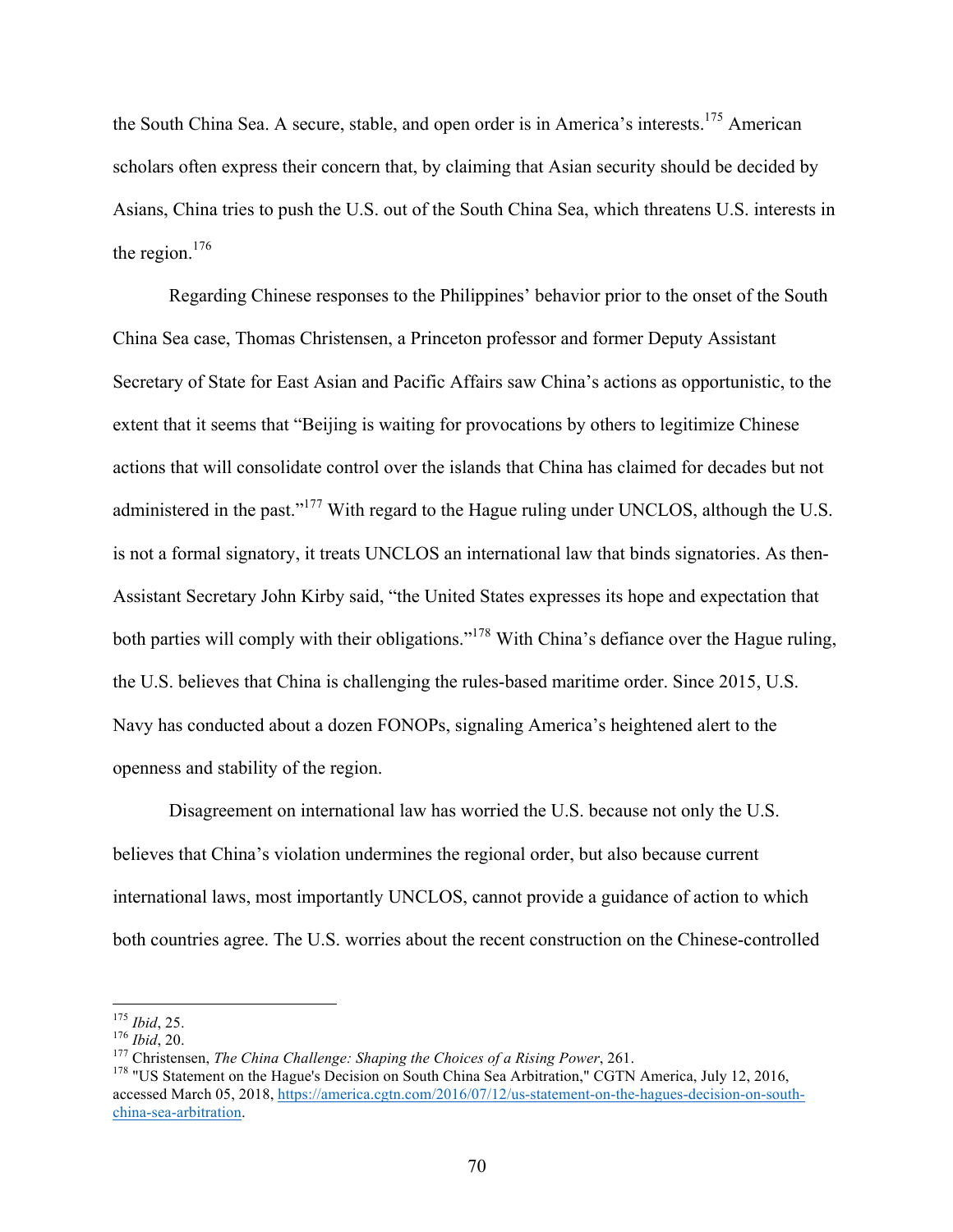the South China Sea. A secure, stable, and open order is in America's interests.[175] American scholars often express their concern that, by claiming that Asian security should be decided by Asians, China tries to push the U.S. out of the South China Sea, which threatens U.S. interests in the region.[176]

Regarding Chinese responses to the Philippines' behavior prior to the onset of the South China Sea case, Thomas Christensen, a Princeton professor and former Deputy Assistant Secretary of State for East Asian and Pacific Affairs saw China's actions as opportunistic, to the extent that it seems that "Beijing is waiting for provocations by others to legitimize Chinese actions that will consolidate control over the islands that China has claimed for decades but not administered in the past."[177] With regard to the Hague ruling under UNCLOS, although the U.S. is not a formal signatory, it treats UNCLOS an international law that binds signatories. As then-Assistant Secretary John Kirby said, "the United States expresses its hope and expectation that both parties will comply with their obligations."[178] With China's defiance over the Hague ruling, the U.S. believes that China is challenging the rules-based maritime order. Since 2015, U.S. Navy has conducted about a dozen FONOPs, signaling America's heightened alert to the openness and stability of the region.

Disagreement on international law has worried the U.S. because not only the U.S. believes that China's violation undermines the regional order, but also because current international laws, most importantly UNCLOS, cannot provide a guidance of action to which both countries agree. The U.S. worries about the recent construction on the Chinese-controlled

---

[175] *Ibid*, 25.

[176] *Ibid*, 20.

[177] Christensen, *The China Challenge: Shaping the Choices of a Rising Power*, 261.

[178] "US Statement on the Hague's Decision on South China Sea Arbitration," CGTN America, July 12, 2016, accessed March 05, 2018, https://america.cgtn.com/2016/07/12/us-statement-on-the-hagues-decision-on-south-china-sea-arbitration.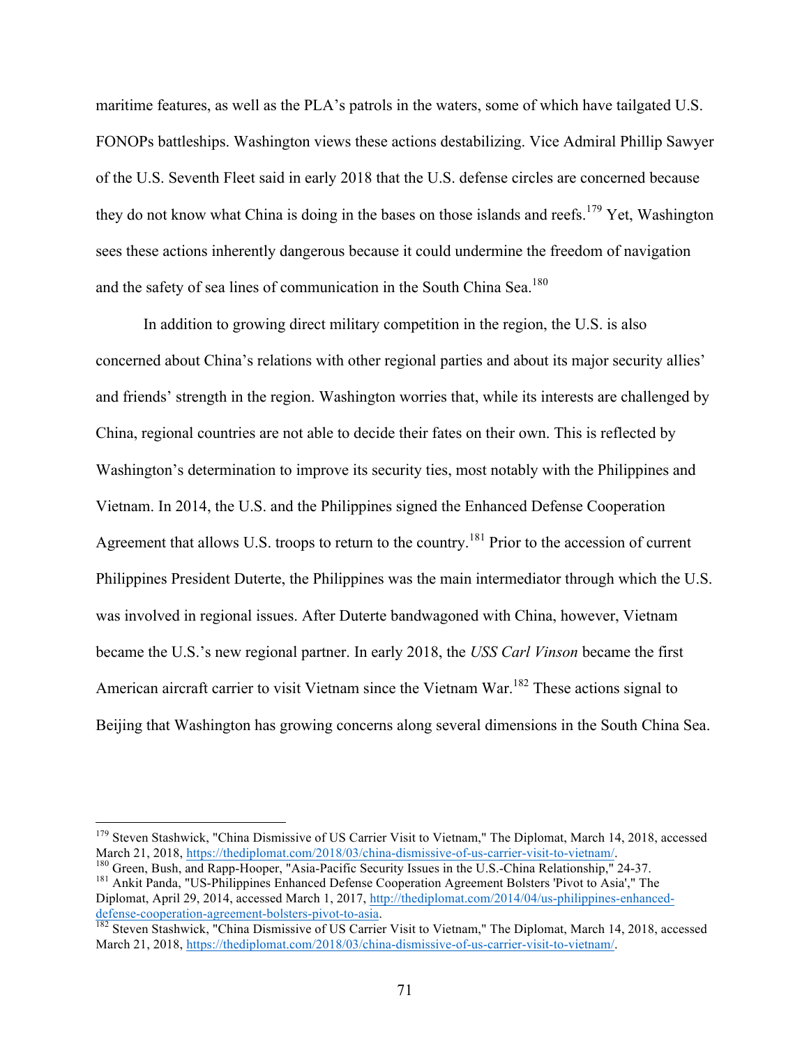maritime features, as well as the PLA's patrols in the waters, some of which have tailgated U.S. FONOPs battleships. Washington views these actions destabilizing. Vice Admiral Phillip Sawyer of the U.S. Seventh Fleet said in early 2018 that the U.S. defense circles are concerned because they do not know what China is doing in the bases on those islands and reefs.[179] Yet, Washington sees these actions inherently dangerous because it could undermine the freedom of navigation and the safety of sea lines of communication in the South China Sea.[180]

In addition to growing direct military competition in the region, the U.S. is also concerned about China's relations with other regional parties and about its major security allies' and friends' strength in the region. Washington worries that, while its interests are challenged by China, regional countries are not able to decide their fates on their own. This is reflected by Washington's determination to improve its security ties, most notably with the Philippines and Vietnam. In 2014, the U.S. and the Philippines signed the Enhanced Defense Cooperation Agreement that allows U.S. troops to return to the country.[181] Prior to the accession of current Philippines President Duterte, the Philippines was the main intermediator through which the U.S. was involved in regional issues. After Duterte bandwagoned with China, however, Vietnam became the U.S.'s new regional partner. In early 2018, the *USS Carl Vinson* became the first American aircraft carrier to visit Vietnam since the Vietnam War.[182] These actions signal to Beijing that Washington has growing concerns along several dimensions in the South China Sea.

---

[179] Steven Stashwick, "China Dismissive of US Carrier Visit to Vietnam," The Diplomat, March 14, 2018, accessed March 21, 2018, https://thediplomat.com/2018/03/china-dismissive-of-us-carrier-visit-to-vietnam/.

[180] Green, Bush, and Rapp-Hooper, "Asia-Pacific Security Issues in the U.S.-China Relationship," 24-37.

[181] Ankit Panda, "US-Philippines Enhanced Defense Cooperation Agreement Bolsters 'Pivot to Asia'," The Diplomat, April 29, 2014, accessed March 1, 2017, http://thediplomat.com/2014/04/us-philippines-enhanced-defense-cooperation-agreement-bolsters-pivot-to-asia.

[182] Steven Stashwick, "China Dismissive of US Carrier Visit to Vietnam," The Diplomat, March 14, 2018, accessed March 21, 2018, https://thediplomat.com/2018/03/china-dismissive-of-us-carrier-visit-to-vietnam/.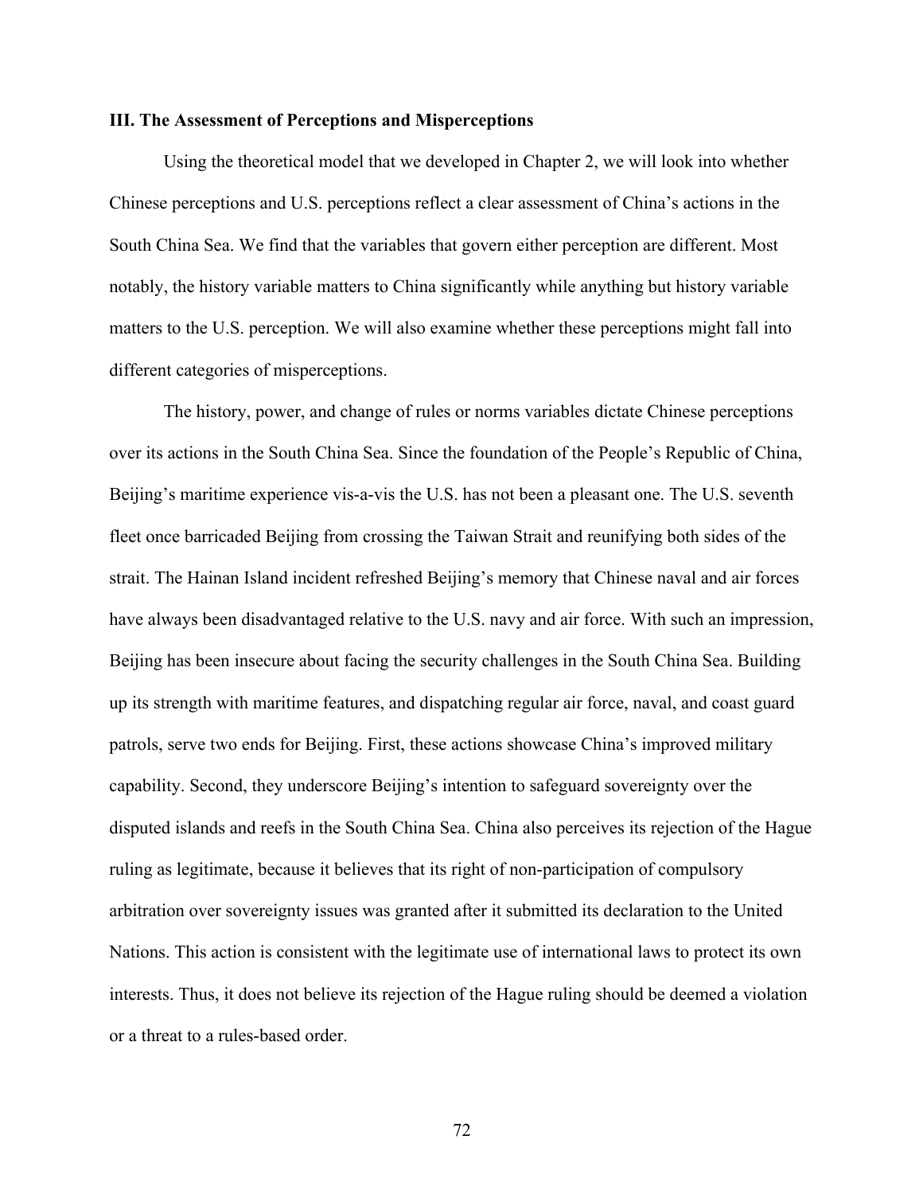### III. The Assessment of Perceptions and Misperceptions

Using the theoretical model that we developed in Chapter 2, we will look into whether Chinese perceptions and U.S. perceptions reflect a clear assessment of China's actions in the South China Sea. We find that the variables that govern either perception are different. Most notably, the history variable matters to China significantly while anything but history variable matters to the U.S. perception. We will also examine whether these perceptions might fall into different categories of misperceptions.

The history, power, and change of rules or norms variables dictate Chinese perceptions over its actions in the South China Sea. Since the foundation of the People's Republic of China, Beijing's maritime experience vis-a-vis the U.S. has not been a pleasant one. The U.S. seventh fleet once barricaded Beijing from crossing the Taiwan Strait and reunifying both sides of the strait. The Hainan Island incident refreshed Beijing's memory that Chinese naval and air forces have always been disadvantaged relative to the U.S. navy and air force. With such an impression, Beijing has been insecure about facing the security challenges in the South China Sea. Building up its strength with maritime features, and dispatching regular air force, naval, and coast guard patrols, serve two ends for Beijing. First, these actions showcase China's improved military capability. Second, they underscore Beijing's intention to safeguard sovereignty over the disputed islands and reefs in the South China Sea. China also perceives its rejection of the Hague ruling as legitimate, because it believes that its right of non-participation of compulsory arbitration over sovereignty issues was granted after it submitted its declaration to the United Nations. This action is consistent with the legitimate use of international laws to protect its own interests. Thus, it does not believe its rejection of the Hague ruling should be deemed a violation or a threat to a rules-based order.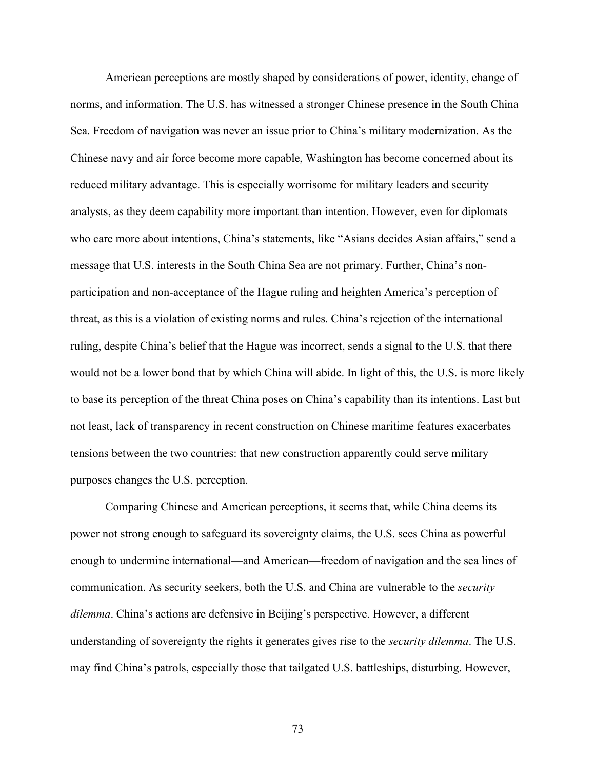American perceptions are mostly shaped by considerations of power, identity, change of norms, and information. The U.S. has witnessed a stronger Chinese presence in the South China Sea. Freedom of navigation was never an issue prior to China's military modernization. As the Chinese navy and air force become more capable, Washington has become concerned about its reduced military advantage. This is especially worrisome for military leaders and security analysts, as they deem capability more important than intention. However, even for diplomats who care more about intentions, China's statements, like "Asians decides Asian affairs," send a message that U.S. interests in the South China Sea are not primary. Further, China's non-participation and non-acceptance of the Hague ruling and heighten America's perception of threat, as this is a violation of existing norms and rules. China's rejection of the international ruling, despite China's belief that the Hague was incorrect, sends a signal to the U.S. that there would not be a lower bond that by which China will abide. In light of this, the U.S. is more likely to base its perception of the threat China poses on China's capability than its intentions. Last but not least, lack of transparency in recent construction on Chinese maritime features exacerbates tensions between the two countries: that new construction apparently could serve military purposes changes the U.S. perception.

Comparing Chinese and American perceptions, it seems that, while China deems its power not strong enough to safeguard its sovereignty claims, the U.S. sees China as powerful enough to undermine international—and American—freedom of navigation and the sea lines of communication. As security seekers, both the U.S. and China are vulnerable to the *security dilemma*. China's actions are defensive in Beijing's perspective. However, a different understanding of sovereignty the rights it generates gives rise to the *security dilemma*. The U.S. may find China's patrols, especially those that tailgated U.S. battleships, disturbing. However,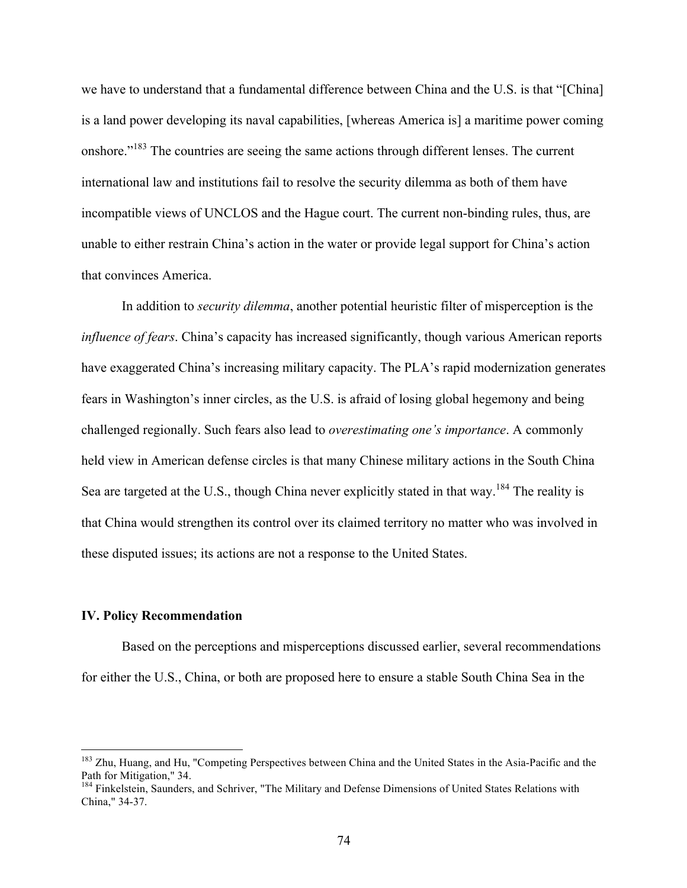we have to understand that a fundamental difference between China and the U.S. is that "[China] is a land power developing its naval capabilities, [whereas America is] a maritime power coming onshore."[183] The countries are seeing the same actions through different lenses. The current international law and institutions fail to resolve the security dilemma as both of them have incompatible views of UNCLOS and the Hague court. The current non-binding rules, thus, are unable to either restrain China's action in the water or provide legal support for China's action that convinces America.

In addition to *security dilemma*, another potential heuristic filter of misperception is the *influence of fears*. China's capacity has increased significantly, though various American reports have exaggerated China's increasing military capacity. The PLA's rapid modernization generates fears in Washington's inner circles, as the U.S. is afraid of losing global hegemony and being challenged regionally. Such fears also lead to *overestimating one's importance*. A commonly held view in American defense circles is that many Chinese military actions in the South China Sea are targeted at the U.S., though China never explicitly stated in that way.[184] The reality is that China would strengthen its control over its claimed territory no matter who was involved in these disputed issues; its actions are not a response to the United States.

## IV. Policy Recommendation

Based on the perceptions and misperceptions discussed earlier, several recommendations for either the U.S., China, or both are proposed here to ensure a stable South China Sea in the

---

[183] Zhu, Huang, and Hu, "Competing Perspectives between China and the United States in the Asia-Pacific and the Path for Mitigation," 34.

[184] Finkelstein, Saunders, and Schriver, "The Military and Defense Dimensions of United States Relations with China," 34-37.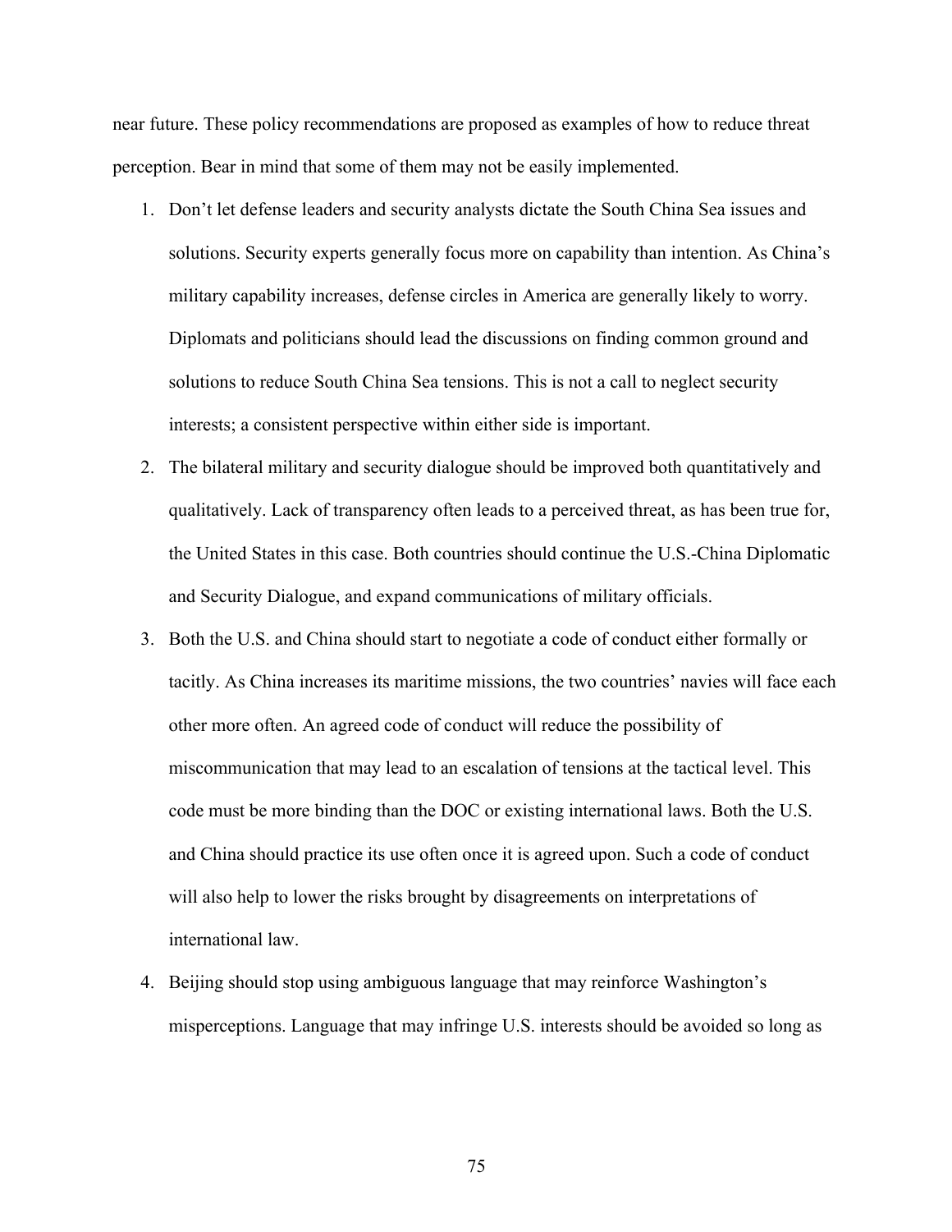near future. These policy recommendations are proposed as examples of how to reduce threat perception. Bear in mind that some of them may not be easily implemented.

1. Don't let defense leaders and security analysts dictate the South China Sea issues and solutions. Security experts generally focus more on capability than intention. As China's military capability increases, defense circles in America are generally likely to worry. Diplomats and politicians should lead the discussions on finding common ground and solutions to reduce South China Sea tensions. This is not a call to neglect security interests; a consistent perspective within either side is important.
2. The bilateral military and security dialogue should be improved both quantitatively and qualitatively. Lack of transparency often leads to a perceived threat, as has been true for, the United States in this case. Both countries should continue the U.S.-China Diplomatic and Security Dialogue, and expand communications of military officials.
3. Both the U.S. and China should start to negotiate a code of conduct either formally or tacitly. As China increases its maritime missions, the two countries' navies will face each other more often. An agreed code of conduct will reduce the possibility of miscommunication that may lead to an escalation of tensions at the tactical level. This code must be more binding than the DOC or existing international laws. Both the U.S. and China should practice its use often once it is agreed upon. Such a code of conduct will also help to lower the risks brought by disagreements on interpretations of international law.
4. Beijing should stop using ambiguous language that may reinforce Washington's misperceptions. Language that may infringe U.S. interests should be avoided so long as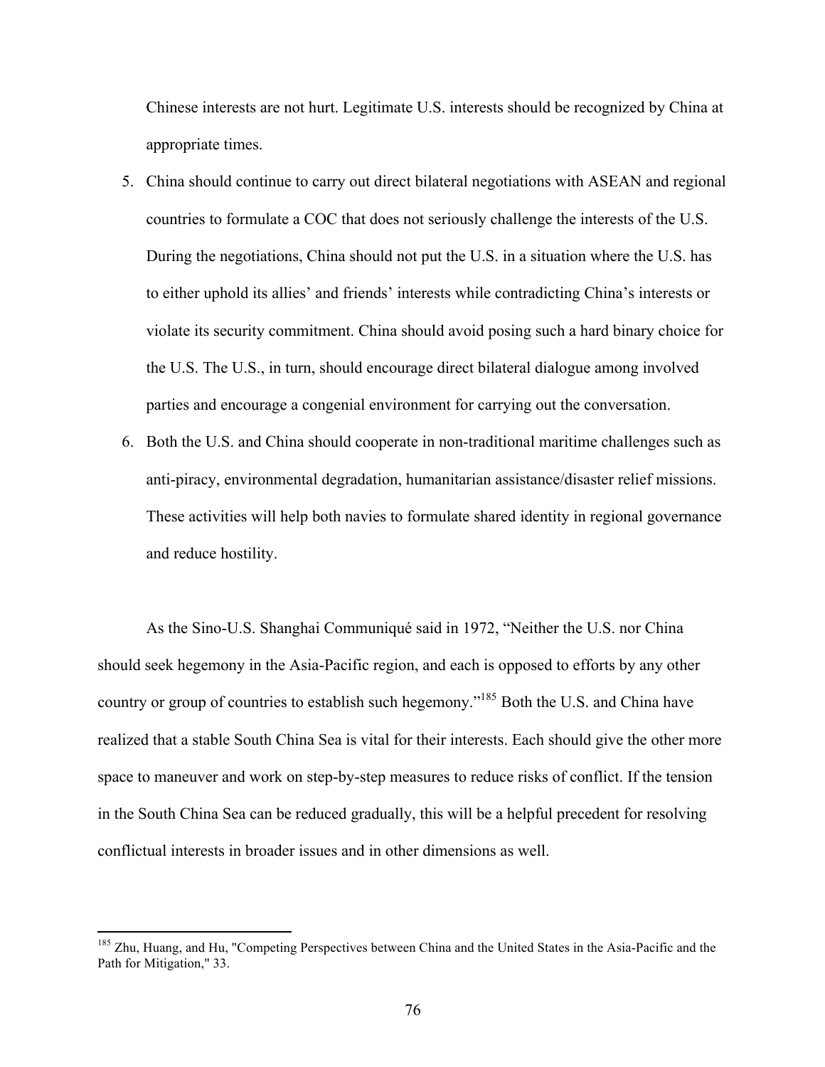Chinese interests are not hurt. Legitimate U.S. interests should be recognized by China at appropriate times.

5. China should continue to carry out direct bilateral negotiations with ASEAN and regional countries to formulate a COC that does not seriously challenge the interests of the U.S. During the negotiations, China should not put the U.S. in a situation where the U.S. has to either uphold its allies' and friends' interests while contradicting China's interests or violate its security commitment. China should avoid posing such a hard binary choice for the U.S. The U.S., in turn, should encourage direct bilateral dialogue among involved parties and encourage a congenial environment for carrying out the conversation.
6. Both the U.S. and China should cooperate in non-traditional maritime challenges such as anti-piracy, environmental degradation, humanitarian assistance/disaster relief missions. These activities will help both navies to formulate shared identity in regional governance and reduce hostility.

As the Sino-U.S. Shanghai Communiqué said in 1972, "Neither the U.S. nor China should seek hegemony in the Asia-Pacific region, and each is opposed to efforts by any other country or group of countries to establish such hegemony."[185] Both the U.S. and China have realized that a stable South China Sea is vital for their interests. Each should give the other more space to maneuver and work on step-by-step measures to reduce risks of conflict. If the tension in the South China Sea can be reduced gradually, this will be a helpful precedent for resolving conflictual interests in broader issues and in other dimensions as well.

---

[185] Zhu, Huang, and Hu, "Competing Perspectives between China and the United States in the Asia-Pacific and the Path for Mitigation," 33.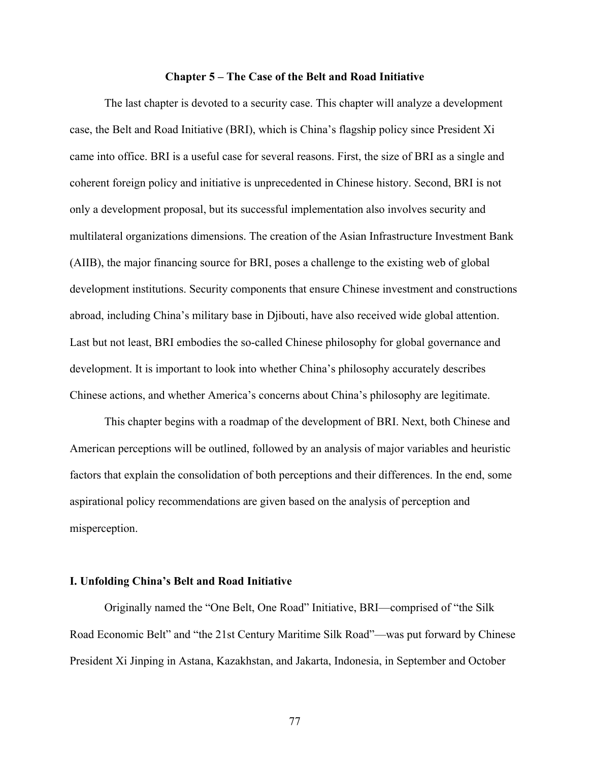# Chapter 5 – The Case of the Belt and Road Initiative

The last chapter is devoted to a security case. This chapter will analyze a development case, the Belt and Road Initiative (BRI), which is China's flagship policy since President Xi came into office. BRI is a useful case for several reasons. First, the size of BRI as a single and coherent foreign policy and initiative is unprecedented in Chinese history. Second, BRI is not only a development proposal, but its successful implementation also involves security and multilateral organizations dimensions. The creation of the Asian Infrastructure Investment Bank (AIIB), the major financing source for BRI, poses a challenge to the existing web of global development institutions. Security components that ensure Chinese investment and constructions abroad, including China's military base in Djibouti, have also received wide global attention. Last but not least, BRI embodies the so-called Chinese philosophy for global governance and development. It is important to look into whether China's philosophy accurately describes Chinese actions, and whether America's concerns about China's philosophy are legitimate.

This chapter begins with a roadmap of the development of BRI. Next, both Chinese and American perceptions will be outlined, followed by an analysis of major variables and heuristic factors that explain the consolidation of both perceptions and their differences. In the end, some aspirational policy recommendations are given based on the analysis of perception and misperception.

## I. Unfolding China's Belt and Road Initiative

Originally named the "One Belt, One Road" Initiative, BRI—comprised of "the Silk Road Economic Belt" and "the 21st Century Maritime Silk Road"—was put forward by Chinese President Xi Jinping in Astana, Kazakhstan, and Jakarta, Indonesia, in September and October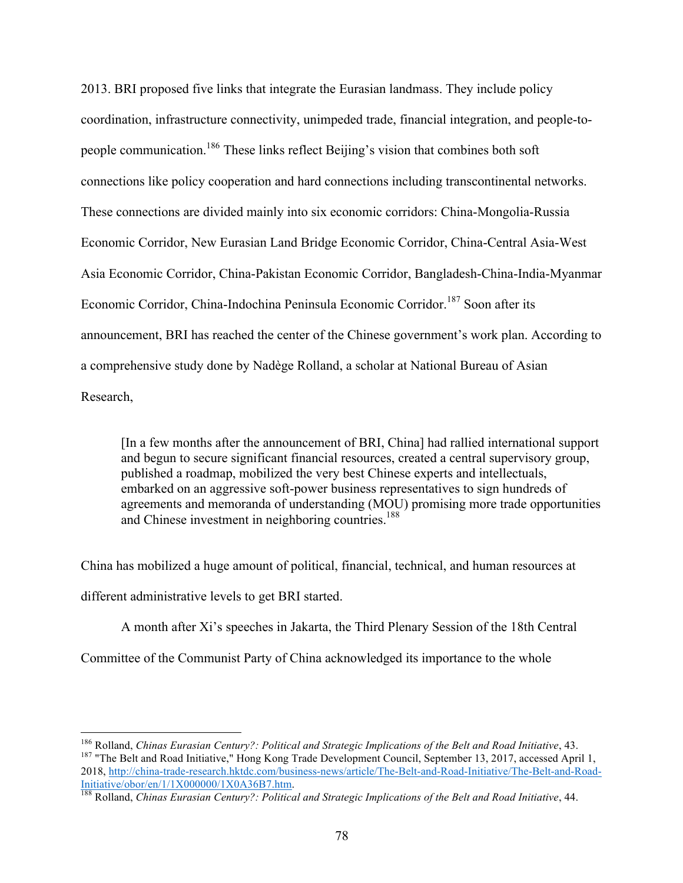2013. BRI proposed five links that integrate the Eurasian landmass. They include policy coordination, infrastructure connectivity, unimpeded trade, financial integration, and people-to-people communication.[186] These links reflect Beijing's vision that combines both soft connections like policy cooperation and hard connections including transcontinental networks. These connections are divided mainly into six economic corridors: China-Mongolia-Russia Economic Corridor, New Eurasian Land Bridge Economic Corridor, China-Central Asia-West Asia Economic Corridor, China-Pakistan Economic Corridor, Bangladesh-China-India-Myanmar Economic Corridor, China-Indochina Peninsula Economic Corridor.[187] Soon after its announcement, BRI has reached the center of the Chinese government's work plan. According to a comprehensive study done by Nadège Rolland, a scholar at National Bureau of Asian Research,

> [In a few months after the announcement of BRI, China] had rallied international support and begun to secure significant financial resources, created a central supervisory group, published a roadmap, mobilized the very best Chinese experts and intellectuals, embarked on an aggressive soft-power business representatives to sign hundreds of agreements and memoranda of understanding (MOU) promising more trade opportunities and Chinese investment in neighboring countries.[188]

China has mobilized a huge amount of political, financial, technical, and human resources at different administrative levels to get BRI started.

A month after Xi's speeches in Jakarta, the Third Plenary Session of the 18th Central Committee of the Communist Party of China acknowledged its importance to the whole

---

[186] Rolland, *Chinas Eurasian Century?: Political and Strategic Implications of the Belt and Road Initiative*, 43.

[187] "The Belt and Road Initiative," Hong Kong Trade Development Council, September 13, 2017, accessed April 1, 2018, http://china-trade-research.hktdc.com/business-news/article/The-Belt-and-Road-Initiative/The-Belt-and-Road-Initiative/obor/en/1/1X000000/1X0A36B7.htm.

[188] Rolland, *Chinas Eurasian Century?: Political and Strategic Implications of the Belt and Road Initiative*, 44.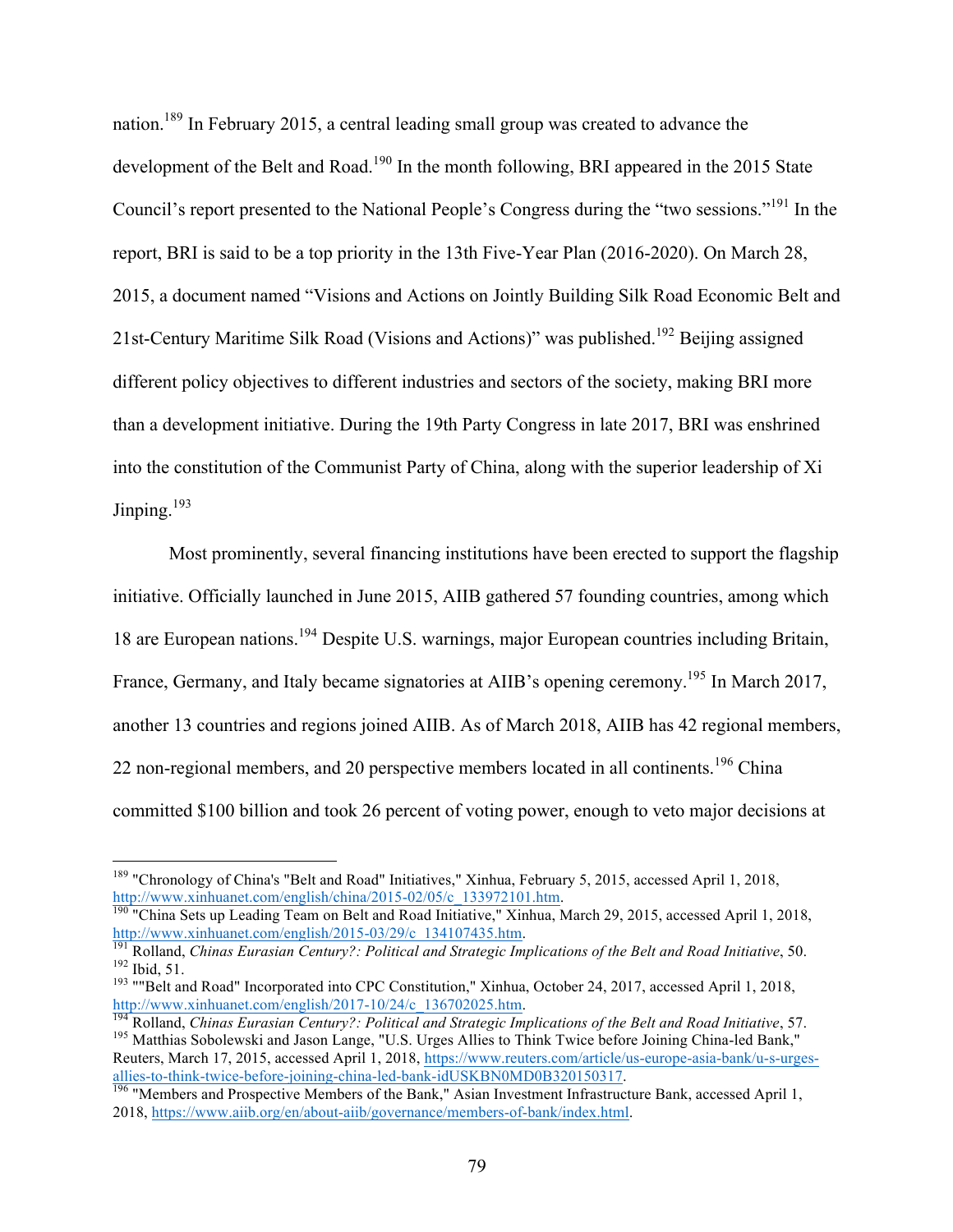nation.[189] In February 2015, a central leading small group was created to advance the development of the Belt and Road.[190] In the month following, BRI appeared in the 2015 State Council's report presented to the National People's Congress during the "two sessions."[191] In the report, BRI is said to be a top priority in the 13th Five-Year Plan (2016-2020). On March 28, 2015, a document named "Visions and Actions on Jointly Building Silk Road Economic Belt and 21st-Century Maritime Silk Road (Visions and Actions)" was published.[192] Beijing assigned different policy objectives to different industries and sectors of the society, making BRI more than a development initiative. During the 19th Party Congress in late 2017, BRI was enshrined into the constitution of the Communist Party of China, along with the superior leadership of Xi Jinping.[193]

Most prominently, several financing institutions have been erected to support the flagship initiative. Officially launched in June 2015, AIIB gathered 57 founding countries, among which 18 are European nations.[194] Despite U.S. warnings, major European countries including Britain, France, Germany, and Italy became signatories at AIIB's opening ceremony.[195] In March 2017, another 13 countries and regions joined AIIB. As of March 2018, AIIB has 42 regional members, 22 non-regional members, and 20 perspective members located in all continents.[196] China committed $100 billion and took 26 percent of voting power, enough to veto major decisions at

---

[189] "Chronology of China's "Belt and Road" Initiatives," Xinhua, February 5, 2015, accessed April 1, 2018, http://www.xinhuanet.com/english/china/2015-02/05/c_133972101.htm.

[190] "China Sets up Leading Team on Belt and Road Initiative," Xinhua, March 29, 2015, accessed April 1, 2018, http://www.xinhuanet.com/english/2015-03/29/c_134107435.htm.

[191] Rolland, *Chinas Eurasian Century?: Political and Strategic Implications of the Belt and Road Initiative*, 50.

[192] Ibid, 51.

[193] ""Belt and Road" Incorporated into CPC Constitution," Xinhua, October 24, 2017, accessed April 1, 2018, http://www.xinhuanet.com/english/2017-10/24/c_136702025.htm.

[194] Rolland, *Chinas Eurasian Century?: Political and Strategic Implications of the Belt and Road Initiative*, 57.

[195] Matthias Sobolewski and Jason Lange, "U.S. Urges Allies to Think Twice before Joining China-led Bank," Reuters, March 17, 2015, accessed April 1, 2018, https://www.reuters.com/article/us-europe-asia-bank/u-s-urges-allies-to-think-twice-before-joining-china-led-bank-idUSKBN0MD0B320150317.

[196] "Members and Prospective Members of the Bank," Asian Investment Infrastructure Bank, accessed April 1, 2018, https://www.aiib.org/en/about-aiib/governance/members-of-bank/index.html.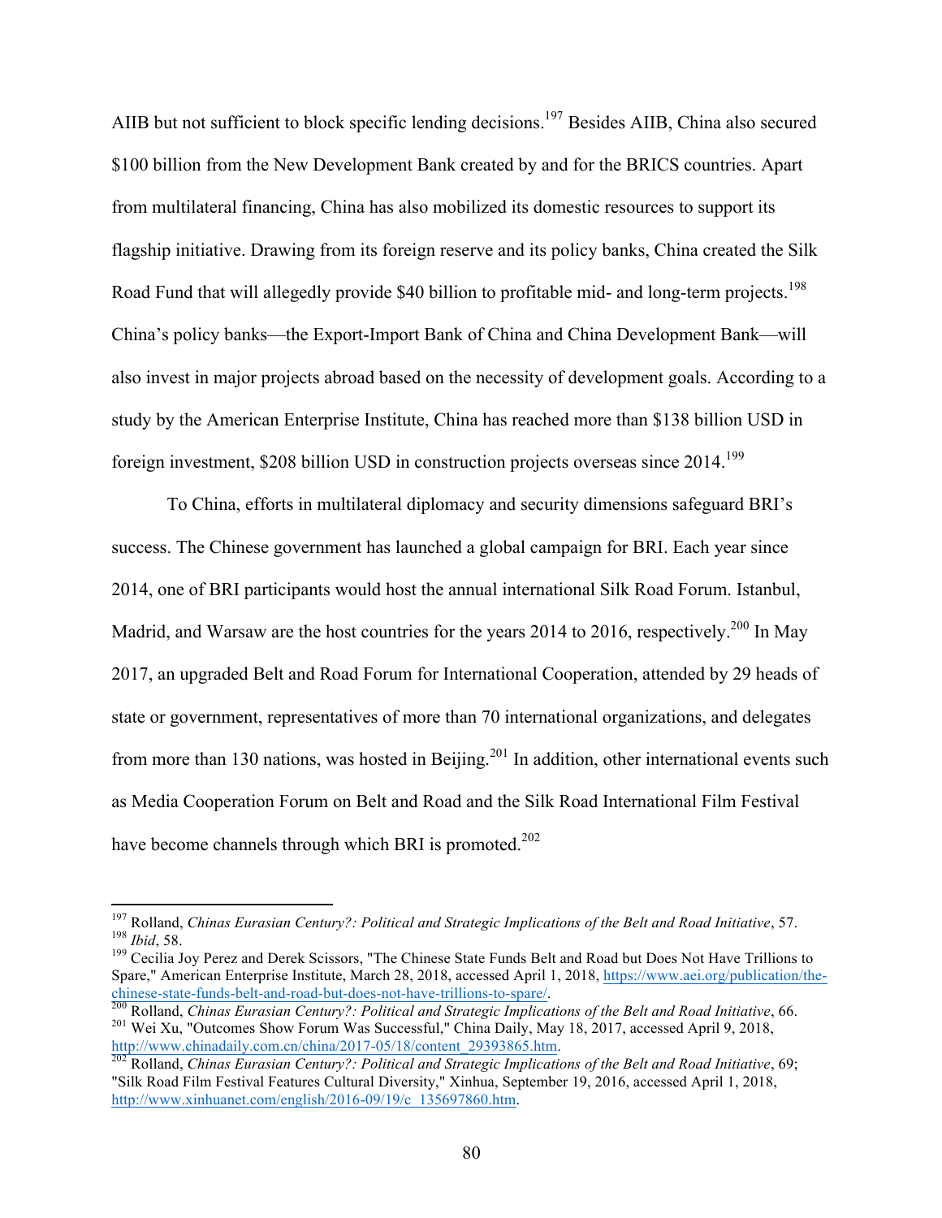AIIB but not sufficient to block specific lending decisions.[197] Besides AIIB, China also secured $100 billion from the New Development Bank created by and for the BRICS countries. Apart from multilateral financing, China has also mobilized its domestic resources to support its flagship initiative. Drawing from its foreign reserve and its policy banks, China created the Silk Road Fund that will allegedly provide $40 billion to profitable mid- and long-term projects.[198] China's policy banks—the Export-Import Bank of China and China Development Bank—will also invest in major projects abroad based on the necessity of development goals. According to a study by the American Enterprise Institute, China has reached more than $138 billion USD in foreign investment, $208 billion USD in construction projects overseas since 2014.[199]

To China, efforts in multilateral diplomacy and security dimensions safeguard BRI's success. The Chinese government has launched a global campaign for BRI. Each year since 2014, one of BRI participants would host the annual international Silk Road Forum. Istanbul, Madrid, and Warsaw are the host countries for the years 2014 to 2016, respectively.[200] In May 2017, an upgraded Belt and Road Forum for International Cooperation, attended by 29 heads of state or government, representatives of more than 70 international organizations, and delegates from more than 130 nations, was hosted in Beijing.[201] In addition, other international events such as Media Cooperation Forum on Belt and Road and the Silk Road International Film Festival have become channels through which BRI is promoted.[202]

---

[197] Rolland, *Chinas Eurasian Century?: Political and Strategic Implications of the Belt and Road Initiative*, 57.

[198] *Ibid*, 58.

[199] Cecilia Joy Perez and Derek Scissors, "The Chinese State Funds Belt and Road but Does Not Have Trillions to Spare," American Enterprise Institute, March 28, 2018, accessed April 1, 2018, https://www.aei.org/publication/the-chinese-state-funds-belt-and-road-but-does-not-have-trillions-to-spare/.

[200] Rolland, *Chinas Eurasian Century?: Political and Strategic Implications of the Belt and Road Initiative*, 66.

[201] Wei Xu, "Outcomes Show Forum Was Successful," China Daily, May 18, 2017, accessed April 9, 2018, http://www.chinadaily.com.cn/china/2017-05/18/content_29393865.htm.

[202] Rolland, *Chinas Eurasian Century?: Political and Strategic Implications of the Belt and Road Initiative*, 69; "Silk Road Film Festival Features Cultural Diversity," Xinhua, September 19, 2016, accessed April 1, 2018, http://www.xinhuanet.com/english/2016-09/19/c_135697860.htm.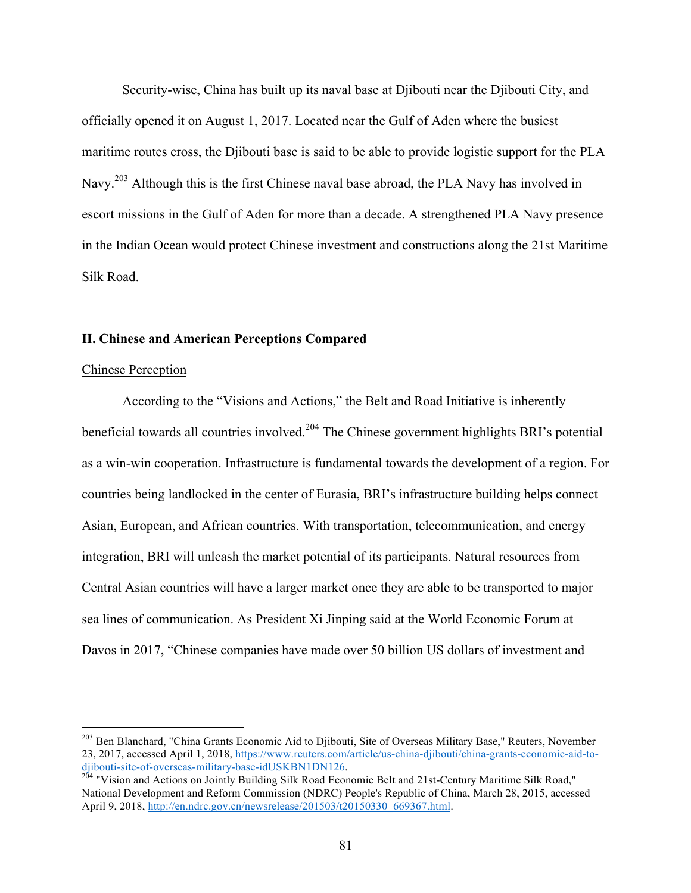Security-wise, China has built up its naval base at Djibouti near the Djibouti City, and officially opened it on August 1, 2017. Located near the Gulf of Aden where the busiest maritime routes cross, the Djibouti base is said to be able to provide logistic support for the PLA Navy.[203] Although this is the first Chinese naval base abroad, the PLA Navy has involved in escort missions in the Gulf of Aden for more than a decade. A strengthened PLA Navy presence in the Indian Ocean would protect Chinese investment and constructions along the 21st Maritime Silk Road.

## II. Chinese and American Perceptions Compared

### Chinese Perception

According to the "Visions and Actions," the Belt and Road Initiative is inherently beneficial towards all countries involved.[204] The Chinese government highlights BRI's potential as a win-win cooperation. Infrastructure is fundamental towards the development of a region. For countries being landlocked in the center of Eurasia, BRI's infrastructure building helps connect Asian, European, and African countries. With transportation, telecommunication, and energy integration, BRI will unleash the market potential of its participants. Natural resources from Central Asian countries will have a larger market once they are able to be transported to major sea lines of communication. As President Xi Jinping said at the World Economic Forum at Davos in 2017, "Chinese companies have made over 50 billion US dollars of investment and

---

[203] Ben Blanchard, "China Grants Economic Aid to Djibouti, Site of Overseas Military Base," Reuters, November 23, 2017, accessed April 1, 2018, https://www.reuters.com/article/us-china-djibouti/china-grants-economic-aid-to-djibouti-site-of-overseas-military-base-idUSKBN1DN126.

[204] "Vision and Actions on Jointly Building Silk Road Economic Belt and 21st-Century Maritime Silk Road," National Development and Reform Commission (NDRC) People's Republic of China, March 28, 2015, accessed April 9, 2018, http://en.ndrc.gov.cn/newsrelease/201503/t20150330_669367.html.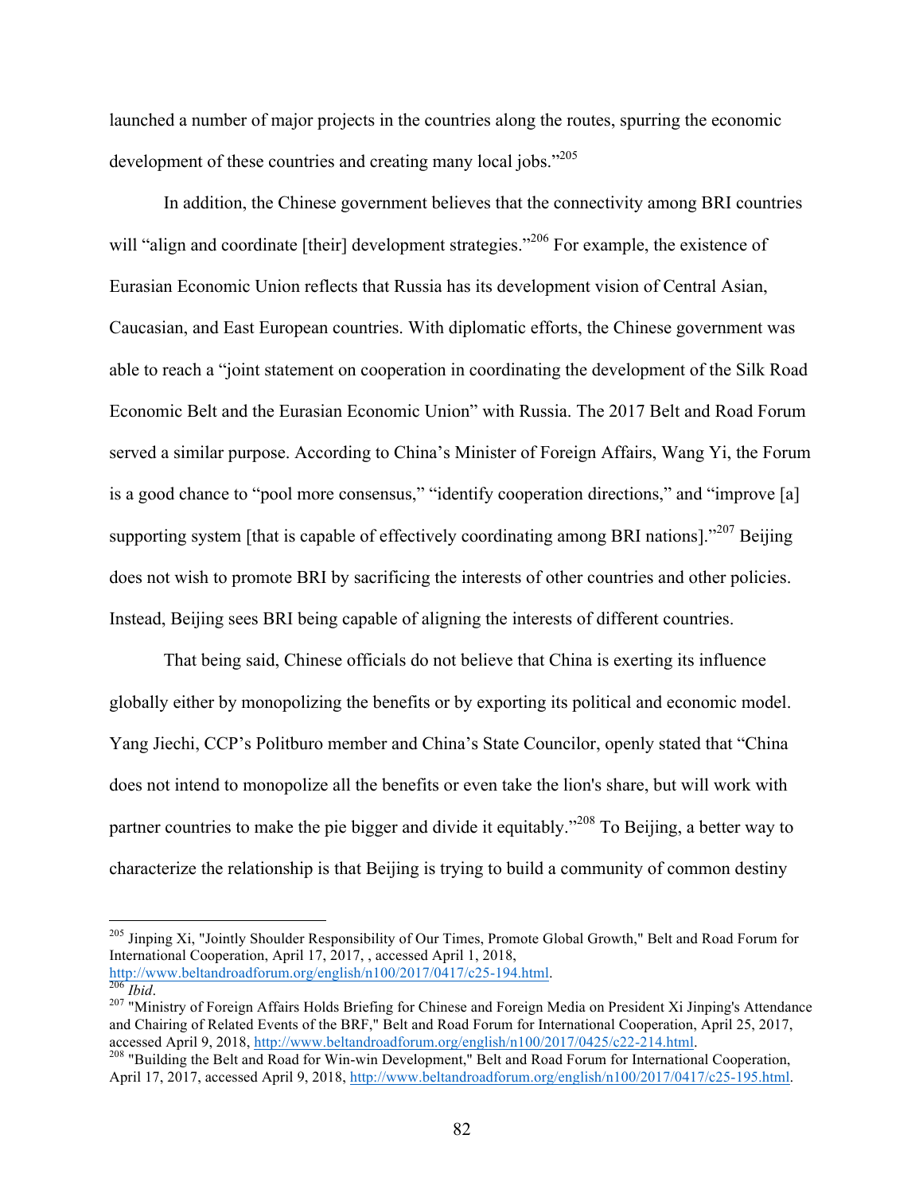launched a number of major projects in the countries along the routes, spurring the economic development of these countries and creating many local jobs."[205]

In addition, the Chinese government believes that the connectivity among BRI countries will "align and coordinate [their] development strategies."[206] For example, the existence of Eurasian Economic Union reflects that Russia has its development vision of Central Asian, Caucasian, and East European countries. With diplomatic efforts, the Chinese government was able to reach a "joint statement on cooperation in coordinating the development of the Silk Road Economic Belt and the Eurasian Economic Union" with Russia. The 2017 Belt and Road Forum served a similar purpose. According to China's Minister of Foreign Affairs, Wang Yi, the Forum is a good chance to "pool more consensus," "identify cooperation directions," and "improve [a] supporting system [that is capable of effectively coordinating among BRI nations]."[207] Beijing does not wish to promote BRI by sacrificing the interests of other countries and other policies. Instead, Beijing sees BRI being capable of aligning the interests of different countries.

That being said, Chinese officials do not believe that China is exerting its influence globally either by monopolizing the benefits or by exporting its political and economic model. Yang Jiechi, CCP's Politburo member and China's State Councilor, openly stated that "China does not intend to monopolize all the benefits or even take the lion's share, but will work with partner countries to make the pie bigger and divide it equitably."[208] To Beijing, a better way to characterize the relationship is that Beijing is trying to build a community of common destiny

---

[205] Jinping Xi, "Jointly Shoulder Responsibility of Our Times, Promote Global Growth," Belt and Road Forum for International Cooperation, April 17, 2017, , accessed April 1, 2018, http://www.beltandroadforum.org/english/n100/2017/0417/c25-194.html.

[206] *Ibid*.

[207] "Ministry of Foreign Affairs Holds Briefing for Chinese and Foreign Media on President Xi Jinping's Attendance and Chairing of Related Events of the BRF," Belt and Road Forum for International Cooperation, April 25, 2017, accessed April 9, 2018, http://www.beltandroadforum.org/english/n100/2017/0425/c22-214.html.

[208] "Building the Belt and Road for Win-win Development," Belt and Road Forum for International Cooperation, April 17, 2017, accessed April 9, 2018, http://www.beltandroadforum.org/english/n100/2017/0417/c25-195.html.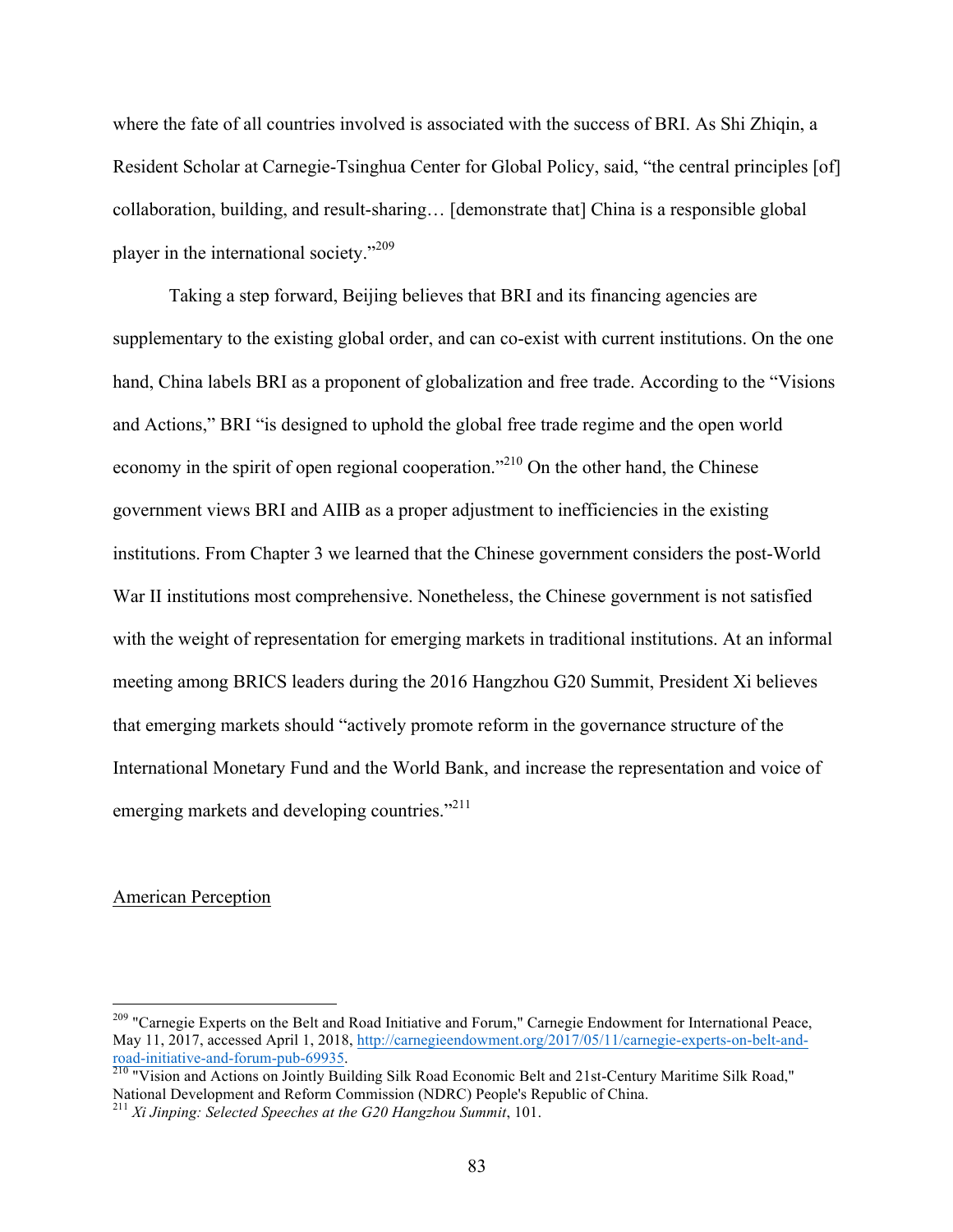where the fate of all countries involved is associated with the success of BRI. As Shi Zhiqin, a Resident Scholar at Carnegie-Tsinghua Center for Global Policy, said, "the central principles [of] collaboration, building, and result-sharing… [demonstrate that] China is a responsible global player in the international society."[209]

Taking a step forward, Beijing believes that BRI and its financing agencies are supplementary to the existing global order, and can co-exist with current institutions. On the one hand, China labels BRI as a proponent of globalization and free trade. According to the "Visions and Actions," BRI "is designed to uphold the global free trade regime and the open world economy in the spirit of open regional cooperation."[210] On the other hand, the Chinese government views BRI and AIIB as a proper adjustment to inefficiencies in the existing institutions. From Chapter 3 we learned that the Chinese government considers the post-World War II institutions most comprehensive. Nonetheless, the Chinese government is not satisfied with the weight of representation for emerging markets in traditional institutions. At an informal meeting among BRICS leaders during the 2016 Hangzhou G20 Summit, President Xi believes that emerging markets should "actively promote reform in the governance structure of the International Monetary Fund and the World Bank, and increase the representation and voice of emerging markets and developing countries."[211]

<u>American Perception</u>

---

[209] "Carnegie Experts on the Belt and Road Initiative and Forum," Carnegie Endowment for International Peace, May 11, 2017, accessed April 1, 2018, http://carnegieendowment.org/2017/05/11/carnegie-experts-on-belt-and-road-initiative-and-forum-pub-69935.

[210] "Vision and Actions on Jointly Building Silk Road Economic Belt and 21st-Century Maritime Silk Road," National Development and Reform Commission (NDRC) People's Republic of China.

[211] *Xi Jinping: Selected Speeches at the G20 Hangzhou Summit*, 101.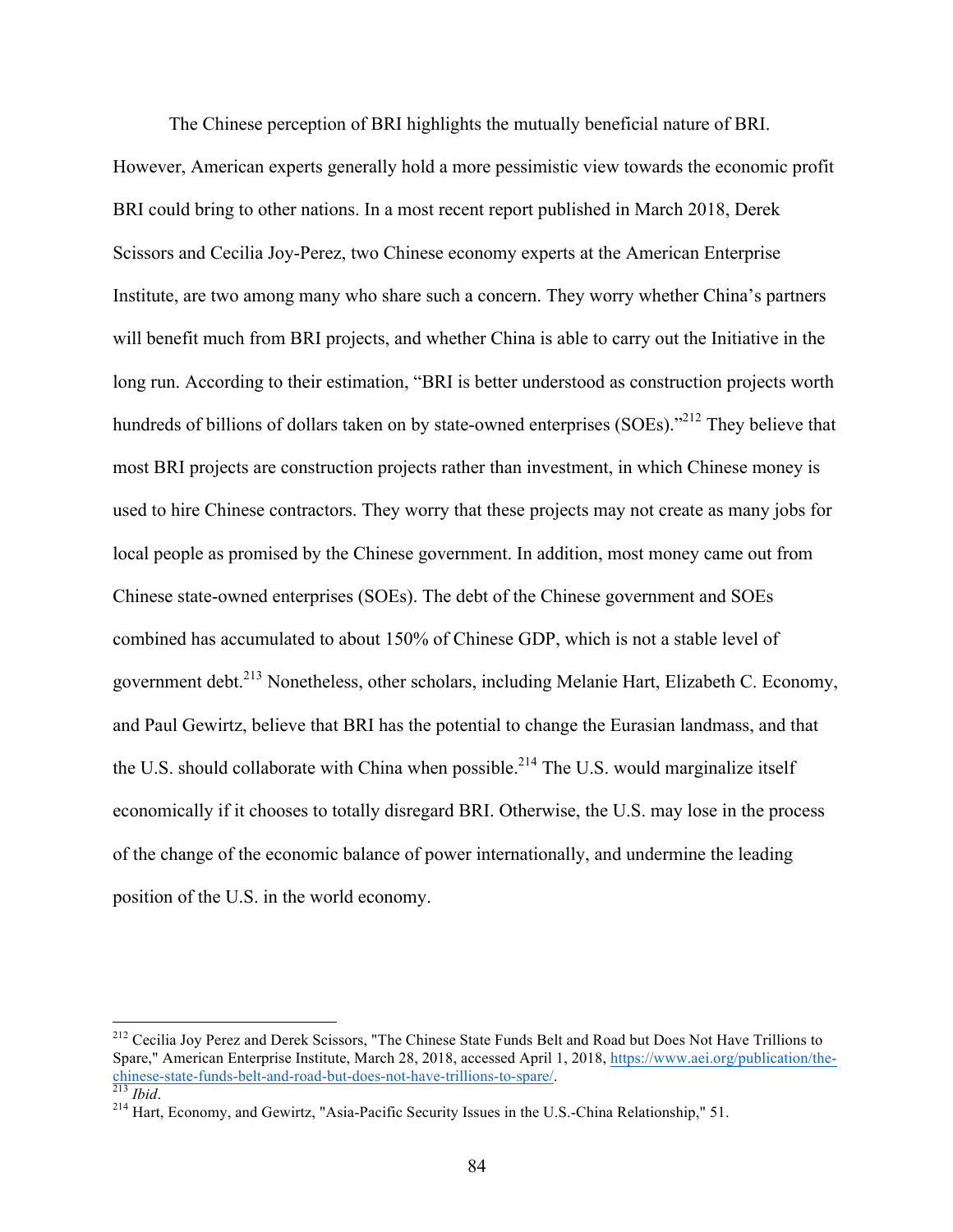The Chinese perception of BRI highlights the mutually beneficial nature of BRI. However, American experts generally hold a more pessimistic view towards the economic profit BRI could bring to other nations. In a most recent report published in March 2018, Derek Scissors and Cecilia Joy-Perez, two Chinese economy experts at the American Enterprise Institute, are two among many who share such a concern. They worry whether China's partners will benefit much from BRI projects, and whether China is able to carry out the Initiative in the long run. According to their estimation, "BRI is better understood as construction projects worth hundreds of billions of dollars taken on by state-owned enterprises (SOEs)."[212] They believe that most BRI projects are construction projects rather than investment, in which Chinese money is used to hire Chinese contractors. They worry that these projects may not create as many jobs for local people as promised by the Chinese government. In addition, most money came out from Chinese state-owned enterprises (SOEs). The debt of the Chinese government and SOEs combined has accumulated to about 150% of Chinese GDP, which is not a stable level of government debt.[213] Nonetheless, other scholars, including Melanie Hart, Elizabeth C. Economy, and Paul Gewirtz, believe that BRI has the potential to change the Eurasian landmass, and that the U.S. should collaborate with China when possible.[214] The U.S. would marginalize itself economically if it chooses to totally disregard BRI. Otherwise, the U.S. may lose in the process of the change of the economic balance of power internationally, and undermine the leading position of the U.S. in the world economy.

---

[212] Cecilia Joy Perez and Derek Scissors, "The Chinese State Funds Belt and Road but Does Not Have Trillions to Spare," American Enterprise Institute, March 28, 2018, accessed April 1, 2018, https://www.aei.org/publication/the-chinese-state-funds-belt-and-road-but-does-not-have-trillions-to-spare/.

[213] *Ibid*.

[214] Hart, Economy, and Gewirtz, "Asia-Pacific Security Issues in the U.S.-China Relationship," 51.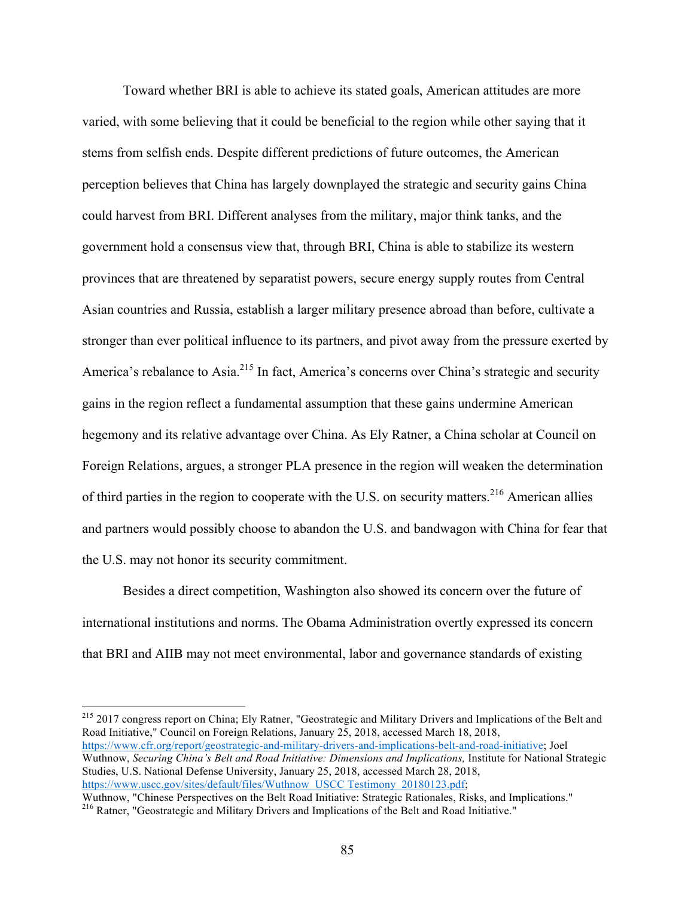Toward whether BRI is able to achieve its stated goals, American attitudes are more varied, with some believing that it could be beneficial to the region while other saying that it stems from selfish ends. Despite different predictions of future outcomes, the American perception believes that China has largely downplayed the strategic and security gains China could harvest from BRI. Different analyses from the military, major think tanks, and the government hold a consensus view that, through BRI, China is able to stabilize its western provinces that are threatened by separatist powers, secure energy supply routes from Central Asian countries and Russia, establish a larger military presence abroad than before, cultivate a stronger than ever political influence to its partners, and pivot away from the pressure exerted by America's rebalance to Asia.[215] In fact, America's concerns over China's strategic and security gains in the region reflect a fundamental assumption that these gains undermine American hegemony and its relative advantage over China. As Ely Ratner, a China scholar at Council on Foreign Relations, argues, a stronger PLA presence in the region will weaken the determination of third parties in the region to cooperate with the U.S. on security matters.[216] American allies and partners would possibly choose to abandon the U.S. and bandwagon with China for fear that the U.S. may not honor its security commitment.

Besides a direct competition, Washington also showed its concern over the future of international institutions and norms. The Obama Administration overtly expressed its concern that BRI and AIIB may not meet environmental, labor and governance standards of existing

---

[215] 2017 congress report on China; Ely Ratner, "Geostrategic and Military Drivers and Implications of the Belt and Road Initiative," Council on Foreign Relations, January 25, 2018, accessed March 18, 2018, https://www.cfr.org/report/geostrategic-and-military-drivers-and-implications-belt-and-road-initiative; Joel Wuthnow, *Securing China's Belt and Road Initiative: Dimensions and Implications,* Institute for National Strategic Studies, U.S. National Defense University, January 25, 2018, accessed March 28, 2018, https://www.uscc.gov/sites/default/files/Wuthnow_USCC Testimony_20180123.pdf; Wuthnow, "Chinese Perspectives on the Belt Road Initiative: Strategic Rationales, Risks, and Implications."

[216] Ratner, "Geostrategic and Military Drivers and Implications of the Belt and Road Initiative."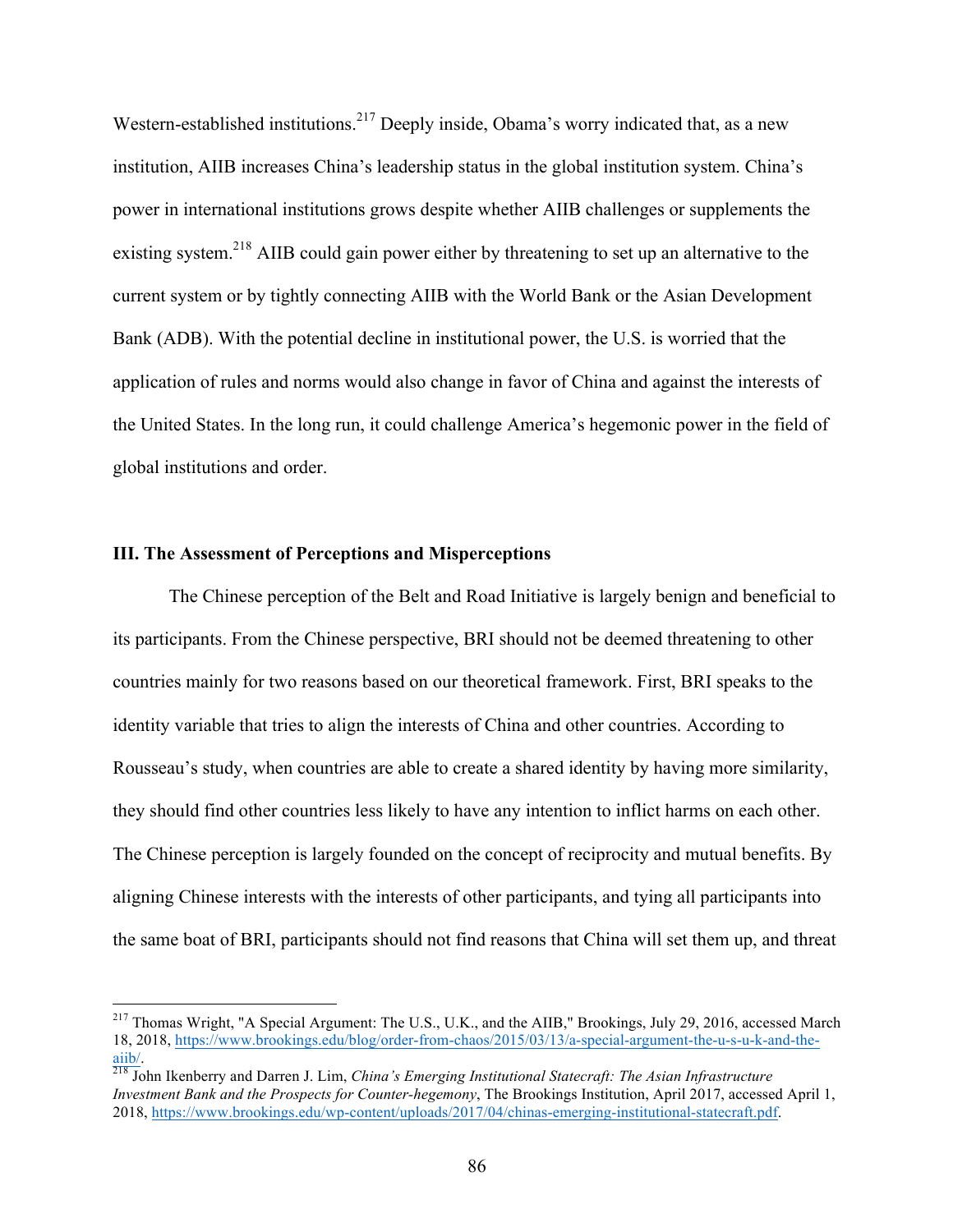Western-established institutions.[217] Deeply inside, Obama's worry indicated that, as a new institution, AIIB increases China's leadership status in the global institution system. China's power in international institutions grows despite whether AIIB challenges or supplements the existing system.[218] AIIB could gain power either by threatening to set up an alternative to the current system or by tightly connecting AIIB with the World Bank or the Asian Development Bank (ADB). With the potential decline in institutional power, the U.S. is worried that the application of rules and norms would also change in favor of China and against the interests of the United States. In the long run, it could challenge America's hegemonic power in the field of global institutions and order.

### III. The Assessment of Perceptions and Misperceptions

The Chinese perception of the Belt and Road Initiative is largely benign and beneficial to its participants. From the Chinese perspective, BRI should not be deemed threatening to other countries mainly for two reasons based on our theoretical framework. First, BRI speaks to the identity variable that tries to align the interests of China and other countries. According to Rousseau's study, when countries are able to create a shared identity by having more similarity, they should find other countries less likely to have any intention to inflict harms on each other. The Chinese perception is largely founded on the concept of reciprocity and mutual benefits. By aligning Chinese interests with the interests of other participants, and tying all participants into the same boat of BRI, participants should not find reasons that China will set them up, and threat

---

[217] Thomas Wright, "A Special Argument: The U.S., U.K., and the AIIB," Brookings, July 29, 2016, accessed March 18, 2018, https://www.brookings.edu/blog/order-from-chaos/2015/03/13/a-special-argument-the-u-s-u-k-and-the-aiib/.

[218] John Ikenberry and Darren J. Lim, *China's Emerging Institutional Statecraft: The Asian Infrastructure Investment Bank and the Prospects for Counter-hegemony*, The Brookings Institution, April 2017, accessed April 1, 2018, https://www.brookings.edu/wp-content/uploads/2017/04/chinas-emerging-institutional-statecraft.pdf.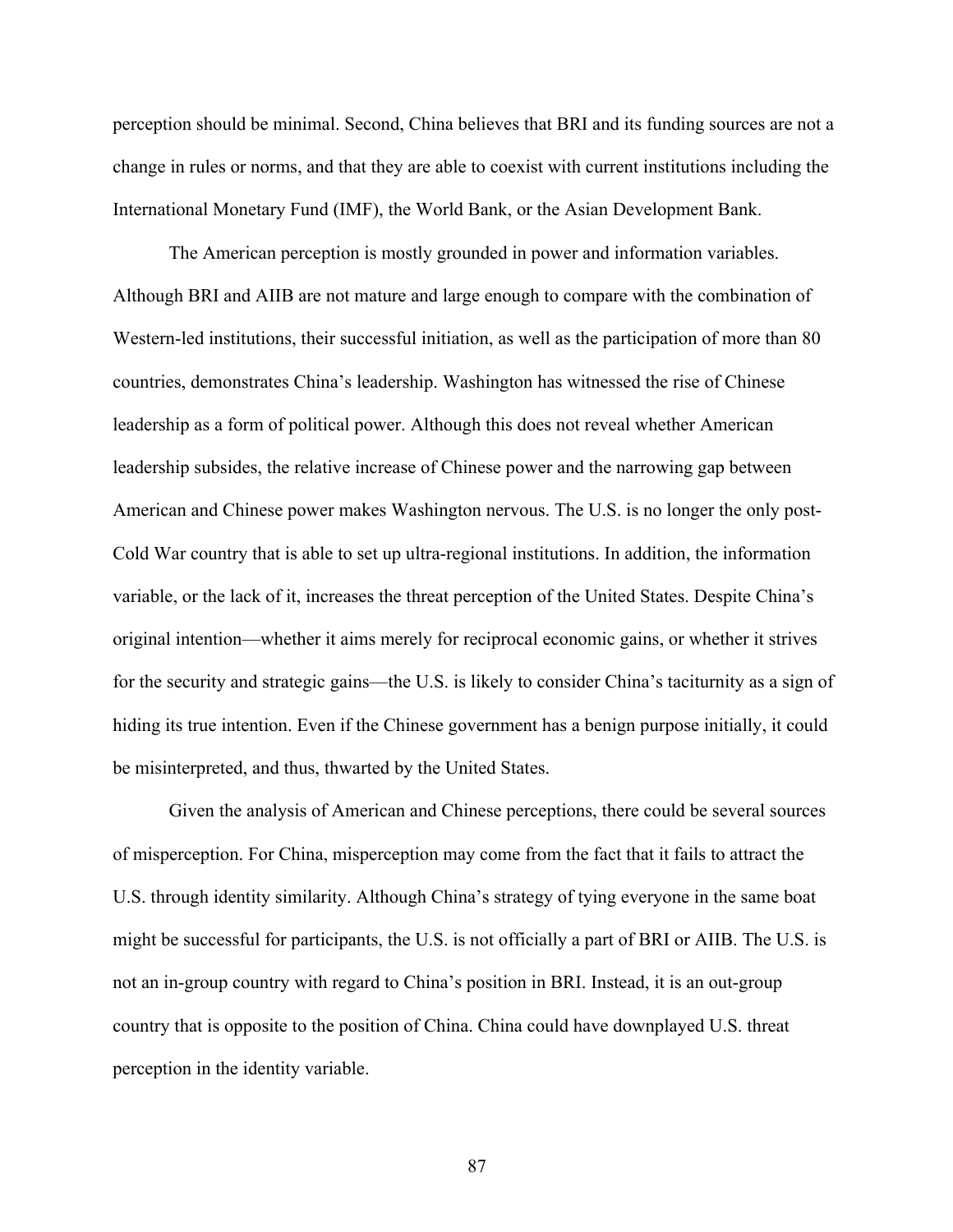perception should be minimal. Second, China believes that BRI and its funding sources are not a change in rules or norms, and that they are able to coexist with current institutions including the International Monetary Fund (IMF), the World Bank, or the Asian Development Bank.

The American perception is mostly grounded in power and information variables. Although BRI and AIIB are not mature and large enough to compare with the combination of Western-led institutions, their successful initiation, as well as the participation of more than 80 countries, demonstrates China's leadership. Washington has witnessed the rise of Chinese leadership as a form of political power. Although this does not reveal whether American leadership subsides, the relative increase of Chinese power and the narrowing gap between American and Chinese power makes Washington nervous. The U.S. is no longer the only post-Cold War country that is able to set up ultra-regional institutions. In addition, the information variable, or the lack of it, increases the threat perception of the United States. Despite China's original intention—whether it aims merely for reciprocal economic gains, or whether it strives for the security and strategic gains—the U.S. is likely to consider China's taciturnity as a sign of hiding its true intention. Even if the Chinese government has a benign purpose initially, it could be misinterpreted, and thus, thwarted by the United States.

Given the analysis of American and Chinese perceptions, there could be several sources of misperception. For China, misperception may come from the fact that it fails to attract the U.S. through identity similarity. Although China's strategy of tying everyone in the same boat might be successful for participants, the U.S. is not officially a part of BRI or AIIB. The U.S. is not an in-group country with regard to China's position in BRI. Instead, it is an out-group country that is opposite to the position of China. China could have downplayed U.S. threat perception in the identity variable.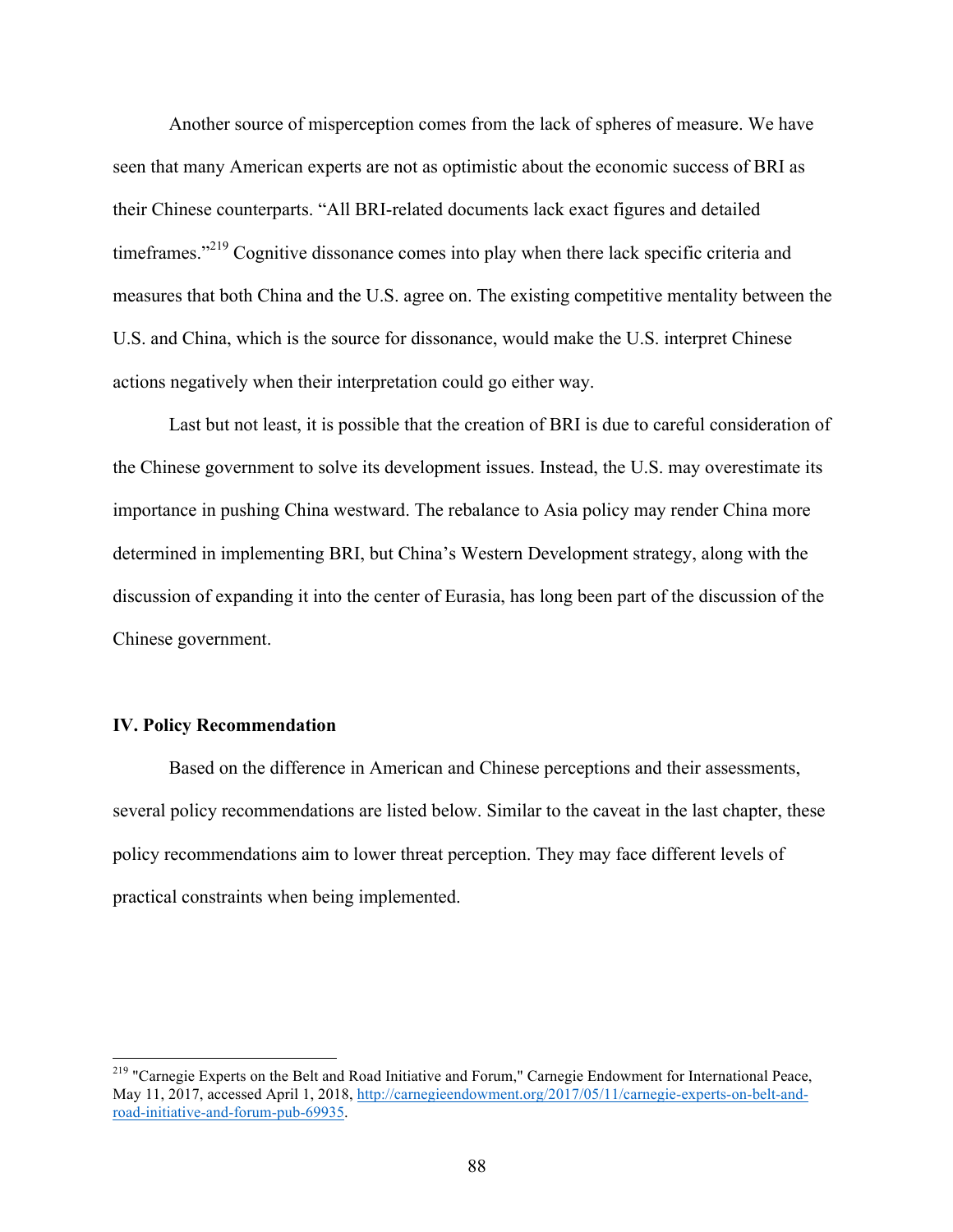Another source of misperception comes from the lack of spheres of measure. We have seen that many American experts are not as optimistic about the economic success of BRI as their Chinese counterparts. "All BRI-related documents lack exact figures and detailed timeframes."[219] Cognitive dissonance comes into play when there lack specific criteria and measures that both China and the U.S. agree on. The existing competitive mentality between the U.S. and China, which is the source for dissonance, would make the U.S. interpret Chinese actions negatively when their interpretation could go either way.

Last but not least, it is possible that the creation of BRI is due to careful consideration of the Chinese government to solve its development issues. Instead, the U.S. may overestimate its importance in pushing China westward. The rebalance to Asia policy may render China more determined in implementing BRI, but China's Western Development strategy, along with the discussion of expanding it into the center of Eurasia, has long been part of the discussion of the Chinese government.

## IV. Policy Recommendation

Based on the difference in American and Chinese perceptions and their assessments, several policy recommendations are listed below. Similar to the caveat in the last chapter, these policy recommendations aim to lower threat perception. They may face different levels of practical constraints when being implemented.

---

[219] "Carnegie Experts on the Belt and Road Initiative and Forum," Carnegie Endowment for International Peace, May 11, 2017, accessed April 1, 2018, http://carnegieendowment.org/2017/05/11/carnegie-experts-on-belt-and-road-initiative-and-forum-pub-69935.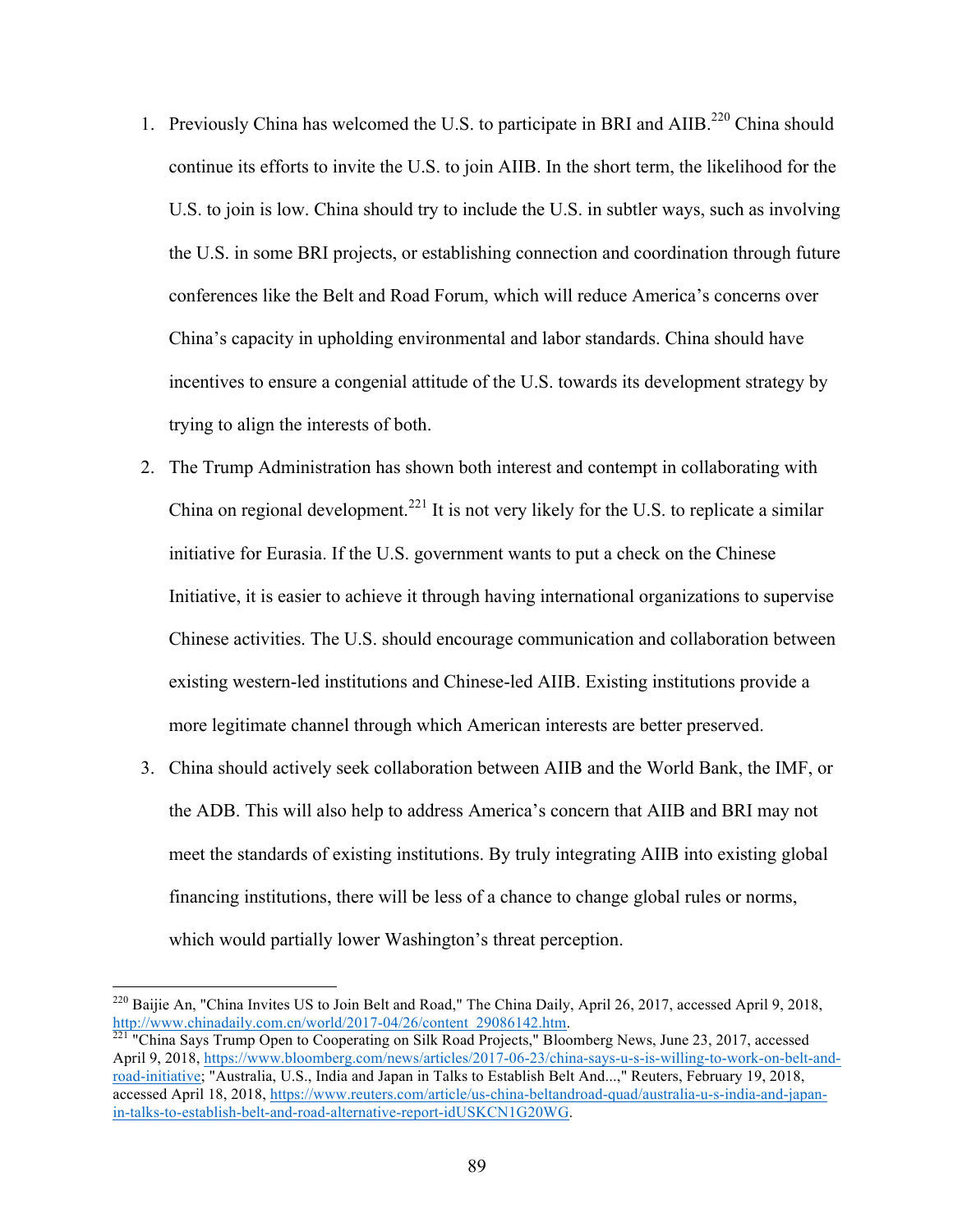1. Previously China has welcomed the U.S. to participate in BRI and AIIB.[220] China should continue its efforts to invite the U.S. to join AIIB. In the short term, the likelihood for the U.S. to join is low. China should try to include the U.S. in subtler ways, such as involving the U.S. in some BRI projects, or establishing connection and coordination through future conferences like the Belt and Road Forum, which will reduce America's concerns over China's capacity in upholding environmental and labor standards. China should have incentives to ensure a congenial attitude of the U.S. towards its development strategy by trying to align the interests of both.
2. The Trump Administration has shown both interest and contempt in collaborating with China on regional development.[221] It is not very likely for the U.S. to replicate a similar initiative for Eurasia. If the U.S. government wants to put a check on the Chinese Initiative, it is easier to achieve it through having international organizations to supervise Chinese activities. The U.S. should encourage communication and collaboration between existing western-led institutions and Chinese-led AIIB. Existing institutions provide a more legitimate channel through which American interests are better preserved.
3. China should actively seek collaboration between AIIB and the World Bank, the IMF, or the ADB. This will also help to address America's concern that AIIB and BRI may not meet the standards of existing institutions. By truly integrating AIIB into existing global financing institutions, there will be less of a chance to change global rules or norms, which would partially lower Washington's threat perception.

---

[220] Baijie An, "China Invites US to Join Belt and Road," The China Daily, April 26, 2017, accessed April 9, 2018, http://www.chinadaily.com.cn/world/2017-04/26/content_29086142.htm.

[221] "China Says Trump Open to Cooperating on Silk Road Projects," Bloomberg News, June 23, 2017, accessed April 9, 2018, https://www.bloomberg.com/news/articles/2017-06-23/china-says-u-s-is-willing-to-work-on-belt-and-road-initiative; "Australia, U.S., India and Japan in Talks to Establish Belt And...," Reuters, February 19, 2018, accessed April 18, 2018, https://www.reuters.com/article/us-china-beltandroad-quad/australia-u-s-india-and-japan-in-talks-to-establish-belt-and-road-alternative-report-idUSKCN1G20WG.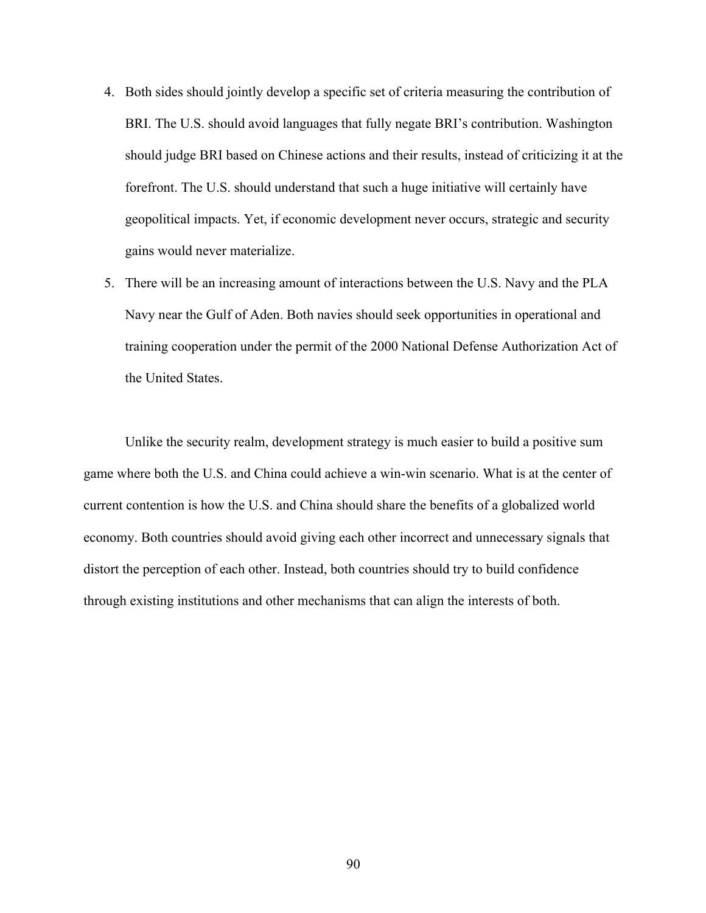4. Both sides should jointly develop a specific set of criteria measuring the contribution of BRI. The U.S. should avoid languages that fully negate BRI's contribution. Washington should judge BRI based on Chinese actions and their results, instead of criticizing it at the forefront. The U.S. should understand that such a huge initiative will certainly have geopolitical impacts. Yet, if economic development never occurs, strategic and security gains would never materialize.
5. There will be an increasing amount of interactions between the U.S. Navy and the PLA Navy near the Gulf of Aden. Both navies should seek opportunities in operational and training cooperation under the permit of the 2000 National Defense Authorization Act of the United States.

Unlike the security realm, development strategy is much easier to build a positive sum game where both the U.S. and China could achieve a win-win scenario. What is at the center of current contention is how the U.S. and China should share the benefits of a globalized world economy. Both countries should avoid giving each other incorrect and unnecessary signals that distort the perception of each other. Instead, both countries should try to build confidence through existing institutions and other mechanisms that can align the interests of both.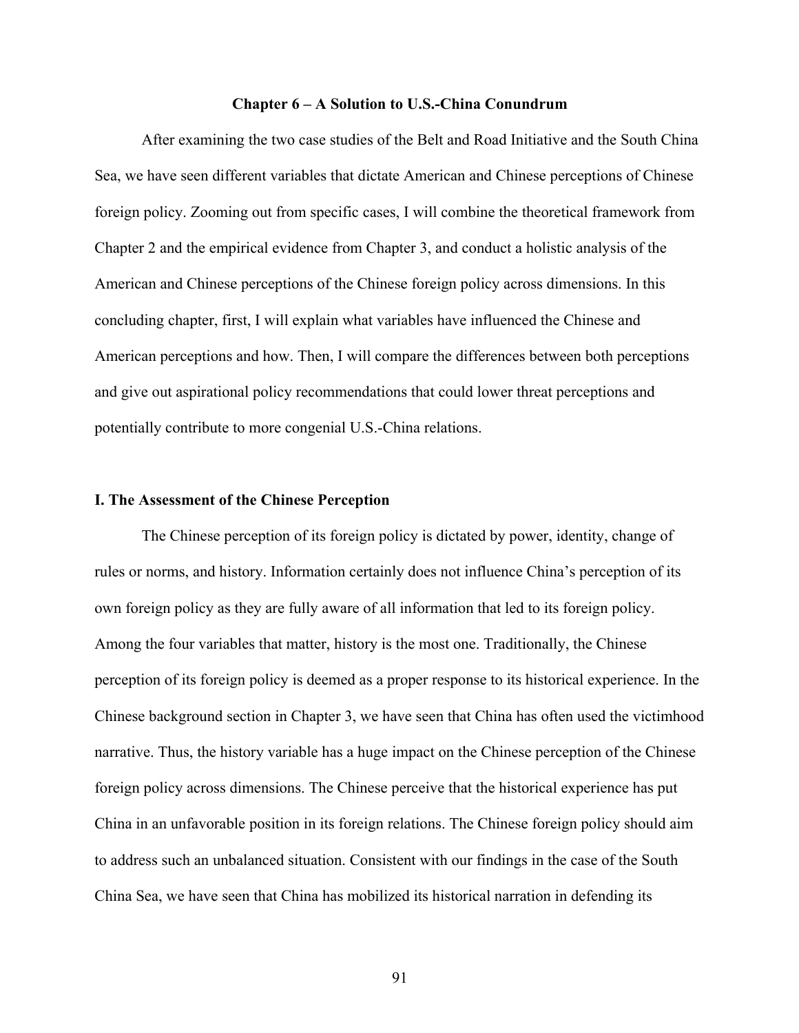## Chapter 6 – A Solution to U.S.-China Conundrum

After examining the two case studies of the Belt and Road Initiative and the South China Sea, we have seen different variables that dictate American and Chinese perceptions of Chinese foreign policy. Zooming out from specific cases, I will combine the theoretical framework from Chapter 2 and the empirical evidence from Chapter 3, and conduct a holistic analysis of the American and Chinese perceptions of the Chinese foreign policy across dimensions. In this concluding chapter, first, I will explain what variables have influenced the Chinese and American perceptions and how. Then, I will compare the differences between both perceptions and give out aspirational policy recommendations that could lower threat perceptions and potentially contribute to more congenial U.S.-China relations.

### I. The Assessment of the Chinese Perception

The Chinese perception of its foreign policy is dictated by power, identity, change of rules or norms, and history. Information certainly does not influence China's perception of its own foreign policy as they are fully aware of all information that led to its foreign policy. Among the four variables that matter, history is the most one. Traditionally, the Chinese perception of its foreign policy is deemed as a proper response to its historical experience. In the Chinese background section in Chapter 3, we have seen that China has often used the victimhood narrative. Thus, the history variable has a huge impact on the Chinese perception of the Chinese foreign policy across dimensions. The Chinese perceive that the historical experience has put China in an unfavorable position in its foreign relations. The Chinese foreign policy should aim to address such an unbalanced situation. Consistent with our findings in the case of the South China Sea, we have seen that China has mobilized its historical narration in defending its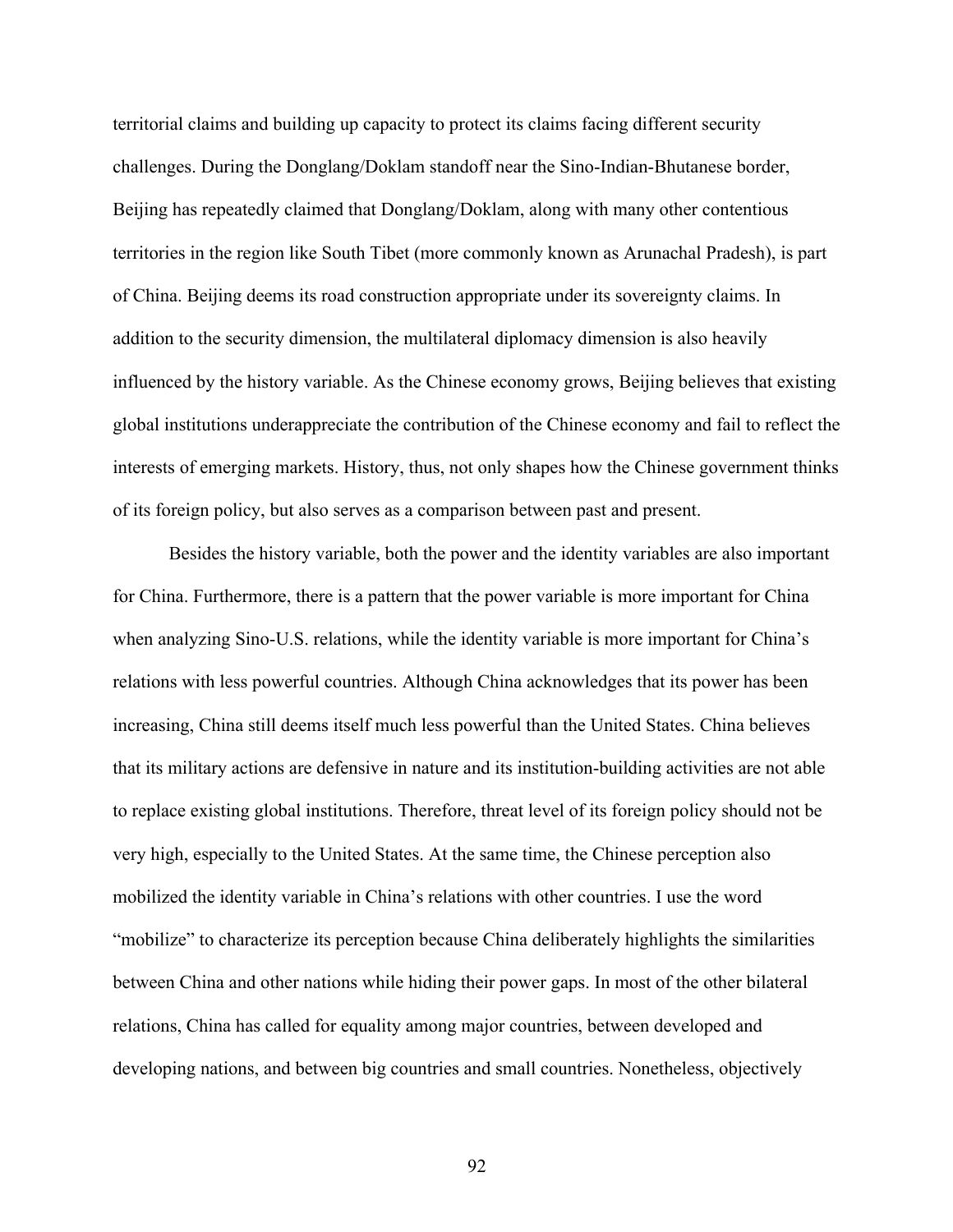territorial claims and building up capacity to protect its claims facing different security challenges. During the Donglang/Doklam standoff near the Sino-Indian-Bhutanese border, Beijing has repeatedly claimed that Donglang/Doklam, along with many other contentious territories in the region like South Tibet (more commonly known as Arunachal Pradesh), is part of China. Beijing deems its road construction appropriate under its sovereignty claims. In addition to the security dimension, the multilateral diplomacy dimension is also heavily influenced by the history variable. As the Chinese economy grows, Beijing believes that existing global institutions underappreciate the contribution of the Chinese economy and fail to reflect the interests of emerging markets. History, thus, not only shapes how the Chinese government thinks of its foreign policy, but also serves as a comparison between past and present.

Besides the history variable, both the power and the identity variables are also important for China. Furthermore, there is a pattern that the power variable is more important for China when analyzing Sino-U.S. relations, while the identity variable is more important for China's relations with less powerful countries. Although China acknowledges that its power has been increasing, China still deems itself much less powerful than the United States. China believes that its military actions are defensive in nature and its institution-building activities are not able to replace existing global institutions. Therefore, threat level of its foreign policy should not be very high, especially to the United States. At the same time, the Chinese perception also mobilized the identity variable in China's relations with other countries. I use the word "mobilize" to characterize its perception because China deliberately highlights the similarities between China and other nations while hiding their power gaps. In most of the other bilateral relations, China has called for equality among major countries, between developed and developing nations, and between big countries and small countries. Nonetheless, objectively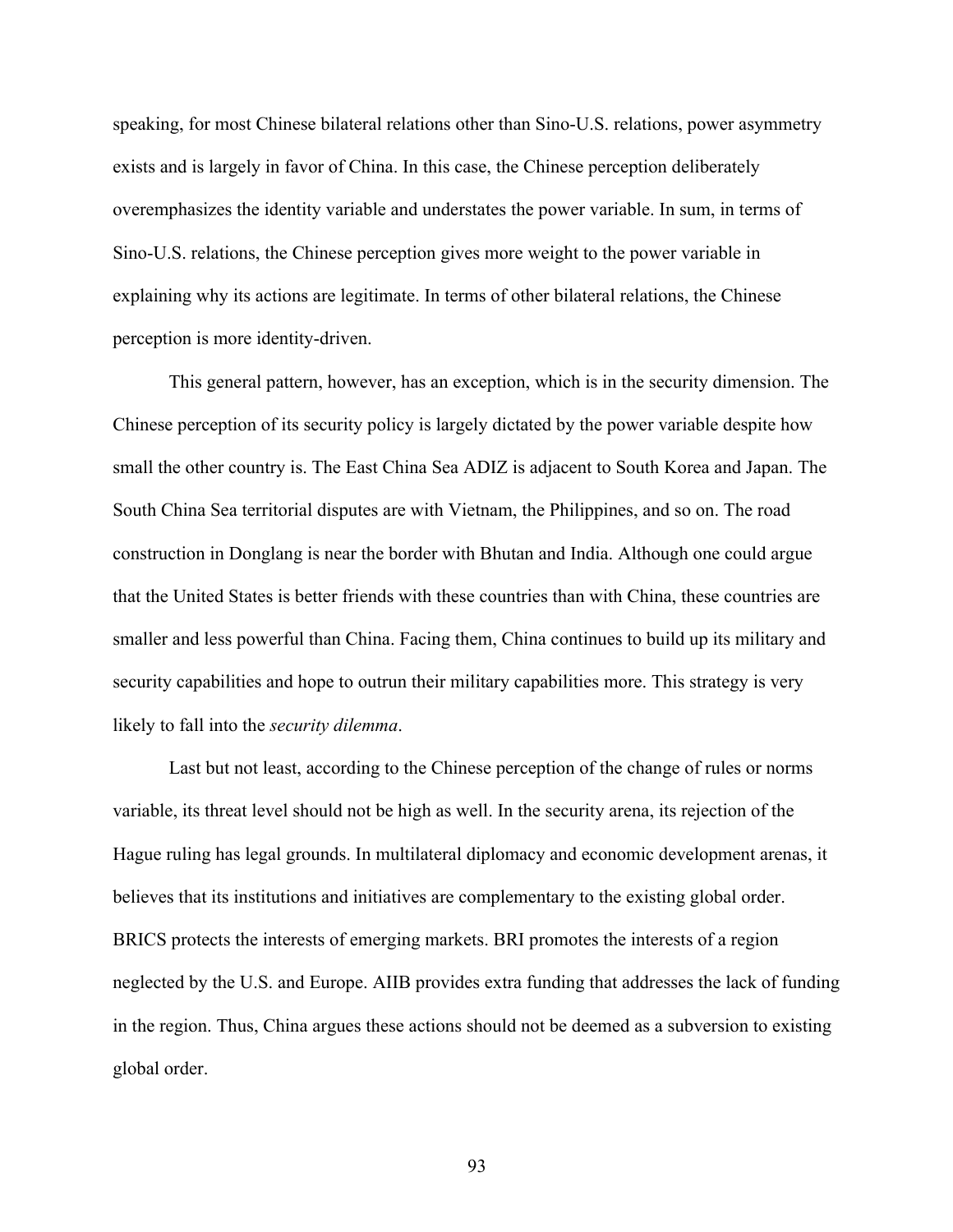speaking, for most Chinese bilateral relations other than Sino-U.S. relations, power asymmetry exists and is largely in favor of China. In this case, the Chinese perception deliberately overemphasizes the identity variable and understates the power variable. In sum, in terms of Sino-U.S. relations, the Chinese perception gives more weight to the power variable in explaining why its actions are legitimate. In terms of other bilateral relations, the Chinese perception is more identity-driven.

This general pattern, however, has an exception, which is in the security dimension. The Chinese perception of its security policy is largely dictated by the power variable despite how small the other country is. The East China Sea ADIZ is adjacent to South Korea and Japan. The South China Sea territorial disputes are with Vietnam, the Philippines, and so on. The road construction in Donglang is near the border with Bhutan and India. Although one could argue that the United States is better friends with these countries than with China, these countries are smaller and less powerful than China. Facing them, China continues to build up its military and security capabilities and hope to outrun their military capabilities more. This strategy is very likely to fall into the *security dilemma*.

Last but not least, according to the Chinese perception of the change of rules or norms variable, its threat level should not be high as well. In the security arena, its rejection of the Hague ruling has legal grounds. In multilateral diplomacy and economic development arenas, it believes that its institutions and initiatives are complementary to the existing global order. BRICS protects the interests of emerging markets. BRI promotes the interests of a region neglected by the U.S. and Europe. AIIB provides extra funding that addresses the lack of funding in the region. Thus, China argues these actions should not be deemed as a subversion to existing global order.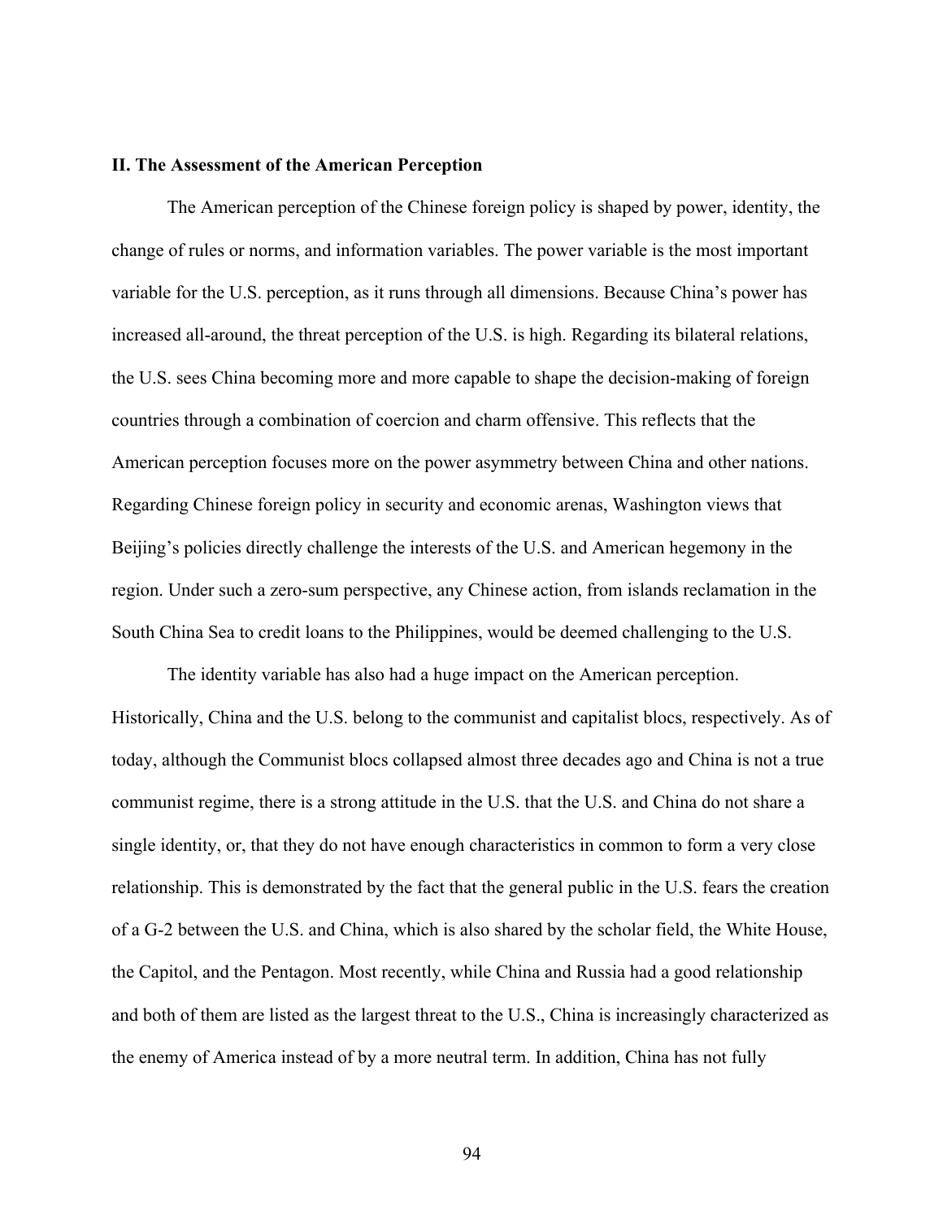### II. The Assessment of the American Perception

The American perception of the Chinese foreign policy is shaped by power, identity, the change of rules or norms, and information variables. The power variable is the most important variable for the U.S. perception, as it runs through all dimensions. Because China's power has increased all-around, the threat perception of the U.S. is high. Regarding its bilateral relations, the U.S. sees China becoming more and more capable to shape the decision-making of foreign countries through a combination of coercion and charm offensive. This reflects that the American perception focuses more on the power asymmetry between China and other nations. Regarding Chinese foreign policy in security and economic arenas, Washington views that Beijing's policies directly challenge the interests of the U.S. and American hegemony in the region. Under such a zero-sum perspective, any Chinese action, from islands reclamation in the South China Sea to credit loans to the Philippines, would be deemed challenging to the U.S.

The identity variable has also had a huge impact on the American perception. Historically, China and the U.S. belong to the communist and capitalist blocs, respectively. As of today, although the Communist blocs collapsed almost three decades ago and China is not a true communist regime, there is a strong attitude in the U.S. that the U.S. and China do not share a single identity, or, that they do not have enough characteristics in common to form a very close relationship. This is demonstrated by the fact that the general public in the U.S. fears the creation of a G-2 between the U.S. and China, which is also shared by the scholar field, the White House, the Capitol, and the Pentagon. Most recently, while China and Russia had a good relationship and both of them are listed as the largest threat to the U.S., China is increasingly characterized as the enemy of America instead of by a more neutral term. In addition, China has not fully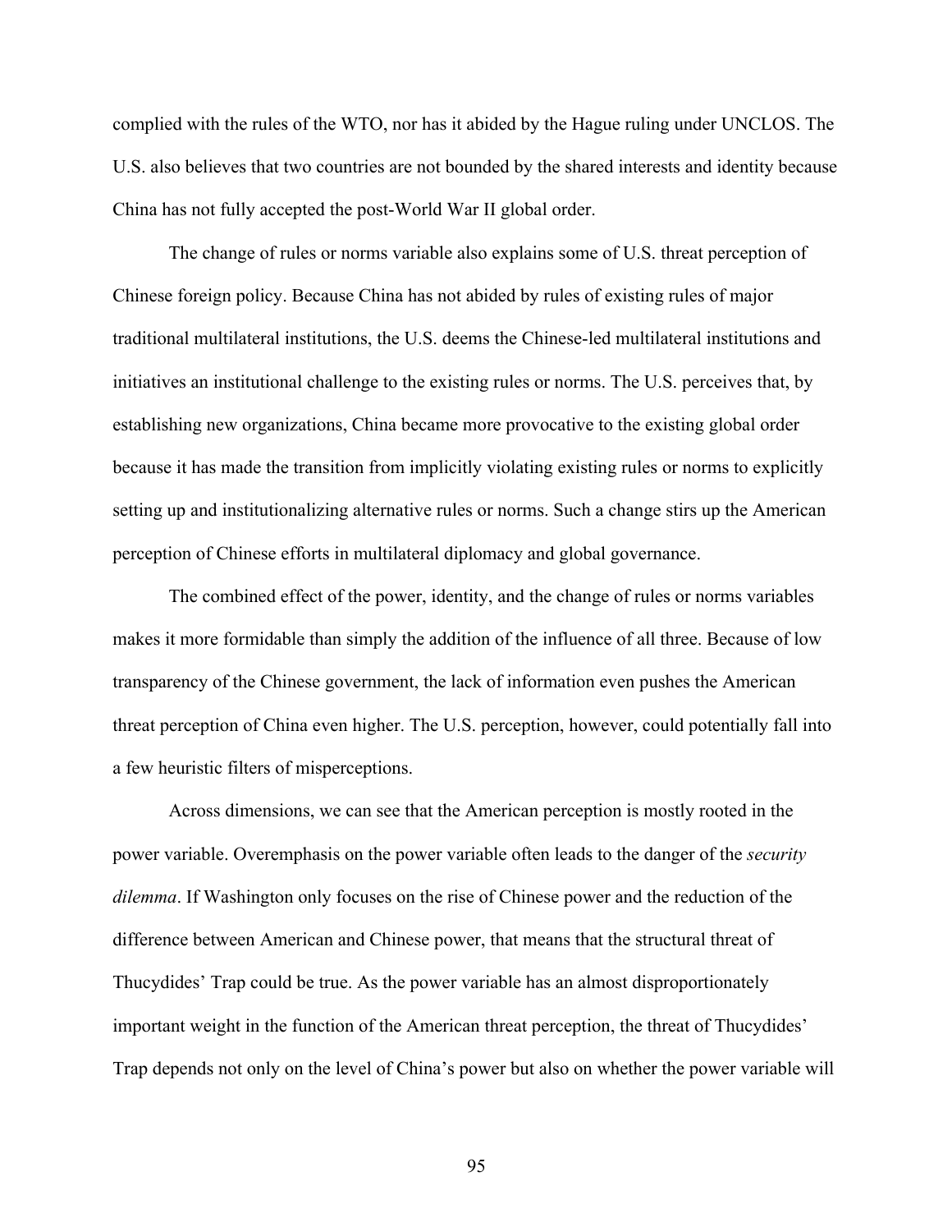complied with the rules of the WTO, nor has it abided by the Hague ruling under UNCLOS. The U.S. also believes that two countries are not bounded by the shared interests and identity because China has not fully accepted the post-World War II global order.

The change of rules or norms variable also explains some of U.S. threat perception of Chinese foreign policy. Because China has not abided by rules of existing rules of major traditional multilateral institutions, the U.S. deems the Chinese-led multilateral institutions and initiatives an institutional challenge to the existing rules or norms. The U.S. perceives that, by establishing new organizations, China became more provocative to the existing global order because it has made the transition from implicitly violating existing rules or norms to explicitly setting up and institutionalizing alternative rules or norms. Such a change stirs up the American perception of Chinese efforts in multilateral diplomacy and global governance.

The combined effect of the power, identity, and the change of rules or norms variables makes it more formidable than simply the addition of the influence of all three. Because of low transparency of the Chinese government, the lack of information even pushes the American threat perception of China even higher. The U.S. perception, however, could potentially fall into a few heuristic filters of misperceptions.

Across dimensions, we can see that the American perception is mostly rooted in the power variable. Overemphasis on the power variable often leads to the danger of the *security dilemma*. If Washington only focuses on the rise of Chinese power and the reduction of the difference between American and Chinese power, that means that the structural threat of Thucydides' Trap could be true. As the power variable has an almost disproportionately important weight in the function of the American threat perception, the threat of Thucydides' Trap depends not only on the level of China's power but also on whether the power variable will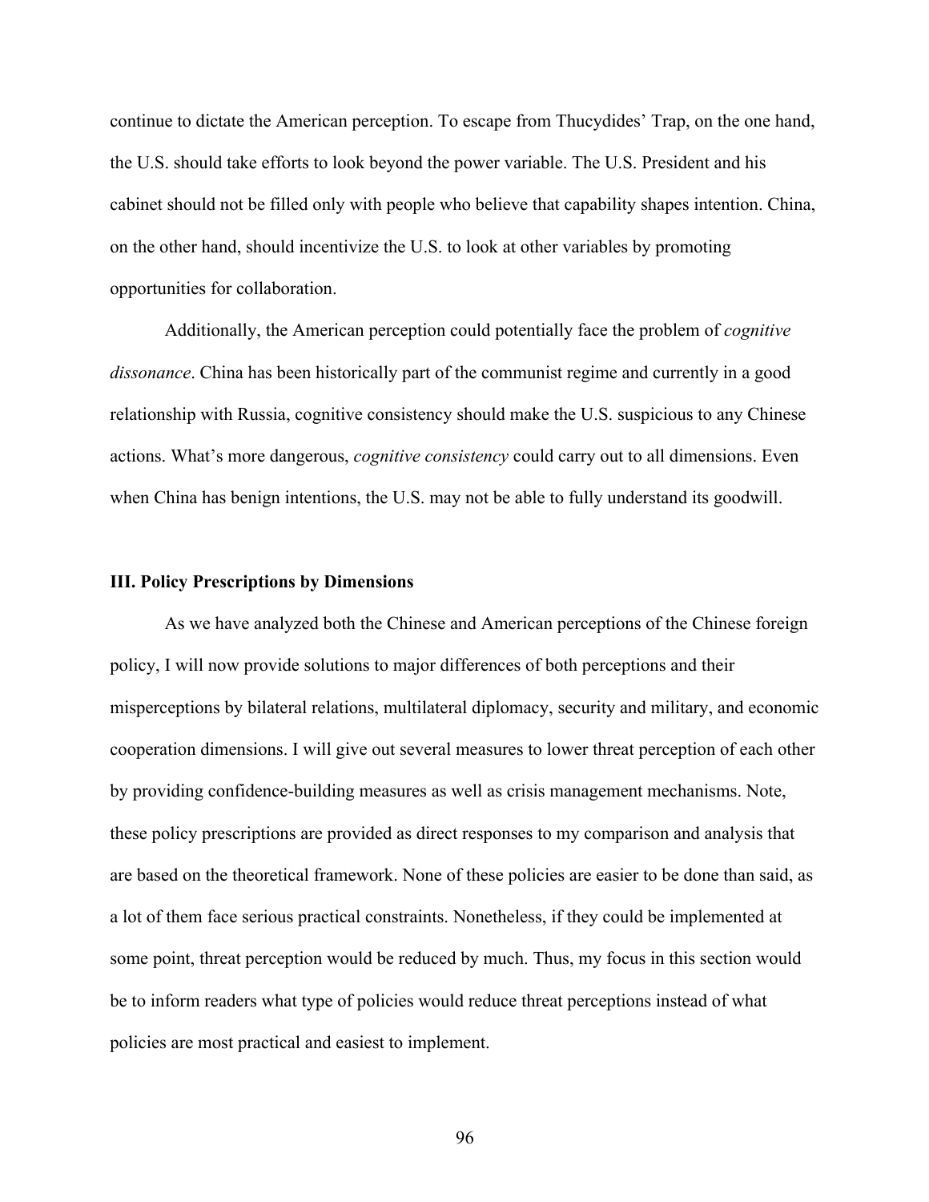continue to dictate the American perception. To escape from Thucydides' Trap, on the one hand, the U.S. should take efforts to look beyond the power variable. The U.S. President and his cabinet should not be filled only with people who believe that capability shapes intention. China, on the other hand, should incentivize the U.S. to look at other variables by promoting opportunities for collaboration.

Additionally, the American perception could potentially face the problem of *cognitive dissonance*. China has been historically part of the communist regime and currently in a good relationship with Russia, cognitive consistency should make the U.S. suspicious to any Chinese actions. What's more dangerous, *cognitive consistency* could carry out to all dimensions. Even when China has benign intentions, the U.S. may not be able to fully understand its goodwill.

### III. Policy Prescriptions by Dimensions

As we have analyzed both the Chinese and American perceptions of the Chinese foreign policy, I will now provide solutions to major differences of both perceptions and their misperceptions by bilateral relations, multilateral diplomacy, security and military, and economic cooperation dimensions. I will give out several measures to lower threat perception of each other by providing confidence-building measures as well as crisis management mechanisms. Note, these policy prescriptions are provided as direct responses to my comparison and analysis that are based on the theoretical framework. None of these policies are easier to be done than said, as a lot of them face serious practical constraints. Nonetheless, if they could be implemented at some point, threat perception would be reduced by much. Thus, my focus in this section would be to inform readers what type of policies would reduce threat perceptions instead of what policies are most practical and easiest to implement.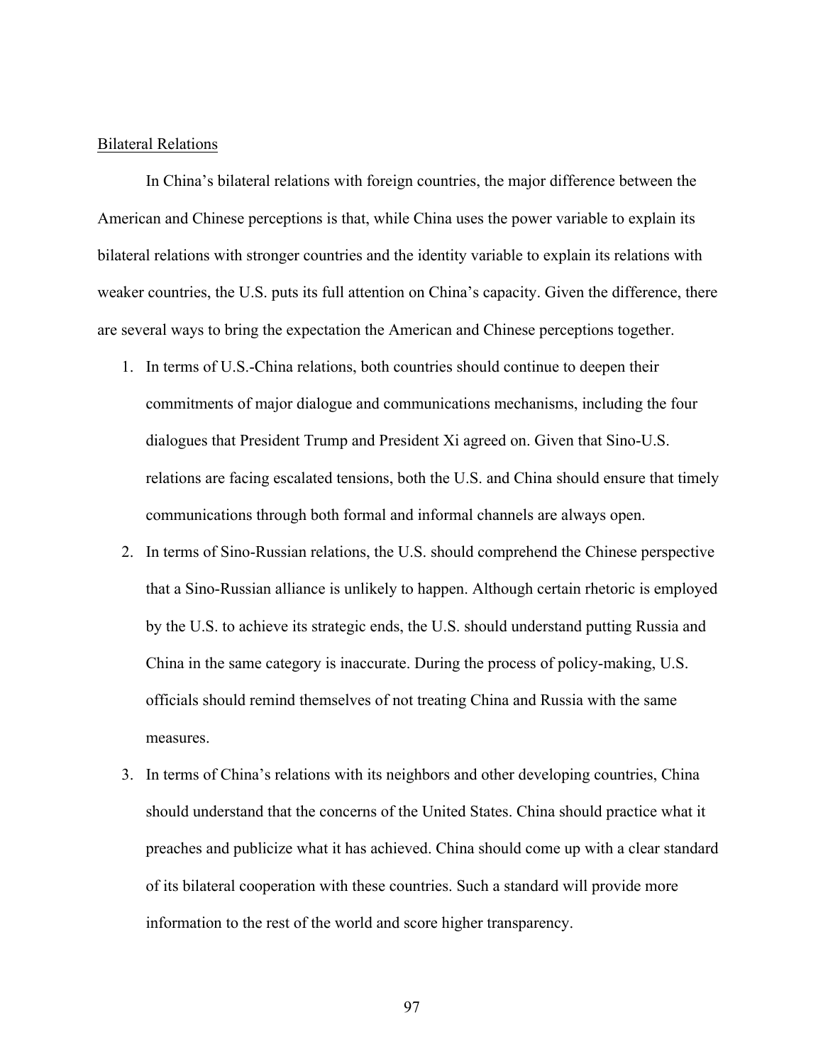<u>Bilateral Relations</u>

In China's bilateral relations with foreign countries, the major difference between the American and Chinese perceptions is that, while China uses the power variable to explain its bilateral relations with stronger countries and the identity variable to explain its relations with weaker countries, the U.S. puts its full attention on China's capacity. Given the difference, there are several ways to bring the expectation the American and Chinese perceptions together.

1. In terms of U.S.-China relations, both countries should continue to deepen their commitments of major dialogue and communications mechanisms, including the four dialogues that President Trump and President Xi agreed on. Given that Sino-U.S. relations are facing escalated tensions, both the U.S. and China should ensure that timely communications through both formal and informal channels are always open.
2. In terms of Sino-Russian relations, the U.S. should comprehend the Chinese perspective that a Sino-Russian alliance is unlikely to happen. Although certain rhetoric is employed by the U.S. to achieve its strategic ends, the U.S. should understand putting Russia and China in the same category is inaccurate. During the process of policy-making, U.S. officials should remind themselves of not treating China and Russia with the same measures.
3. In terms of China's relations with its neighbors and other developing countries, China should understand that the concerns of the United States. China should practice what it preaches and publicize what it has achieved. China should come up with a clear standard of its bilateral cooperation with these countries. Such a standard will provide more information to the rest of the world and score higher transparency.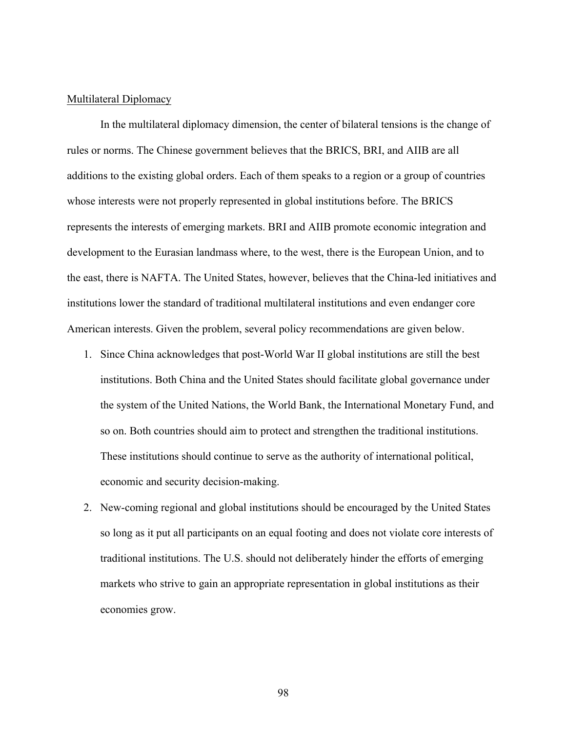## Multilateral Diplomacy

In the multilateral diplomacy dimension, the center of bilateral tensions is the change of rules or norms. The Chinese government believes that the BRICS, BRI, and AIIB are all additions to the existing global orders. Each of them speaks to a region or a group of countries whose interests were not properly represented in global institutions before. The BRICS represents the interests of emerging markets. BRI and AIIB promote economic integration and development to the Eurasian landmass where, to the west, there is the European Union, and to the east, there is NAFTA. The United States, however, believes that the China-led initiatives and institutions lower the standard of traditional multilateral institutions and even endanger core American interests. Given the problem, several policy recommendations are given below.

1. Since China acknowledges that post-World War II global institutions are still the best institutions. Both China and the United States should facilitate global governance under the system of the United Nations, the World Bank, the International Monetary Fund, and so on. Both countries should aim to protect and strengthen the traditional institutions. These institutions should continue to serve as the authority of international political, economic and security decision-making.
2. New-coming regional and global institutions should be encouraged by the United States so long as it put all participants on an equal footing and does not violate core interests of traditional institutions. The U.S. should not deliberately hinder the efforts of emerging markets who strive to gain an appropriate representation in global institutions as their economies grow.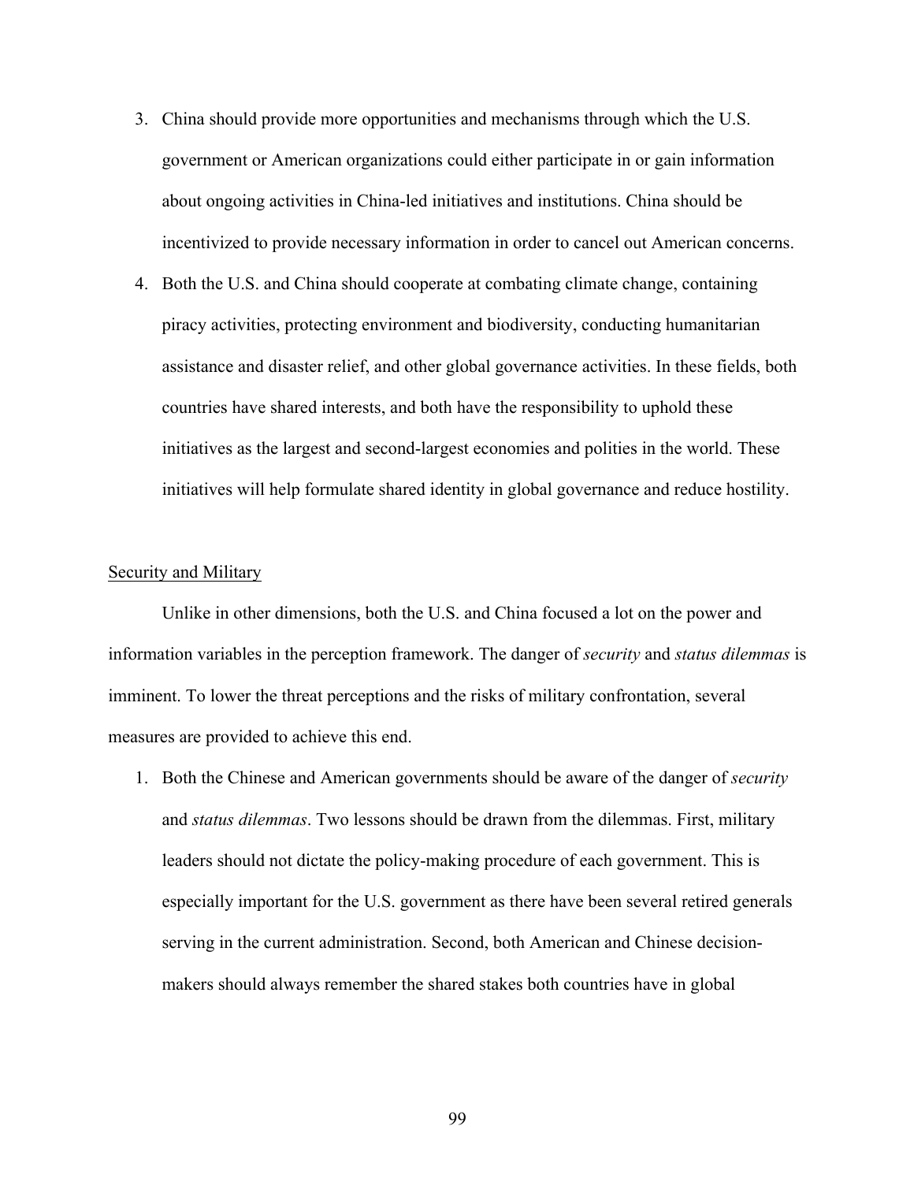3. China should provide more opportunities and mechanisms through which the U.S. government or American organizations could either participate in or gain information about ongoing activities in China-led initiatives and institutions. China should be incentivized to provide necessary information in order to cancel out American concerns.
4. Both the U.S. and China should cooperate at combating climate change, containing piracy activities, protecting environment and biodiversity, conducting humanitarian assistance and disaster relief, and other global governance activities. In these fields, both countries have shared interests, and both have the responsibility to uphold these initiatives as the largest and second-largest economies and polities in the world. These initiatives will help formulate shared identity in global governance and reduce hostility.

<u>Security and Military</u>

Unlike in other dimensions, both the U.S. and China focused a lot on the power and information variables in the perception framework. The danger of *security* and *status dilemmas* is imminent. To lower the threat perceptions and the risks of military confrontation, several measures are provided to achieve this end.

1. Both the Chinese and American governments should be aware of the danger of *security* and *status dilemmas*. Two lessons should be drawn from the dilemmas. First, military leaders should not dictate the policy-making procedure of each government. This is especially important for the U.S. government as there have been several retired generals serving in the current administration. Second, both American and Chinese decision-makers should always remember the shared stakes both countries have in global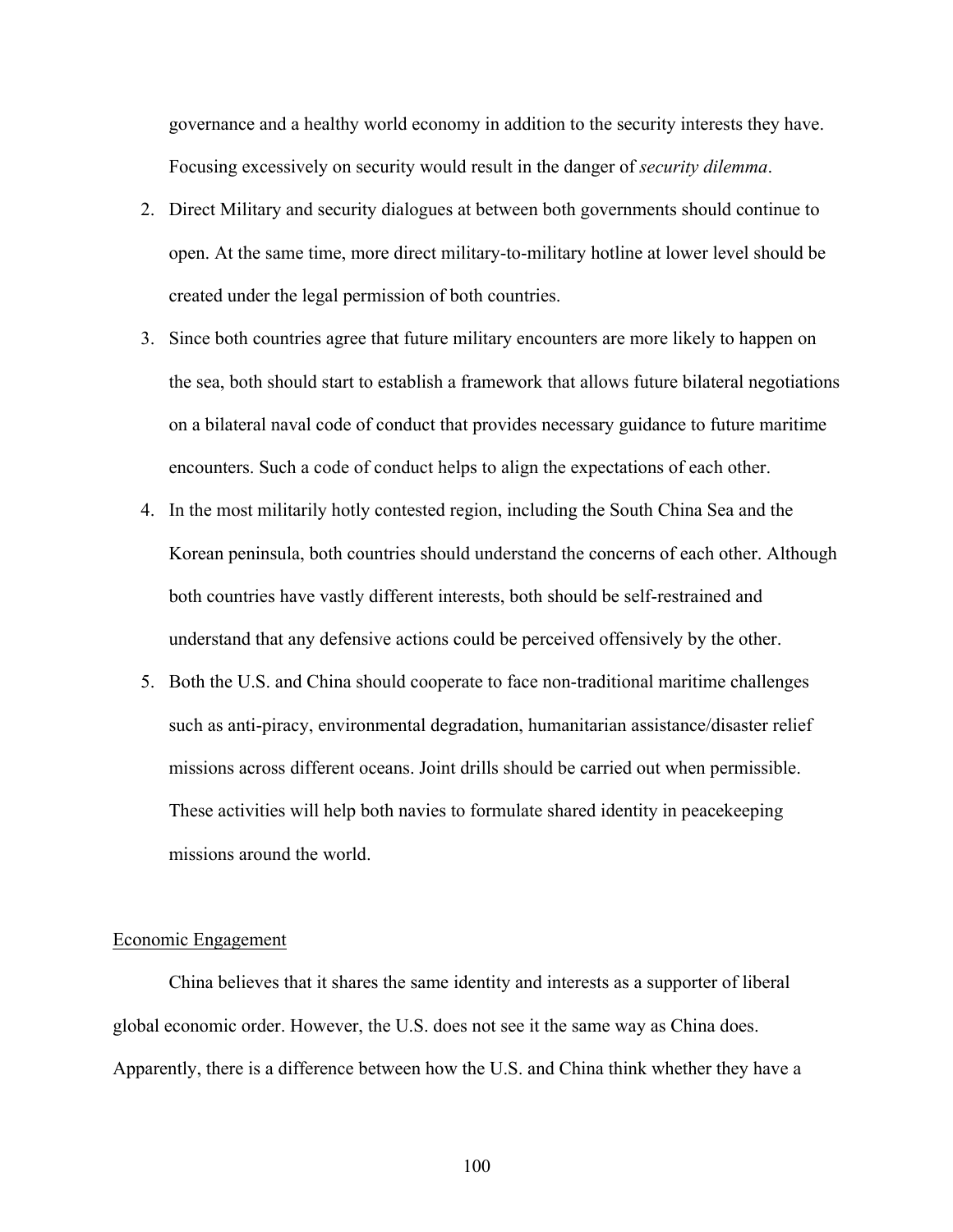governance and a healthy world economy in addition to the security interests they have. Focusing excessively on security would result in the danger of *security dilemma*.

2. Direct Military and security dialogues at between both governments should continue to open. At the same time, more direct military-to-military hotline at lower level should be created under the legal permission of both countries.
3. Since both countries agree that future military encounters are more likely to happen on the sea, both should start to establish a framework that allows future bilateral negotiations on a bilateral naval code of conduct that provides necessary guidance to future maritime encounters. Such a code of conduct helps to align the expectations of each other.
4. In the most militarily hotly contested region, including the South China Sea and the Korean peninsula, both countries should understand the concerns of each other. Although both countries have vastly different interests, both should be self-restrained and understand that any defensive actions could be perceived offensively by the other.
5. Both the U.S. and China should cooperate to face non-traditional maritime challenges such as anti-piracy, environmental degradation, humanitarian assistance/disaster relief missions across different oceans. Joint drills should be carried out when permissible. These activities will help both navies to formulate shared identity in peacekeeping missions around the world.

<u>Economic Engagement</u>

China believes that it shares the same identity and interests as a supporter of liberal global economic order. However, the U.S. does not see it the same way as China does. Apparently, there is a difference between how the U.S. and China think whether they have a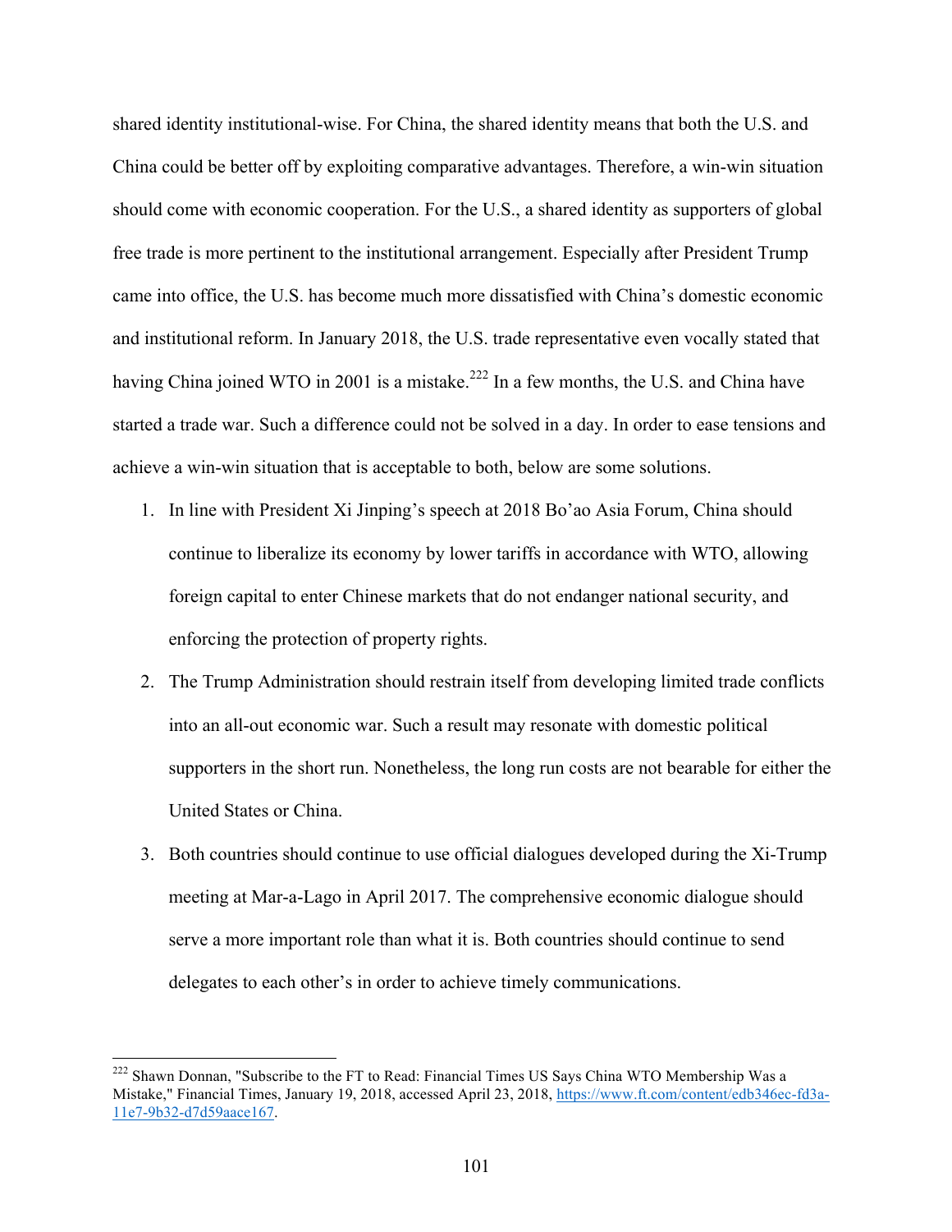shared identity institutional-wise. For China, the shared identity means that both the U.S. and China could be better off by exploiting comparative advantages. Therefore, a win-win situation should come with economic cooperation. For the U.S., a shared identity as supporters of global free trade is more pertinent to the institutional arrangement. Especially after President Trump came into office, the U.S. has become much more dissatisfied with China's domestic economic and institutional reform. In January 2018, the U.S. trade representative even vocally stated that having China joined WTO in 2001 is a mistake.[222] In a few months, the U.S. and China have started a trade war. Such a difference could not be solved in a day. In order to ease tensions and achieve a win-win situation that is acceptable to both, below are some solutions.

1. In line with President Xi Jinping's speech at 2018 Bo'ao Asia Forum, China should continue to liberalize its economy by lower tariffs in accordance with WTO, allowing foreign capital to enter Chinese markets that do not endanger national security, and enforcing the protection of property rights.
2. The Trump Administration should restrain itself from developing limited trade conflicts into an all-out economic war. Such a result may resonate with domestic political supporters in the short run. Nonetheless, the long run costs are not bearable for either the United States or China.
3. Both countries should continue to use official dialogues developed during the Xi-Trump meeting at Mar-a-Lago in April 2017. The comprehensive economic dialogue should serve a more important role than what it is. Both countries should continue to send delegates to each other's in order to achieve timely communications.

---

[222] Shawn Donnan, "Subscribe to the FT to Read: Financial Times US Says China WTO Membership Was a Mistake," Financial Times, January 19, 2018, accessed April 23, 2018, https://www.ft.com/content/edb346ec-fd3a-11e7-9b32-d7d59aace167.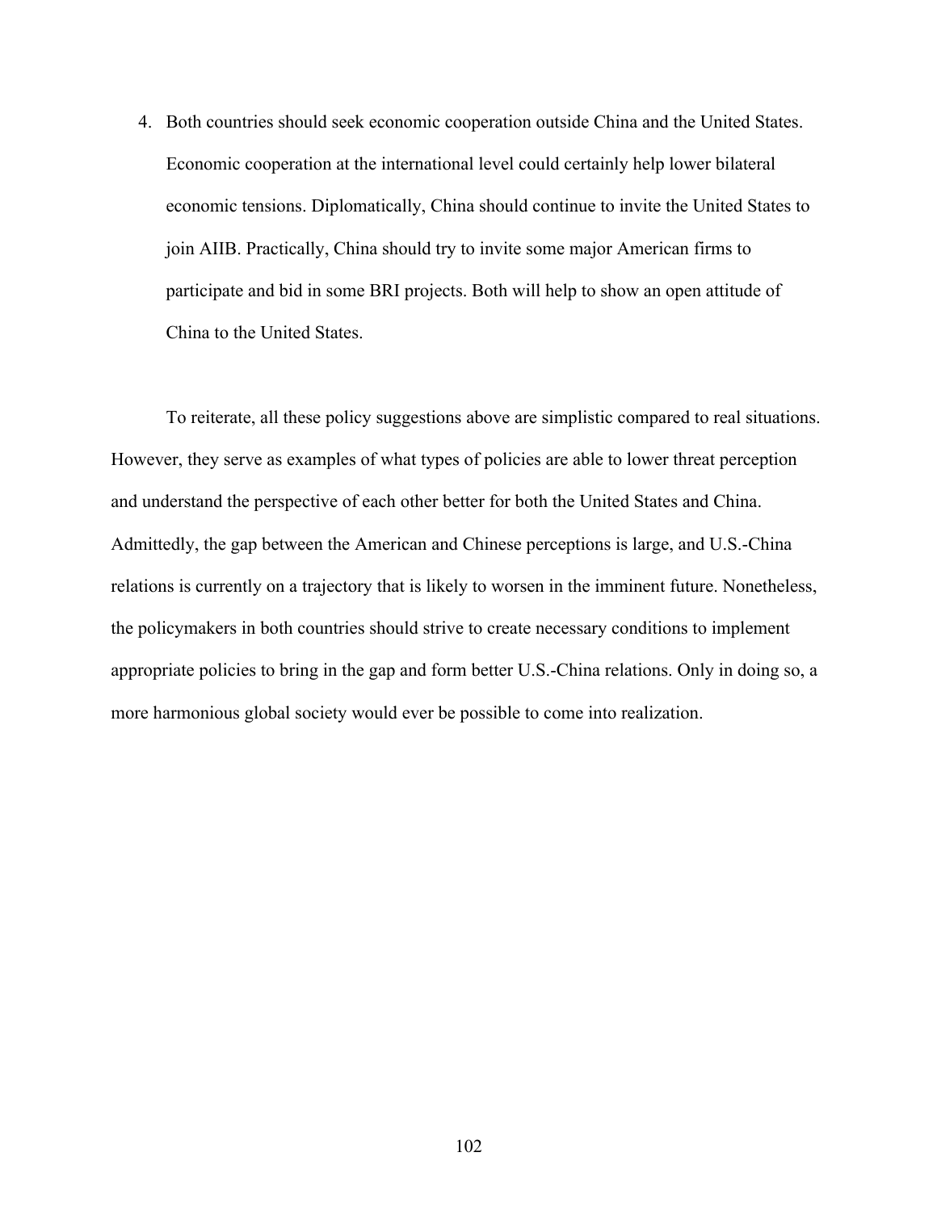4. Both countries should seek economic cooperation outside China and the United States. Economic cooperation at the international level could certainly help lower bilateral economic tensions. Diplomatically, China should continue to invite the United States to join AIIB. Practically, China should try to invite some major American firms to participate and bid in some BRI projects. Both will help to show an open attitude of China to the United States.

To reiterate, all these policy suggestions above are simplistic compared to real situations. However, they serve as examples of what types of policies are able to lower threat perception and understand the perspective of each other better for both the United States and China. Admittedly, the gap between the American and Chinese perceptions is large, and U.S.-China relations is currently on a trajectory that is likely to worsen in the imminent future. Nonetheless, the policymakers in both countries should strive to create necessary conditions to implement appropriate policies to bring in the gap and form better U.S.-China relations. Only in doing so, a more harmonious global society would ever be possible to come into realization.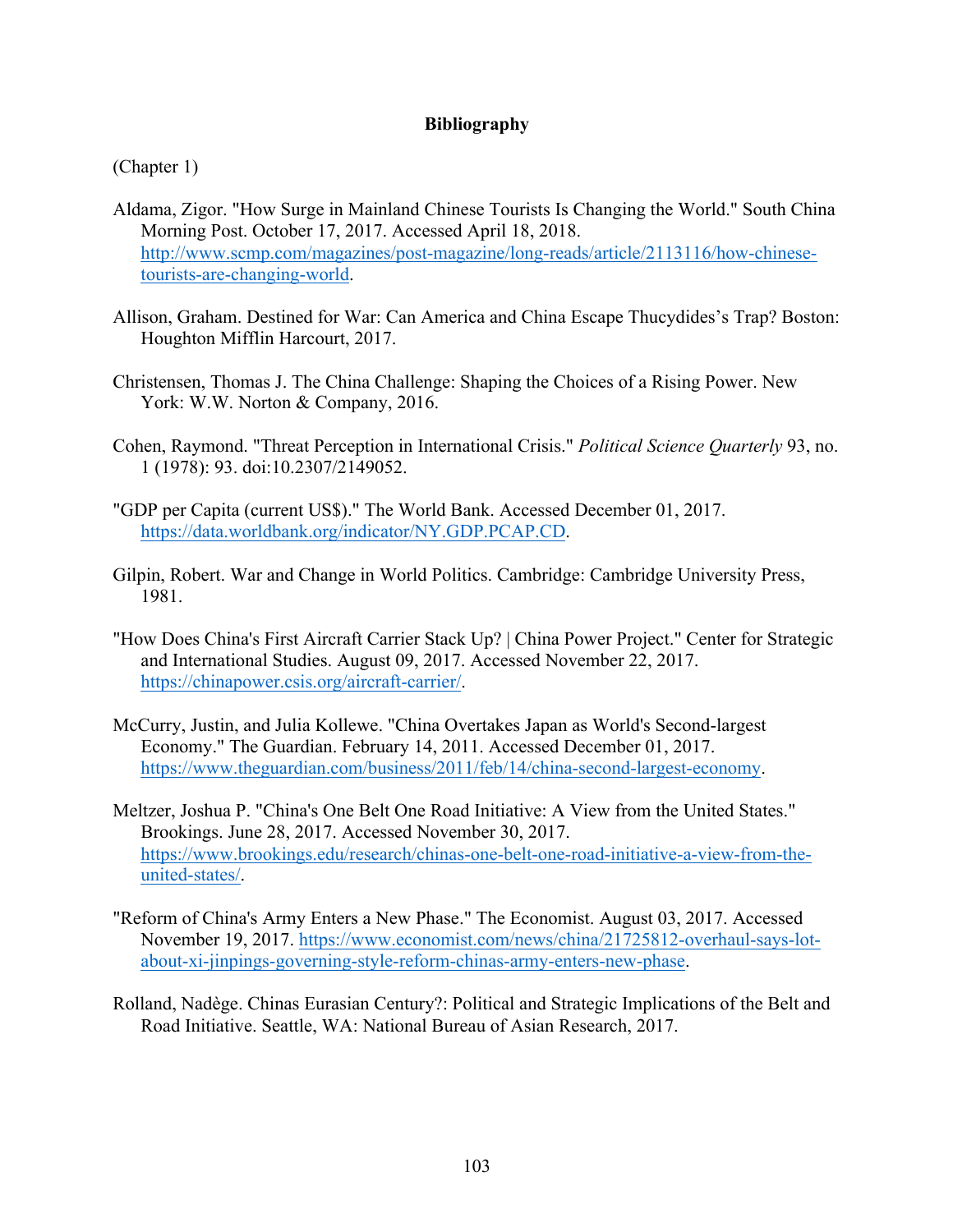## Bibliography

(Chapter 1)

Aldama, Zigor. "How Surge in Mainland Chinese Tourists Is Changing the World." South China Morning Post. October 17, 2017. Accessed April 18, 2018. http://www.scmp.com/magazines/post-magazine/long-reads/article/2113116/how-chinese-tourists-are-changing-world.

Allison, Graham. Destined for War: Can America and China Escape Thucydides's Trap? Boston: Houghton Mifflin Harcourt, 2017.

Christensen, Thomas J. The China Challenge: Shaping the Choices of a Rising Power. New York: W.W. Norton & Company, 2016.

Cohen, Raymond. "Threat Perception in International Crisis." *Political Science Quarterly* 93, no. 1 (1978): 93. doi:10.2307/2149052.

"GDP per Capita (current US$)." The World Bank. Accessed December 01, 2017. https://data.worldbank.org/indicator/NY.GDP.PCAP.CD.

Gilpin, Robert. War and Change in World Politics. Cambridge: Cambridge University Press, 1981.

"How Does China's First Aircraft Carrier Stack Up? | China Power Project." Center for Strategic and International Studies. August 09, 2017. Accessed November 22, 2017. https://chinapower.csis.org/aircraft-carrier/.

McCurry, Justin, and Julia Kollewe. "China Overtakes Japan as World's Second-largest Economy." The Guardian. February 14, 2011. Accessed December 01, 2017. https://www.theguardian.com/business/2011/feb/14/china-second-largest-economy.

Meltzer, Joshua P. "China's One Belt One Road Initiative: A View from the United States." Brookings. June 28, 2017. Accessed November 30, 2017. https://www.brookings.edu/research/chinas-one-belt-one-road-initiative-a-view-from-the-united-states/.

"Reform of China's Army Enters a New Phase." The Economist. August 03, 2017. Accessed November 19, 2017. https://www.economist.com/news/china/21725812-overhaul-says-lot-about-xi-jinpings-governing-style-reform-chinas-army-enters-new-phase.

Rolland, Nadège. Chinas Eurasian Century?: Political and Strategic Implications of the Belt and Road Initiative. Seattle, WA: National Bureau of Asian Research, 2017.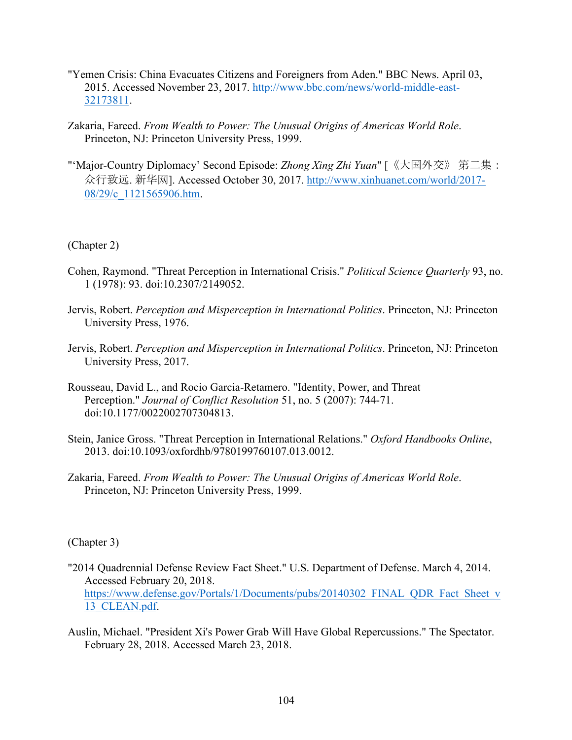"Yemen Crisis: China Evacuates Citizens and Foreigners from Aden." BBC News. April 03, 2015. Accessed November 23, 2017. http://www.bbc.com/news/world-middle-east-32173811.

Zakaria, Fareed. *From Wealth to Power: The Unusual Origins of Americas World Role*. Princeton, NJ: Princeton University Press, 1999.

"'Major-Country Diplomacy' Second Episode: *Zhong Xing Zhi Yuan*" [《大国外交》 第二集：众行致远. 新华网]. Accessed October 30, 2017. http://www.xinhuanet.com/world/2017-08/29/c_1121565906.htm.

(Chapter 2)

Cohen, Raymond. "Threat Perception in International Crisis." *Political Science Quarterly* 93, no. 1 (1978): 93. doi:10.2307/2149052.

Jervis, Robert. *Perception and Misperception in International Politics*. Princeton, NJ: Princeton University Press, 1976.

Jervis, Robert. *Perception and Misperception in International Politics*. Princeton, NJ: Princeton University Press, 2017.

Rousseau, David L., and Rocio Garcia-Retamero. "Identity, Power, and Threat Perception." *Journal of Conflict Resolution* 51, no. 5 (2007): 744-71. doi:10.1177/0022002707304813.

Stein, Janice Gross. "Threat Perception in International Relations." *Oxford Handbooks Online*, 2013. doi:10.1093/oxfordhb/9780199760107.013.0012.

Zakaria, Fareed. *From Wealth to Power: The Unusual Origins of Americas World Role*. Princeton, NJ: Princeton University Press, 1999.

(Chapter 3)

"2014 Quadrennial Defense Review Fact Sheet." U.S. Department of Defense. March 4, 2014. Accessed February 20, 2018. https://www.defense.gov/Portals/1/Documents/pubs/20140302_FINAL_QDR_Fact_Sheet_v13_CLEAN.pdf.

Auslin, Michael. "President Xi's Power Grab Will Have Global Repercussions." The Spectator. February 28, 2018. Accessed March 23, 2018.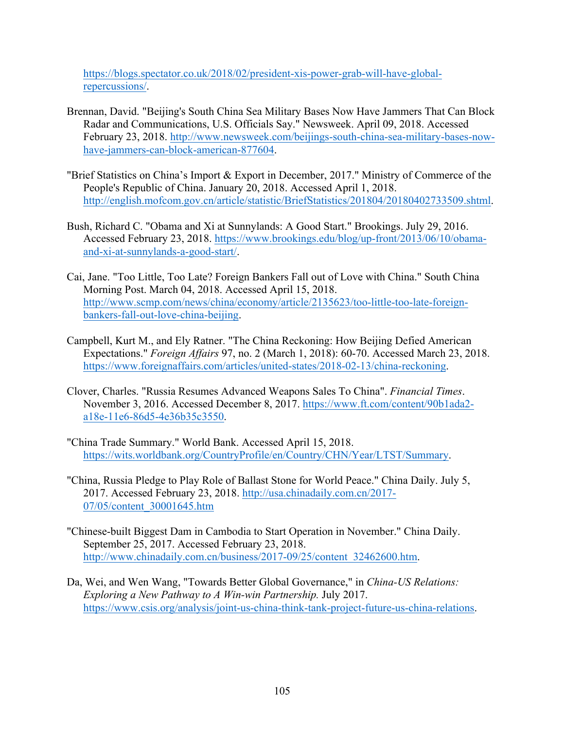https://blogs.spectator.co.uk/2018/02/president-xis-power-grab-will-have-global-repercussions/.

Brennan, David. "Beijing's South China Sea Military Bases Now Have Jammers That Can Block Radar and Communications, U.S. Officials Say." Newsweek. April 09, 2018. Accessed February 23, 2018. http://www.newsweek.com/beijings-south-china-sea-military-bases-now-have-jammers-can-block-american-877604.

"Brief Statistics on China's Import & Export in December, 2017." Ministry of Commerce of the People's Republic of China. January 20, 2018. Accessed April 1, 2018. http://english.mofcom.gov.cn/article/statistic/BriefStatistics/201804/20180402733509.shtml.

Bush, Richard C. "Obama and Xi at Sunnylands: A Good Start." Brookings. July 29, 2016. Accessed February 23, 2018. https://www.brookings.edu/blog/up-front/2013/06/10/obama-and-xi-at-sunnylands-a-good-start/.

Cai, Jane. "Too Little, Too Late? Foreign Bankers Fall out of Love with China." South China Morning Post. March 04, 2018. Accessed April 15, 2018. http://www.scmp.com/news/china/economy/article/2135623/too-little-too-late-foreign-bankers-fall-out-love-china-beijing.

Campbell, Kurt M., and Ely Ratner. "The China Reckoning: How Beijing Defied American Expectations." *Foreign Affairs* 97, no. 2 (March 1, 2018): 60-70. Accessed March 23, 2018. https://www.foreignaffairs.com/articles/united-states/2018-02-13/china-reckoning.

Clover, Charles. "Russia Resumes Advanced Weapons Sales To China". *Financial Times*. November 3, 2016. Accessed December 8, 2017. https://www.ft.com/content/90b1ada2-a18e-11e6-86d5-4e36b35c3550.

"China Trade Summary." World Bank. Accessed April 15, 2018. https://wits.worldbank.org/CountryProfile/en/Country/CHN/Year/LTST/Summary.

"China, Russia Pledge to Play Role of Ballast Stone for World Peace." China Daily. July 5, 2017. Accessed February 23, 2018. http://usa.chinadaily.com.cn/2017-07/05/content_30001645.htm

"Chinese-built Biggest Dam in Cambodia to Start Operation in November." China Daily. September 25, 2017. Accessed February 23, 2018. http://www.chinadaily.com.cn/business/2017-09/25/content_32462600.htm.

Da, Wei, and Wen Wang, "Towards Better Global Governance," in *China-US Relations: Exploring a New Pathway to A Win-win Partnership.* July 2017. https://www.csis.org/analysis/joint-us-china-think-tank-project-future-us-china-relations.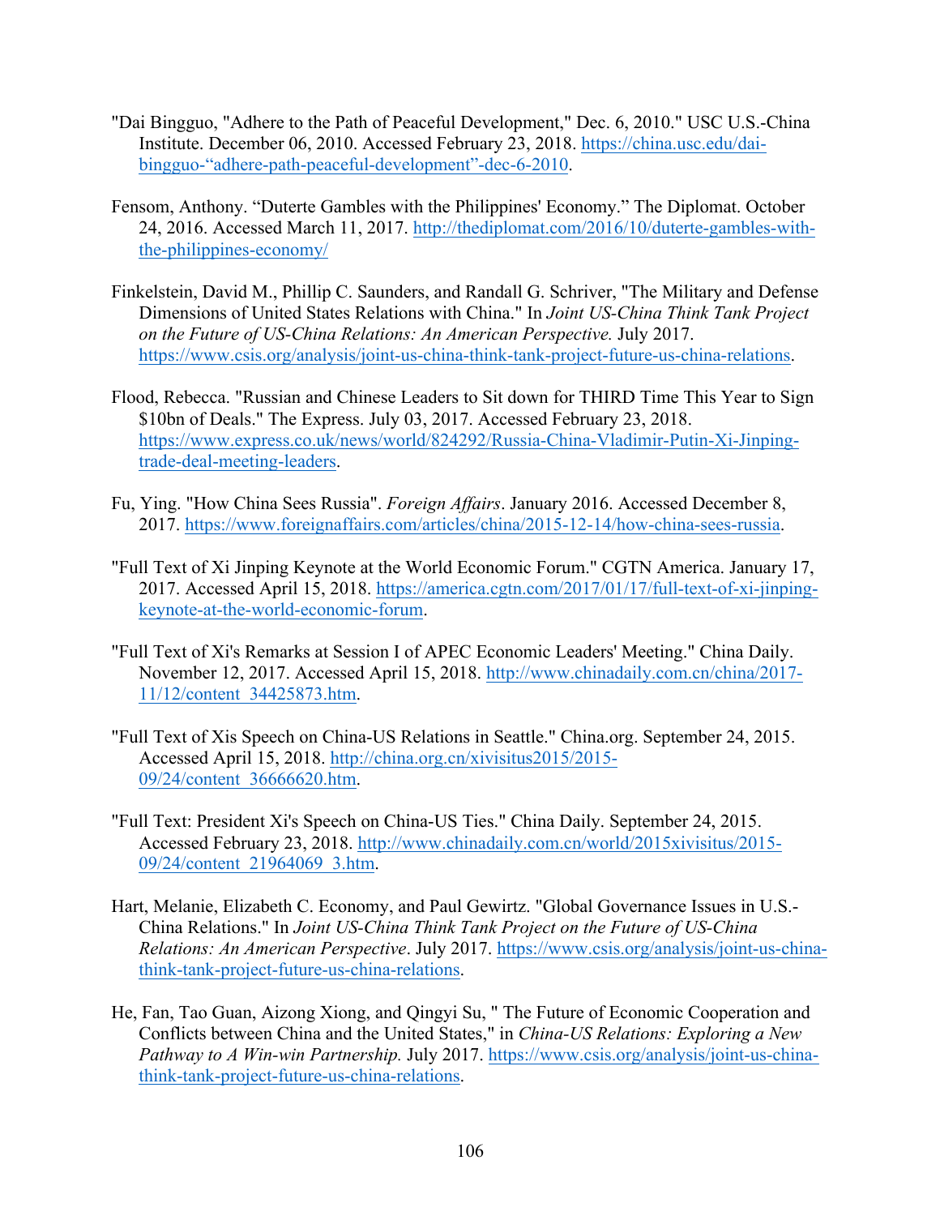"Dai Bingguo, "Adhere to the Path of Peaceful Development," Dec. 6, 2010." USC U.S.-China Institute. December 06, 2010. Accessed February 23, 2018. https://china.usc.edu/dai-bingguo-“adhere-path-peaceful-development”-dec-6-2010.

Fensom, Anthony. “Duterte Gambles with the Philippines' Economy.” The Diplomat. October 24, 2016. Accessed March 11, 2017. http://thediplomat.com/2016/10/duterte-gambles-with-the-philippines-economy/

Finkelstein, David M., Phillip C. Saunders, and Randall G. Schriver, "The Military and Defense Dimensions of United States Relations with China." In *Joint US-China Think Tank Project on the Future of US-China Relations: An American Perspective.* July 2017. https://www.csis.org/analysis/joint-us-china-think-tank-project-future-us-china-relations.

Flood, Rebecca. "Russian and Chinese Leaders to Sit down for THIRD Time This Year to Sign $10bn of Deals." The Express. July 03, 2017. Accessed February 23, 2018. https://www.express.co.uk/news/world/824292/Russia-China-Vladimir-Putin-Xi-Jinping-trade-deal-meeting-leaders.

Fu, Ying. "How China Sees Russia". *Foreign Affairs*. January 2016. Accessed December 8, 2017. https://www.foreignaffairs.com/articles/china/2015-12-14/how-china-sees-russia.

"Full Text of Xi Jinping Keynote at the World Economic Forum." CGTN America. January 17, 2017. Accessed April 15, 2018. https://america.cgtn.com/2017/01/17/full-text-of-xi-jinping-keynote-at-the-world-economic-forum.

"Full Text of Xi's Remarks at Session I of APEC Economic Leaders' Meeting." China Daily. November 12, 2017. Accessed April 15, 2018. http://www.chinadaily.com.cn/china/2017-11/12/content_34425873.htm.

"Full Text of Xis Speech on China-US Relations in Seattle." China.org. September 24, 2015. Accessed April 15, 2018. http://china.org.cn/xivisitus2015/2015-09/24/content_36666620.htm.

"Full Text: President Xi's Speech on China-US Ties." China Daily. September 24, 2015. Accessed February 23, 2018. http://www.chinadaily.com.cn/world/2015xivisitus/2015-09/24/content_21964069_3.htm.

Hart, Melanie, Elizabeth C. Economy, and Paul Gewirtz. "Global Governance Issues in U.S.-China Relations." In *Joint US-China Think Tank Project on the Future of US-China Relations: An American Perspective*. July 2017. https://www.csis.org/analysis/joint-us-china-think-tank-project-future-us-china-relations.

He, Fan, Tao Guan, Aizong Xiong, and Qingyi Su, " The Future of Economic Cooperation and Conflicts between China and the United States," in *China-US Relations: Exploring a New Pathway to A Win-win Partnership.* July 2017. https://www.csis.org/analysis/joint-us-china-think-tank-project-future-us-china-relations.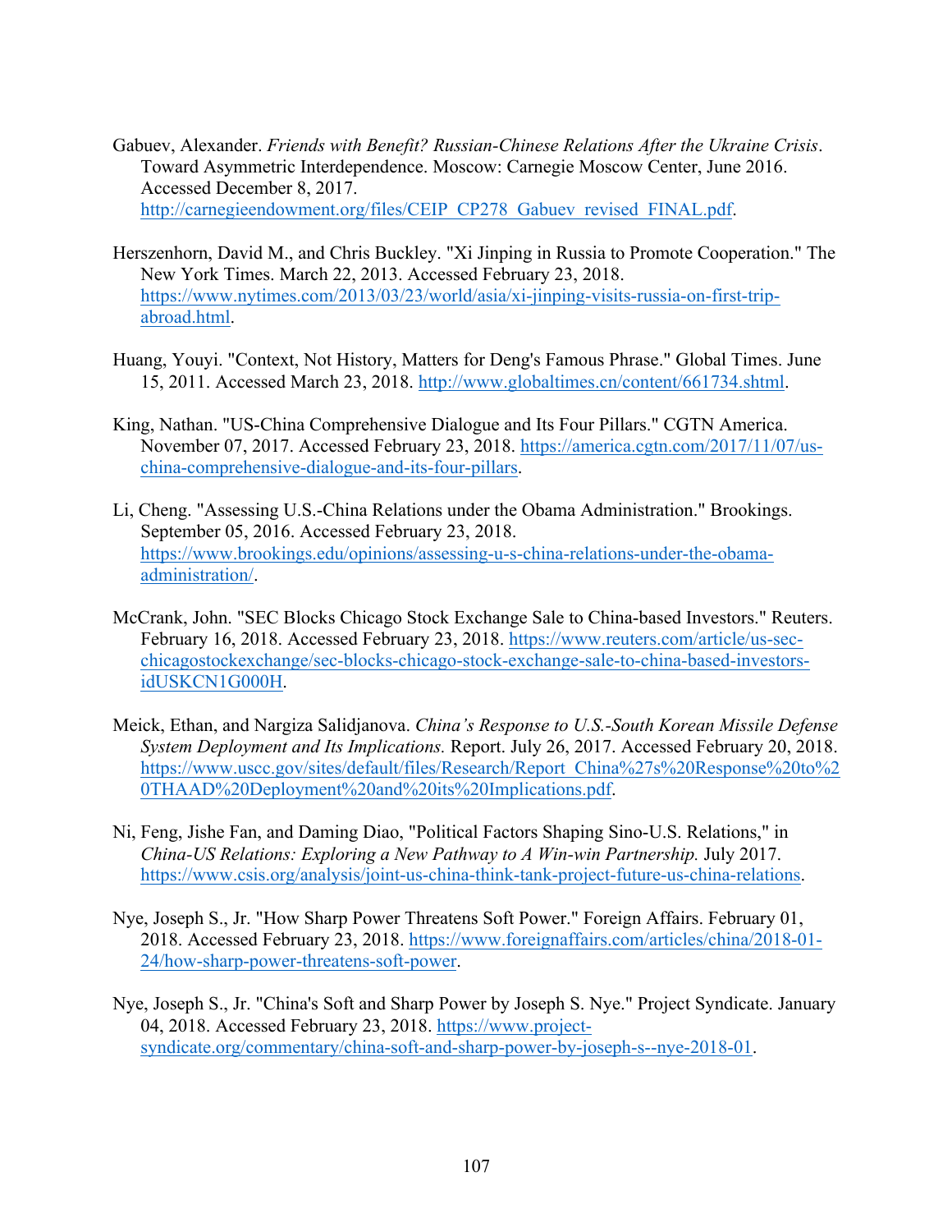Gabuev, Alexander. *Friends with Benefit? Russian-Chinese Relations After the Ukraine Crisis*. Toward Asymmetric Interdependence. Moscow: Carnegie Moscow Center, June 2016. Accessed December 8, 2017. http://carnegieendowment.org/files/CEIP_CP278_Gabuev_revised_FINAL.pdf.

Herszenhorn, David M., and Chris Buckley. "Xi Jinping in Russia to Promote Cooperation." The New York Times. March 22, 2013. Accessed February 23, 2018. https://www.nytimes.com/2013/03/23/world/asia/xi-jinping-visits-russia-on-first-trip-abroad.html.

Huang, Youyi. "Context, Not History, Matters for Deng's Famous Phrase." Global Times. June 15, 2011. Accessed March 23, 2018. http://www.globaltimes.cn/content/661734.shtml.

King, Nathan. "US-China Comprehensive Dialogue and Its Four Pillars." CGTN America. November 07, 2017. Accessed February 23, 2018. https://america.cgtn.com/2017/11/07/us-china-comprehensive-dialogue-and-its-four-pillars.

Li, Cheng. "Assessing U.S.-China Relations under the Obama Administration." Brookings. September 05, 2016. Accessed February 23, 2018. https://www.brookings.edu/opinions/assessing-u-s-china-relations-under-the-obama-administration/.

McCrank, John. "SEC Blocks Chicago Stock Exchange Sale to China-based Investors." Reuters. February 16, 2018. Accessed February 23, 2018. https://www.reuters.com/article/us-sec-chicagostockexchange/sec-blocks-chicago-stock-exchange-sale-to-china-based-investors-idUSKCN1G000H.

Meick, Ethan, and Nargiza Salidjanova. *China's Response to U.S.-South Korean Missile Defense System Deployment and Its Implications.* Report. July 26, 2017. Accessed February 20, 2018. https://www.uscc.gov/sites/default/files/Research/Report_China%27s%20Response%20to%20THAAD%20Deployment%20and%20its%20Implications.pdf.

Ni, Feng, Jishe Fan, and Daming Diao, "Political Factors Shaping Sino-U.S. Relations," in *China-US Relations: Exploring a New Pathway to A Win-win Partnership.* July 2017. https://www.csis.org/analysis/joint-us-china-think-tank-project-future-us-china-relations.

Nye, Joseph S., Jr. "How Sharp Power Threatens Soft Power." Foreign Affairs. February 01, 2018. Accessed February 23, 2018. https://www.foreignaffairs.com/articles/china/2018-01-24/how-sharp-power-threatens-soft-power.

Nye, Joseph S., Jr. "China's Soft and Sharp Power by Joseph S. Nye." Project Syndicate. January 04, 2018. Accessed February 23, 2018. https://www.project-syndicate.org/commentary/china-soft-and-sharp-power-by-joseph-s--nye-2018-01.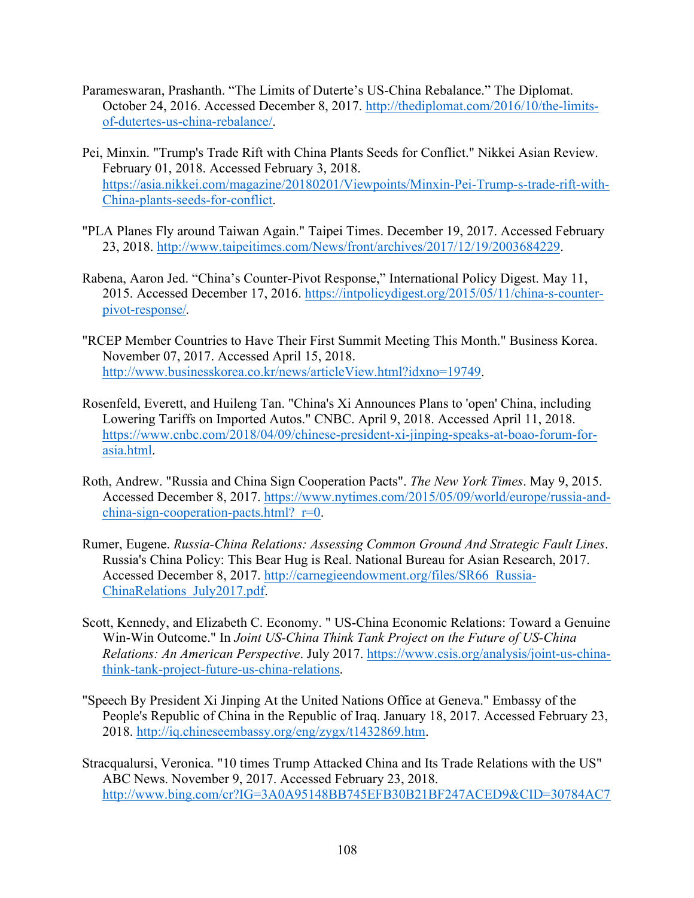Parameswaran, Prashanth. "The Limits of Duterte's US-China Rebalance." The Diplomat. October 24, 2016. Accessed December 8, 2017. http://thediplomat.com/2016/10/the-limits-of-dutertes-us-china-rebalance/.

Pei, Minxin. "Trump's Trade Rift with China Plants Seeds for Conflict." Nikkei Asian Review. February 01, 2018. Accessed February 3, 2018. https://asia.nikkei.com/magazine/20180201/Viewpoints/Minxin-Pei-Trump-s-trade-rift-with-China-plants-seeds-for-conflict.

"PLA Planes Fly around Taiwan Again." Taipei Times. December 19, 2017. Accessed February 23, 2018. http://www.taipeitimes.com/News/front/archives/2017/12/19/2003684229.

Rabena, Aaron Jed. "China's Counter-Pivot Response," International Policy Digest. May 11, 2015. Accessed December 17, 2016. https://intpolicydigest.org/2015/05/11/china-s-counter-pivot-response/.

"RCEP Member Countries to Have Their First Summit Meeting This Month." Business Korea. November 07, 2017. Accessed April 15, 2018. http://www.businesskorea.co.kr/news/articleView.html?idxno=19749.

Rosenfeld, Everett, and Huileng Tan. "China's Xi Announces Plans to 'open' China, including Lowering Tariffs on Imported Autos." CNBC. April 9, 2018. Accessed April 11, 2018. https://www.cnbc.com/2018/04/09/chinese-president-xi-jinping-speaks-at-boao-forum-for-asia.html.

Roth, Andrew. "Russia and China Sign Cooperation Pacts". *The New York Times*. May 9, 2015. Accessed December 8, 2017. https://www.nytimes.com/2015/05/09/world/europe/russia-and-china-sign-cooperation-pacts.html?_r=0.

Rumer, Eugene. *Russia-China Relations: Assessing Common Ground And Strategic Fault Lines*. Russia's China Policy: This Bear Hug is Real. National Bureau for Asian Research, 2017. Accessed December 8, 2017. http://carnegieendowment.org/files/SR66_Russia-ChinaRelations_July2017.pdf.

Scott, Kennedy, and Elizabeth C. Economy. " US-China Economic Relations: Toward a Genuine Win-Win Outcome." In *Joint US-China Think Tank Project on the Future of US-China Relations: An American Perspective*. July 2017. https://www.csis.org/analysis/joint-us-china-think-tank-project-future-us-china-relations.

"Speech By President Xi Jinping At the United Nations Office at Geneva." Embassy of the People's Republic of China in the Republic of Iraq. January 18, 2017. Accessed February 23, 2018. http://iq.chineseembassy.org/eng/zygx/t1432869.htm.

Stracqualursi, Veronica. "10 times Trump Attacked China and Its Trade Relations with the US" ABC News. November 9, 2017. Accessed February 23, 2018. http://www.bing.com/cr?IG=3A0A95148BB745EFB30B21BF247ACED9&CID=30784AC7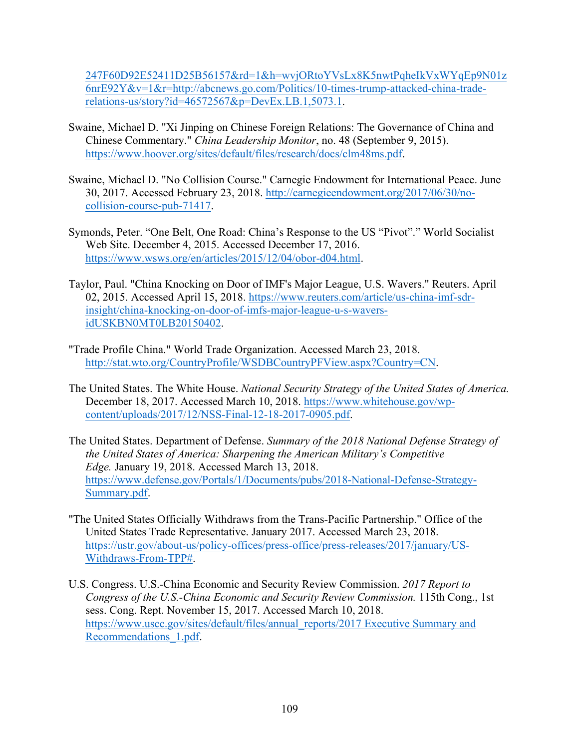247F60D92E52411D25B56157&rd=1&h=wvjORtoYVsLx8K5nwtPqheIkVxWYqEp9N01z6nrE92Y&v=1&r=http://abcnews.go.com/Politics/10-times-trump-attacked-china-trade-relations-us/story?id=46572567&p=DevEx.LB.1,5073.1.

Swaine, Michael D. "Xi Jinping on Chinese Foreign Relations: The Governance of China and Chinese Commentary." *China Leadership Monitor*, no. 48 (September 9, 2015). https://www.hoover.org/sites/default/files/research/docs/clm48ms.pdf.

Swaine, Michael D. "No Collision Course." Carnegie Endowment for International Peace. June 30, 2017. Accessed February 23, 2018. http://carnegieendowment.org/2017/06/30/no-collision-course-pub-71417.

Symonds, Peter. "One Belt, One Road: China's Response to the US "Pivot"." World Socialist Web Site. December 4, 2015. Accessed December 17, 2016. https://www.wsws.org/en/articles/2015/12/04/obor-d04.html.

Taylor, Paul. "China Knocking on Door of IMF's Major League, U.S. Wavers." Reuters. April 02, 2015. Accessed April 15, 2018. https://www.reuters.com/article/us-china-imf-sdr-insight/china-knocking-on-door-of-imfs-major-league-u-s-wavers-idUSKBN0MT0LB20150402.

"Trade Profile China." World Trade Organization. Accessed March 23, 2018. http://stat.wto.org/CountryProfile/WSDBCountryPFView.aspx?Country=CN.

The United States. The White House. *National Security Strategy of the United States of America.* December 18, 2017. Accessed March 10, 2018. https://www.whitehouse.gov/wp-content/uploads/2017/12/NSS-Final-12-18-2017-0905.pdf.

The United States. Department of Defense. *Summary of the 2018 National Defense Strategy of the United States of America: Sharpening the American Military's Competitive Edge.* January 19, 2018. Accessed March 13, 2018. https://www.defense.gov/Portals/1/Documents/pubs/2018-National-Defense-Strategy-Summary.pdf.

"The United States Officially Withdraws from the Trans-Pacific Partnership." Office of the United States Trade Representative. January 2017. Accessed March 23, 2018. https://ustr.gov/about-us/policy-offices/press-office/press-releases/2017/january/US-Withdraws-From-TPP#.

U.S. Congress. U.S.-China Economic and Security Review Commission. *2017 Report to Congress of the U.S.-China Economic and Security Review Commission.* 115th Cong., 1st sess. Cong. Rept. November 15, 2017. Accessed March 10, 2018. https://www.uscc.gov/sites/default/files/annual_reports/2017 Executive Summary and Recommendations_1.pdf.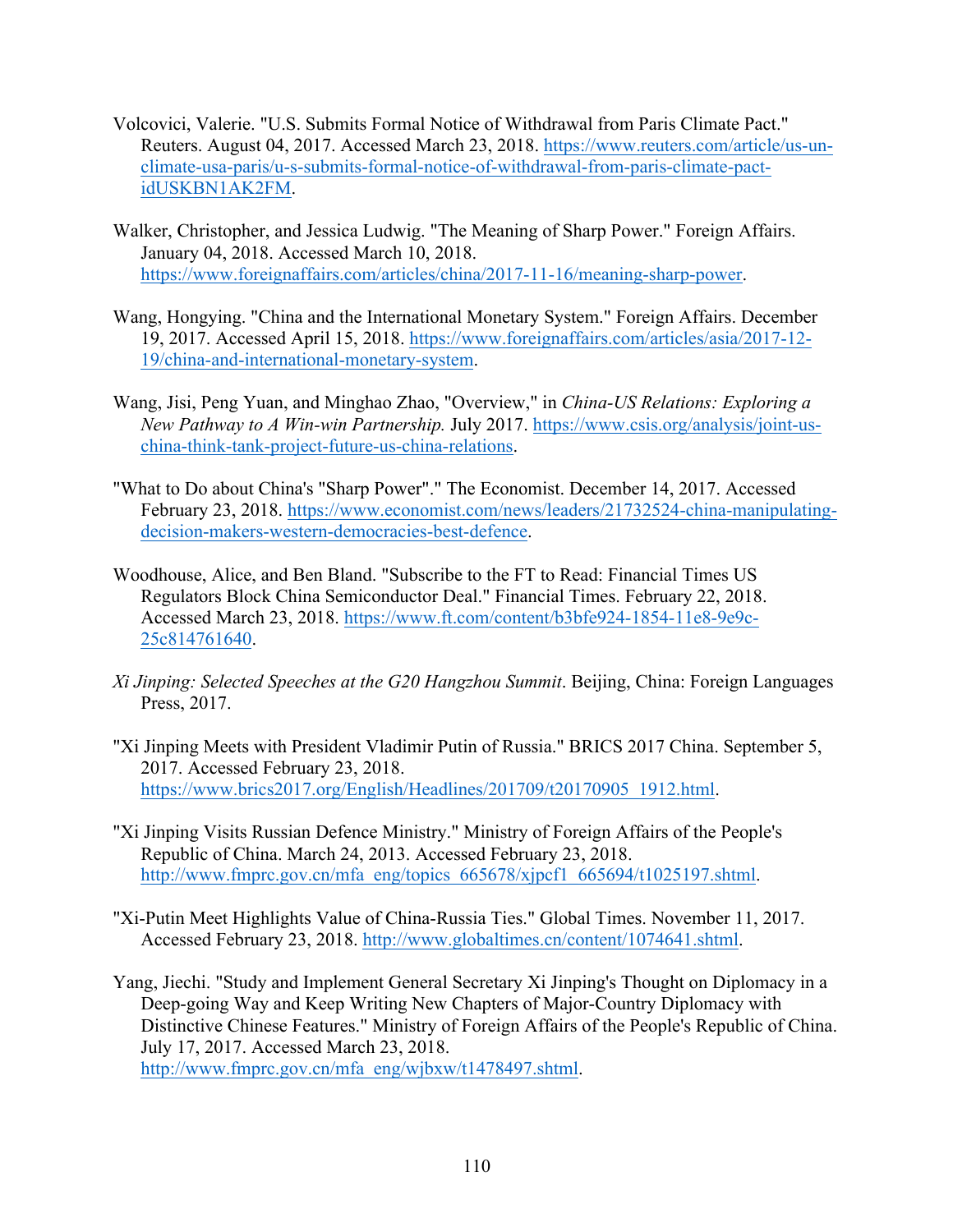Volcovici, Valerie. "U.S. Submits Formal Notice of Withdrawal from Paris Climate Pact." Reuters. August 04, 2017. Accessed March 23, 2018. https://www.reuters.com/article/us-un-climate-usa-paris/u-s-submits-formal-notice-of-withdrawal-from-paris-climate-pact-idUSKBN1AK2FM.

Walker, Christopher, and Jessica Ludwig. "The Meaning of Sharp Power." Foreign Affairs. January 04, 2018. Accessed March 10, 2018. https://www.foreignaffairs.com/articles/china/2017-11-16/meaning-sharp-power.

Wang, Hongying. "China and the International Monetary System." Foreign Affairs. December 19, 2017. Accessed April 15, 2018. https://www.foreignaffairs.com/articles/asia/2017-12-19/china-and-international-monetary-system.

Wang, Jisi, Peng Yuan, and Minghao Zhao, "Overview," in *China-US Relations: Exploring a New Pathway to A Win-win Partnership.* July 2017. https://www.csis.org/analysis/joint-us-china-think-tank-project-future-us-china-relations.

"What to Do about China's "Sharp Power"." The Economist. December 14, 2017. Accessed February 23, 2018. https://www.economist.com/news/leaders/21732524-china-manipulating-decision-makers-western-democracies-best-defence.

Woodhouse, Alice, and Ben Bland. "Subscribe to the FT to Read: Financial Times US Regulators Block China Semiconductor Deal." Financial Times. February 22, 2018. Accessed March 23, 2018. https://www.ft.com/content/b3bfe924-1854-11e8-9e9c-25c814761640.

*Xi Jinping: Selected Speeches at the G20 Hangzhou Summit*. Beijing, China: Foreign Languages Press, 2017.

"Xi Jinping Meets with President Vladimir Putin of Russia." BRICS 2017 China. September 5, 2017. Accessed February 23, 2018. https://www.brics2017.org/English/Headlines/201709/t20170905_1912.html.

"Xi Jinping Visits Russian Defence Ministry." Ministry of Foreign Affairs of the People's Republic of China. March 24, 2013. Accessed February 23, 2018. http://www.fmprc.gov.cn/mfa_eng/topics_665678/xjpcf1_665694/t1025197.shtml.

"Xi-Putin Meet Highlights Value of China-Russia Ties." Global Times. November 11, 2017. Accessed February 23, 2018. http://www.globaltimes.cn/content/1074641.shtml.

Yang, Jiechi. "Study and Implement General Secretary Xi Jinping's Thought on Diplomacy in a Deep-going Way and Keep Writing New Chapters of Major-Country Diplomacy with Distinctive Chinese Features." Ministry of Foreign Affairs of the People's Republic of China. July 17, 2017. Accessed March 23, 2018. http://www.fmprc.gov.cn/mfa_eng/wjbxw/t1478497.shtml.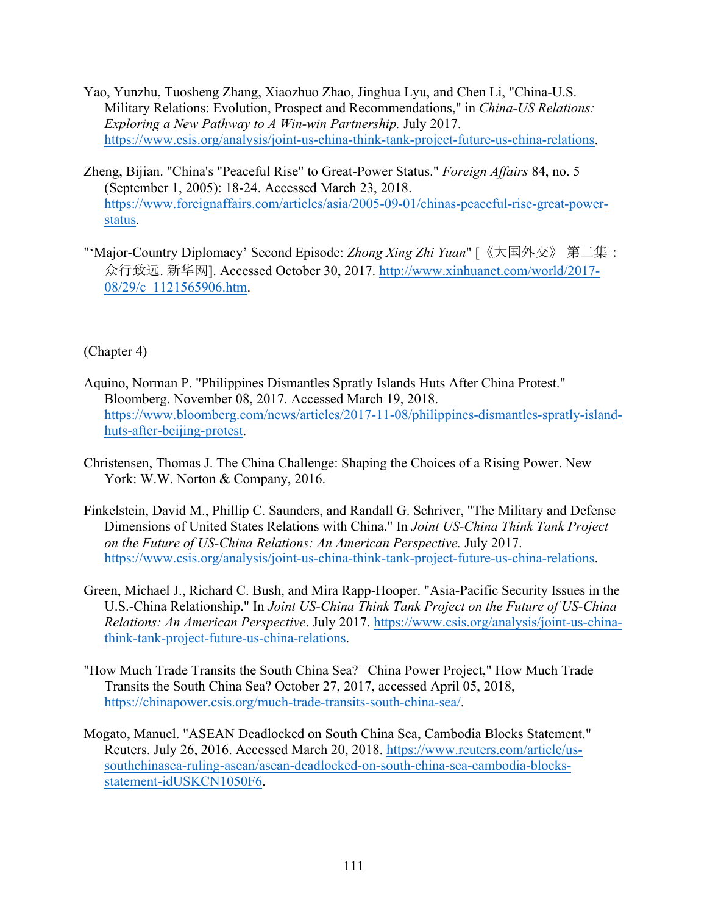Yao, Yunzhu, Tuosheng Zhang, Xiaozhuo Zhao, Jinghua Lyu, and Chen Li, "China-U.S. Military Relations: Evolution, Prospect and Recommendations," in *China-US Relations: Exploring a New Pathway to A Win-win Partnership.* July 2017. https://www.csis.org/analysis/joint-us-china-think-tank-project-future-us-china-relations.

Zheng, Bijian. "China's "Peaceful Rise" to Great-Power Status." *Foreign Affairs* 84, no. 5 (September 1, 2005): 18-24. Accessed March 23, 2018. https://www.foreignaffairs.com/articles/asia/2005-09-01/chinas-peaceful-rise-great-power-status.

"'Major-Country Diplomacy' Second Episode: *Zhong Xing Zhi Yuan*" [《大国外交》 第二集：众行致远. 新华网]. Accessed October 30, 2017. http://www.xinhuanet.com/world/2017-08/29/c_1121565906.htm.

(Chapter 4)

Aquino, Norman P. "Philippines Dismantles Spratly Islands Huts After China Protest." Bloomberg. November 08, 2017. Accessed March 19, 2018. https://www.bloomberg.com/news/articles/2017-11-08/philippines-dismantles-spratly-island-huts-after-beijing-protest.

Christensen, Thomas J. The China Challenge: Shaping the Choices of a Rising Power. New York: W.W. Norton & Company, 2016.

Finkelstein, David M., Phillip C. Saunders, and Randall G. Schriver, "The Military and Defense Dimensions of United States Relations with China." In *Joint US-China Think Tank Project on the Future of US-China Relations: An American Perspective.* July 2017. https://www.csis.org/analysis/joint-us-china-think-tank-project-future-us-china-relations.

Green, Michael J., Richard C. Bush, and Mira Rapp-Hooper. "Asia-Pacific Security Issues in the U.S.-China Relationship." In *Joint US-China Think Tank Project on the Future of US-China Relations: An American Perspective*. July 2017. https://www.csis.org/analysis/joint-us-china-think-tank-project-future-us-china-relations.

"How Much Trade Transits the South China Sea? | China Power Project," How Much Trade Transits the South China Sea? October 27, 2017, accessed April 05, 2018, https://chinapower.csis.org/much-trade-transits-south-china-sea/.

Mogato, Manuel. "ASEAN Deadlocked on South China Sea, Cambodia Blocks Statement." Reuters. July 26, 2016. Accessed March 20, 2018. https://www.reuters.com/article/us-southchinasea-ruling-asean/asean-deadlocked-on-south-china-sea-cambodia-blocks-statement-idUSKCN1050F6.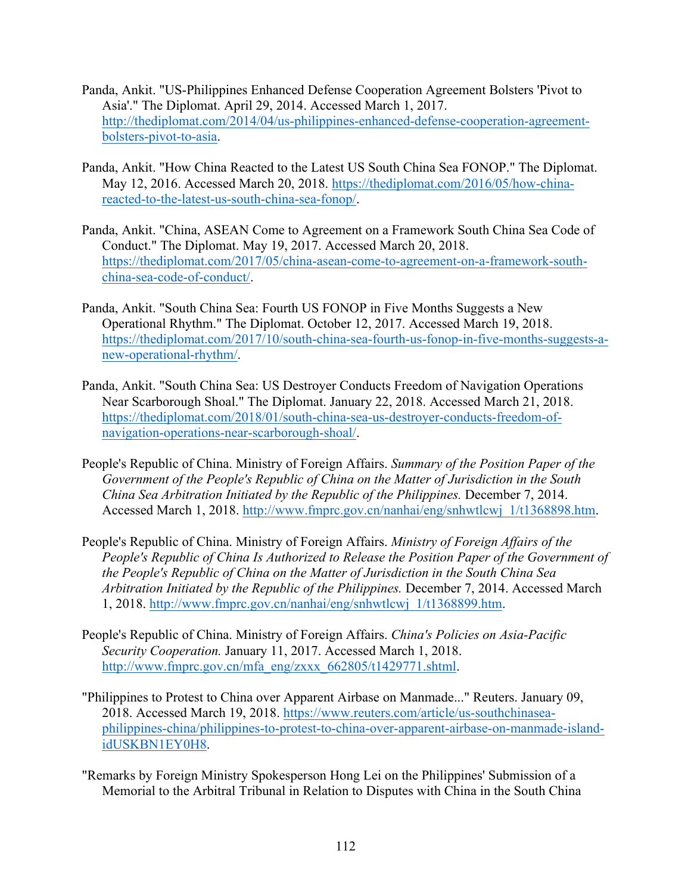Panda, Ankit. "US-Philippines Enhanced Defense Cooperation Agreement Bolsters 'Pivot to Asia'." The Diplomat. April 29, 2014. Accessed March 1, 2017. http://thediplomat.com/2014/04/us-philippines-enhanced-defense-cooperation-agreement-bolsters-pivot-to-asia.

Panda, Ankit. "How China Reacted to the Latest US South China Sea FONOP." The Diplomat. May 12, 2016. Accessed March 20, 2018. https://thediplomat.com/2016/05/how-china-reacted-to-the-latest-us-south-china-sea-fonop/.

Panda, Ankit. "China, ASEAN Come to Agreement on a Framework South China Sea Code of Conduct." The Diplomat. May 19, 2017. Accessed March 20, 2018. https://thediplomat.com/2017/05/china-asean-come-to-agreement-on-a-framework-south-china-sea-code-of-conduct/.

Panda, Ankit. "South China Sea: Fourth US FONOP in Five Months Suggests a New Operational Rhythm." The Diplomat. October 12, 2017. Accessed March 19, 2018. https://thediplomat.com/2017/10/south-china-sea-fourth-us-fonop-in-five-months-suggests-a-new-operational-rhythm/.

Panda, Ankit. "South China Sea: US Destroyer Conducts Freedom of Navigation Operations Near Scarborough Shoal." The Diplomat. January 22, 2018. Accessed March 21, 2018. https://thediplomat.com/2018/01/south-china-sea-us-destroyer-conducts-freedom-of-navigation-operations-near-scarborough-shoal/.

People's Republic of China. Ministry of Foreign Affairs. *Summary of the Position Paper of the Government of the People's Republic of China on the Matter of Jurisdiction in the South China Sea Arbitration Initiated by the Republic of the Philippines.* December 7, 2014. Accessed March 1, 2018. http://www.fmprc.gov.cn/nanhai/eng/snhwtlcwj_1/t1368898.htm.

People's Republic of China. Ministry of Foreign Affairs. *Ministry of Foreign Affairs of the People's Republic of China Is Authorized to Release the Position Paper of the Government of the People's Republic of China on the Matter of Jurisdiction in the South China Sea Arbitration Initiated by the Republic of the Philippines.* December 7, 2014. Accessed March 1, 2018. http://www.fmprc.gov.cn/nanhai/eng/snhwtlcwj_1/t1368899.htm.

People's Republic of China. Ministry of Foreign Affairs. *China's Policies on Asia-Pacific Security Cooperation.* January 11, 2017. Accessed March 1, 2018. http://www.fmprc.gov.cn/mfa_eng/zxxx_662805/t1429771.shtml.

"Philippines to Protest to China over Apparent Airbase on Manmade..." Reuters. January 09, 2018. Accessed March 19, 2018. https://www.reuters.com/article/us-southchinasea-philippines-china/philippines-to-protest-to-china-over-apparent-airbase-on-manmade-island-idUSKBN1EY0H8.

"Remarks by Foreign Ministry Spokesperson Hong Lei on the Philippines' Submission of a Memorial to the Arbitral Tribunal in Relation to Disputes with China in the South China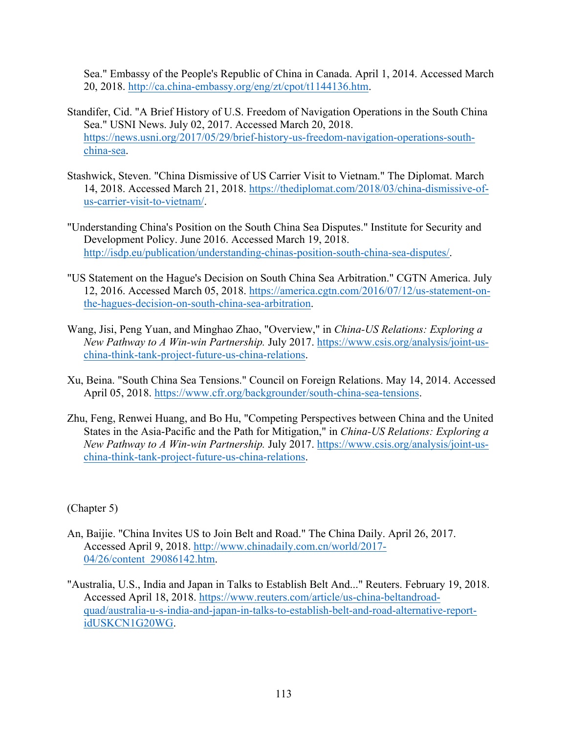Sea." Embassy of the People's Republic of China in Canada. April 1, 2014. Accessed March 20, 2018. http://ca.china-embassy.org/eng/zt/cpot/t1144136.htm.

Standifer, Cid. "A Brief History of U.S. Freedom of Navigation Operations in the South China Sea." USNI News. July 02, 2017. Accessed March 20, 2018. https://news.usni.org/2017/05/29/brief-history-us-freedom-navigation-operations-south-china-sea.

Stashwick, Steven. "China Dismissive of US Carrier Visit to Vietnam." The Diplomat. March 14, 2018. Accessed March 21, 2018. https://thediplomat.com/2018/03/china-dismissive-of-us-carrier-visit-to-vietnam/.

"Understanding China's Position on the South China Sea Disputes." Institute for Security and Development Policy. June 2016. Accessed March 19, 2018. http://isdp.eu/publication/understanding-chinas-position-south-china-sea-disputes/.

"US Statement on the Hague's Decision on South China Sea Arbitration." CGTN America. July 12, 2016. Accessed March 05, 2018. https://america.cgtn.com/2016/07/12/us-statement-on-the-hagues-decision-on-south-china-sea-arbitration.

Wang, Jisi, Peng Yuan, and Minghao Zhao, "Overview," in *China-US Relations: Exploring a New Pathway to A Win-win Partnership.* July 2017. https://www.csis.org/analysis/joint-us-china-think-tank-project-future-us-china-relations.

Xu, Beina. "South China Sea Tensions." Council on Foreign Relations. May 14, 2014. Accessed April 05, 2018. https://www.cfr.org/backgrounder/south-china-sea-tensions.

Zhu, Feng, Renwei Huang, and Bo Hu, "Competing Perspectives between China and the United States in the Asia-Pacific and the Path for Mitigation," in *China-US Relations: Exploring a New Pathway to A Win-win Partnership.* July 2017. https://www.csis.org/analysis/joint-us-china-think-tank-project-future-us-china-relations.

(Chapter 5)

An, Baijie. "China Invites US to Join Belt and Road." The China Daily. April 26, 2017. Accessed April 9, 2018. http://www.chinadaily.com.cn/world/2017-04/26/content_29086142.htm.

"Australia, U.S., India and Japan in Talks to Establish Belt And..." Reuters. February 19, 2018. Accessed April 18, 2018. https://www.reuters.com/article/us-china-beltandroad-quad/australia-u-s-india-and-japan-in-talks-to-establish-belt-and-road-alternative-report-idUSKCN1G20WG.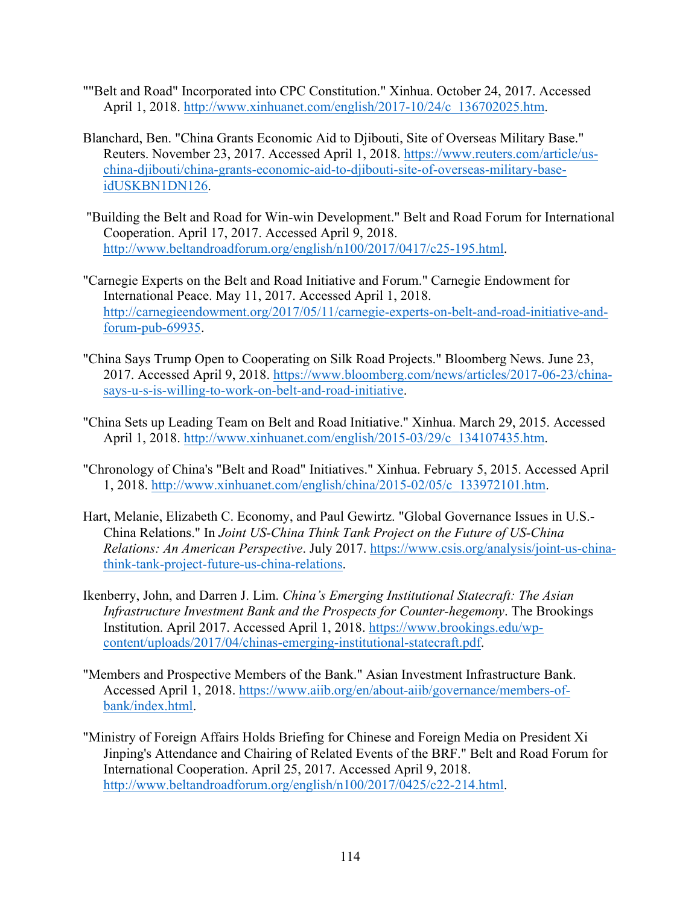""Belt and Road" Incorporated into CPC Constitution." Xinhua. October 24, 2017. Accessed April 1, 2018. http://www.xinhuanet.com/english/2017-10/24/c_136702025.htm.

Blanchard, Ben. "China Grants Economic Aid to Djibouti, Site of Overseas Military Base." Reuters. November 23, 2017. Accessed April 1, 2018. https://www.reuters.com/article/us-china-djibouti/china-grants-economic-aid-to-djibouti-site-of-overseas-military-base-idUSKBN1DN126.

"Building the Belt and Road for Win-win Development." Belt and Road Forum for International Cooperation. April 17, 2017. Accessed April 9, 2018. http://www.beltandroadforum.org/english/n100/2017/0417/c25-195.html.

"Carnegie Experts on the Belt and Road Initiative and Forum." Carnegie Endowment for International Peace. May 11, 2017. Accessed April 1, 2018. http://carnegieendowment.org/2017/05/11/carnegie-experts-on-belt-and-road-initiative-and-forum-pub-69935.

"China Says Trump Open to Cooperating on Silk Road Projects." Bloomberg News. June 23, 2017. Accessed April 9, 2018. https://www.bloomberg.com/news/articles/2017-06-23/china-says-u-s-is-willing-to-work-on-belt-and-road-initiative.

"China Sets up Leading Team on Belt and Road Initiative." Xinhua. March 29, 2015. Accessed April 1, 2018. http://www.xinhuanet.com/english/2015-03/29/c_134107435.htm.

"Chronology of China's "Belt and Road" Initiatives." Xinhua. February 5, 2015. Accessed April 1, 2018. http://www.xinhuanet.com/english/china/2015-02/05/c_133972101.htm.

Hart, Melanie, Elizabeth C. Economy, and Paul Gewirtz. "Global Governance Issues in U.S.-China Relations." In *Joint US-China Think Tank Project on the Future of US-China Relations: An American Perspective*. July 2017. https://www.csis.org/analysis/joint-us-china-think-tank-project-future-us-china-relations.

Ikenberry, John, and Darren J. Lim. *China's Emerging Institutional Statecraft: The Asian Infrastructure Investment Bank and the Prospects for Counter-hegemony*. The Brookings Institution. April 2017. Accessed April 1, 2018. https://www.brookings.edu/wp-content/uploads/2017/04/chinas-emerging-institutional-statecraft.pdf.

"Members and Prospective Members of the Bank." Asian Investment Infrastructure Bank. Accessed April 1, 2018. https://www.aiib.org/en/about-aiib/governance/members-of-bank/index.html.

"Ministry of Foreign Affairs Holds Briefing for Chinese and Foreign Media on President Xi Jinping's Attendance and Chairing of Related Events of the BRF." Belt and Road Forum for International Cooperation. April 25, 2017. Accessed April 9, 2018. http://www.beltandroadforum.org/english/n100/2017/0425/c22-214.html.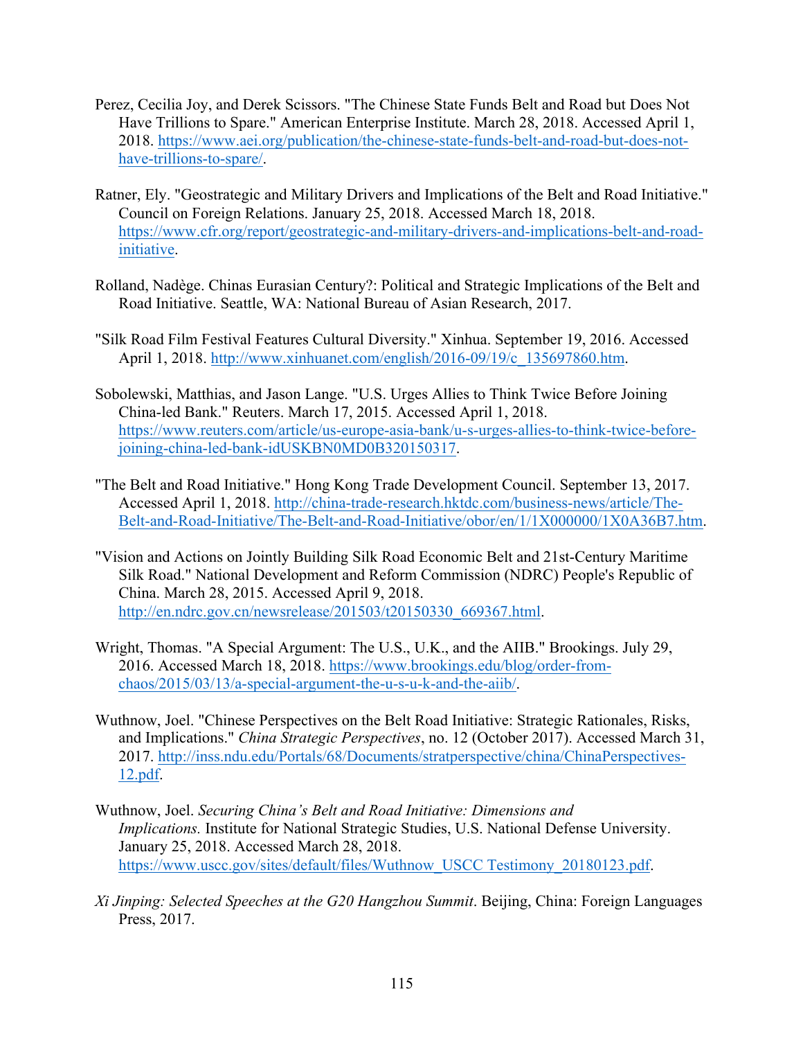Perez, Cecilia Joy, and Derek Scissors. "The Chinese State Funds Belt and Road but Does Not Have Trillions to Spare." American Enterprise Institute. March 28, 2018. Accessed April 1, 2018. https://www.aei.org/publication/the-chinese-state-funds-belt-and-road-but-does-not-have-trillions-to-spare/.

Ratner, Ely. "Geostrategic and Military Drivers and Implications of the Belt and Road Initiative." Council on Foreign Relations. January 25, 2018. Accessed March 18, 2018. https://www.cfr.org/report/geostrategic-and-military-drivers-and-implications-belt-and-road-initiative.

Rolland, Nadège. Chinas Eurasian Century?: Political and Strategic Implications of the Belt and Road Initiative. Seattle, WA: National Bureau of Asian Research, 2017.

"Silk Road Film Festival Features Cultural Diversity." Xinhua. September 19, 2016. Accessed April 1, 2018. http://www.xinhuanet.com/english/2016-09/19/c_135697860.htm.

Sobolewski, Matthias, and Jason Lange. "U.S. Urges Allies to Think Twice Before Joining China-led Bank." Reuters. March 17, 2015. Accessed April 1, 2018. https://www.reuters.com/article/us-europe-asia-bank/u-s-urges-allies-to-think-twice-before-joining-china-led-bank-idUSKBN0MD0B320150317.

"The Belt and Road Initiative." Hong Kong Trade Development Council. September 13, 2017. Accessed April 1, 2018. http://china-trade-research.hktdc.com/business-news/article/The-Belt-and-Road-Initiative/The-Belt-and-Road-Initiative/obor/en/1/1X000000/1X0A36B7.htm.

"Vision and Actions on Jointly Building Silk Road Economic Belt and 21st-Century Maritime Silk Road." National Development and Reform Commission (NDRC) People's Republic of China. March 28, 2015. Accessed April 9, 2018. http://en.ndrc.gov.cn/newsrelease/201503/t20150330_669367.html.

Wright, Thomas. "A Special Argument: The U.S., U.K., and the AIIB." Brookings. July 29, 2016. Accessed March 18, 2018. https://www.brookings.edu/blog/order-from-chaos/2015/03/13/a-special-argument-the-u-s-u-k-and-the-aiib/.

Wuthnow, Joel. "Chinese Perspectives on the Belt Road Initiative: Strategic Rationales, Risks, and Implications." *China Strategic Perspectives*, no. 12 (October 2017). Accessed March 31, 2017. http://inss.ndu.edu/Portals/68/Documents/stratperspective/china/ChinaPerspectives-12.pdf.

Wuthnow, Joel. *Securing China's Belt and Road Initiative: Dimensions and Implications.* Institute for National Strategic Studies, U.S. National Defense University. January 25, 2018. Accessed March 28, 2018. https://www.uscc.gov/sites/default/files/Wuthnow_USCC Testimony_20180123.pdf.

*Xi Jinping: Selected Speeches at the G20 Hangzhou Summit*. Beijing, China: Foreign Languages Press, 2017.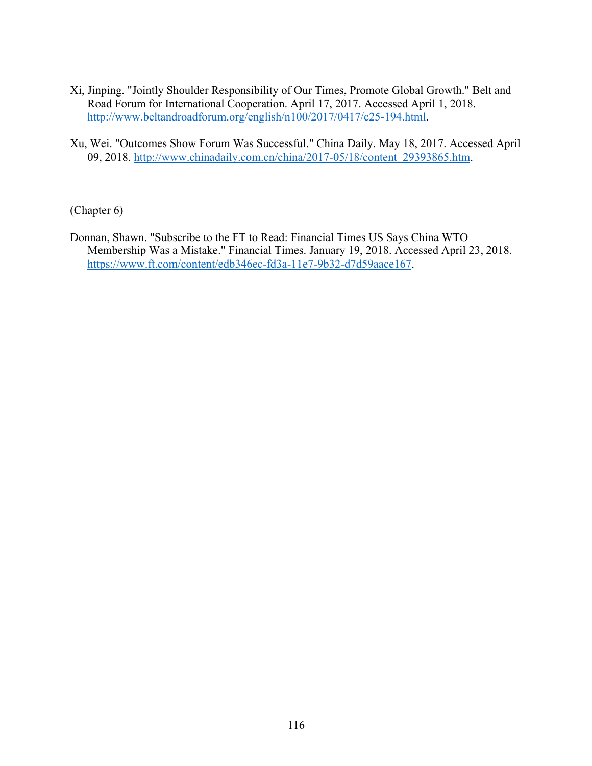Xi, Jinping. "Jointly Shoulder Responsibility of Our Times, Promote Global Growth." Belt and Road Forum for International Cooperation. April 17, 2017. Accessed April 1, 2018. http://www.beltandroadforum.org/english/n100/2017/0417/c25-194.html.

Xu, Wei. "Outcomes Show Forum Was Successful." China Daily. May 18, 2017. Accessed April 09, 2018. http://www.chinadaily.com.cn/china/2017-05/18/content_29393865.htm.

(Chapter 6)

Donnan, Shawn. "Subscribe to the FT to Read: Financial Times US Says China WTO Membership Was a Mistake." Financial Times. January 19, 2018. Accessed April 23, 2018. https://www.ft.com/content/edb346ec-fd3a-11e7-9b32-d7d59aace167.